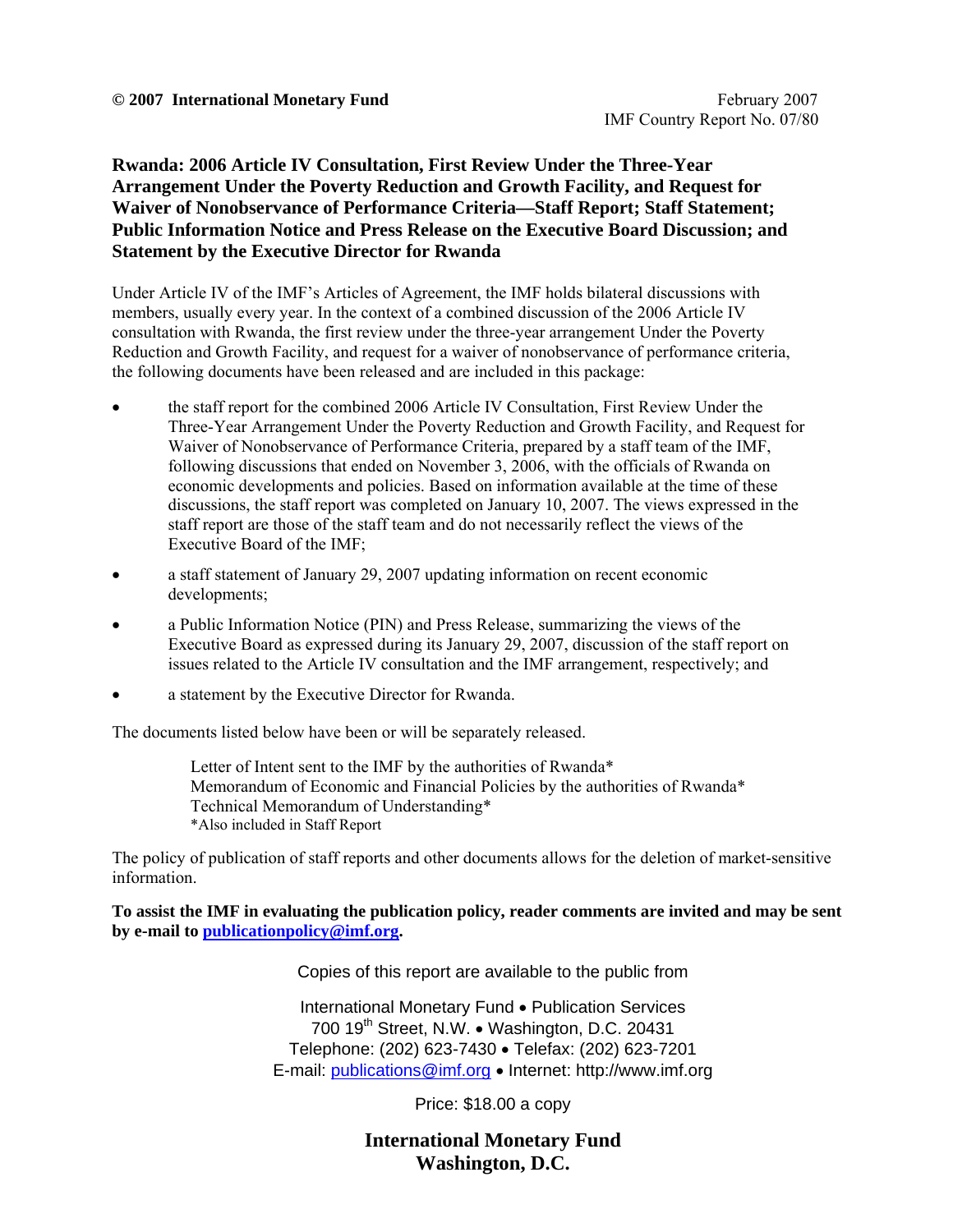**© 2007 International Monetary Fund**

February 2007
IMF Country Report No. 07/80

# Rwanda: 2006 Article IV Consultation, First Review Under the Three-Year Arrangement Under the Poverty Reduction and Growth Facility, and Request for Waiver of Nonobservance of Performance Criteria—Staff Report; Staff Statement; Public Information Notice and Press Release on the Executive Board Discussion; and Statement by the Executive Director for Rwanda

Under Article IV of the IMF's Articles of Agreement, the IMF holds bilateral discussions with members, usually every year. In the context of a combined discussion of the 2006 Article IV consultation with Rwanda, the first review under the three-year arrangement Under the Poverty Reduction and Growth Facility, and request for a waiver of nonobservance of performance criteria, the following documents have been released and are included in this package:

- the staff report for the combined 2006 Article IV Consultation, First Review Under the Three-Year Arrangement Under the Poverty Reduction and Growth Facility, and Request for Waiver of Nonobservance of Performance Criteria, prepared by a staff team of the IMF, following discussions that ended on November 3, 2006, with the officials of Rwanda on economic developments and policies. Based on information available at the time of these discussions, the staff report was completed on January 10, 2007. The views expressed in the staff report are those of the staff team and do not necessarily reflect the views of the Executive Board of the IMF;
- a staff statement of January 29, 2007 updating information on recent economic developments;
- a Public Information Notice (PIN) and Press Release, summarizing the views of the Executive Board as expressed during its January 29, 2007, discussion of the staff report on issues related to the Article IV consultation and the IMF arrangement, respectively; and
- a statement by the Executive Director for Rwanda.

The documents listed below have been or will be separately released.

Letter of Intent sent to the IMF by the authorities of Rwanda*
Memorandum of Economic and Financial Policies by the authorities of Rwanda*
Technical Memorandum of Understanding*
*Also included in Staff Report

The policy of publication of staff reports and other documents allows for the deletion of market-sensitive information.

**To assist the IMF in evaluating the publication policy, reader comments are invited and may be sent by e-mail to publicationpolicy@imf.org.**

Copies of this report are available to the public from

International Monetary Fund • Publication Services
700 19th Street, N.W. • Washington, D.C. 20431
Telephone: (202) 623-7430 • Telefax: (202) 623-7201
E-mail: publications@imf.org • Internet: http://www.imf.org

Price: $18.00 a copy

**International Monetary Fund**
**Washington, D.C.**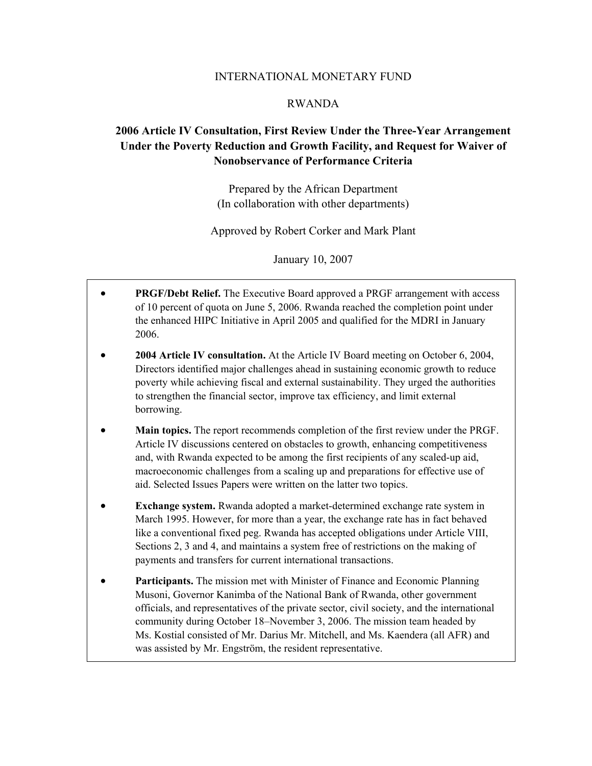INTERNATIONAL MONETARY FUND

RWANDA

# 2006 Article IV Consultation, First Review Under the Three-Year Arrangement Under the Poverty Reduction and Growth Facility, and Request for Waiver of Nonobservance of Performance Criteria

Prepared by the African Department
(In collaboration with other departments)

Approved by Robert Corker and Mark Plant

January 10, 2007

- **PRGF/Debt Relief.** The Executive Board approved a PRGF arrangement with access of 10 percent of quota on June 5, 2006. Rwanda reached the completion point under the enhanced HIPC Initiative in April 2005 and qualified for the MDRI in January 2006.

- **2004 Article IV consultation.** At the Article IV Board meeting on October 6, 2004, Directors identified major challenges ahead in sustaining economic growth to reduce poverty while achieving fiscal and external sustainability. They urged the authorities to strengthen the financial sector, improve tax efficiency, and limit external borrowing.

- **Main topics.** The report recommends completion of the first review under the PRGF. Article IV discussions centered on obstacles to growth, enhancing competitiveness and, with Rwanda expected to be among the first recipients of any scaled-up aid, macroeconomic challenges from a scaling up and preparations for effective use of aid. Selected Issues Papers were written on the latter two topics.

- **Exchange system.** Rwanda adopted a market-determined exchange rate system in March 1995. However, for more than a year, the exchange rate has in fact behaved like a conventional fixed peg. Rwanda has accepted obligations under Article VIII, Sections 2, 3 and 4, and maintains a system free of restrictions on the making of payments and transfers for current international transactions.

- **Participants.** The mission met with Minister of Finance and Economic Planning Musoni, Governor Kanimba of the National Bank of Rwanda, other government officials, and representatives of the private sector, civil society, and the international community during October 18–November 3, 2006. The mission team headed by Ms. Kostial consisted of Mr. Darius Mr. Mitchell, and Ms. Kaendera (all AFR) and was assisted by Mr. Engström, the resident representative.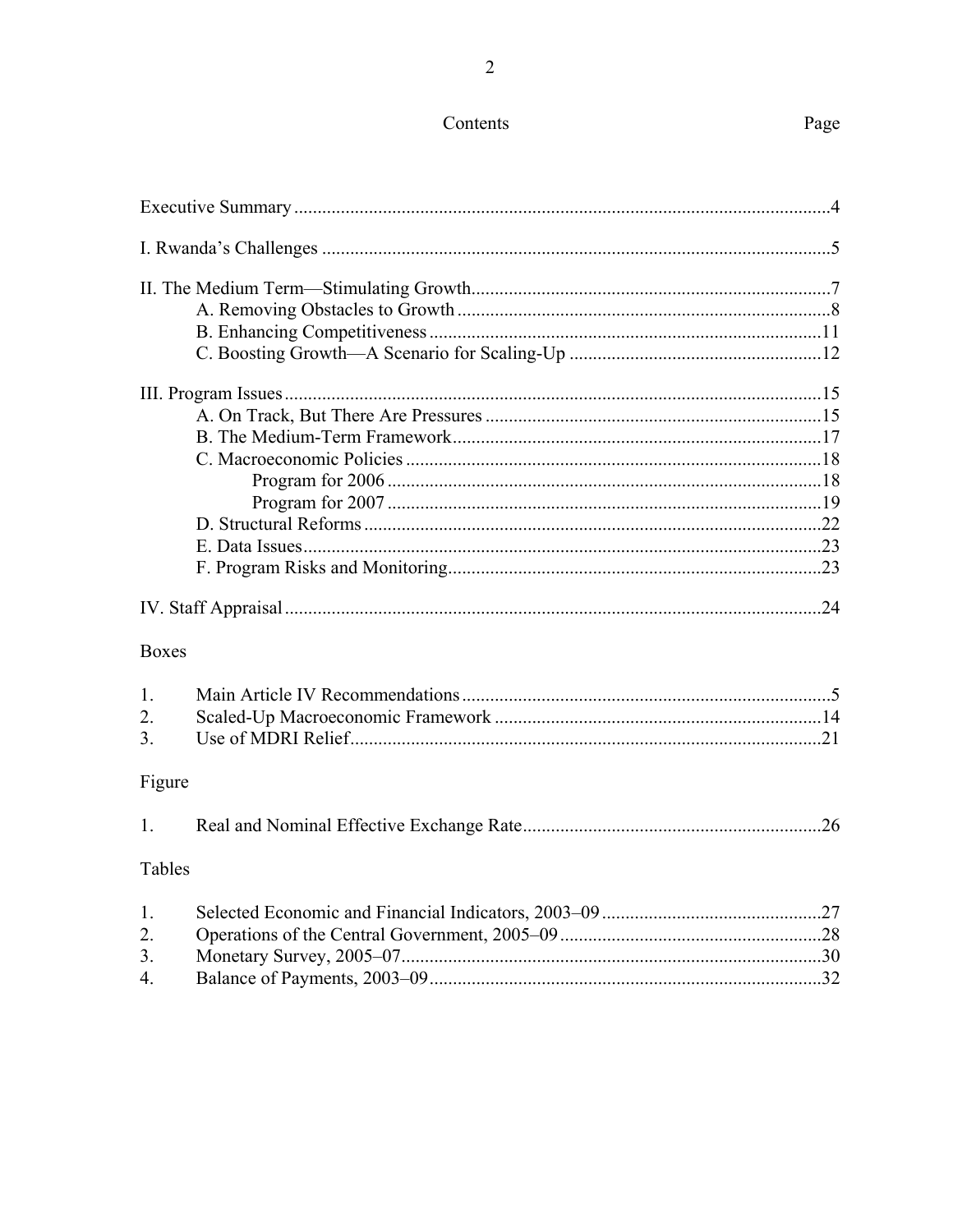# Contents

| | Page |
|---|---|
| Executive Summary | 4 |
| I. Rwanda's Challenges | 5 |
| II. The Medium Term—Stimulating Growth | 7 |
| A. Removing Obstacles to Growth | 8 |
| B. Enhancing Competitiveness | 11 |
| C. Boosting Growth—A Scenario for Scaling-Up | 12 |
| III. Program Issues | 15 |
| A. On Track, But There Are Pressures | 15 |
| B. The Medium-Term Framework | 17 |
| C. Macroeconomic Policies | 18 |
| Program for 2006 | 18 |
| Program for 2007 | 19 |
| D. Structural Reforms | 22 |
| E. Data Issues | 23 |
| F. Program Risks and Monitoring | 23 |
| IV. Staff Appraisal | 24 |

## Boxes

| | | |
|---|---|---|
| 1. | Main Article IV Recommendations | 5 |
| 2. | Scaled-Up Macroeconomic Framework | 14 |
| 3. | Use of MDRI Relief | 21 |

## Figure

| | | |
|---|---|---|
| 1. | Real and Nominal Effective Exchange Rate | 26 |

## Tables

| | | |
|---|---|---|
| 1. | Selected Economic and Financial Indicators, 2003–09 | 27 |
| 2. | Operations of the Central Government, 2005–09 | 28 |
| 3. | Monetary Survey, 2005–07 | 30 |
| 4. | Balance of Payments, 2003–09 | 32 |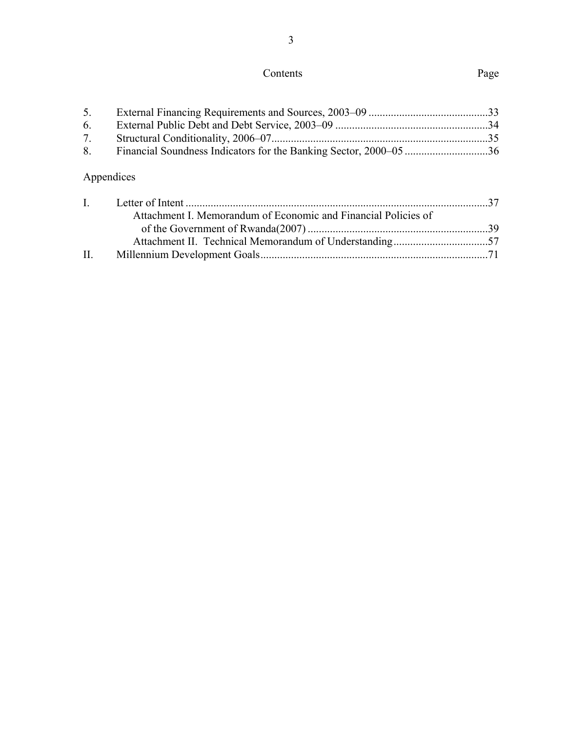Contents Page

| | | |
|---|---|---|
| 5. | External Financing Requirements and Sources, 2003–09 | 33 |
| 6. | External Public Debt and Debt Service, 2003–09 | 34 |
| 7. | Structural Conditionality, 2006–07 | 35 |
| 8. | Financial Soundness Indicators for the Banking Sector, 2000–05 | 36 |

Appendices

| | | |
|---|---|---|
| I. | Letter of Intent | 37 |
| | Attachment I. Memorandum of Economic and Financial Policies of of the Government of Rwanda(2007) | 39 |
| | Attachment II. Technical Memorandum of Understanding | 57 |
| II. | Millennium Development Goals | 71 |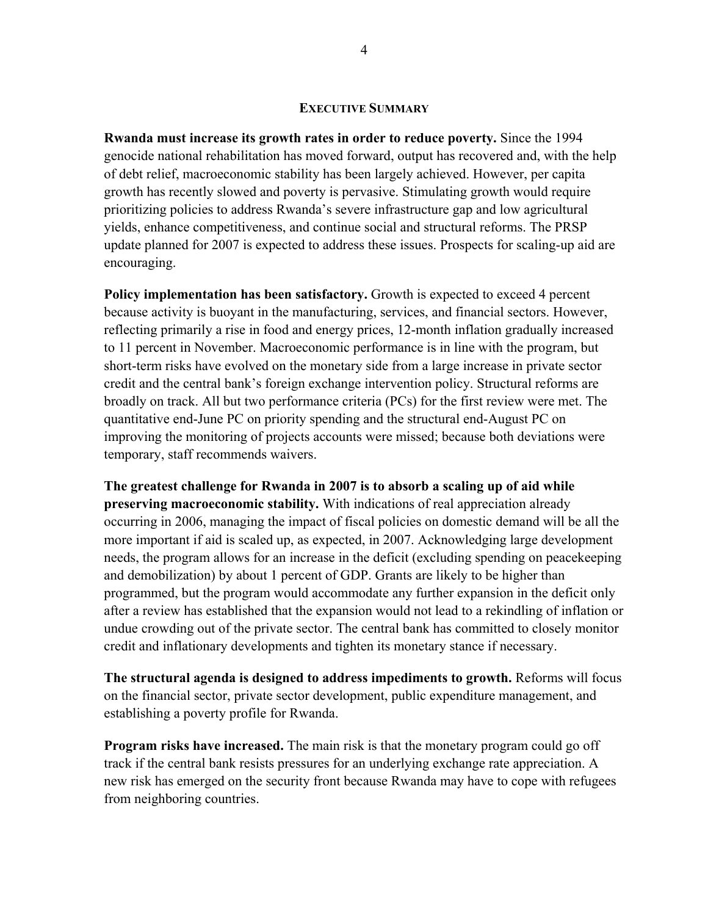## EXECUTIVE SUMMARY

**Rwanda must increase its growth rates in order to reduce poverty.** Since the 1994 genocide national rehabilitation has moved forward, output has recovered and, with the help of debt relief, macroeconomic stability has been largely achieved. However, per capita growth has recently slowed and poverty is pervasive. Stimulating growth would require prioritizing policies to address Rwanda's severe infrastructure gap and low agricultural yields, enhance competitiveness, and continue social and structural reforms. The PRSP update planned for 2007 is expected to address these issues. Prospects for scaling-up aid are encouraging.

**Policy implementation has been satisfactory.** Growth is expected to exceed 4 percent because activity is buoyant in the manufacturing, services, and financial sectors. However, reflecting primarily a rise in food and energy prices, 12-month inflation gradually increased to 11 percent in November. Macroeconomic performance is in line with the program, but short-term risks have evolved on the monetary side from a large increase in private sector credit and the central bank's foreign exchange intervention policy. Structural reforms are broadly on track. All but two performance criteria (PCs) for the first review were met. The quantitative end-June PC on priority spending and the structural end-August PC on improving the monitoring of projects accounts were missed; because both deviations were temporary, staff recommends waivers.

**The greatest challenge for Rwanda in 2007 is to absorb a scaling up of aid while preserving macroeconomic stability.** With indications of real appreciation already occurring in 2006, managing the impact of fiscal policies on domestic demand will be all the more important if aid is scaled up, as expected, in 2007. Acknowledging large development needs, the program allows for an increase in the deficit (excluding spending on peacekeeping and demobilization) by about 1 percent of GDP. Grants are likely to be higher than programmed, but the program would accommodate any further expansion in the deficit only after a review has established that the expansion would not lead to a rekindling of inflation or undue crowding out of the private sector. The central bank has committed to closely monitor credit and inflationary developments and tighten its monetary stance if necessary.

**The structural agenda is designed to address impediments to growth.** Reforms will focus on the financial sector, private sector development, public expenditure management, and establishing a poverty profile for Rwanda.

**Program risks have increased.** The main risk is that the monetary program could go off track if the central bank resists pressures for an underlying exchange rate appreciation. A new risk has emerged on the security front because Rwanda may have to cope with refugees from neighboring countries.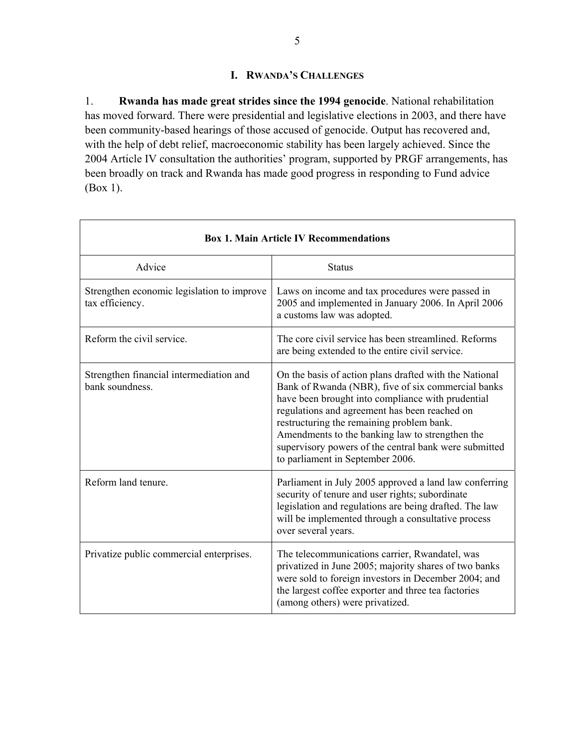# I. Rwanda's Challenges

1. **Rwanda has made great strides since the 1994 genocide**. National rehabilitation has moved forward. There were presidential and legislative elections in 2003, and there have been community-based hearings of those accused of genocide. Output has recovered and, with the help of debt relief, macroeconomic stability has been largely achieved. Since the 2004 Article IV consultation the authorities' program, supported by PRGF arrangements, has been broadly on track and Rwanda has made good progress in responding to Fund advice (Box 1).

**Box 1. Main Article IV Recommendations**

| Advice | Status |
|---|---|
| Strengthen economic legislation to improve tax efficiency. | Laws on income and tax procedures were passed in 2005 and implemented in January 2006. In April 2006 a customs law was adopted. |
| Reform the civil service. | The core civil service has been streamlined. Reforms are being extended to the entire civil service. |
| Strengthen financial intermediation and bank soundness. | On the basis of action plans drafted with the National Bank of Rwanda (NBR), five of six commercial banks have been brought into compliance with prudential regulations and agreement has been reached on restructuring the remaining problem bank. Amendments to the banking law to strengthen the supervisory powers of the central bank were submitted to parliament in September 2006. |
| Reform land tenure. | Parliament in July 2005 approved a land law conferring security of tenure and user rights; subordinate legislation and regulations are being drafted. The law will be implemented through a consultative process over several years. |
| Privatize public commercial enterprises. | The telecommunications carrier, Rwandatel, was privatized in June 2005; majority shares of two banks were sold to foreign investors in December 2004; and the largest coffee exporter and three tea factories (among others) were privatized. |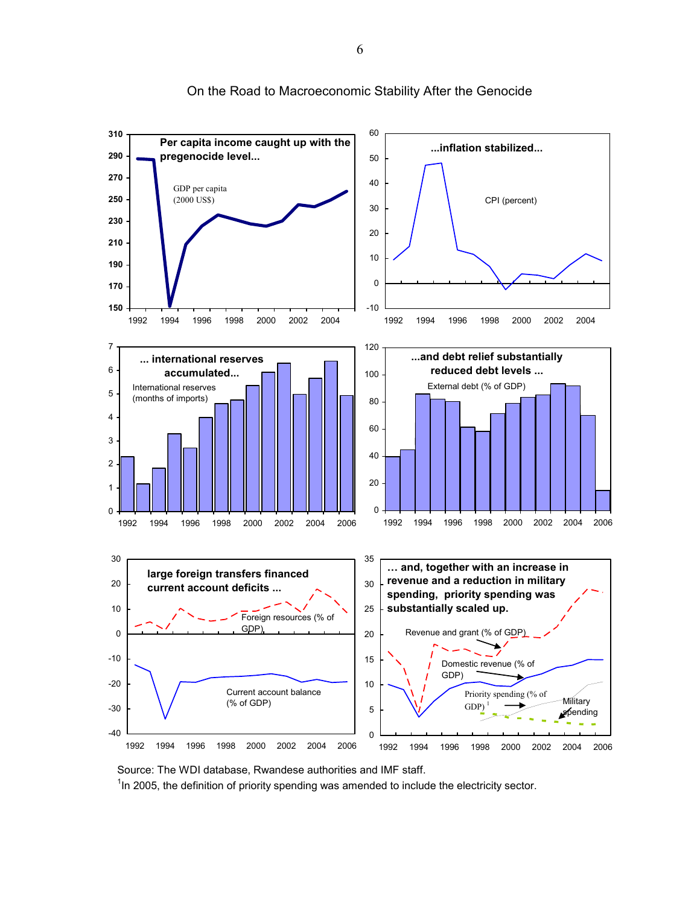On the Road to Macroeconomic Stability After the Genocide

**Per capita income caught up with the pregenocide level...**

GDP per capita (2000 US$)

**...inflation stabilized...**

CPI (percent)

**... international reserves accumulated...**

International reserves (months of imports)

**...and debt relief substantially reduced debt levels ...**

External debt (% of GDP)

**large foreign transfers financed current account deficits ...**

Foreign resources (% of GDP)

Current account balance (% of GDP)

**... and, together with an increase in revenue and a reduction in military spending, priority spending was substantially scaled up.**

Revenue and grant (% of GDP)

Domestic revenue (% of GDP)

Priority spending (% of GDP) [1]

Military spending

Source: The WDI database, Rwandese authorities and IMF staff.

[1] In 2005, the definition of priority spending was amended to include the electricity sector.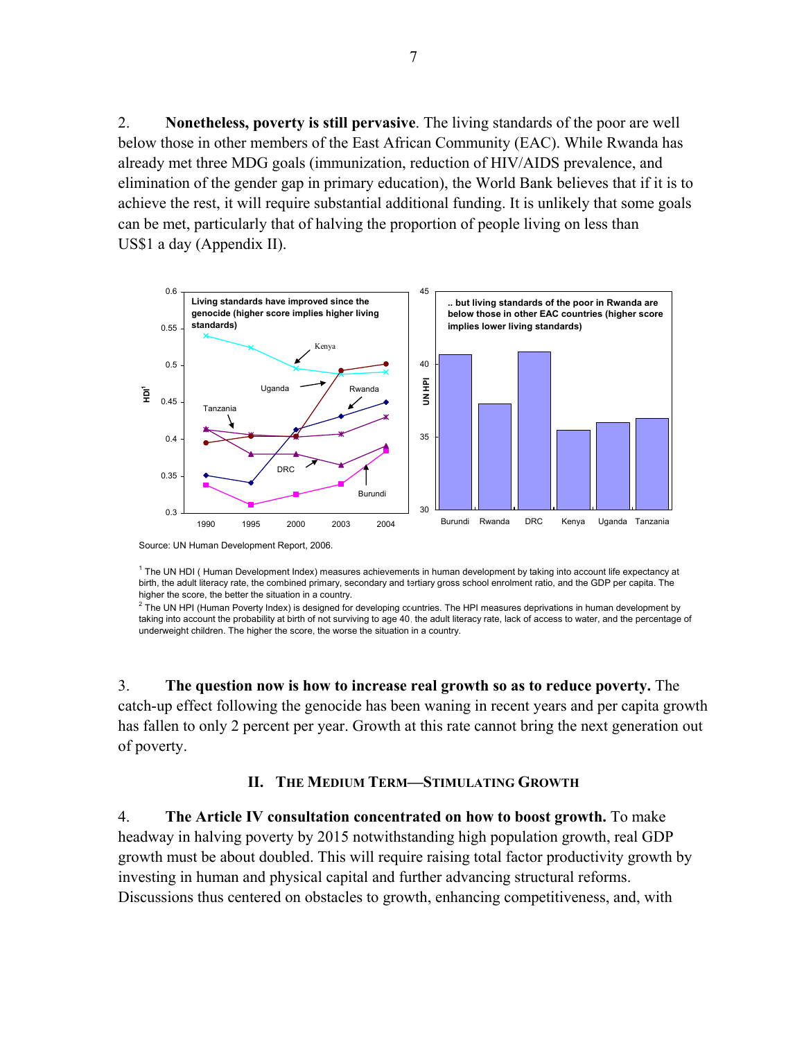2. **Nonetheless, poverty is still pervasive**. The living standards of the poor are well below those in other members of the East African Community (EAC). While Rwanda has already met three MDG goals (immunization, reduction of HIV/AIDS prevalence, and elimination of the gender gap in primary education), the World Bank believes that if it is to achieve the rest, it will require substantial additional funding. It is unlikely that some goals can be met, particularly that of halving the proportion of people living on less than US$1 a day (Appendix II).

Source: UN Human Development Report, 2006.

[1] The UN HDI ( Human Development Index) measures achievements in human development by taking into account life expectancy at birth, the adult literacy rate, the combined primary, secondary and tertiary gross school enrolment ratio, and the GDP per capita. The higher the score, the better the situation in a country.

[2] The UN HPI (Human Poverty Index) is designed for developing countries. The HPI measures deprivations in human development by taking into account the probability at birth of not surviving to age 40, the adult literacy rate, lack of access to water, and the percentage of underweight children. The higher the score, the worse the situation in a country.

3. **The question now is how to increase real growth so as to reduce poverty.** The catch-up effect following the genocide has been waning in recent years and per capita growth has fallen to only 2 percent per year. Growth at this rate cannot bring the next generation out of poverty.

## II. The Medium Term—Stimulating Growth

4. **The Article IV consultation concentrated on how to boost growth.** To make headway in halving poverty by 2015 notwithstanding high population growth, real GDP growth must be about doubled. This will require raising total factor productivity growth by investing in human and physical capital and further advancing structural reforms. Discussions thus centered on obstacles to growth, enhancing competitiveness, and, with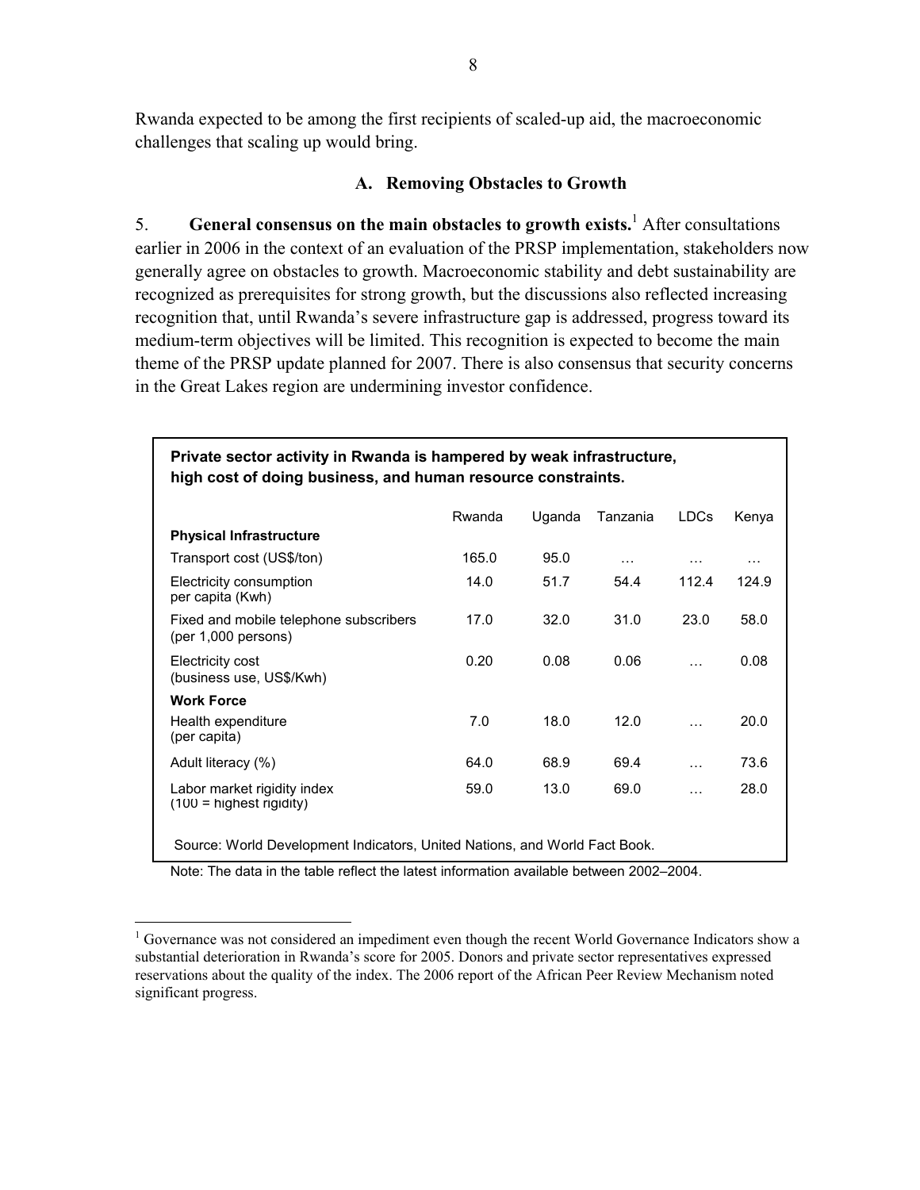Rwanda expected to be among the first recipients of scaled-up aid, the macroeconomic challenges that scaling up would bring.

### A. Removing Obstacles to Growth

5. **General consensus on the main obstacles to growth exists.**[1] After consultations earlier in 2006 in the context of an evaluation of the PRSP implementation, stakeholders now generally agree on obstacles to growth. Macroeconomic stability and debt sustainability are recognized as prerequisites for strong growth, but the discussions also reflected increasing recognition that, until Rwanda's severe infrastructure gap is addressed, progress toward its medium-term objectives will be limited. This recognition is expected to become the main theme of the PRSP update planned for 2007. There is also consensus that security concerns in the Great Lakes region are undermining investor confidence.

**Private sector activity in Rwanda is hampered by weak infrastructure, high cost of doing business, and human resource constraints.**

| | Rwanda | Uganda | Tanzania | LDCs | Kenya |
|---|---|---|---|---|---|
| **Physical Infrastructure** | | | | | |
| Transport cost (US$/ton) | 165.0 | 95.0 | … | … | … |
| Electricity consumption per capita (Kwh) | 14.0 | 51.7 | 54.4 | 112.4 | 124.9 |
| Fixed and mobile telephone subscribers (per 1,000 persons) | 17.0 | 32.0 | 31.0 | 23.0 | 58.0 |
| Electricity cost (business use, US$/Kwh) | 0.20 | 0.08 | 0.06 | … | 0.08 |
| **Work Force** | | | | | |
| Health expenditure (per capita) | 7.0 | 18.0 | 12.0 | … | 20.0 |
| Adult literacy (%) | 64.0 | 68.9 | 69.4 | … | 73.6 |
| Labor market rigidity index (100 = highest rigidity) | 59.0 | 13.0 | 69.0 | … | 28.0 |

Source: World Development Indicators, United Nations, and World Fact Book.

Note: The data in the table reflect the latest information available between 2002–2004.

[1] Governance was not considered an impediment even though the recent World Governance Indicators show a substantial deterioration in Rwanda's score for 2005. Donors and private sector representatives expressed reservations about the quality of the index. The 2006 report of the African Peer Review Mechanism noted significant progress.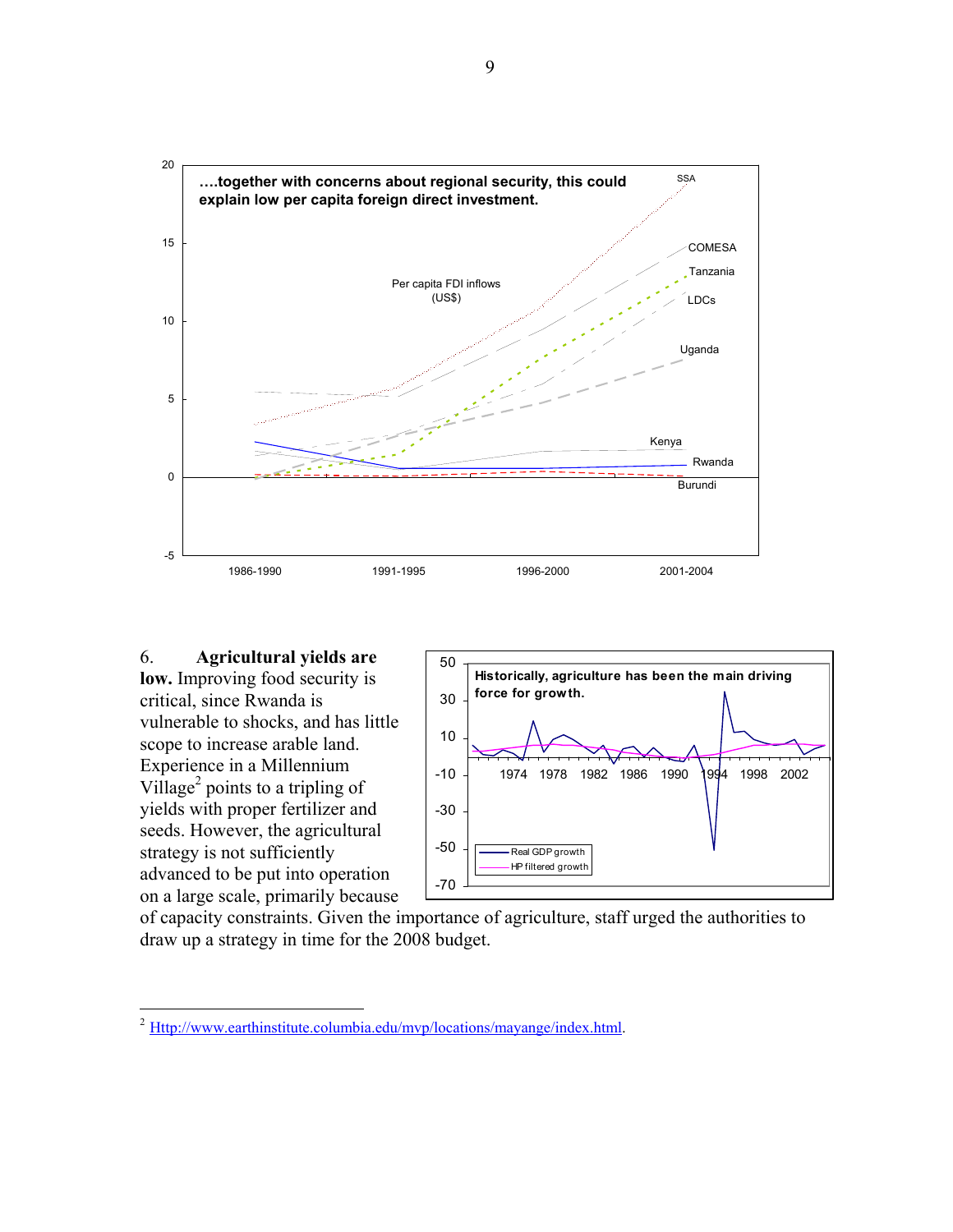**….together with concerns about regional security, this could explain low per capita foreign direct investment.**

Per capita FDI inflows (US$)

6. **Agricultural yields are low.** Improving food security is critical, since Rwanda is vulnerable to shocks, and has little scope to increase arable land. Experience in a Millennium Village[2] points to a tripling of yields with proper fertilizer and seeds. However, the agricultural strategy is not sufficiently advanced to be put into operation on a large scale, primarily because of capacity constraints. Given the importance of agriculture, staff urged the authorities to draw up a strategy in time for the 2008 budget.

**Historically, agriculture has been the main driving force for growth.**

[2] Http://www.earthinstitute.columbia.edu/mvp/locations/mayange/index.html.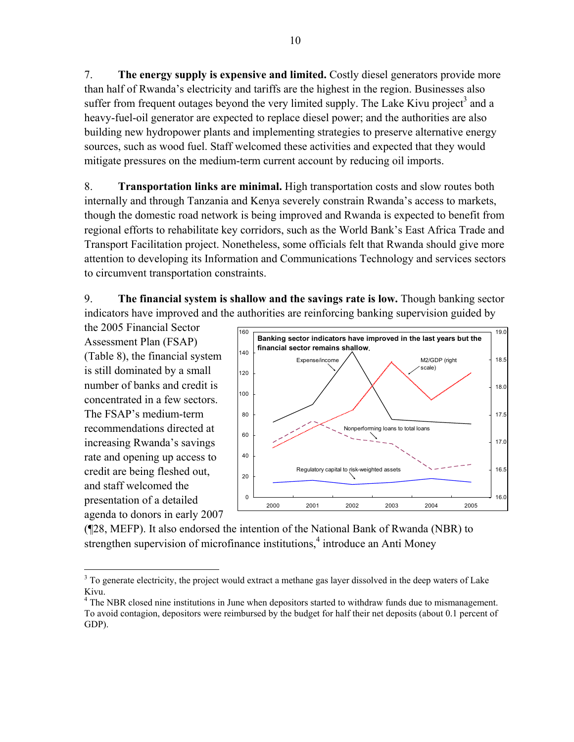7. **The energy supply is expensive and limited.** Costly diesel generators provide more than half of Rwanda's electricity and tariffs are the highest in the region. Businesses also suffer from frequent outages beyond the very limited supply. The Lake Kivu project[3] and a heavy-fuel-oil generator are expected to replace diesel power; and the authorities are also building new hydropower plants and implementing strategies to preserve alternative energy sources, such as wood fuel. Staff welcomed these activities and expected that they would mitigate pressures on the medium-term current account by reducing oil imports.

8. **Transportation links are minimal.** High transportation costs and slow routes both internally and through Tanzania and Kenya severely constrain Rwanda's access to markets, though the domestic road network is being improved and Rwanda is expected to benefit from regional efforts to rehabilitate key corridors, such as the World Bank's East Africa Trade and Transport Facilitation project. Nonetheless, some officials felt that Rwanda should give more attention to developing its Information and Communications Technology and services sectors to circumvent transportation constraints.

9. **The financial system is shallow and the savings rate is low.** Though banking sector indicators have improved and the authorities are reinforcing banking supervision guided by the 2005 Financial Sector Assessment Plan (FSAP) (Table 8), the financial system is still dominated by a small number of banks and credit is concentrated in a few sectors. The FSAP's medium-term recommendations directed at increasing Rwanda's savings rate and opening up access to credit are being fleshed out, and staff welcomed the presentation of a detailed agenda to donors in early 2007 (¶28, MEFP). It also endorsed the intention of the National Bank of Rwanda (NBR) to strengthen supervision of microfinance institutions,[4] introduce an Anti Money

**Banking sector indicators have improved in the last years but the financial sector remains shallow.**

[3] To generate electricity, the project would extract a methane gas layer dissolved in the deep waters of Lake Kivu.

[4] The NBR closed nine institutions in June when depositors started to withdraw funds due to mismanagement. To avoid contagion, depositors were reimbursed by the budget for half their net deposits (about 0.1 percent of GDP).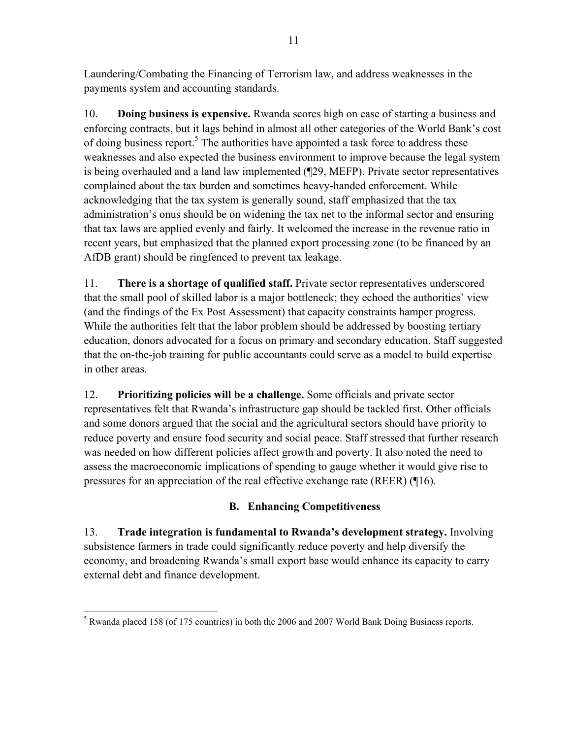Laundering/Combating the Financing of Terrorism law, and address weaknesses in the payments system and accounting standards.

10. **Doing business is expensive.** Rwanda scores high on ease of starting a business and enforcing contracts, but it lags behind in almost all other categories of the World Bank's cost of doing business report.[5] The authorities have appointed a task force to address these weaknesses and also expected the business environment to improve because the legal system is being overhauled and a land law implemented (¶29, MEFP). Private sector representatives complained about the tax burden and sometimes heavy-handed enforcement. While acknowledging that the tax system is generally sound, staff emphasized that the tax administration's onus should be on widening the tax net to the informal sector and ensuring that tax laws are applied evenly and fairly. It welcomed the increase in the revenue ratio in recent years, but emphasized that the planned export processing zone (to be financed by an AfDB grant) should be ringfenced to prevent tax leakage.

11. **There is a shortage of qualified staff.** Private sector representatives underscored that the small pool of skilled labor is a major bottleneck; they echoed the authorities' view (and the findings of the Ex Post Assessment) that capacity constraints hamper progress. While the authorities felt that the labor problem should be addressed by boosting tertiary education, donors advocated for a focus on primary and secondary education. Staff suggested that the on-the-job training for public accountants could serve as a model to build expertise in other areas.

12. **Prioritizing policies will be a challenge.** Some officials and private sector representatives felt that Rwanda's infrastructure gap should be tackled first. Other officials and some donors argued that the social and the agricultural sectors should have priority to reduce poverty and ensure food security and social peace. Staff stressed that further research was needed on how different policies affect growth and poverty. It also noted the need to assess the macroeconomic implications of spending to gauge whether it would give rise to pressures for an appreciation of the real effective exchange rate (REER) (¶16).

### B. Enhancing Competitiveness

13. **Trade integration is fundamental to Rwanda's development strategy.** Involving subsistence farmers in trade could significantly reduce poverty and help diversify the economy, and broadening Rwanda's small export base would enhance its capacity to carry external debt and finance development.

---

[5] Rwanda placed 158 (of 175 countries) in both the 2006 and 2007 World Bank Doing Business reports.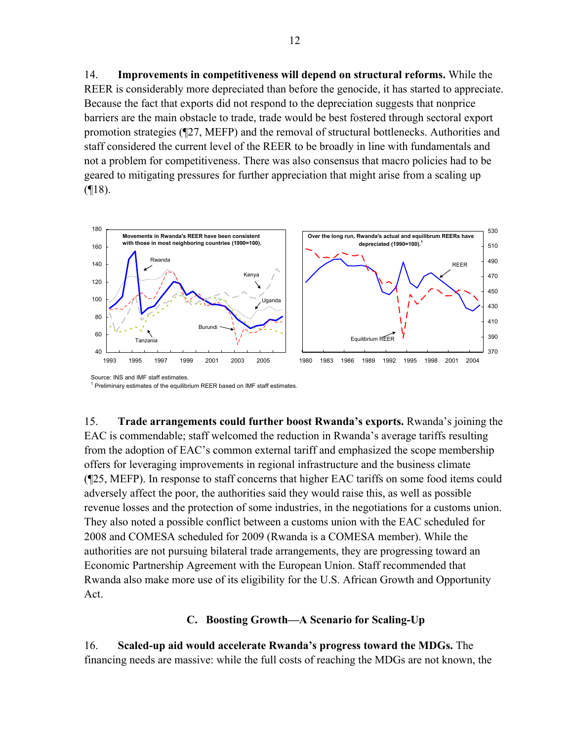14. **Improvements in competitiveness will depend on structural reforms.** While the REER is considerably more depreciated than before the genocide, it has started to appreciate. Because the fact that exports did not respond to the depreciation suggests that nonprice barriers are the main obstacle to trade, trade would be best fostered through sectoral export promotion strategies (¶27, MEFP) and the removal of structural bottlenecks. Authorities and staff considered the current level of the REER to be broadly in line with fundamentals and not a problem for competitiveness. There was also consensus that macro policies had to be geared to mitigating pressures for further appreciation that might arise from a scaling up (¶18).

Movements in Rwanda's REER have been consistent with those in most neighboring countries (1990=100).

Over the long run, Rwanda's actual and equilibrum REERs have depreciated (1990=100).[1]

Source: INS and IMF staff estimates.

[1] Preliminary estimates of the equilibrium REER based on IMF staff estimates.

15. **Trade arrangements could further boost Rwanda's exports.** Rwanda's joining the EAC is commendable; staff welcomed the reduction in Rwanda's average tariffs resulting from the adoption of EAC's common external tariff and emphasized the scope membership offers for leveraging improvements in regional infrastructure and the business climate (¶25, MEFP). In response to staff concerns that higher EAC tariffs on some food items could adversely affect the poor, the authorities said they would raise this, as well as possible revenue losses and the protection of some industries, in the negotiations for a customs union. They also noted a possible conflict between a customs union with the EAC scheduled for 2008 and COMESA scheduled for 2009 (Rwanda is a COMESA member). While the authorities are not pursuing bilateral trade arrangements, they are progressing toward an Economic Partnership Agreement with the European Union. Staff recommended that Rwanda also make more use of its eligibility for the U.S. African Growth and Opportunity Act.

### C. Boosting Growth—A Scenario for Scaling-Up

16. **Scaled-up aid would accelerate Rwanda's progress toward the MDGs.** The financing needs are massive: while the full costs of reaching the MDGs are not known, the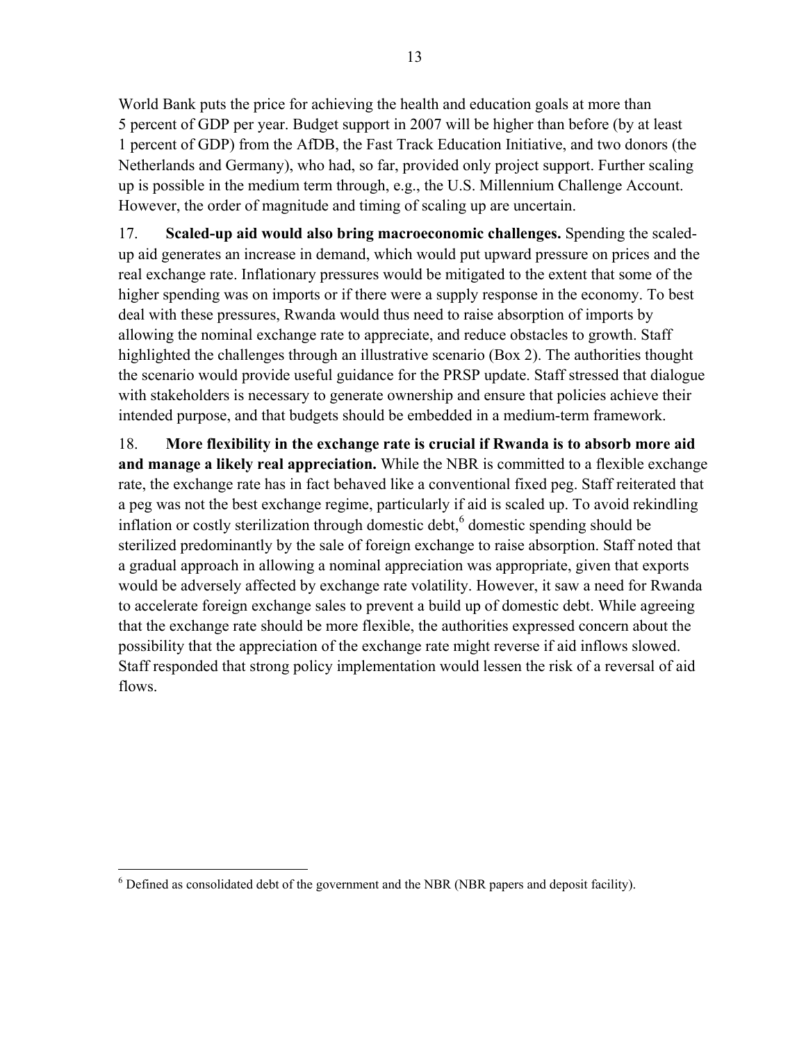World Bank puts the price for achieving the health and education goals at more than 5 percent of GDP per year. Budget support in 2007 will be higher than before (by at least 1 percent of GDP) from the AfDB, the Fast Track Education Initiative, and two donors (the Netherlands and Germany), who had, so far, provided only project support. Further scaling up is possible in the medium term through, e.g., the U.S. Millennium Challenge Account. However, the order of magnitude and timing of scaling up are uncertain.

17. **Scaled-up aid would also bring macroeconomic challenges.** Spending the scaled-up aid generates an increase in demand, which would put upward pressure on prices and the real exchange rate. Inflationary pressures would be mitigated to the extent that some of the higher spending was on imports or if there were a supply response in the economy. To best deal with these pressures, Rwanda would thus need to raise absorption of imports by allowing the nominal exchange rate to appreciate, and reduce obstacles to growth. Staff highlighted the challenges through an illustrative scenario (Box 2). The authorities thought the scenario would provide useful guidance for the PRSP update. Staff stressed that dialogue with stakeholders is necessary to generate ownership and ensure that policies achieve their intended purpose, and that budgets should be embedded in a medium-term framework.

18. **More flexibility in the exchange rate is crucial if Rwanda is to absorb more aid and manage a likely real appreciation.** While the NBR is committed to a flexible exchange rate, the exchange rate has in fact behaved like a conventional fixed peg. Staff reiterated that a peg was not the best exchange regime, particularly if aid is scaled up. To avoid rekindling inflation or costly sterilization through domestic debt,[6] domestic spending should be sterilized predominantly by the sale of foreign exchange to raise absorption. Staff noted that a gradual approach in allowing a nominal appreciation was appropriate, given that exports would be adversely affected by exchange rate volatility. However, it saw a need for Rwanda to accelerate foreign exchange sales to prevent a build up of domestic debt. While agreeing that the exchange rate should be more flexible, the authorities expressed concern about the possibility that the appreciation of the exchange rate might reverse if aid inflows slowed. Staff responded that strong policy implementation would lessen the risk of a reversal of aid flows.

[6] Defined as consolidated debt of the government and the NBR (NBR papers and deposit facility).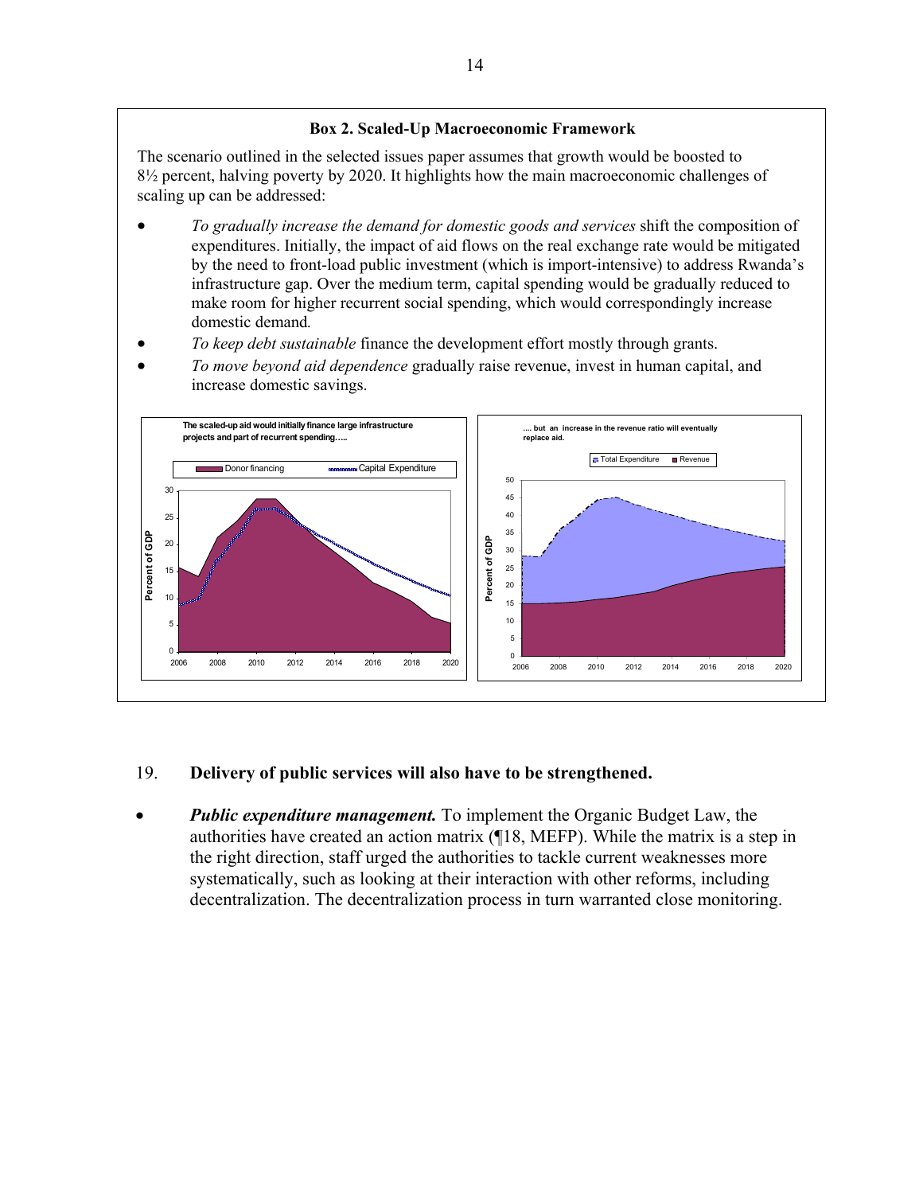### Box 2. Scaled-Up Macroeconomic Framework

The scenario outlined in the selected issues paper assumes that growth would be boosted to 8½ percent, halving poverty by 2020. It highlights how the main macroeconomic challenges of scaling up can be addressed:

- *To gradually increase the demand for domestic goods and services* shift the composition of expenditures. Initially, the impact of aid flows on the real exchange rate would be mitigated by the need to front-load public investment (which is import-intensive) to address Rwanda's infrastructure gap. Over the medium term, capital spending would be gradually reduced to make room for higher recurrent social spending, which would correspondingly increase domestic demand*.*
- *To keep debt sustainable* finance the development effort mostly through grants.
- *To move beyond aid dependence* gradually raise revenue, invest in human capital, and increase domestic savings.

**The scaled-up aid would initially finance large infrastructure projects and part of recurrent spending…..**

Donor financing / Capital Expenditure (Percent of GDP), 2006–2020

**…. but an increase in the revenue ratio will eventually replace aid.**

Total Expenditure / Revenue (Percent of GDP), 2006–2020

19. **Delivery of public services will also have to be strengthened.**

- ***Public expenditure management.*** To implement the Organic Budget Law, the authorities have created an action matrix (¶18, MEFP). While the matrix is a step in the right direction, staff urged the authorities to tackle current weaknesses more systematically, such as looking at their interaction with other reforms, including decentralization. The decentralization process in turn warranted close monitoring.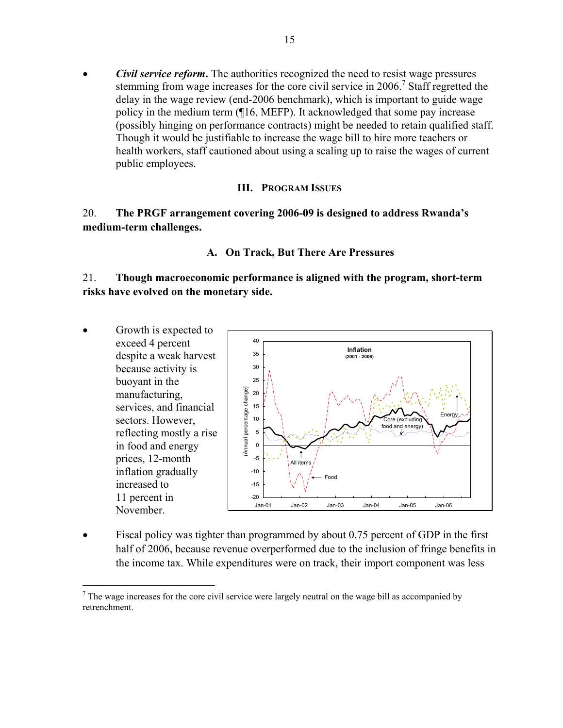- ***Civil service reform*****.** The authorities recognized the need to resist wage pressures stemming from wage increases for the core civil service in 2006.[7] Staff regretted the delay in the wage review (end-2006 benchmark), which is important to guide wage policy in the medium term (¶16, MEFP). It acknowledged that some pay increase (possibly hinging on performance contracts) might be needed to retain qualified staff. Though it would be justifiable to increase the wage bill to hire more teachers or health workers, staff cautioned about using a scaling up to raise the wages of current public employees.

## III. Program Issues

20. **The PRGF arrangement covering 2006-09 is designed to address Rwanda's medium-term challenges.**

### A. On Track, But There Are Pressures

21. **Though macroeconomic performance is aligned with the program, short-term risks have evolved on the monetary side.**

- Growth is expected to exceed 4 percent despite a weak harvest because activity is buoyant in the manufacturing, services, and financial sectors. However, reflecting mostly a rise in food and energy prices, 12-month inflation gradually increased to 11 percent in November.

- Fiscal policy was tighter than programmed by about 0.75 percent of GDP in the first half of 2006, because revenue overperformed due to the inclusion of fringe benefits in the income tax. While expenditures were on track, their import component was less

---

[7] The wage increases for the core civil service were largely neutral on the wage bill as accompanied by retrenchment.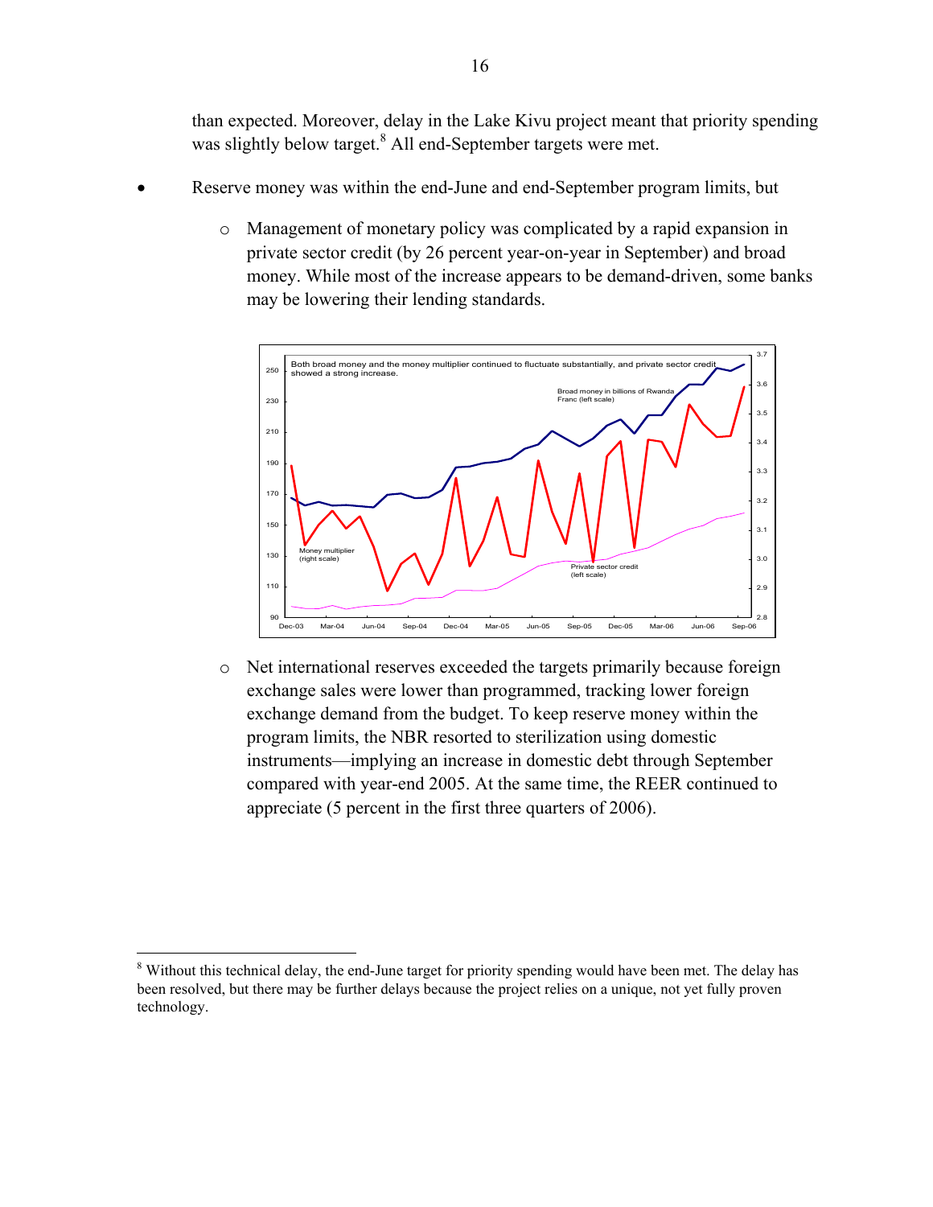than expected. Moreover, delay in the Lake Kivu project meant that priority spending was slightly below target.[8] All end-September targets were met.

- Reserve money was within the end-June and end-September program limits, but
  - Management of monetary policy was complicated by a rapid expansion in private sector credit (by 26 percent year-on-year in September) and broad money. While most of the increase appears to be demand-driven, some banks may be lowering their lending standards.

Both broad money and the money multiplier continued to fluctuate substantially, and private sector credit showed a strong increase.

  - Net international reserves exceeded the targets primarily because foreign exchange sales were lower than programmed, tracking lower foreign exchange demand from the budget. To keep reserve money within the program limits, the NBR resorted to sterilization using domestic instruments—implying an increase in domestic debt through September compared with year-end 2005. At the same time, the REER continued to appreciate (5 percent in the first three quarters of 2006).

---

[8] Without this technical delay, the end-June target for priority spending would have been met. The delay has been resolved, but there may be further delays because the project relies on a unique, not yet fully proven technology.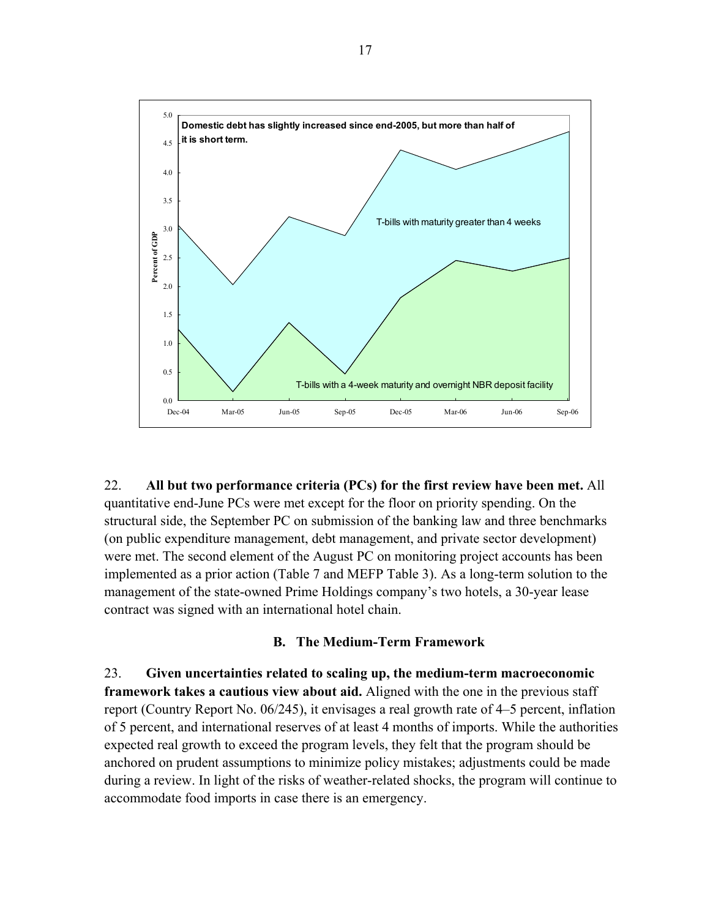Domestic debt has slightly increased since end-2005, but more than half of it is short term.

22. **All but two performance criteria (PCs) for the first review have been met.** All quantitative end-June PCs were met except for the floor on priority spending. On the structural side, the September PC on submission of the banking law and three benchmarks (on public expenditure management, debt management, and private sector development) were met. The second element of the August PC on monitoring project accounts has been implemented as a prior action (Table 7 and MEFP Table 3). As a long-term solution to the management of the state-owned Prime Holdings company's two hotels, a 30-year lease contract was signed with an international hotel chain.

### B. The Medium-Term Framework

23. **Given uncertainties related to scaling up, the medium-term macroeconomic framework takes a cautious view about aid.** Aligned with the one in the previous staff report (Country Report No. 06/245), it envisages a real growth rate of 4–5 percent, inflation of 5 percent, and international reserves of at least 4 months of imports. While the authorities expected real growth to exceed the program levels, they felt that the program should be anchored on prudent assumptions to minimize policy mistakes; adjustments could be made during a review. In light of the risks of weather-related shocks, the program will continue to accommodate food imports in case there is an emergency.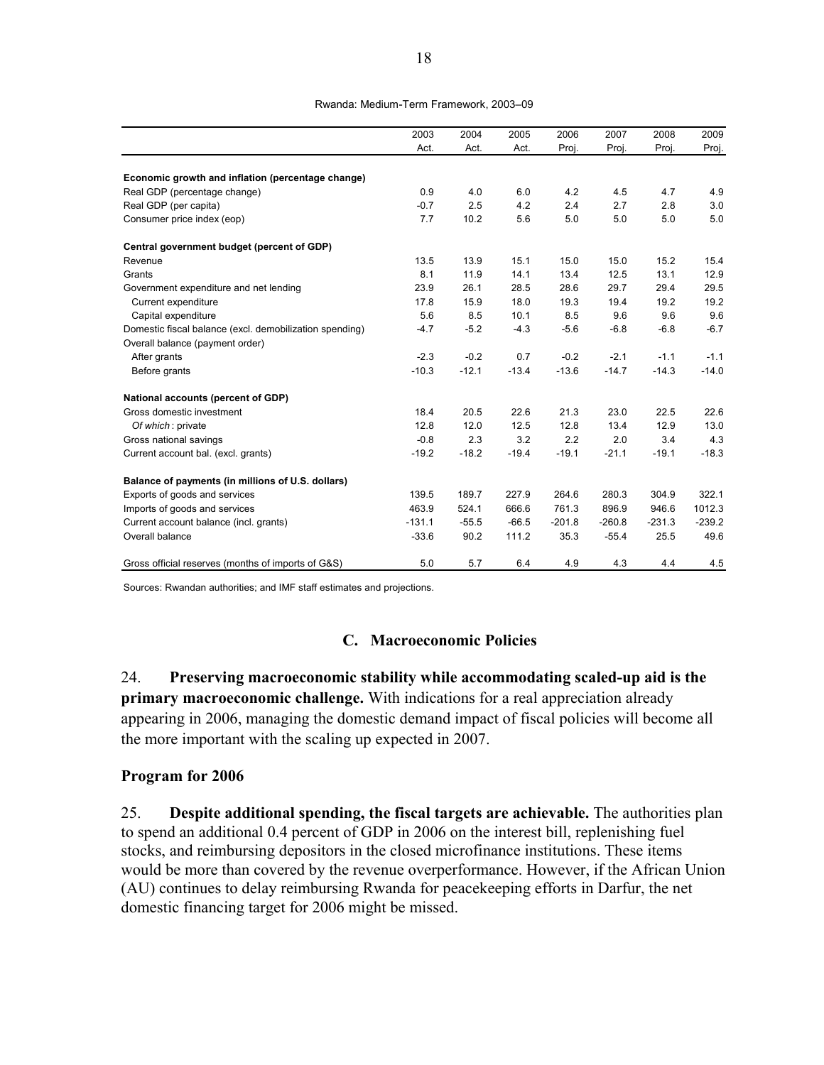Rwanda: Medium-Term Framework, 2003–09

| | 2003 Act. | 2004 Act. | 2005 Act. | 2006 Proj. | 2007 Proj. | 2008 Proj. | 2009 Proj. |
|---|---|---|---|---|---|---|---|
| **Economic growth and inflation (percentage change)** | | | | | | | |
| Real GDP (percentage change) | 0.9 | 4.0 | 6.0 | 4.2 | 4.5 | 4.7 | 4.9 |
| Real GDP (per capita) | -0.7 | 2.5 | 4.2 | 2.4 | 2.7 | 2.8 | 3.0 |
| Consumer price index (eop) | 7.7 | 10.2 | 5.6 | 5.0 | 5.0 | 5.0 | 5.0 |
| **Central government budget (percent of GDP)** | | | | | | | |
| Revenue | 13.5 | 13.9 | 15.1 | 15.0 | 15.0 | 15.2 | 15.4 |
| Grants | 8.1 | 11.9 | 14.1 | 13.4 | 12.5 | 13.1 | 12.9 |
| Government expenditure and net lending | 23.9 | 26.1 | 28.5 | 28.6 | 29.7 | 29.4 | 29.5 |
| Current expenditure | 17.8 | 15.9 | 18.0 | 19.3 | 19.4 | 19.2 | 19.2 |
| Capital expenditure | 5.6 | 8.5 | 10.1 | 8.5 | 9.6 | 9.6 | 9.6 |
| Domestic fiscal balance (excl. demobilization spending) | -4.7 | -5.2 | -4.3 | -5.6 | -6.8 | -6.8 | -6.7 |
| Overall balance (payment order) | | | | | | | |
| After grants | -2.3 | -0.2 | 0.7 | -0.2 | -2.1 | -1.1 | -1.1 |
| Before grants | -10.3 | -12.1 | -13.4 | -13.6 | -14.7 | -14.3 | -14.0 |
| **National accounts (percent of GDP)** | | | | | | | |
| Gross domestic investment | 18.4 | 20.5 | 22.6 | 21.3 | 23.0 | 22.5 | 22.6 |
| *Of which*: private | 12.8 | 12.0 | 12.5 | 12.8 | 13.4 | 12.9 | 13.0 |
| Gross national savings | -0.8 | 2.3 | 3.2 | 2.2 | 2.0 | 3.4 | 4.3 |
| Current account bal. (excl. grants) | -19.2 | -18.2 | -19.4 | -19.1 | -21.1 | -19.1 | -18.3 |
| **Balance of payments (in millions of U.S. dollars)** | | | | | | | |
| Exports of goods and services | 139.5 | 189.7 | 227.9 | 264.6 | 280.3 | 304.9 | 322.1 |
| Imports of goods and services | 463.9 | 524.1 | 666.6 | 761.3 | 896.9 | 946.6 | 1012.3 |
| Current account balance (incl. grants) | -131.1 | -55.5 | -66.5 | -201.8 | -260.8 | -231.3 | -239.2 |
| Overall balance | -33.6 | 90.2 | 111.2 | 35.3 | -55.4 | 25.5 | 49.6 |
| Gross official reserves (months of imports of G&S) | 5.0 | 5.7 | 6.4 | 4.9 | 4.3 | 4.4 | 4.5 |

Sources: Rwandan authorities; and IMF staff estimates and projections.

## C. Macroeconomic Policies

24. **Preserving macroeconomic stability while accommodating scaled-up aid is the primary macroeconomic challenge.** With indications for a real appreciation already appearing in 2006, managing the domestic demand impact of fiscal policies will become all the more important with the scaling up expected in 2007.

### Program for 2006

25. **Despite additional spending, the fiscal targets are achievable.** The authorities plan to spend an additional 0.4 percent of GDP in 2006 on the interest bill, replenishing fuel stocks, and reimbursing depositors in the closed microfinance institutions. These items would be more than covered by the revenue overperformance. However, if the African Union (AU) continues to delay reimbursing Rwanda for peacekeeping efforts in Darfur, the net domestic financing target for 2006 might be missed.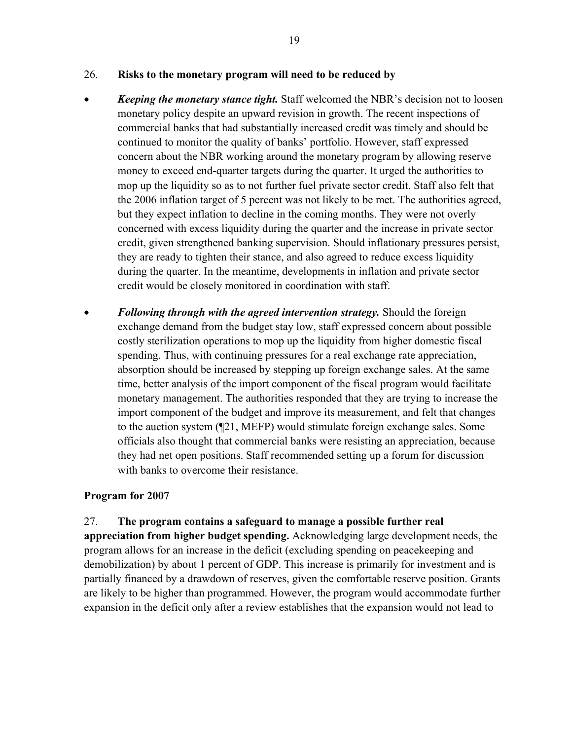26. **Risks to the monetary program will need to be reduced by**

- ***Keeping the monetary stance tight.*** Staff welcomed the NBR's decision not to loosen monetary policy despite an upward revision in growth. The recent inspections of commercial banks that had substantially increased credit was timely and should be continued to monitor the quality of banks' portfolio. However, staff expressed concern about the NBR working around the monetary program by allowing reserve money to exceed end-quarter targets during the quarter. It urged the authorities to mop up the liquidity so as to not further fuel private sector credit. Staff also felt that the 2006 inflation target of 5 percent was not likely to be met. The authorities agreed, but they expect inflation to decline in the coming months. They were not overly concerned with excess liquidity during the quarter and the increase in private sector credit, given strengthened banking supervision. Should inflationary pressures persist, they are ready to tighten their stance, and also agreed to reduce excess liquidity during the quarter. In the meantime, developments in inflation and private sector credit would be closely monitored in coordination with staff.

- ***Following through with the agreed intervention strategy.*** Should the foreign exchange demand from the budget stay low, staff expressed concern about possible costly sterilization operations to mop up the liquidity from higher domestic fiscal spending. Thus, with continuing pressures for a real exchange rate appreciation, absorption should be increased by stepping up foreign exchange sales. At the same time, better analysis of the import component of the fiscal program would facilitate monetary management. The authorities responded that they are trying to increase the import component of the budget and improve its measurement, and felt that changes to the auction system (¶21, MEFP) would stimulate foreign exchange sales. Some officials also thought that commercial banks were resisting an appreciation, because they had net open positions. Staff recommended setting up a forum for discussion with banks to overcome their resistance.

### Program for 2007

27. **The program contains a safeguard to manage a possible further real appreciation from higher budget spending.** Acknowledging large development needs, the program allows for an increase in the deficit (excluding spending on peacekeeping and demobilization) by about 1 percent of GDP. This increase is primarily for investment and is partially financed by a drawdown of reserves, given the comfortable reserve position. Grants are likely to be higher than programmed. However, the program would accommodate further expansion in the deficit only after a review establishes that the expansion would not lead to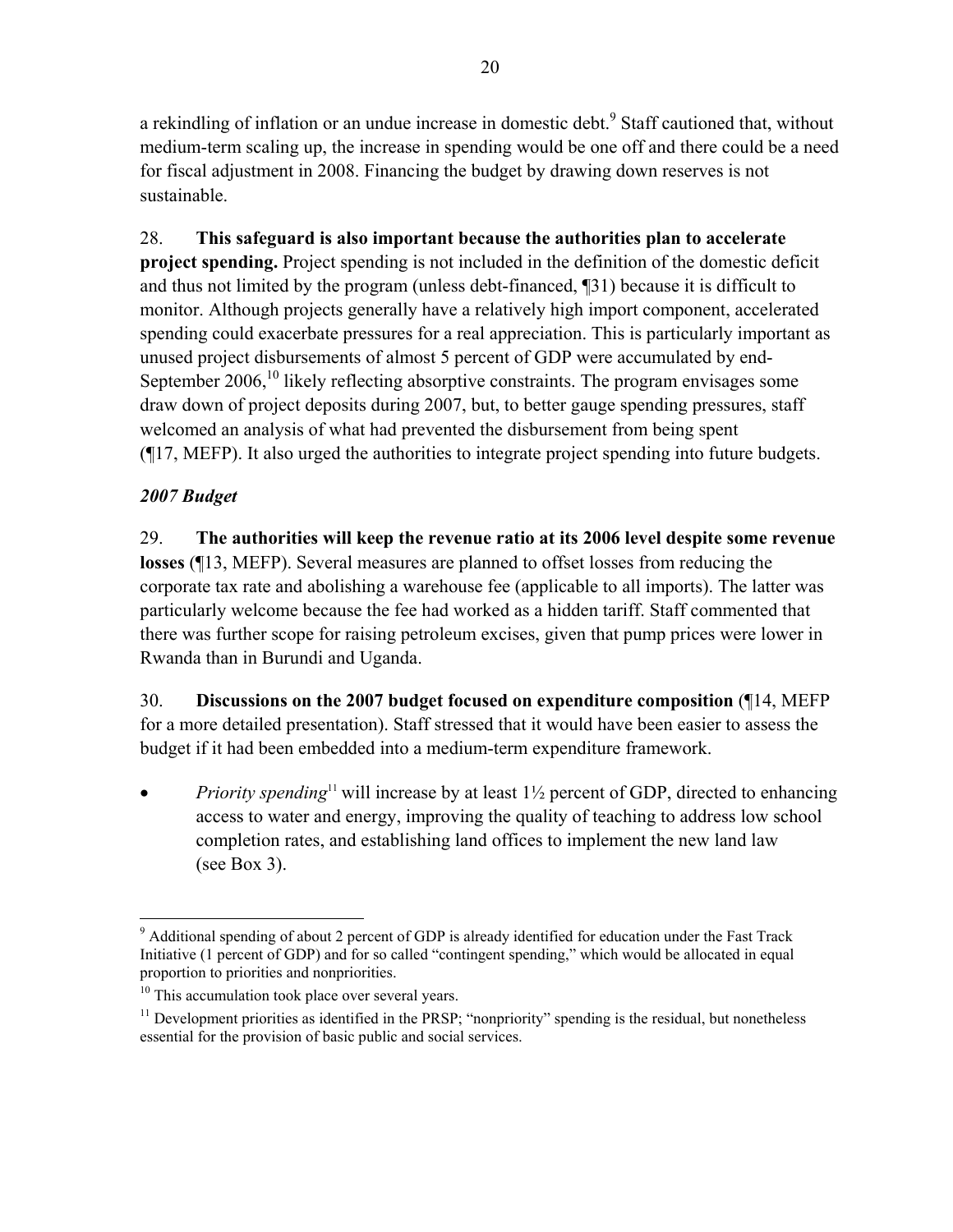a rekindling of inflation or an undue increase in domestic debt.[9] Staff cautioned that, without medium-term scaling up, the increase in spending would be one off and there could be a need for fiscal adjustment in 2008. Financing the budget by drawing down reserves is not sustainable.

28. **This safeguard is also important because the authorities plan to accelerate project spending.** Project spending is not included in the definition of the domestic deficit and thus not limited by the program (unless debt-financed, ¶31) because it is difficult to monitor. Although projects generally have a relatively high import component, accelerated spending could exacerbate pressures for a real appreciation. This is particularly important as unused project disbursements of almost 5 percent of GDP were accumulated by end-September 2006,[10] likely reflecting absorptive constraints. The program envisages some draw down of project deposits during 2007, but, to better gauge spending pressures, staff welcomed an analysis of what had prevented the disbursement from being spent (¶17, MEFP). It also urged the authorities to integrate project spending into future budgets.

### *2007 Budget*

29. **The authorities will keep the revenue ratio at its 2006 level despite some revenue losses** (¶13, MEFP). Several measures are planned to offset losses from reducing the corporate tax rate and abolishing a warehouse fee (applicable to all imports). The latter was particularly welcome because the fee had worked as a hidden tariff. Staff commented that there was further scope for raising petroleum excises, given that pump prices were lower in Rwanda than in Burundi and Uganda.

30. **Discussions on the 2007 budget focused on expenditure composition** (¶14, MEFP for a more detailed presentation). Staff stressed that it would have been easier to assess the budget if it had been embedded into a medium-term expenditure framework.

- *Priority spending*[11] will increase by at least 1½ percent of GDP, directed to enhancing access to water and energy, improving the quality of teaching to address low school completion rates, and establishing land offices to implement the new land law (see Box 3).

---

[9] Additional spending of about 2 percent of GDP is already identified for education under the Fast Track Initiative (1 percent of GDP) and for so called "contingent spending," which would be allocated in equal proportion to priorities and nonpriorities.

[10] This accumulation took place over several years.

[11] Development priorities as identified in the PRSP; "nonpriority" spending is the residual, but nonetheless essential for the provision of basic public and social services.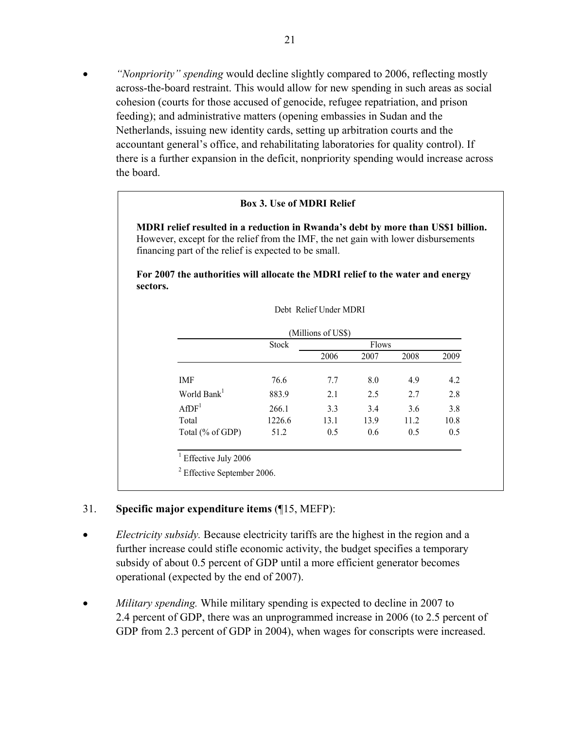- *"Nonpriority" spending* would decline slightly compared to 2006, reflecting mostly across-the-board restraint. This would allow for new spending in such areas as social cohesion (courts for those accused of genocide, refugee repatriation, and prison feeding); and administrative matters (opening embassies in Sudan and the Netherlands, issuing new identity cards, setting up arbitration courts and the accountant general's office, and rehabilitating laboratories for quality control). If there is a further expansion in the deficit, nonpriority spending would increase across the board.

**Box 3. Use of MDRI Relief**

**MDRI relief resulted in a reduction in Rwanda's debt by more than US$1 billion.** However, except for the relief from the IMF, the net gain with lower disbursements financing part of the relief is expected to be small.

**For 2007 the authorities will allocate the MDRI relief to the water and energy sectors.**

Debt Relief Under MDRI

(Millions of US$)

| | Stock | Flows | | | |
|---|---|---|---|---|---|
| | | 2006 | 2007 | 2008 | 2009 |
| IMF | 76.6 | 7.7 | 8.0 | 4.9 | 4.2 |
| World Bank[1] | 883.9 | 2.1 | 2.5 | 2.7 | 2.8 |
| AfDF[1] | 266.1 | 3.3 | 3.4 | 3.6 | 3.8 |
| Total | 1226.6 | 13.1 | 13.9 | 11.2 | 10.8 |
| Total (% of GDP) | 51.2 | 0.5 | 0.6 | 0.5 | 0.5 |

[1] Effective July 2006

[2] Effective September 2006.

31. **Specific major expenditure items** (¶15, MEFP):

- *Electricity subsidy.* Because electricity tariffs are the highest in the region and a further increase could stifle economic activity, the budget specifies a temporary subsidy of about 0.5 percent of GDP until a more efficient generator becomes operational (expected by the end of 2007).

- *Military spending.* While military spending is expected to decline in 2007 to 2.4 percent of GDP, there was an unprogrammed increase in 2006 (to 2.5 percent of GDP from 2.3 percent of GDP in 2004), when wages for conscripts were increased.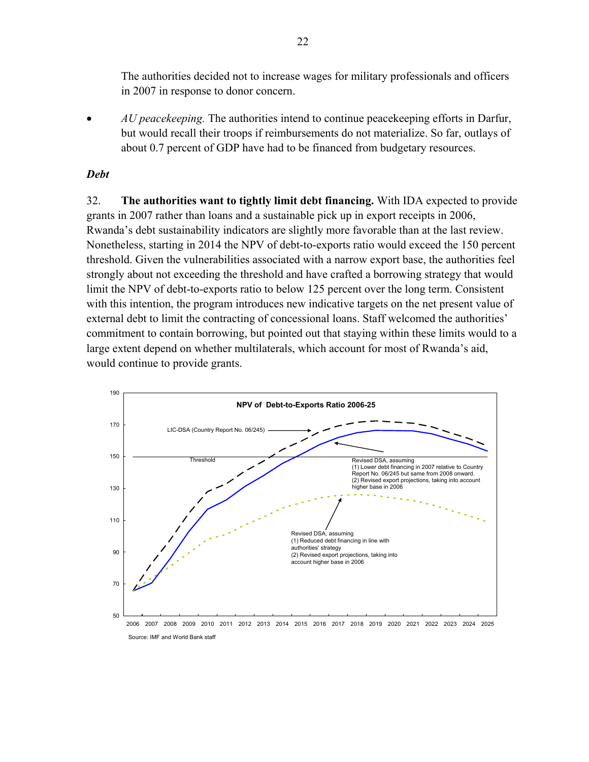The authorities decided not to increase wages for military professionals and officers in 2007 in response to donor concern.

- *AU peacekeeping.* The authorities intend to continue peacekeeping efforts in Darfur, but would recall their troops if reimbursements do not materialize. So far, outlays of about 0.7 percent of GDP have had to be financed from budgetary resources.

***Debt***

32. **The authorities want to tightly limit debt financing.** With IDA expected to provide grants in 2007 rather than loans and a sustainable pick up in export receipts in 2006, Rwanda's debt sustainability indicators are slightly more favorable than at the last review. Nonetheless, starting in 2014 the NPV of debt-to-exports ratio would exceed the 150 percent threshold. Given the vulnerabilities associated with a narrow export base, the authorities feel strongly about not exceeding the threshold and have crafted a borrowing strategy that would limit the NPV of debt-to-exports ratio to below 125 percent over the long term. Consistent with this intention, the program introduces new indicative targets on the net present value of external debt to limit the contracting of concessional loans. Staff welcomed the authorities' commitment to contain borrowing, but pointed out that staying within these limits would to a large extent depend on whether multilaterals, which account for most of Rwanda's aid, would continue to provide grants.

**NPV of Debt-to-Exports Ratio 2006-25**

LIC-DSA (Country Report No. 06/245)

Threshold

Revised DSA, assuming
(1) Lower debt financing in 2007 relative to Country Report No. 06/245 but same from 2008 onward.
(2) Revised export projections, taking into account higher base in 2006

Revised DSA, assuming
(1) Reduced debt financing in line with authorities' strategy
(2) Revised export projections, taking into account higher base in 2006

Source: IMF and World Bank staff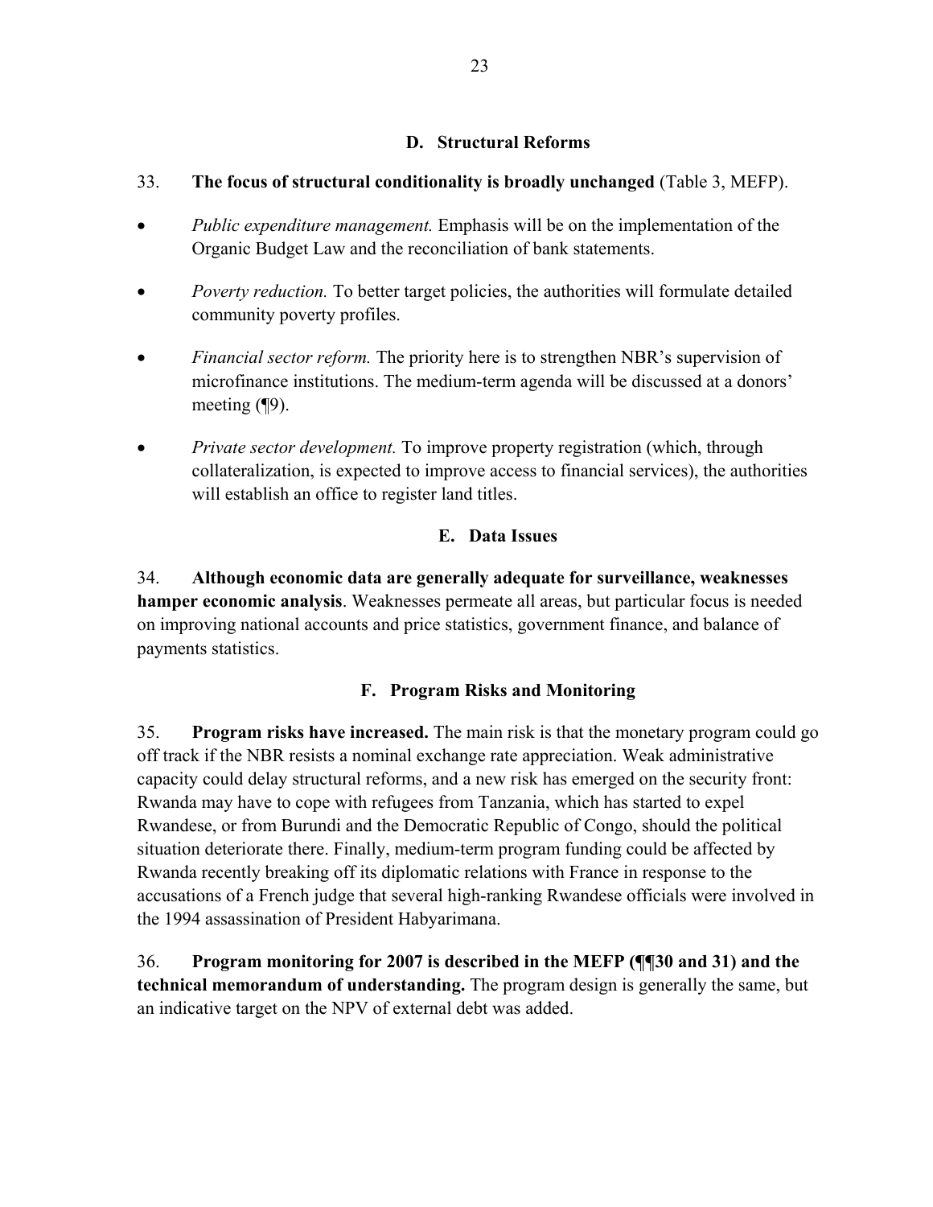### D. Structural Reforms

33. **The focus of structural conditionality is broadly unchanged** (Table 3, MEFP).

- *Public expenditure management.* Emphasis will be on the implementation of the Organic Budget Law and the reconciliation of bank statements.
- *Poverty reduction.* To better target policies, the authorities will formulate detailed community poverty profiles.
- *Financial sector reform.* The priority here is to strengthen NBR's supervision of microfinance institutions. The medium-term agenda will be discussed at a donors' meeting (¶9).
- *Private sector development.* To improve property registration (which, through collateralization, is expected to improve access to financial services), the authorities will establish an office to register land titles.

### E. Data Issues

34. **Although economic data are generally adequate for surveillance, weaknesses hamper economic analysis**. Weaknesses permeate all areas, but particular focus is needed on improving national accounts and price statistics, government finance, and balance of payments statistics.

### F. Program Risks and Monitoring

35. **Program risks have increased.** The main risk is that the monetary program could go off track if the NBR resists a nominal exchange rate appreciation. Weak administrative capacity could delay structural reforms, and a new risk has emerged on the security front: Rwanda may have to cope with refugees from Tanzania, which has started to expel Rwandese, or from Burundi and the Democratic Republic of Congo, should the political situation deteriorate there. Finally, medium-term program funding could be affected by Rwanda recently breaking off its diplomatic relations with France in response to the accusations of a French judge that several high-ranking Rwandese officials were involved in the 1994 assassination of President Habyarimana.

36. **Program monitoring for 2007 is described in the MEFP (¶¶30 and 31) and the technical memorandum of understanding.** The program design is generally the same, but an indicative target on the NPV of external debt was added.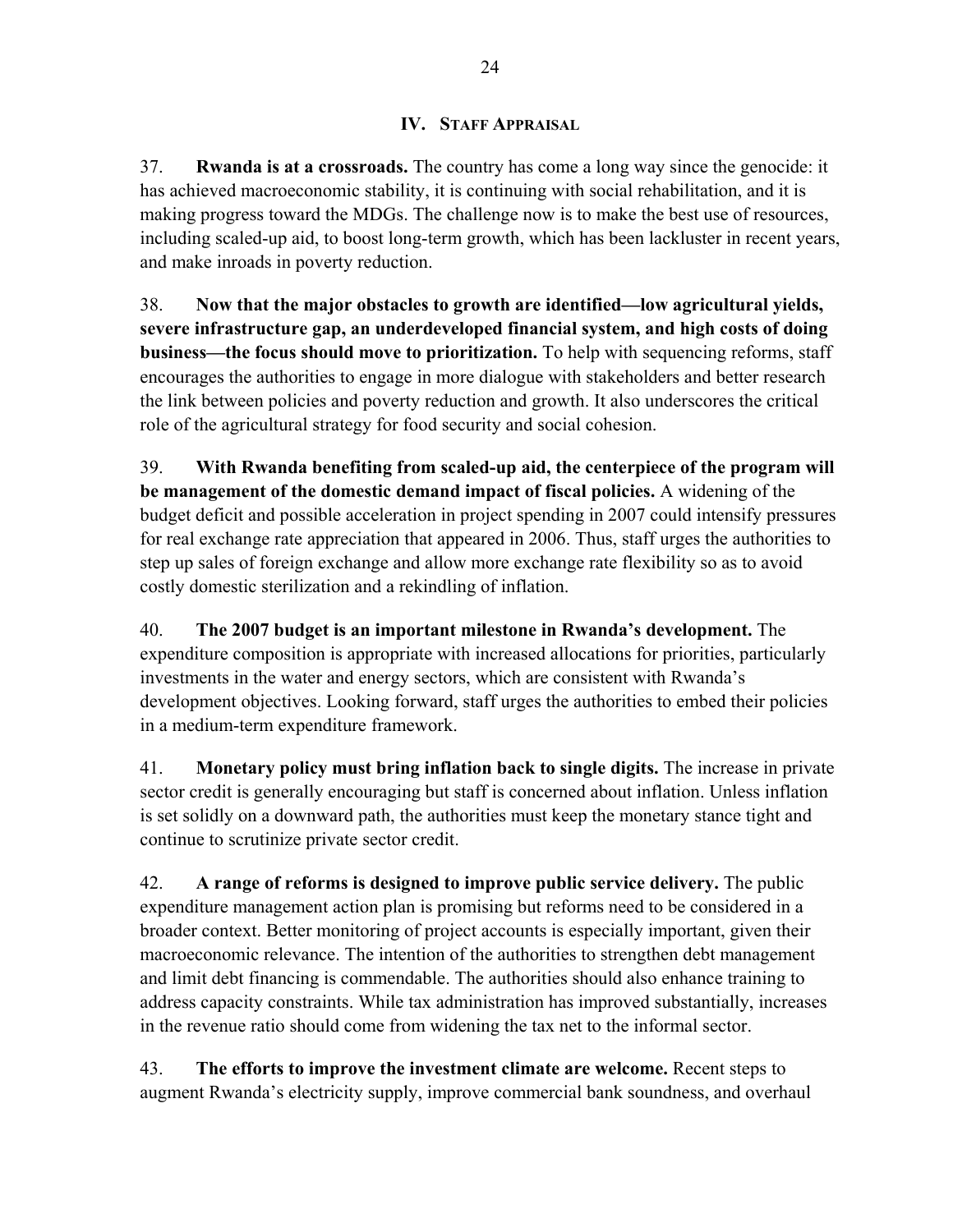## IV. Staff Appraisal

37. **Rwanda is at a crossroads.** The country has come a long way since the genocide: it has achieved macroeconomic stability, it is continuing with social rehabilitation, and it is making progress toward the MDGs. The challenge now is to make the best use of resources, including scaled-up aid, to boost long-term growth, which has been lackluster in recent years, and make inroads in poverty reduction.

38. **Now that the major obstacles to growth are identified—low agricultural yields, severe infrastructure gap, an underdeveloped financial system, and high costs of doing business—the focus should move to prioritization.** To help with sequencing reforms, staff encourages the authorities to engage in more dialogue with stakeholders and better research the link between policies and poverty reduction and growth. It also underscores the critical role of the agricultural strategy for food security and social cohesion.

39. **With Rwanda benefiting from scaled-up aid, the centerpiece of the program will be management of the domestic demand impact of fiscal policies.** A widening of the budget deficit and possible acceleration in project spending in 2007 could intensify pressures for real exchange rate appreciation that appeared in 2006. Thus, staff urges the authorities to step up sales of foreign exchange and allow more exchange rate flexibility so as to avoid costly domestic sterilization and a rekindling of inflation.

40. **The 2007 budget is an important milestone in Rwanda's development.** The expenditure composition is appropriate with increased allocations for priorities, particularly investments in the water and energy sectors, which are consistent with Rwanda's development objectives. Looking forward, staff urges the authorities to embed their policies in a medium-term expenditure framework.

41. **Monetary policy must bring inflation back to single digits.** The increase in private sector credit is generally encouraging but staff is concerned about inflation. Unless inflation is set solidly on a downward path, the authorities must keep the monetary stance tight and continue to scrutinize private sector credit.

42. **A range of reforms is designed to improve public service delivery.** The public expenditure management action plan is promising but reforms need to be considered in a broader context. Better monitoring of project accounts is especially important, given their macroeconomic relevance. The intention of the authorities to strengthen debt management and limit debt financing is commendable. The authorities should also enhance training to address capacity constraints. While tax administration has improved substantially, increases in the revenue ratio should come from widening the tax net to the informal sector.

43. **The efforts to improve the investment climate are welcome.** Recent steps to augment Rwanda's electricity supply, improve commercial bank soundness, and overhaul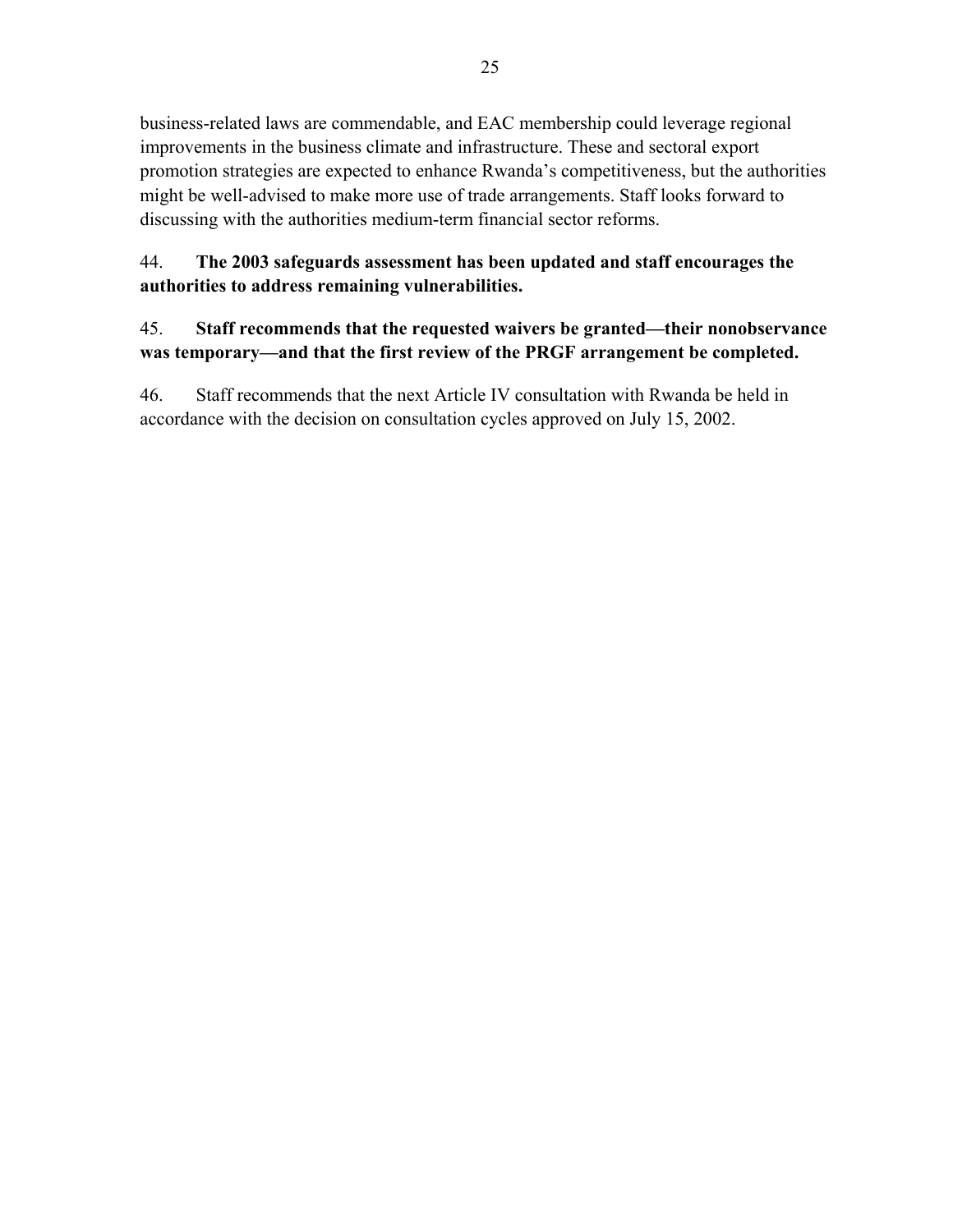business-related laws are commendable, and EAC membership could leverage regional improvements in the business climate and infrastructure. These and sectoral export promotion strategies are expected to enhance Rwanda's competitiveness, but the authorities might be well-advised to make more use of trade arrangements. Staff looks forward to discussing with the authorities medium-term financial sector reforms.

44. **The 2003 safeguards assessment has been updated and staff encourages the authorities to address remaining vulnerabilities.**

45. **Staff recommends that the requested waivers be granted—their nonobservance was temporary—and that the first review of the PRGF arrangement be completed.**

46. Staff recommends that the next Article IV consultation with Rwanda be held in accordance with the decision on consultation cycles approved on July 15, 2002.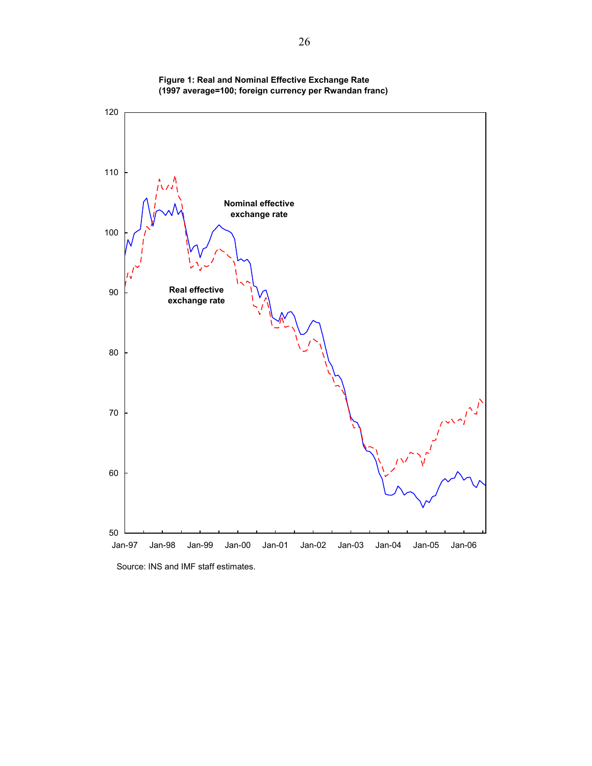**Figure 1: Real and Nominal Effective Exchange Rate**
**(1997 average=100; foreign currency per Rwandan franc)**

Source: INS and IMF staff estimates.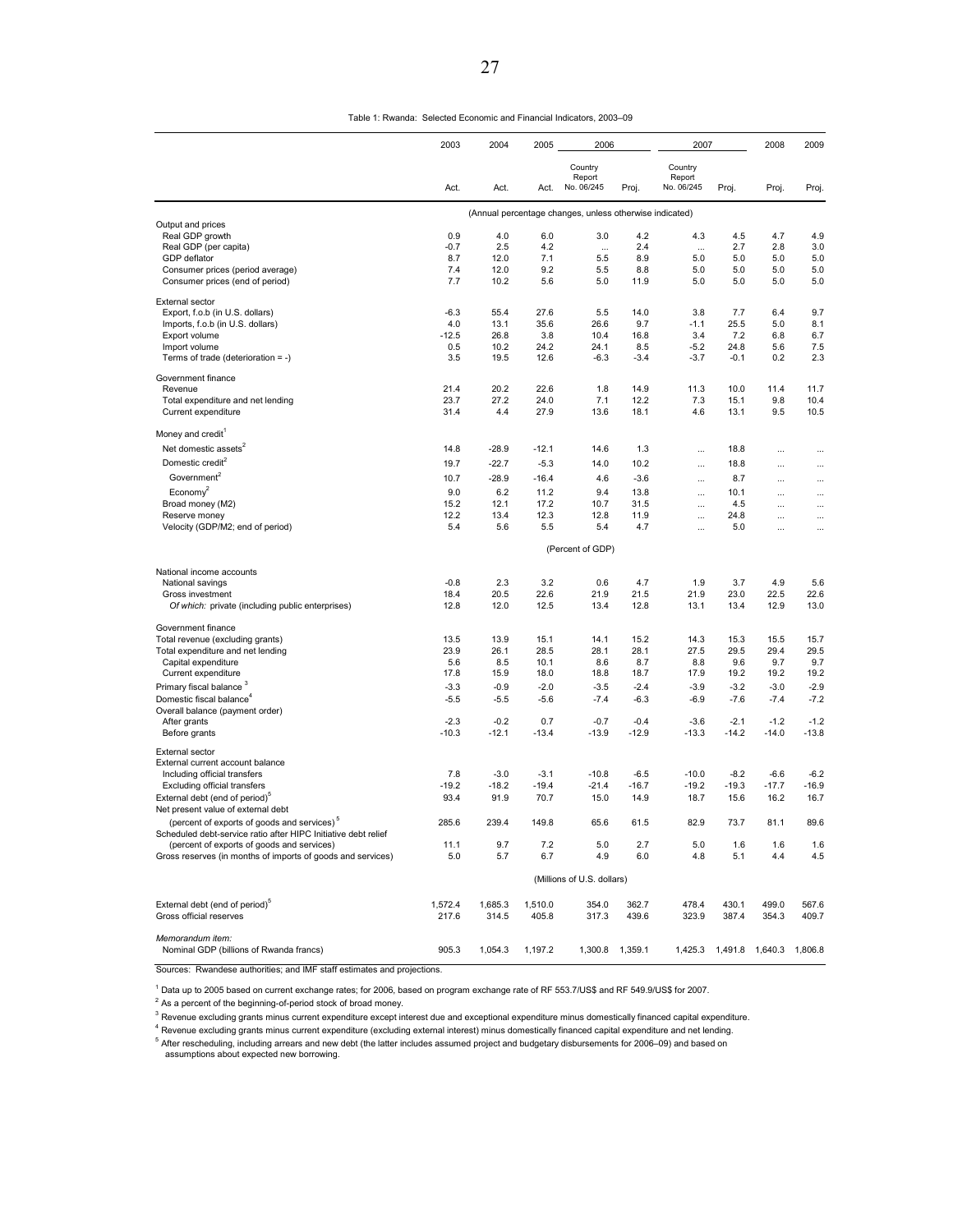Table 1: Rwanda: Selected Economic and Financial Indicators, 2003–09

| | 2003 | 2004 | 2005 | 2006 | | 2007 | | 2008 | 2009 |
|---|---|---|---|---|---|---|---|---|---|
| | Act. | Act. | Act. | Country Report No. 06/245 | Proj. | Country Report No. 06/245 | Proj. | Proj. | Proj. |
| | (Annual percentage changes, unless otherwise indicated) | | | | | | | | |
| Output and prices | | | | | | | | | |
| Real GDP growth | 0.9 | 4.0 | 6.0 | 3.0 | 4.2 | 4.3 | 4.5 | 4.7 | 4.9 |
| Real GDP (per capita) | -0.7 | 2.5 | 4.2 | ... | 2.4 | ... | 2.7 | 2.8 | 3.0 |
| GDP deflator | 8.7 | 12.0 | 7.1 | 5.5 | 8.9 | 5.0 | 5.0 | 5.0 | 5.0 |
| Consumer prices (period average) | 7.4 | 12.0 | 9.2 | 5.5 | 8.8 | 5.0 | 5.0 | 5.0 | 5.0 |
| Consumer prices (end of period) | 7.7 | 10.2 | 5.6 | 5.0 | 11.9 | 5.0 | 5.0 | 5.0 | 5.0 |
| External sector | | | | | | | | | |
| Export, f.o.b (in U.S. dollars) | -6.3 | 55.4 | 27.6 | 5.5 | 14.0 | 3.8 | 7.7 | 6.4 | 9.7 |
| Imports, f.o.b (in U.S. dollars) | 4.0 | 13.1 | 35.6 | 26.6 | 9.7 | -1.1 | 25.5 | 5.0 | 8.1 |
| Export volume | -12.5 | 26.8 | 3.8 | 10.4 | 16.8 | 3.4 | 7.2 | 6.8 | 6.7 |
| Import volume | 0.5 | 10.2 | 24.2 | 24.1 | 8.5 | -5.2 | 24.8 | 5.6 | 7.5 |
| Terms of trade (deterioration = -) | 3.5 | 19.5 | 12.6 | -6.3 | -3.4 | -3.7 | -0.1 | 0.2 | 2.3 |
| Government finance | | | | | | | | | |
| Revenue | 21.4 | 20.2 | 22.6 | 1.8 | 14.9 | 11.3 | 10.0 | 11.4 | 11.7 |
| Total expenditure and net lending | 23.7 | 27.2 | 24.0 | 7.1 | 12.2 | 7.3 | 15.1 | 9.8 | 10.4 |
| Current expenditure | 31.4 | 4.4 | 27.9 | 13.6 | 18.1 | 4.6 | 13.1 | 9.5 | 10.5 |
| Money and credit[1] | | | | | | | | | |
| Net domestic assets[2] | 14.8 | -28.9 | -12.1 | 14.6 | 1.3 | ... | 18.8 | ... | ... |
| Domestic credit[2] | 19.7 | -22.7 | -5.3 | 14.0 | 10.2 | ... | 18.8 | ... | ... |
| Government[2] | 10.7 | -28.9 | -16.4 | 4.6 | -3.6 | ... | 8.7 | ... | ... |
| Economy[2] | 9.0 | 6.2 | 11.2 | 9.4 | 13.8 | ... | 10.1 | ... | ... |
| Broad money (M2) | 15.2 | 12.1 | 17.2 | 10.7 | 31.5 | ... | 4.5 | ... | ... |
| Reserve money | 12.2 | 13.4 | 12.3 | 12.8 | 11.9 | ... | 24.8 | ... | ... |
| Velocity (GDP/M2; end of period) | 5.4 | 5.6 | 5.5 | 5.4 | 4.7 | ... | 5.0 | ... | ... |
| | (Percent of GDP) | | | | | | | | |
| National income accounts | | | | | | | | | |
| National savings | -0.8 | 2.3 | 3.2 | 0.6 | 4.7 | 1.9 | 3.7 | 4.9 | 5.6 |
| Gross investment | 18.4 | 20.5 | 22.6 | 21.9 | 21.5 | 21.9 | 23.0 | 22.5 | 22.6 |
| *Of which:* private (including public enterprises) | 12.8 | 12.0 | 12.5 | 13.4 | 12.8 | 13.1 | 13.4 | 12.9 | 13.0 |
| Government finance | | | | | | | | | |
| Total revenue (excluding grants) | 13.5 | 13.9 | 15.1 | 14.1 | 15.2 | 14.3 | 15.3 | 15.5 | 15.7 |
| Total expenditure and net lending | 23.9 | 26.1 | 28.5 | 28.1 | 28.1 | 27.5 | 29.5 | 29.4 | 29.5 |
| Capital expenditure | 5.6 | 8.5 | 10.1 | 8.6 | 8.7 | 8.8 | 9.6 | 9.7 | 9.7 |
| Current expenditure | 17.8 | 15.9 | 18.0 | 18.8 | 18.7 | 17.9 | 19.2 | 19.2 | 19.2 |
| Primary fiscal balance[3] | -3.3 | -0.9 | -2.0 | -3.5 | -2.4 | -3.9 | -3.2 | -3.0 | -2.9 |
| Domestic fiscal balance[4] | -5.5 | -5.5 | -5.6 | -7.4 | -6.3 | -6.9 | -7.6 | -7.4 | -7.2 |
| Overall balance (payment order) | | | | | | | | | |
| After grants | -2.3 | -0.2 | 0.7 | -0.7 | -0.4 | -3.6 | -2.1 | -1.2 | -1.2 |
| Before grants | -10.3 | -12.1 | -13.4 | -13.9 | -12.9 | -13.3 | -14.2 | -14.0 | -13.8 |
| External sector | | | | | | | | | |
| External current account balance | | | | | | | | | |
| Including official transfers | 7.8 | -3.0 | -3.1 | -10.8 | -6.5 | -10.0 | -8.2 | -6.6 | -6.2 |
| Excluding official transfers | -19.2 | -18.2 | -19.4 | -21.4 | -16.7 | -19.2 | -19.3 | -17.7 | -16.9 |
| External debt (end of period)[5] | 93.4 | 91.9 | 70.7 | 15.0 | 14.9 | 18.7 | 15.6 | 16.2 | 16.7 |
| Net present value of external debt | | | | | | | | | |
| (percent of exports of goods and services)[5] | 285.6 | 239.4 | 149.8 | 65.6 | 61.5 | 82.9 | 73.7 | 81.1 | 89.6 |
| Scheduled debt-service ratio after HIPC Initiative debt relief | | | | | | | | | |
| (percent of exports of goods and services) | 11.1 | 9.7 | 7.2 | 5.0 | 2.7 | 5.0 | 1.6 | 1.6 | 1.6 |
| Gross reserves (in months of imports of goods and services) | 5.0 | 5.7 | 6.7 | 4.9 | 6.0 | 4.8 | 5.1 | 4.4 | 4.5 |
| | (Millions of U.S. dollars) | | | | | | | | |
| External debt (end of period)[5] | 1,572.4 | 1,685.3 | 1,510.0 | 354.0 | 362.7 | 478.4 | 430.1 | 499.0 | 567.6 |
| Gross official reserves | 217.6 | 314.5 | 405.8 | 317.3 | 439.6 | 323.9 | 387.4 | 354.3 | 409.7 |
| *Memorandum item:* | | | | | | | | | |
| Nominal GDP (billions of Rwanda francs) | 905.3 | 1,054.3 | 1,197.2 | 1,300.8 | 1,359.1 | 1,425.3 | 1,491.8 | 1,640.3 | 1,806.8 |

Sources: Rwandese authorities; and IMF staff estimates and projections.

[1] Data up to 2005 based on current exchange rates; for 2006, based on program exchange rate of RF 553.7/US$ and RF 549.9/US$ for 2007.

[2] As a percent of the beginning-of-period stock of broad money.

[3] Revenue excluding grants minus current expenditure except interest due and exceptional expenditure minus domestically financed capital expenditure.

[4] Revenue excluding grants minus current expenditure (excluding external interest) minus domestically financed capital expenditure and net lending.

[5] After rescheduling, including arrears and new debt (the latter includes assumed project and budgetary disbursements for 2006–09) and based on assumptions about expected new borrowing.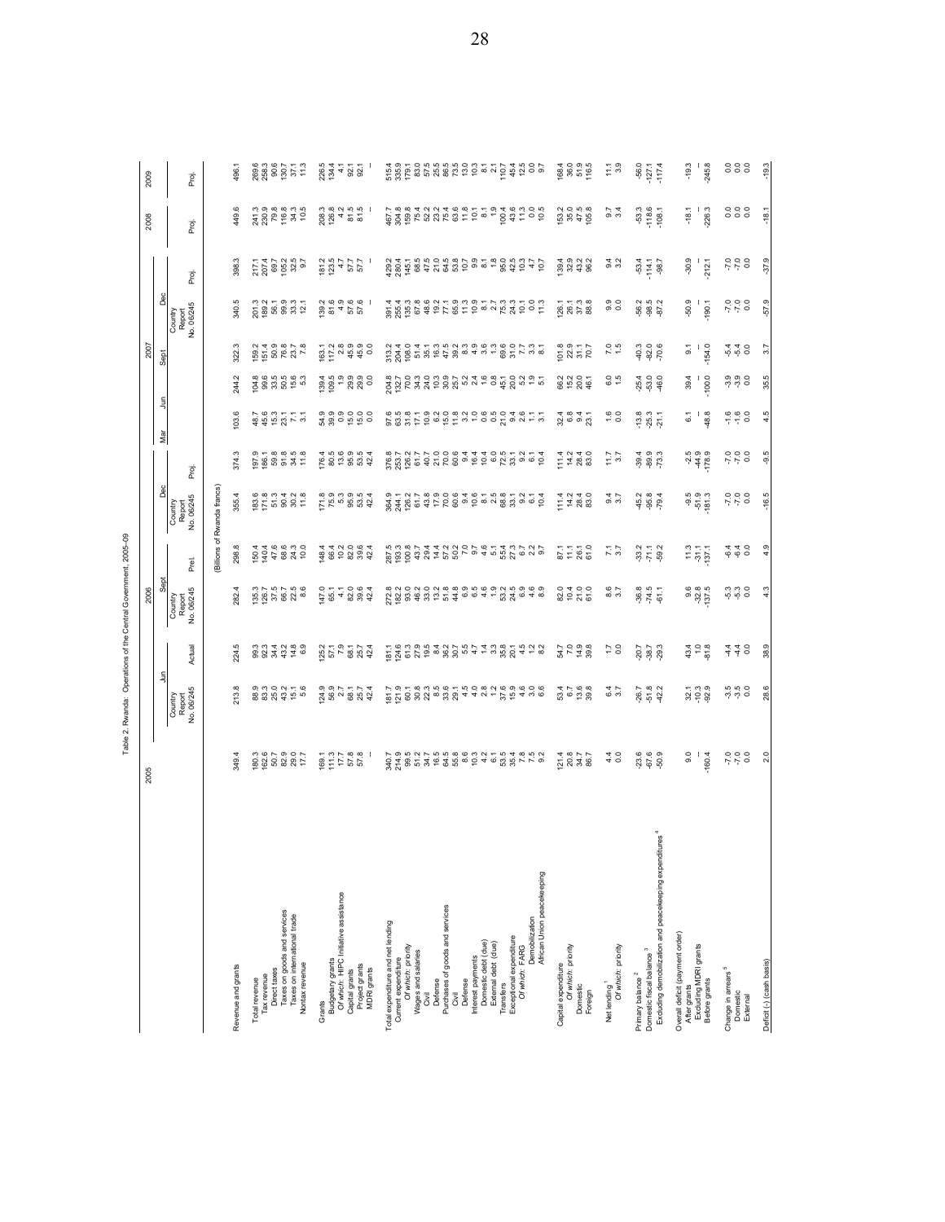Table 2. Rwanda: Operations of the Central Government, 2005–09

| | 2005 | 2006 | | | | | | 2007 | | | | | 2008 | 2009 |
|---|---|---|---|---|---|---|---|---|---|---|---|---|---|---|
| | | Jun | | Sept | | Dec | | Mar | Jun | Sept | Dec | | | |
| | | Country Report No. 06/245 | Actual | Country Report No. 06/245 | Prel. | Country Report No. 06/245 | Proj. | | | | Country Report No. 06/245 | Proj. | Proj. | Proj. |
| | (Billions of Rwanda francs) | | | | | | | | | | | | | |
| Revenue and grants | 349.4 | 213.8 | 224.5 | 282.4 | 298.8 | 355.4 | 374.3 | 103.6 | 244.2 | 322.3 | 340.5 | 398.3 | 449.6 | 496.1 |
| Total revenue | 180.3 | 88.9 | 99.3 | 135.3 | 150.4 | 183.6 | 197.9 | 48.7 | 104.8 | 159.2 | 201.3 | 217.1 | 241.3 | 269.6 |
| Tax revenue | 162.6 | 83.3 | 92.3 | 126.7 | 140.4 | 171.8 | 186.1 | 45.6 | 99.6 | 151.4 | 189.2 | 207.4 | 230.9 | 258.3 |
| Direct taxes | 50.7 | 25.0 | 34.4 | 37.5 | 47.6 | 51.3 | 59.8 | 15.3 | 33.5 | 50.9 | 56.1 | 69.7 | 79.8 | 90.6 |
| Taxes on goods and services | 82.9 | 43.2 | 43.2 | 66.7 | 68.6 | 90.4 | 91.8 | 23.1 | 50.5 | 76.8 | 99.9 | 105.2 | 116.8 | 130.7 |
| Taxes on international trade | 29.0 | 15.1 | 14.8 | 22.5 | 24.3 | 30.2 | 34.5 | 7.1 | 15.6 | 23.7 | 33.3 | 32.5 | 34.3 | 37.1 |
| Nontax revenue | 17.7 | 5.6 | 6.9 | 8.6 | 10.0 | 11.8 | 11.8 | 3.1 | 5.3 | 7.8 | 12.1 | 9.7 | 10.5 | 11.3 |
| Grants | 169.1 | 124.9 | 125.2 | 147.0 | 148.4 | 171.8 | 176.4 | 54.9 | 139.4 | 163.1 | 139.2 | 181.2 | 208.3 | 226.5 |
| Budgetary grants | 111.3 | 56.9 | 57.1 | 65.1 | 66.4 | 75.9 | 80.5 | 39.9 | 109.5 | 117.2 | 81.6 | 123.5 | 126.8 | 134.4 |
| *Of which:* HIPC Initiative assistance | 17.7 | 2.7 | 7.9 | 4.1 | 10.0 | 5.3 | 13.6 | 0.9 | 1.9 | 2.8 | 4.9 | 4.7 | 4.2 | 4.1 |
| Capital grants | 57.8 | 68.1 | 68.1 | 82.0 | 82.0 | 95.9 | 95.9 | 15.0 | 29.9 | 45.9 | 57.6 | 57.7 | 81.5 | 92.1 |
| Project grants | 57.8 | 25.7 | 25.7 | 39.6 | 39.6 | 53.5 | 53.5 | 15.0 | 29.9 | 45.9 | 57.6 | 57.7 | 81.5 | 92.1 |
| MDRI grants | – | 42.4 | 42.4 | 42.4 | 42.4 | 42.4 | 42.4 | 0.0 | 0.0 | 0.0 | – | – | – | – |
| Total expenditure and net lending | 340.7 | 181.7 | 181.1 | 272.8 | 287.5 | 364.9 | 376.8 | 97.6 | 204.8 | 313.2 | 391.4 | 429.2 | 467.7 | 515.4 |
| Current expenditure | 214.9 | 121.9 | 124.6 | 182.2 | 193.3 | 244.1 | 253.7 | 63.5 | 132.7 | 204.4 | 255.4 | 280.4 | 304.8 | 335.9 |
| *Of which:* priority | 99.5 | 60.1 | 61.3 | 93.0 | 100.8 | 126.2 | 126.2 | 31.8 | 70.0 | 108.0 | 135.3 | 145.1 | 159.8 | 179.1 |
| Wages and salaries | 51.2 | 30.8 | 27.9 | 46.2 | 43.7 | 61.7 | 61.7 | 17.1 | 34.3 | 51.4 | 67.8 | 68.5 | 75.4 | 83.0 |
| Civil | 34.7 | 22.3 | 19.5 | 33.0 | 29.4 | 43.8 | 40.7 | 10.9 | 24.0 | 35.1 | 48.6 | 47.5 | 52.2 | 57.5 |
| Defense | 16.5 | 8.5 | 8.4 | 13.2 | 14.4 | 17.9 | 21.0 | 6.2 | 10.3 | 16.3 | 19.2 | 21.0 | 23.2 | 25.5 |
| Purchases of goods and services | 64.5 | 33.6 | 36.2 | 51.8 | 57.2 | 70.0 | 70.0 | 15.0 | 30.9 | 47.5 | 77.1 | 64.5 | 75.4 | 86.5 |
| Civil | 55.8 | 29.1 | 30.7 | 44.8 | 50.2 | 60.6 | 60.6 | 11.8 | 25.7 | 38.2 | 65.9 | 53.8 | 63.6 | 73.5 |
| Defense | 8.6 | 4.5 | 5.5 | 6.9 | 7.0 | 9.4 | 9.4 | 3.2 | 5.2 | 8.3 | 11.3 | 10.7 | 11.8 | 13.0 |
| Interest payments | 10.3 | 4.0 | 4.7 | 6.5 | 9.7 | 10.6 | 16.4 | 1.0 | 2.4 | 4.9 | 10.9 | 9.9 | 10.1 | 10.3 |
| Domestic debt (due) | 4.2 | 2.8 | 1.4 | 4.6 | 4.6 | 8.1 | 10.4 | 0.6 | 1.6 | 3.6 | 8.1 | 8.1 | 8.1 | 8.1 |
| External debt (due) | 6.1 | 1.2 | 3.3 | 1.9 | 5.1 | 2.5 | 6.0 | 0.5 | 0.8 | 1.3 | 2.7 | 1.8 | 1.9 | 2.1 |
| Transfers | 53.5 | 37.6 | 35.8 | 53.2 | 55.4 | 68.8 | 72.5 | 21.0 | 45.1 | 69.6 | 75.3 | 95.0 | 100.4 | 110.7 |
| Exceptional expenditure | 35.4 | 15.9 | 20.1 | 24.5 | 27.3 | 33.1 | 33.1 | 9.4 | 20.0 | 31.0 | 24.3 | 42.5 | 43.6 | 45.4 |
| *Of which:* FARG | 7.8 | 4.6 | 4.5 | 6.9 | 6.7 | 9.2 | 9.2 | 2.6 | 5.2 | 7.7 | 10.1 | 10.3 | 11.3 | 12.5 |
| Demobilization | 7.5 | 3.0 | 1.2 | 4.6 | 2.2 | 6.1 | 6.1 | 1.1 | 1.9 | 3.3 | 0.0 | 4.7 | 0.0 | 0.0 |
| African Union peacekeeping | 9.2 | 6.6 | 8.2 | 8.9 | 9.7 | 10.4 | 10.4 | 3.1 | 5.1 | 8.1 | 11.3 | 10.7 | 10.5 | 9.7 |
| Capital expenditure | 121.4 | 53.4 | 54.7 | 82.0 | 87.1 | 111.4 | 111.4 | 32.4 | 66.2 | 101.8 | 126.1 | 139.4 | 153.2 | 168.4 |
| *Of which:* priority | 20.8 | 6.7 | 7.0 | 10.4 | 11.1 | 14.2 | 14.2 | 6.8 | 15.2 | 22.9 | 26.1 | 32.9 | 35.0 | 36.0 |
| Domestic | 34.7 | 13.6 | 14.9 | 21.0 | 26.1 | 28.4 | 28.4 | 9.4 | 20.0 | 31.1 | 37.3 | 43.2 | 47.5 | 51.9 |
| Foreign | 86.7 | 39.8 | 39.8 | 61.0 | 61.0 | 83.0 | 83.0 | 23.1 | 46.1 | 70.7 | 88.8 | 96.2 | 105.8 | 116.5 |
| Net lending [1] | 4.4 | 6.4 | 1.7 | 8.6 | 7.1 | 9.4 | 11.7 | 1.6 | 6.0 | 7.0 | 9.9 | 9.4 | 9.7 | 11.1 |
| *Of which:* priority | 0.0 | 3.7 | 0.0 | 3.7 | 3.7 | 3.7 | 3.7 | 0.0 | 1.5 | 1.5 | 0.0 | 3.2 | 3.4 | 3.9 |
| Primary balance [2] | -23.6 | -26.7 | -20.7 | -36.8 | -33.2 | -45.2 | -39.4 | -13.8 | -25.4 | -40.3 | -56.2 | -53.4 | -53.3 | -56.0 |
| Domestic fiscal balance [3] | -67.6 | -51.8 | -38.7 | -74.5 | -71.1 | -95.8 | -89.9 | -25.3 | -53.0 | -82.0 | -98.5 | -114.1 | -118.6 | -127.1 |
| Excluding demobilization and peacekeeping expenditures [4] | -50.9 | -42.2 | -29.3 | -61.1 | -59.2 | -79.4 | -73.3 | -21.1 | -46.0 | -70.6 | -87.2 | -98.7 | -108.1 | -117.4 |
| Overall deficit (payment order) | | | | | | | | | | | | | | |
| After grants | 9.0 | 32.1 | 43.4 | 9.6 | 11.3 | -9.5 | -2.5 | 6.1 | 39.4 | 9.1 | -50.9 | -30.9 | -18.1 | -19.3 |
| Excluding MDRI grants | – | -10.3 | 1.0 | -32.8 | -31.1 | -51.9 | -44.9 | – | – | – | – | – | – | – |
| Before grants | -160.4 | -92.9 | -81.8 | -137.5 | -137.1 | -181.3 | -178.9 | -48.8 | -100.0 | -154.0 | -190.1 | -212.1 | -226.3 | -245.8 |
| Change in arrears [5] | -7.0 | -3.5 | -4.4 | -5.3 | -6.4 | -7.0 | -7.0 | -1.6 | -3.9 | -5.4 | -7.0 | -7.0 | 0.0 | 0.0 |
| Domestic | -7.0 | -3.5 | -4.4 | -5.3 | -6.4 | -7.0 | -7.0 | -1.6 | -3.9 | -5.4 | -7.0 | -7.0 | 0.0 | 0.0 |
| External | 0.0 | 0.0 | 0.0 | 0.0 | 0.0 | 0.0 | 0.0 | 0.0 | 0.0 | 0.0 | 0.0 | 0.0 | 0.0 | 0.0 |
| Deficit (-) (cash basis) | 2.0 | 28.6 | 38.9 | 4.3 | 4.9 | -16.5 | -9.5 | 4.5 | 35.5 | 3.7 | -57.9 | -37.9 | -18.1 | -19.3 |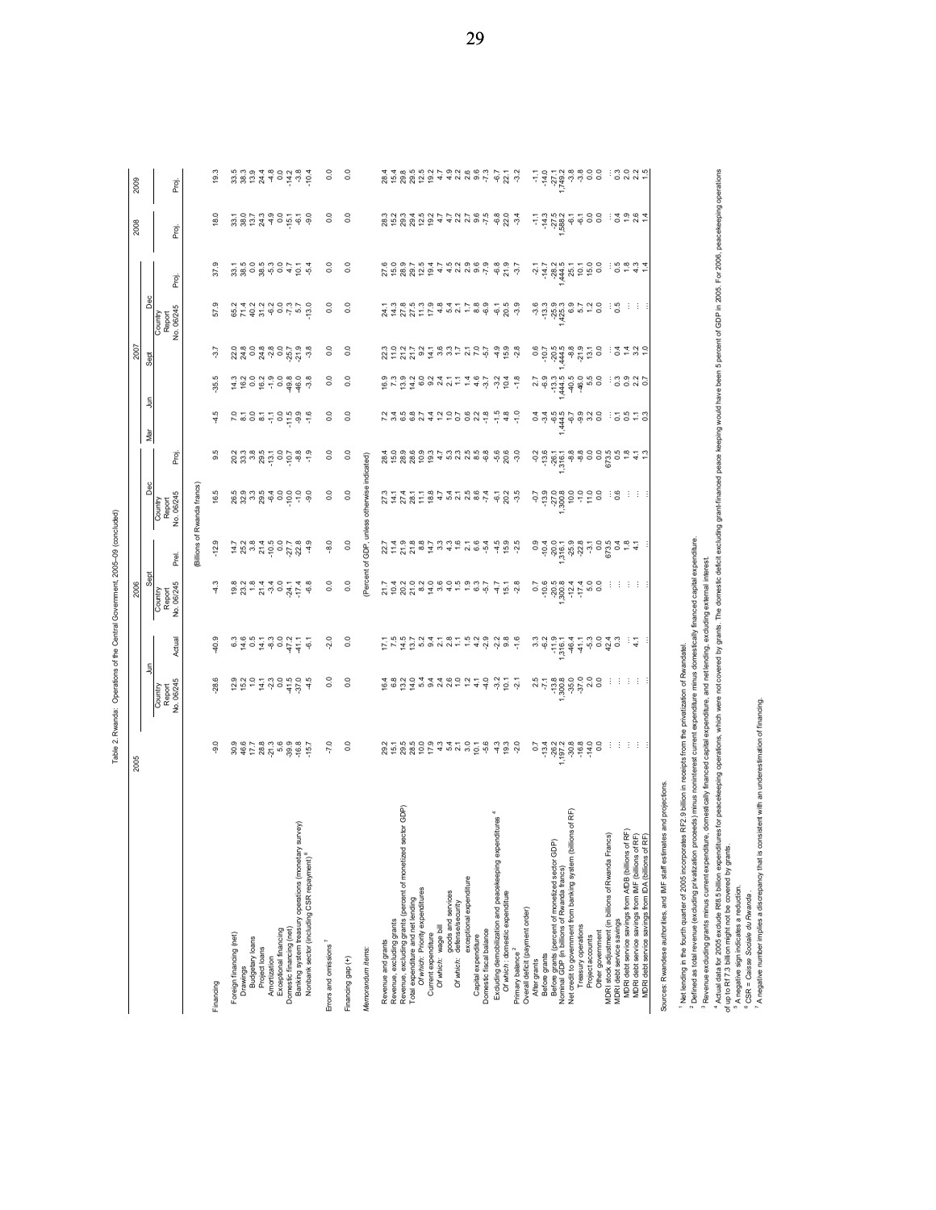Table 2. Rwanda: Operations of the Central Government, 2005–09 (concluded)

| | 2005 | 2006 | | | | | | 2007 | | | | | 2008 | 2009 |
|---|---|---|---|---|---|---|---|---|---|---|---|---|---|---|
| | | Jun | | Sept | | Dec | | Mar | Jun | Sept | Dec | | | |
| | | Country Report No. 06/245 | Actual | Country Report No. 06/245 | Prel. | Country Report No. 06/245 | Proj. | | | | Country Report No. 06/245 | Proj. | Proj. | Proj. |
| | (Billions of Rwanda francs) | | | | | | | | | | | | | |
| Financing | -9.0 | -28.6 | -40.9 | -4.3 | -12.9 | 16.5 | 9.5 | -4.5 | -35.5 | -3.7 | 57.9 | 37.9 | 18.0 | 19.3 |
| Foreign financing (net) | 30.9 | 12.9 | 6.3 | 19.8 | 14.7 | 26.5 | 20.2 | 7.0 | 14.3 | 22.0 | 65.2 | 33.1 | 33.1 | 33.5 |
| Drawings | 46.6 | 15.2 | 14.6 | 23.2 | 25.2 | 32.9 | 33.3 | 8.1 | 16.2 | 24.8 | 71.4 | 38.5 | 38.0 | 38.3 |
| Budgetary loans | 17.7 | 1.0 | 0.5 | 1.8 | 3.8 | 3.3 | 3.8 | 0.0 | 0.0 | 0.0 | 40.2 | 0.0 | 13.7 | 13.9 |
| Project loans | 28.8 | 14.1 | 14.1 | 21.4 | 21.4 | 29.5 | 29.5 | 8.1 | 16.2 | 24.8 | 31.2 | 38.5 | 24.3 | 24.4 |
| Amortization | -21.3 | -2.3 | -8.3 | -3.4 | -10.5 | -6.4 | -13.1 | -1.1 | -1.9 | -2.8 | -6.2 | -5.3 | -4.9 | -4.8 |
| Exceptional financing | 5.6 | 0.0 | 0.0 | 0.0 | 0.0 | 0.0 | 0.0 | 0.0 | 0.0 | 0.0 | 0.0 | 0.0 | 0.0 | 0.0 |
| Domestic financing (net) | -39.9 | -41.5 | -47.2 | -24.1 | -27.7 | -10.0 | -10.7 | -11.5 | -49.8 | -25.7 | -7.3 | 4.7 | -15.1 | -14.2 |
| Banking system treasury operations (monetary survey) | -16.8 | -37.0 | -41.1 | -17.4 | -22.8 | -1.0 | -8.8 | -9.9 | -46.0 | -21.9 | 5.7 | 10.1 | -6.1 | -3.8 |
| Nonbank sector (including CSR repayment) [6] | -15.7 | -4.5 | -6.1 | -6.8 | -4.9 | -9.0 | -1.9 | -1.6 | -3.8 | -3.8 | -13.0 | -5.4 | -9.0 | -10.4 |
| Errors and omissions [7] | -7.0 | 0.0 | -2.0 | 0.0 | -8.0 | 0.0 | 0.0 | 0.0 | 0.0 | 0.0 | 0.0 | 0.0 | 0.0 | 0.0 |
| Financing gap (+) | 0.0 | 0.0 | 0.0 | 0.0 | 0.0 | 0.0 | 0.0 | 0.0 | 0.0 | 0.0 | 0.0 | 0.0 | 0.0 | 0.0 |
| | (Percent of GDP, unless otherwise indicated) | | | | | | | | | | | | | |
| *Memorandum items:* | | | | | | | | | | | | | | |
| Revenue and grants | 29.2 | 16.4 | 17.1 | 21.7 | 22.7 | 27.3 | 28.4 | 7.2 | 16.9 | 22.3 | 24.1 | 27.6 | 28.3 | 28.4 |
| Revenue, excluding grants | 15.1 | 6.8 | 7.5 | 10.4 | 11.4 | 14.1 | 15.0 | 3.4 | 7.3 | 11.0 | 14.3 | 15.0 | 15.2 | 15.4 |
| Revenue, excluding grants (percent of monetized sector GDP) | 29.5 | 13.2 | 14.5 | 20.2 | 21.9 | 27.4 | 28.9 | 6.5 | 13.9 | 21.2 | 27.8 | 28.9 | 29.3 | 29.8 |
| Total expenditure and net lending | 28.5 | 14.0 | 13.7 | 21.0 | 21.8 | 28.1 | 28.6 | 6.8 | 14.2 | 21.7 | 27.5 | 29.7 | 29.4 | 29.5 |
| *Of which:* Priority expenditures | 10.0 | 5.4 | 5.2 | 8.2 | 8.8 | 11.1 | 10.9 | 2.7 | 6.0 | 9.2 | 11.3 | 12.5 | 12.5 | 12.5 |
| Current expenditure | 17.9 | 9.4 | 9.4 | 14.0 | 14.7 | 18.8 | 19.3 | 4.4 | 9.2 | 14.1 | 17.9 | 19.4 | 19.2 | 19.2 |
| *Of which:* wage bill | 4.3 | 2.4 | 2.1 | 3.6 | 3.3 | 4.7 | 4.7 | 1.2 | 2.4 | 3.6 | 4.8 | 4.7 | 4.7 | 4.7 |
| goods and services | 5.4 | 2.6 | 2.8 | 4.0 | 4.3 | 5.4 | 5.3 | 2.0 | 2.1 | 3.3 | 5.4 | 4.5 | 4.7 | 4.9 |
| *Of which:* defense/security | 2.1 | 1.0 | 1.1 | 1.5 | 1.6 | 2.1 | 2.3 | 0.7 | 1.1 | 1.7 | 2.1 | 2.2 | 2.2 | 2.2 |
| exceptional expenditure | 3.0 | 1.2 | 1.5 | 1.9 | 2.1 | 2.5 | 2.5 | 0.6 | 1.4 | 2.1 | 1.7 | 2.9 | 2.7 | 2.6 |
| Capital expenditure | 10.1 | 4.1 | 4.2 | 6.3 | 6.6 | 8.6 | 8.5 | 2.2 | 4.6 | 7.0 | 8.8 | 9.6 | 9.6 | 9.6 |
| Domestic fiscal balance | -5.6 | -4.0 | -2.9 | -5.7 | -5.4 | -7.4 | -6.8 | -1.6 | -3.7 | -5.7 | -6.3 | -7.9 | -7.5 | -7.3 |
| Excluding demobilization and peacekeeping expenditures [4] | -4.3 | -3.2 | -2.2 | -4.7 | -4.5 | -6.1 | -5.6 | -1.5 | -3.2 | -4.9 | -5.6 | -6.8 | -6.8 | -6.7 |
| *Of which:* domestic expenditure | 19.3 | 10.1 | 9.8 | 15.1 | 15.9 | 20.2 | 20.6 | 4.8 | 10.4 | 15.9 | 20.5 | 21.9 | 22.0 | 22.1 |
| Primary balance [2] | -2.0 | -2.1 | -1.6 | -2.8 | -2.5 | -3.5 | -3.0 | -1.0 | -1.8 | -2.8 | -3.9 | -3.7 | -3.4 | -3.2 |
| Overall deficit (payment order) | | | | | | | | | | | | | | |
| After grants | 0.7 | 2.5 | 3.3 | 0.7 | 0.9 | -0.7 | -0.2 | 0.4 | 2.7 | 0.6 | -3.6 | -2.1 | -1.1 | -1.1 |
| Before grants | -13.4 | -7.1 | -6.2 | -10.6 | -10.4 | -13.9 | -13.6 | -3.4 | -6.9 | -10.7 | -13.3 | -14.7 | -14.3 | -14.0 |
| Before grants (percent of monetized sector GDP) | -26.2 | -13.8 | -11.9 | -20.5 | -20.0 | -27.0 | -26.1 | -6.5 | -13.3 | -20.5 | -25.9 | -28.2 | -27.5 | -27.1 |
| Nominal GDP (in billions of Rwanda francs) | 1,197.2 | 1,300.8 | 1,316.1 | 1,300.8 | 1,316.1 | 1,300.8 | 1,316.1 | 1,444.5 | 1,444.5 | 1,444.5 | 1,425.3 | 1,444.5 | 1,588.2 | 1,749.2 |
| Net credit to government from banking system (billions of RF) | -30.8 | -35.0 | -46.4 | -12.4 | -25.9 | 10.0 | -8.8 | -6.7 | -40.5 | -8.8 | 6.9 | 25.1 | -6.1 | -3.8 |
| Treasury operations | -16.8 | -37.0 | -41.1 | -17.4 | -22.8 | -1.0 | -8.8 | -9.9 | -46.0 | -21.9 | 5.7 | 10.1 | -6.1 | -3.8 |
| Project accounts | -14.0 | 2.0 | -5.3 | 5.0 | -3.1 | 11.0 | 0.0 | 3.2 | 5.5 | 13.1 | 1.2 | 15.0 | 0.0 | 0.0 |
| Other government | 0.0 | 0.0 | 0.0 | 0.0 | 0.0 | 0.0 | 0.0 | 0.0 | 0.0 | 0.0 | 0.0 | 0.0 | 0.0 | 0.0 |
| MDRI stock adjustment (in billions of Rwanda Francs) | ... | ... | 42.4 | ... | 673.5 | ... | 673.5 | ... | ... | ... | ... | ... | ... | ... |
| MDRI debt service savings | ... | ... | 0.3 | ... | 0.4 | 0.6 | 0.5 | 0.1 | 0.3 | 0.4 | 0.5 | 0.5 | 0.4 | 0.3 |
| MDRI debt service savings from AfDB (billions of RF) | ... | ... | ... | ... | 1.8 | ... | 1.8 | 0.5 | 0.9 | 1.4 | ... | 1.8 | 1.9 | 2.0 |
| MDRI debt service savings from IMF (billions of RF) | ... | ... | 4.1 | ... | 4.1 | ... | 4.1 | 1.1 | 2.2 | 3.2 | ... | 4.3 | 2.6 | 2.2 |
| MDRI debt service savings from IDA (billions of RF) | ... | ... | ... | ... | ... | ... | 1.3 | 0.3 | 0.7 | 1.0 | ... | 1.4 | 1.4 | 1.5 |

Sources: Rwandese authorities, and IMF staff estimates and projections.

[1] Net lending in the fourth quarter of 2005 incorporates RF2.9 billion in receipts from the privatization of Rwandatel.

[2] Defined as total revenue (excluding privatization proceeds) minus noninterest current expenditure minus domestically financed capital expenditure.

[3] Revenue excluding grants minus current expenditure, domestically financed capital expenditure, and net lending, excluding external interest.

[4] Actual data for 2005 exclude RF8.5 billion expenditures for peacekeeping operations, which were not covered by grants. The domestic deficit excluding grant-financed peace keeping would have been 5 percent of GDP in 2005. For 2006, peacekeeping operations of up to Rf 7.3 billion might not be covered by grants.

[5] A negative sign indicates a reduction.

[6] CSR = *Caisse Sociale du Rwanda*.

[7] A negative number implies a discrepancy that is consistent with an underestimation of financing.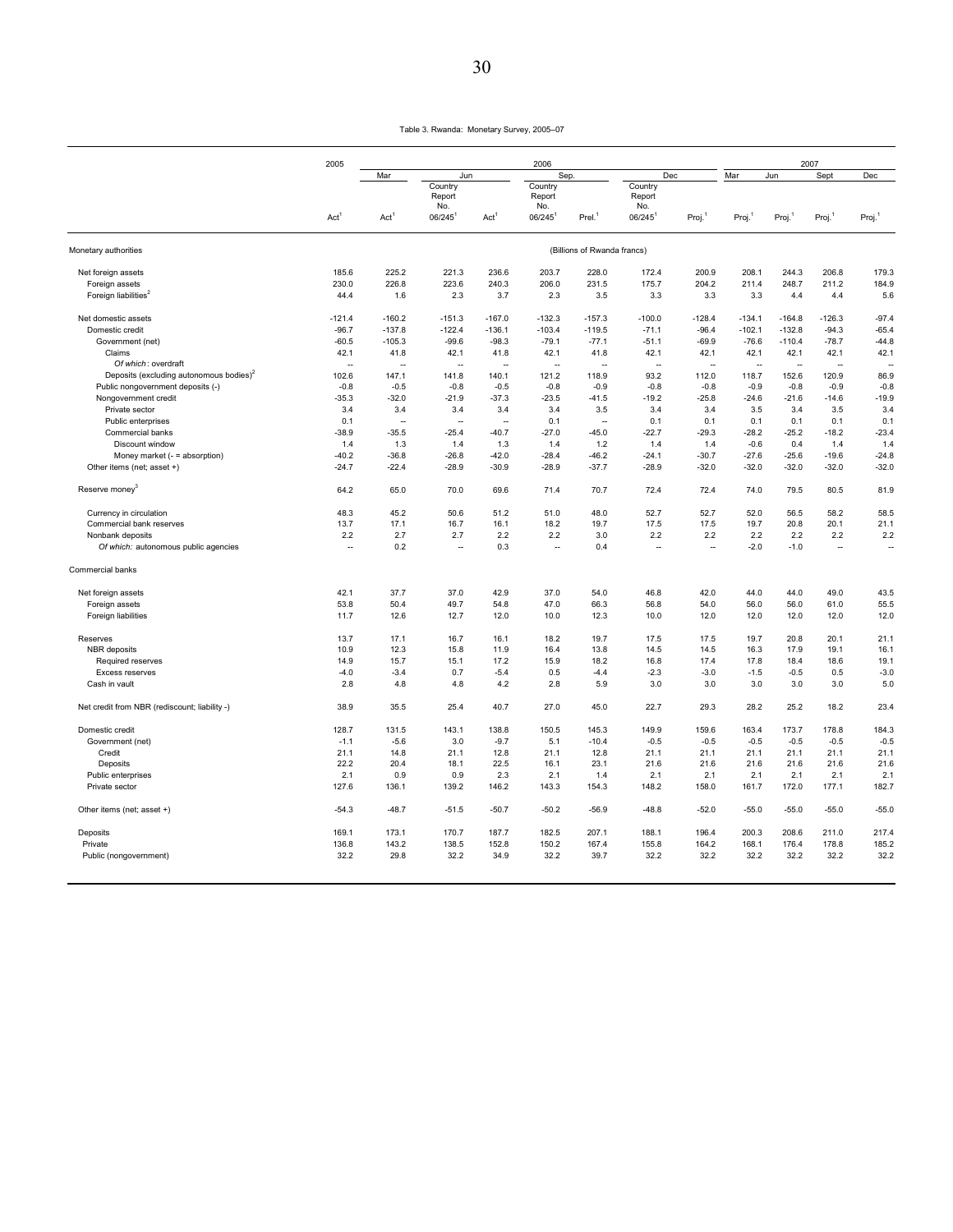Table 3. Rwanda: Monetary Survey, 2005–07

| | 2005 | 2006 | | | | | | | | 2007 | | | |
|---|---|---|---|---|---|---|---|---|---|---|---|---|---|
| | | Mar | Jun | | Sep. | | Dec | | | Mar | Jun | Sept | Dec |
| | Act[1] | Act[1] | Country Report No. 06/245[1] | Act[1] | Country Report No. 06/245[1] | Prel.[1] | Country Report No. 06/245[1] | Proj.[1] | | Proj.[1] | Proj.[1] | Proj.[1] | Proj.[1] |
| **Monetary authorities** | | | | | | (Billions of Rwanda francs) | | | | | | | |
| Net foreign assets | 185.6 | 225.2 | 221.3 | 236.6 | 203.7 | 228.0 | 172.4 | 200.9 | | 208.1 | 244.3 | 206.8 | 179.3 |
| Foreign assets | 230.0 | 226.8 | 223.6 | 240.3 | 206.0 | 231.5 | 175.7 | 204.2 | | 211.4 | 248.7 | 211.2 | 184.9 |
| Foreign liabilities[2] | 44.4 | 1.6 | 2.3 | 3.7 | 2.3 | 3.5 | 3.3 | 3.3 | | 3.3 | 4.4 | 4.4 | 5.6 |
| Net domestic assets | -121.4 | -160.2 | -151.3 | -167.0 | -132.3 | -157.3 | -100.0 | -128.4 | | -134.1 | -164.8 | -126.3 | -97.4 |
| Domestic credit | -96.7 | -137.8 | -122.4 | -136.1 | -103.4 | -119.5 | -71.1 | -96.4 | | -102.1 | -132.8 | -94.3 | -65.4 |
| Government (net) | -60.5 | -105.3 | -99.6 | -98.3 | -79.1 | -77.1 | -51.1 | -69.9 | | -76.6 | -110.4 | -78.7 | -44.8 |
| Claims | 42.1 | 41.8 | 42.1 | 41.8 | 42.1 | 41.8 | 42.1 | 42.1 | | 42.1 | 42.1 | 42.1 | 42.1 |
| *Of which*: overdraft | -- | -- | -- | -- | -- | -- | -- | -- | | -- | -- | -- | -- |
| Deposits (excluding autonomous bodies)[2] | 102.6 | 147.1 | 141.8 | 140.1 | 121.2 | 118.9 | 93.2 | 112.0 | | 118.7 | 152.6 | 120.9 | 86.9 |
| Public nongovernment deposits (-) | -0.8 | -0.5 | -0.8 | -0.5 | -0.8 | -0.9 | -0.8 | -0.8 | | -0.9 | -0.8 | -0.9 | -0.8 |
| Nongovernment credit | -35.3 | -32.0 | -21.9 | -37.3 | -23.5 | -41.5 | -19.2 | -25.8 | | -24.6 | -21.6 | -14.6 | -19.9 |
| Private sector | 3.4 | 3.4 | 3.4 | 3.4 | 3.4 | 3.5 | 3.4 | 3.4 | | 3.5 | 3.4 | 3.5 | 3.4 |
| Public enterprises | 0.1 | -- | -- | -- | 0.1 | -- | 0.1 | 0.1 | | 0.1 | 0.1 | 0.1 | 0.1 |
| Commercial banks | -38.9 | -35.5 | -25.4 | -40.7 | -27.0 | -45.0 | -22.7 | -29.3 | | -28.2 | -25.2 | -18.2 | -23.4 |
| Discount window | 1.4 | 1.3 | 1.4 | 1.3 | 1.4 | 1.2 | 1.4 | 1.4 | | -0.6 | 0.4 | 1.4 | 1.4 |
| Money market (- = absorption) | -40.2 | -36.8 | -26.8 | -42.0 | -28.4 | -46.2 | -24.1 | -30.7 | | -27.6 | -25.6 | -19.6 | -24.8 |
| Other items (net; asset +) | -24.7 | -22.4 | -28.9 | -30.9 | -28.9 | -37.7 | -28.9 | -32.0 | | -32.0 | -32.0 | -32.0 | -32.0 |
| Reserve money[3] | 64.2 | 65.0 | 70.0 | 69.6 | 71.4 | 70.7 | 72.4 | 72.4 | | 74.0 | 79.5 | 80.5 | 81.9 |
| Currency in circulation | 48.3 | 45.2 | 50.6 | 51.2 | 51.0 | 48.0 | 52.7 | 52.7 | | 52.0 | 56.5 | 58.2 | 58.5 |
| Commercial bank reserves | 13.7 | 17.1 | 16.7 | 16.1 | 18.2 | 19.7 | 17.5 | 17.5 | | 19.7 | 20.8 | 20.1 | 21.1 |
| Nonbank deposits | 2.2 | 2.7 | 2.7 | 2.2 | 2.2 | 3.0 | 2.2 | 2.2 | | 2.2 | 2.2 | 2.2 | 2.2 |
| *Of which:* autonomous public agencies | -- | 0.2 | -- | 0.3 | -- | 0.4 | -- | -- | | -2.0 | -1.0 | -- | -- |
| **Commercial banks** | | | | | | | | | | | | | |
| Net foreign assets | 42.1 | 37.7 | 37.0 | 42.9 | 37.0 | 54.0 | 46.8 | 42.0 | | 44.0 | 44.0 | 49.0 | 43.5 |
| Foreign assets | 53.8 | 50.4 | 49.7 | 54.8 | 47.0 | 66.3 | 56.8 | 54.0 | | 56.0 | 56.0 | 61.0 | 55.5 |
| Foreign liabilities | 11.7 | 12.6 | 12.7 | 12.0 | 10.0 | 12.3 | 10.0 | 12.0 | | 12.0 | 12.0 | 12.0 | 12.0 |
| Reserves | 13.7 | 17.1 | 16.7 | 16.1 | 18.2 | 19.7 | 17.5 | 17.5 | | 19.7 | 20.8 | 20.1 | 21.1 |
| NBR deposits | 10.9 | 12.3 | 15.8 | 11.9 | 16.4 | 13.8 | 14.5 | 14.5 | | 16.3 | 17.9 | 19.1 | 16.1 |
| Required reserves | 14.9 | 15.7 | 15.1 | 17.2 | 15.9 | 18.2 | 16.8 | 17.4 | | 17.8 | 18.4 | 18.6 | 19.1 |
| Excess reserves | -4.0 | -3.4 | 0.7 | -5.4 | 0.5 | -4.4 | -2.3 | -3.0 | | -1.5 | -0.5 | 0.5 | -3.0 |
| Cash in vault | 2.8 | 4.8 | 4.8 | 4.2 | 2.8 | 5.9 | 3.0 | 3.0 | | 3.0 | 3.0 | 3.0 | 5.0 |
| Net credit from NBR (rediscount; liability -) | 38.9 | 35.5 | 25.4 | 40.7 | 27.0 | 45.0 | 22.7 | 29.3 | | 28.2 | 25.2 | 18.2 | 23.4 |
| Domestic credit | 128.7 | 131.5 | 143.1 | 138.8 | 150.5 | 145.3 | 149.9 | 159.6 | | 163.4 | 173.7 | 178.8 | 184.3 |
| Government (net) | -1.1 | -5.6 | 3.0 | -9.7 | 5.1 | -10.4 | -0.5 | -0.5 | | -0.5 | -0.5 | -0.5 | -0.5 |
| Credit | 21.1 | 14.8 | 21.1 | 12.8 | 21.1 | 12.8 | 21.1 | 21.1 | | 21.1 | 21.1 | 21.1 | 21.1 |
| Deposits | 22.2 | 20.4 | 18.1 | 22.5 | 16.1 | 23.1 | 21.6 | 21.6 | | 21.6 | 21.6 | 21.6 | 21.6 |
| Public enterprises | 2.1 | 0.9 | 0.9 | 2.3 | 2.1 | 1.4 | 2.1 | 2.1 | | 2.1 | 2.1 | 2.1 | 2.1 |
| Private sector | 127.6 | 136.1 | 139.2 | 146.2 | 143.3 | 154.3 | 148.2 | 158.0 | | 161.7 | 172.0 | 177.1 | 182.7 |
| Other items (net; asset +) | -54.3 | -48.7 | -51.5 | -50.7 | -50.2 | -56.9 | -48.8 | -52.0 | | -55.0 | -55.0 | -55.0 | -55.0 |
| Deposits | 169.1 | 173.1 | 170.7 | 187.7 | 182.5 | 207.1 | 188.1 | 196.4 | | 200.3 | 208.6 | 211.0 | 217.4 |
| Private | 136.8 | 143.2 | 138.5 | 152.8 | 150.2 | 167.4 | 155.8 | 164.2 | | 168.1 | 176.4 | 178.8 | 185.2 |
| Public (nongovernment) | 32.2 | 29.8 | 32.2 | 34.9 | 32.2 | 39.7 | 32.2 | 32.2 | | 32.2 | 32.2 | 32.2 | 32.2 |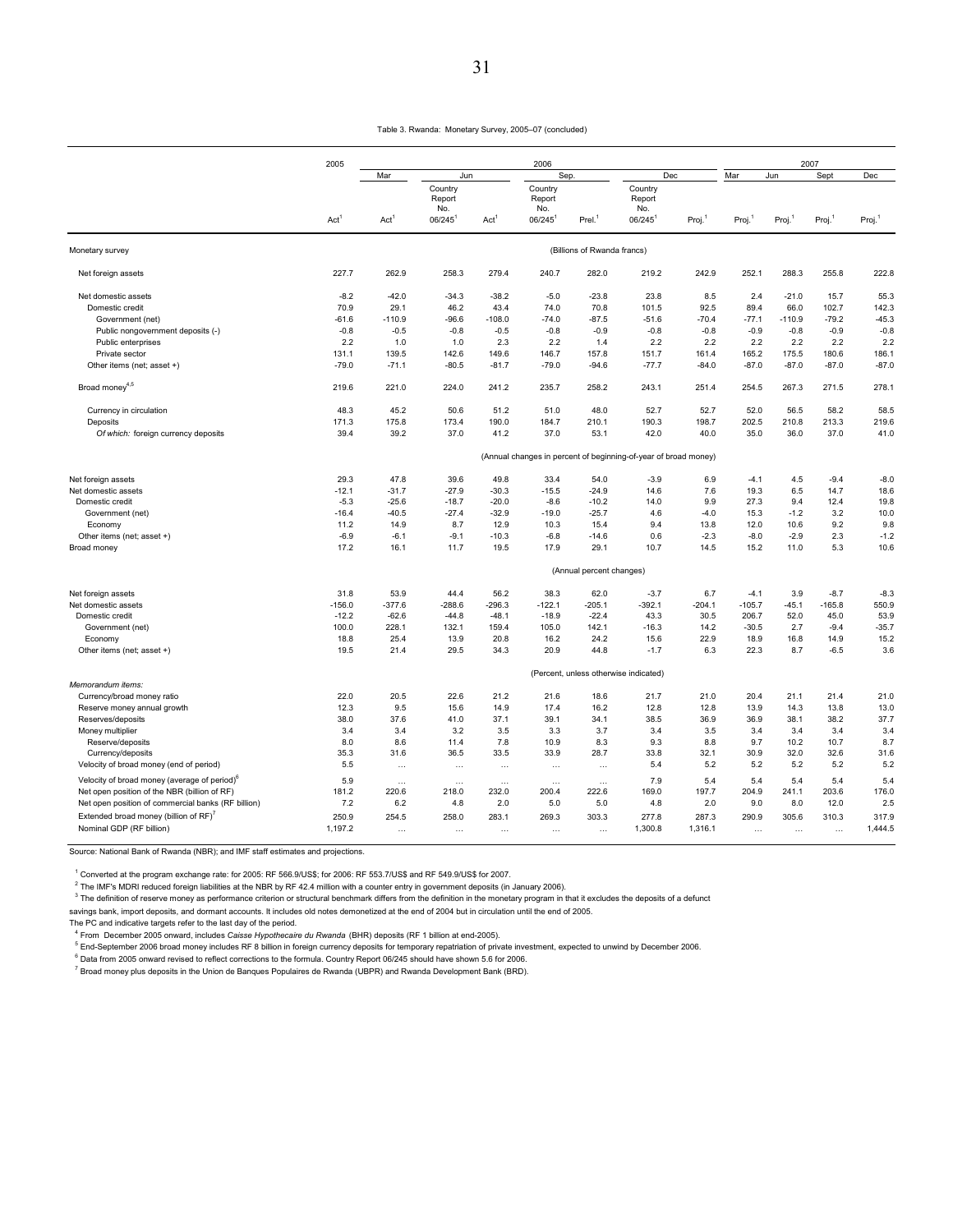Table 3. Rwanda: Monetary Survey, 2005–07 (concluded)

| | 2005 | 2006 | | | | | | | 2007 | | | |
|---|---|---|---|---|---|---|---|---|---|---|---|---|
| | | Mar | Jun | | Sep. | | Dec | | Mar | Jun | Sept | Dec |
| | Act.[1] | Act.[1] | Country Report No. 06/245[1] | Act.[1] | Country Report No. 06/245[1] | Prel.[1] | Country Report No. 06/245[1] | Proj.[1] | Proj.[1] | Proj.[1] | Proj.[1] | Proj.[1] |
| Monetary survey | (Billions of Rwanda francs) | | | | | | | | | | | |
| Net foreign assets | 227.7 | 262.9 | 258.3 | 279.4 | 240.7 | 282.0 | 219.2 | 242.9 | 252.1 | 288.3 | 255.8 | 222.8 |
| Net domestic assets | -8.2 | -42.0 | -34.3 | -38.2 | -5.0 | -23.8 | 23.8 | 8.5 | 2.4 | -21.0 | 15.7 | 55.3 |
| Domestic credit | 70.9 | 29.1 | 46.2 | 43.4 | 74.0 | 70.8 | 101.5 | 92.5 | 89.4 | 66.0 | 102.7 | 142.3 |
| Government (net) | -61.6 | -110.9 | -96.6 | -108.0 | -74.0 | -87.5 | -51.6 | -70.4 | -77.1 | -110.9 | -79.2 | -45.3 |
| Public nongovernment deposits (-) | -0.8 | -0.5 | -0.8 | -0.5 | -0.8 | -0.9 | -0.8 | -0.8 | -0.9 | -0.8 | -0.9 | -0.8 |
| Public enterprises | 2.2 | 1.0 | 1.0 | 2.3 | 2.2 | 1.4 | 2.2 | 2.2 | 2.2 | 2.2 | 2.2 | 2.2 |
| Private sector | 131.1 | 139.5 | 142.6 | 149.6 | 146.7 | 157.8 | 151.7 | 161.4 | 165.2 | 175.5 | 180.6 | 186.1 |
| Other items (net; asset +) | -79.0 | -71.1 | -80.5 | -81.7 | -79.0 | -94.6 | -77.7 | -84.0 | -87.0 | -87.0 | -87.0 | -87.0 |
| Broad money[4,5] | 219.6 | 221.0 | 224.0 | 241.2 | 235.7 | 258.2 | 243.1 | 251.4 | 254.5 | 267.3 | 271.5 | 278.1 |
| Currency in circulation | 48.3 | 45.2 | 50.6 | 51.2 | 51.0 | 48.0 | 52.7 | 52.7 | 52.0 | 56.5 | 58.2 | 58.5 |
| Deposits | 171.3 | 175.8 | 173.4 | 190.0 | 184.7 | 210.1 | 190.3 | 198.7 | 202.5 | 210.8 | 213.3 | 219.6 |
| *Of which:* foreign currency deposits | 39.4 | 39.2 | 37.0 | 41.2 | 37.0 | 53.1 | 42.0 | 40.0 | 35.0 | 36.0 | 37.0 | 41.0 |
| | (Annual changes in percent of beginning-of-year of broad money) | | | | | | | | | | | |
| Net foreign assets | 29.3 | 47.8 | 39.6 | 49.8 | 33.4 | 54.0 | -3.9 | 6.9 | -4.1 | 4.5 | -9.4 | -8.0 |
| Net domestic assets | -12.1 | -31.7 | -27.9 | -30.3 | -15.5 | -24.9 | 14.6 | 7.6 | 19.3 | 6.5 | 14.7 | 18.6 |
| Domestic credit | -5.3 | -25.6 | -18.7 | -20.0 | -8.6 | -10.2 | 14.0 | 9.9 | 27.3 | 9.4 | 12.4 | 19.8 |
| Government (net) | -16.4 | -40.5 | -27.4 | -32.9 | -19.0 | -25.7 | 4.6 | -4.0 | 15.3 | -1.2 | 3.2 | 10.0 |
| Economy | 11.2 | 14.9 | 8.7 | 12.9 | 10.3 | 15.4 | 9.4 | 13.8 | 12.0 | 10.6 | 9.2 | 9.8 |
| Other items (net; asset +) | -6.9 | -6.1 | -9.1 | -10.3 | -6.8 | -14.6 | 0.6 | -2.3 | -8.0 | -2.9 | 2.3 | -1.2 |
| Broad money | 17.2 | 16.1 | 11.7 | 19.5 | 17.9 | 29.1 | 10.7 | 14.5 | 15.2 | 11.0 | 5.3 | 10.6 |
| | (Annual percent changes) | | | | | | | | | | | |
| Net foreign assets | 31.8 | 53.9 | 44.4 | 56.2 | 38.3 | 62.0 | -3.7 | 6.7 | -4.1 | 3.9 | -8.7 | -8.3 |
| Net domestic assets | -156.0 | -377.6 | -288.6 | -296.3 | -122.1 | -205.1 | -392.1 | -204.1 | -105.7 | -45.1 | -165.8 | 550.9 |
| Domestic credit | -12.2 | -62.6 | -44.8 | -48.1 | -18.9 | -22.4 | 43.3 | 30.5 | 206.7 | 52.0 | 45.0 | 53.9 |
| Government (net) | 100.0 | 228.1 | 132.1 | 159.4 | 105.0 | 142.1 | -16.3 | 14.2 | -30.5 | 2.7 | -9.4 | -35.7 |
| Economy | 18.8 | 25.4 | 13.9 | 20.8 | 16.2 | 24.2 | 15.6 | 22.9 | 18.9 | 16.8 | 14.9 | 15.2 |
| Other items (net; asset +) | 19.5 | 21.4 | 29.5 | 34.3 | 20.9 | 44.8 | -1.7 | 6.3 | 22.3 | 8.7 | -6.5 | 3.6 |
| | (Percent, unless otherwise indicated) | | | | | | | | | | | |
| *Memorandum items:* | | | | | | | | | | | | |
| Currency/broad money ratio | 22.0 | 20.5 | 22.6 | 21.2 | 21.6 | 18.6 | 21.7 | 21.0 | 20.4 | 21.1 | 21.4 | 21.0 |
| Reserve money annual growth | 12.3 | 9.5 | 15.6 | 14.9 | 17.4 | 16.2 | 12.8 | 12.8 | 13.9 | 14.3 | 13.8 | 13.0 |
| Reserves/deposits | 38.0 | 37.6 | 41.0 | 37.1 | 39.1 | 34.1 | 38.5 | 36.9 | 36.9 | 38.1 | 38.2 | 37.7 |
| Money multiplier | 3.4 | 3.4 | 3.2 | 3.5 | 3.3 | 3.7 | 3.4 | 3.5 | 3.4 | 3.4 | 3.4 | 3.4 |
| Reserve/deposits | 8.0 | 8.6 | 11.4 | 7.8 | 10.9 | 8.3 | 9.3 | 8.8 | 9.7 | 10.2 | 10.7 | 8.7 |
| Currency/deposits | 35.3 | 31.6 | 36.5 | 33.5 | 33.9 | 28.7 | 33.8 | 32.1 | 30.9 | 32.0 | 32.6 | 31.6 |
| Velocity of broad money (end of period) | 5.5 | … | … | … | … | … | 5.4 | 5.2 | 5.2 | 5.2 | 5.2 | 5.2 |
| Velocity of broad money (average of period)[6] | 5.9 | … | … | … | … | … | 7.9 | 5.4 | 5.4 | 5.4 | 5.4 | 5.4 |
| Net open position of the NBR (billion of RF) | 181.2 | 220.6 | 218.0 | 232.0 | 200.4 | 222.6 | 169.0 | 197.7 | 204.9 | 241.1 | 203.6 | 176.0 |
| Net open position of commercial banks (RF billion) | 7.2 | 6.2 | 4.8 | 2.0 | 5.0 | 5.0 | 4.8 | 2.0 | 9.0 | 8.0 | 12.0 | 2.5 |
| Extended broad money (billion of RF)[7] | 250.9 | 254.5 | 258.0 | 283.1 | 269.3 | 303.3 | 277.8 | 287.3 | 290.9 | 305.6 | 310.3 | 317.9 |
| Nominal GDP (RF billion) | 1,197.2 | … | … | … | … | … | 1,300.8 | 1,316.1 | … | … | … | 1,444.5 |

Source: National Bank of Rwanda (NBR); and IMF staff estimates and projections.

[1] Converted at the program exchange rate: for 2005: RF 566.9/US$; for 2006: RF 553.7/US$ and RF 549.9/US$ for 2007.

[2] The IMF's MDRI reduced foreign liabilities at the NBR by RF 42.4 million with a counter entry in government deposits (in January 2006).

[3] The definition of reserve money as performance criterion or structural benchmark differs from the definition in the monetary program in that it excludes the deposits of a defunct savings bank, import deposits, and dormant accounts. It includes old notes demonetized at the end of 2004 but in circulation until the end of 2005.

The PC and indicative targets refer to the last day of the period.

[4] From December 2005 onward, includes *Caisse Hypothecaire du Rwanda* (BHR) deposits (RF 1 billion at end-2005).

[5] End-September 2006 broad money includes RF 8 billion in foreign currency deposits for temporary repatriation of private investment, expected to unwind by December 2006.

[6] Data from 2005 onward revised to reflect corrections to the formula. Country Report 06/245 should have shown 5.6 for 2006.

[7] Broad money plus deposits in the Union de Banques Populaires de Rwanda (UBPR) and Rwanda Development Bank (BRD).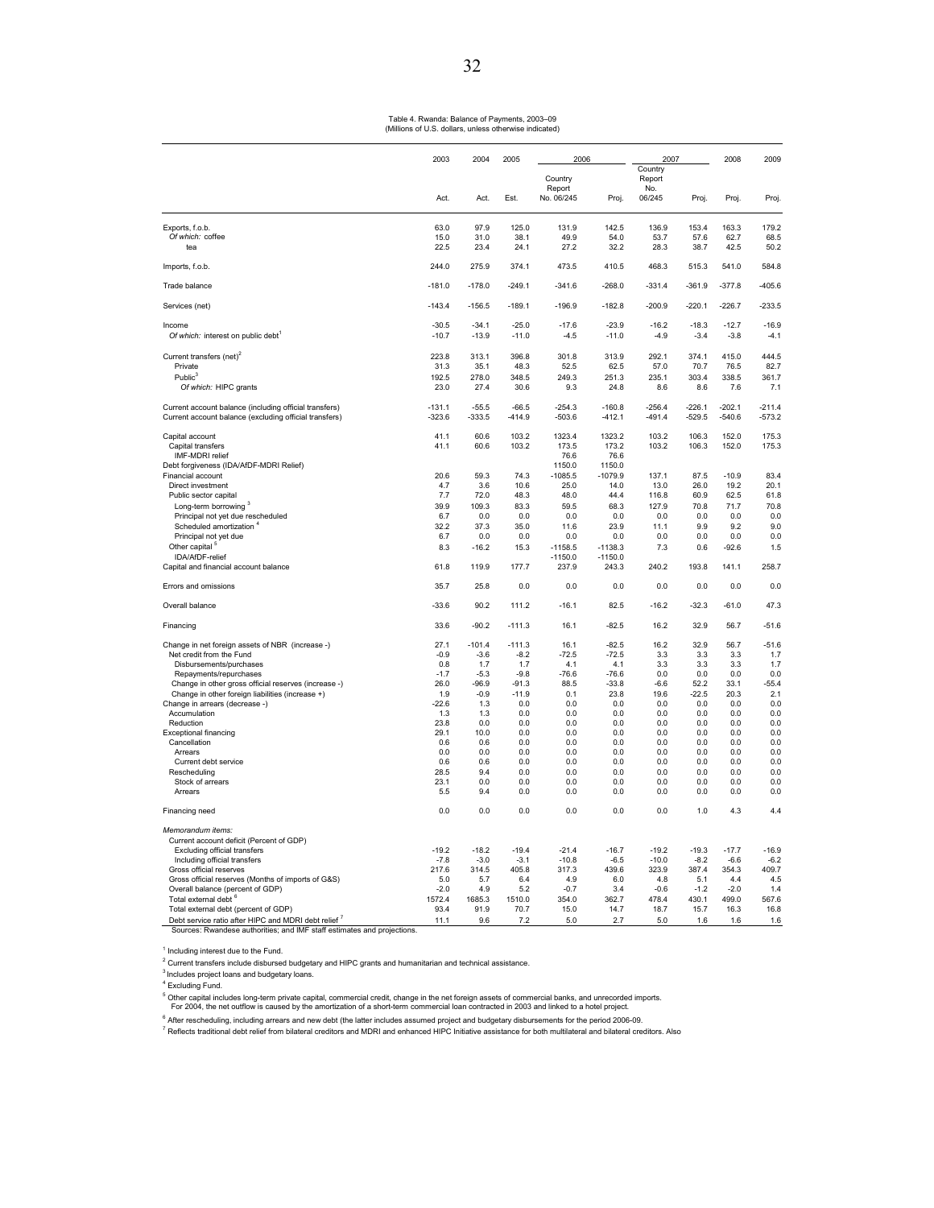Table 4. Rwanda: Balance of Payments, 2003–09
(Millions of U.S. dollars, unless otherwise indicated)

| | 2003 | 2004 | 2005 | 2006 | | 2007 | | 2008 | 2009 |
|---|---|---|---|---|---|---|---|---|---|
| | Act. | Act. | Est. | Country Report No. 06/245 | Proj. | Country Report No. 06/245 | Proj. | Proj. | Proj. |
| Exports, f.o.b. | 63.0 | 97.9 | 125.0 | 131.9 | 142.5 | 136.9 | 153.4 | 163.3 | 179.2 |
| *Of which:* coffee | 15.0 | 31.0 | 38.1 | 49.9 | 54.0 | 53.7 | 57.6 | 62.7 | 68.5 |
| tea | 22.5 | 23.4 | 24.1 | 27.2 | 32.2 | 28.3 | 38.7 | 42.5 | 50.2 |
| Imports, f.o.b. | 244.0 | 275.9 | 374.1 | 473.5 | 410.5 | 468.3 | 515.3 | 541.0 | 584.8 |
| Trade balance | -181.0 | -178.0 | -249.1 | -341.6 | -268.0 | -331.4 | -361.9 | -377.8 | -405.6 |
| Services (net) | -143.4 | -156.5 | -189.1 | -196.9 | -182.8 | -200.9 | -220.1 | -226.7 | -233.5 |
| Income | -30.5 | -34.1 | -25.0 | -17.6 | -23.9 | -16.2 | -18.3 | -12.7 | -16.9 |
| *Of which:* interest on public debt [1] | -10.7 | -13.9 | -11.0 | -4.5 | -11.0 | -4.9 | -3.4 | -3.8 | -4.1 |
| Current transfers (net) [2] | 223.8 | 313.1 | 396.8 | 301.8 | 313.9 | 292.1 | 374.1 | 415.0 | 444.5 |
| Private | 31.3 | 35.1 | 48.3 | 52.5 | 62.5 | 57.0 | 70.7 | 76.5 | 82.7 |
| Public [3] | 192.5 | 278.0 | 348.5 | 249.3 | 251.3 | 235.1 | 303.4 | 338.5 | 361.7 |
| *Of which:* HIPC grants | 23.0 | 27.4 | 30.6 | 9.3 | 24.8 | 8.6 | 8.6 | 7.6 | 7.1 |
| Current account balance (including official transfers) | -131.1 | -55.5 | -66.5 | -254.3 | -160.8 | -256.4 | -226.1 | -202.1 | -211.4 |
| Current account balance (excluding official transfers) | -323.6 | -333.5 | -414.9 | -503.6 | -412.1 | -491.4 | -529.5 | -540.6 | -573.2 |
| Capital account | 41.1 | 60.6 | 103.2 | 1323.4 | 1323.2 | 103.2 | 106.3 | 152.0 | 175.3 |
| Capital transfers | 41.1 | 60.6 | 103.2 | 173.5 | 173.2 | 103.2 | 106.3 | 152.0 | 175.3 |
| IMF-MDRI relief | | | | 76.6 | 76.6 | | | | |
| Debt forgiveness (IDA/AfDF-MDRI Relief) | | | | 1150.0 | 1150.0 | | | | |
| Financial account | 20.6 | 59.3 | 74.3 | -1085.5 | -1079.9 | 137.1 | 87.5 | -10.9 | 83.4 |
| Direct investment | 4.7 | 3.6 | 10.6 | 25.0 | 14.0 | 13.0 | 26.0 | 19.2 | 20.1 |
| Public sector capital | 7.7 | 72.0 | 48.3 | 48.0 | 44.4 | 116.8 | 60.9 | 62.5 | 61.8 |
| Long-term borrowing [3] | 39.9 | 109.3 | 83.3 | 59.5 | 68.3 | 127.9 | 70.8 | 71.7 | 70.8 |
| Principal not yet due rescheduled | 6.7 | 0.0 | 0.0 | 0.0 | 0.0 | 0.0 | 0.0 | 0.0 | 0.0 |
| Scheduled amortization [4] | 32.2 | 37.3 | 35.0 | 11.6 | 23.9 | 11.1 | 9.9 | 9.2 | 9.0 |
| Principal not yet due | 6.7 | 0.0 | 0.0 | 0.0 | 0.0 | 0.0 | 0.0 | 0.0 | 0.0 |
| Other capital [5] | 8.3 | -16.2 | 15.3 | -1158.5 | -1138.3 | 7.3 | 0.6 | -92.6 | 1.5 |
| IDA/AfDF-relief | | | | -1150.0 | -1150.0 | | | | |
| Capital and financial account balance | 61.8 | 119.9 | 177.7 | 237.9 | 243.3 | 240.2 | 193.8 | 141.1 | 258.7 |
| Errors and omissions | 35.7 | 25.8 | 0.0 | 0.0 | 0.0 | 0.0 | 0.0 | 0.0 | 0.0 |
| Overall balance | -33.6 | 90.2 | 111.2 | -16.1 | 82.5 | -16.2 | -32.3 | -61.0 | 47.3 |
| Financing | 33.6 | -90.2 | -111.3 | 16.1 | -82.5 | 16.2 | 32.9 | 56.7 | -51.6 |
| Change in net foreign assets of NBR (increase -) | 27.1 | -101.4 | -111.3 | 16.1 | -82.5 | 16.2 | 32.9 | 56.7 | -51.6 |
| Net credit from the Fund | -0.9 | -3.6 | -8.2 | -72.5 | -72.5 | 3.3 | 3.3 | 3.3 | 1.7 |
| Disbursements/purchases | 0.8 | 1.7 | 1.7 | 4.1 | 4.1 | 3.3 | 3.3 | 3.3 | 1.7 |
| Repayments/repurchases | -1.7 | -5.3 | -9.8 | -76.6 | -76.6 | 0.0 | 0.0 | 0.0 | 0.0 |
| Change in other gross official reserves (increase -) | 26.0 | -96.9 | -91.3 | 88.5 | -33.8 | -6.6 | 52.2 | 33.1 | -55.4 |
| Change in other foreign liabilities (increase +) | 1.9 | -0.9 | -11.9 | 0.1 | 23.8 | 19.6 | -22.5 | 20.3 | 2.1 |
| Change in arrears (decrease -) | -22.6 | 1.3 | 0.0 | 0.0 | 0.0 | 0.0 | 0.0 | 0.0 | 0.0 |
| Accumulation | 1.3 | 1.3 | 0.0 | 0.0 | 0.0 | 0.0 | 0.0 | 0.0 | 0.0 |
| Reduction | 23.8 | 0.0 | 0.0 | 0.0 | 0.0 | 0.0 | 0.0 | 0.0 | 0.0 |
| Exceptional financing | 29.1 | 10.0 | 0.0 | 0.0 | 0.0 | 0.0 | 0.0 | 0.0 | 0.0 |
| Cancellation | 0.6 | 0.6 | 0.0 | 0.0 | 0.0 | 0.0 | 0.0 | 0.0 | 0.0 |
| Arrears | 0.0 | 0.0 | 0.0 | 0.0 | 0.0 | 0.0 | 0.0 | 0.0 | 0.0 |
| Current debt service | 0.6 | 0.6 | 0.0 | 0.0 | 0.0 | 0.0 | 0.0 | 0.0 | 0.0 |
| Rescheduling | 28.5 | 9.4 | 0.0 | 0.0 | 0.0 | 0.0 | 0.0 | 0.0 | 0.0 |
| Stock of arrears | 23.1 | 0.0 | 0.0 | 0.0 | 0.0 | 0.0 | 0.0 | 0.0 | 0.0 |
| Arrears | 5.5 | 9.4 | 0.0 | 0.0 | 0.0 | 0.0 | 0.0 | 0.0 | 0.0 |
| Financing need | 0.0 | 0.0 | 0.0 | 0.0 | 0.0 | 0.0 | 1.0 | 4.3 | 4.4 |
| *Memorandum items:* | | | | | | | | | |
| Current account deficit (Percent of GDP) | | | | | | | | | |
| Excluding official transfers | -19.2 | -18.2 | -19.4 | -21.4 | -16.7 | -19.2 | -19.3 | -17.7 | -16.9 |
| Including official transfers | -7.8 | -3.0 | -3.1 | -10.8 | -6.5 | -10.0 | -8.2 | -6.6 | -6.2 |
| Gross official reserves | 217.6 | 314.5 | 405.8 | 317.3 | 439.6 | 323.9 | 387.4 | 354.3 | 409.7 |
| Gross official reserves (Months of imports of G&S) | 5.0 | 5.7 | 6.4 | 4.9 | 6.0 | 4.8 | 5.1 | 4.4 | 4.5 |
| Overall balance (percent of GDP) | -2.0 | 4.9 | 5.2 | -0.7 | 3.4 | -0.6 | -1.2 | -2.0 | 1.4 |
| Total external debt [6] | 1572.4 | 1685.3 | 1510.0 | 354.0 | 362.7 | 478.4 | 430.1 | 499.0 | 567.6 |
| Total external debt (percent of GDP) | 93.4 | 91.9 | 70.7 | 15.0 | 14.7 | 18.7 | 15.7 | 16.3 | 16.8 |
| Debt service ratio after HIPC and MDRI debt relief [7] | 11.1 | 9.6 | 7.2 | 5.0 | 2.7 | 5.0 | 1.6 | 1.6 | 1.6 |

Sources: Rwandese authorities; and IMF staff estimates and projections.

[1] Including interest due to the Fund.

[2] Current transfers include disbursed budgetary and HIPC grants and humanitarian and technical assistance.

[3] Includes project loans and budgetary loans.

[4] Excluding Fund.

[5] Other capital includes long-term private capital, commercial credit, change in the net foreign assets of commercial banks, and unrecorded imports.
For 2004, the net outflow is caused by the amortization of a short-term commercial loan contracted in 2003 and linked to a hotel project.

[6] After rescheduling, including arrears and new debt (the latter includes assumed project and budgetary disbursements for the period 2006-09.

[7] Reflects traditional debt relief from bilateral creditors and MDRI and enhanced HIPC Initiative assistance for both multilateral and bilateral creditors. Also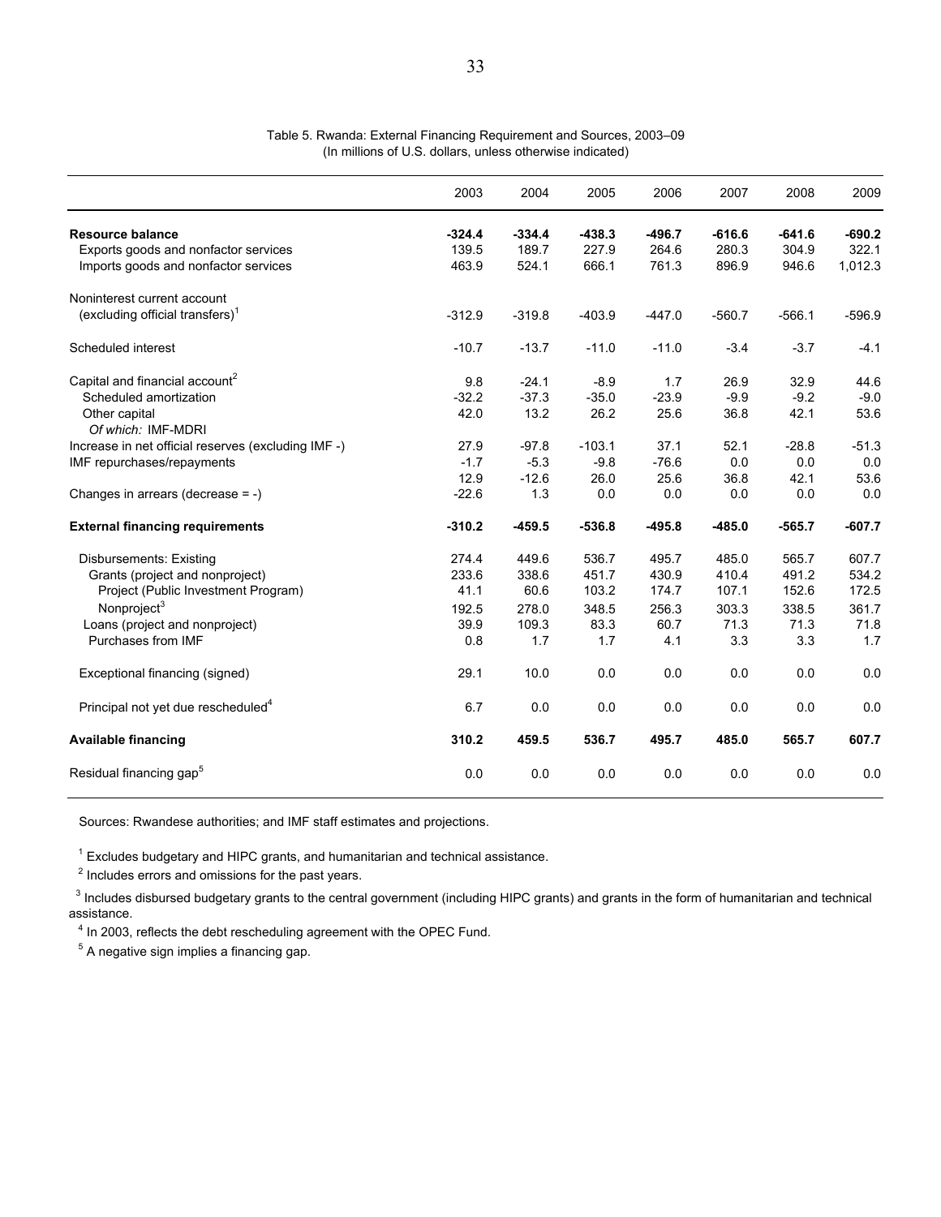Table 5. Rwanda: External Financing Requirement and Sources, 2003–09
(In millions of U.S. dollars, unless otherwise indicated)

| | 2003 | 2004 | 2005 | 2006 | 2007 | 2008 | 2009 |
|---|---|---|---|---|---|---|---|
| **Resource balance** | **-324.4** | **-334.4** | **-438.3** | **-496.7** | **-616.6** | **-641.6** | **-690.2** |
| Exports goods and nonfactor services | 139.5 | 189.7 | 227.9 | 264.6 | 280.3 | 304.9 | 322.1 |
| Imports goods and nonfactor services | 463.9 | 524.1 | 666.1 | 761.3 | 896.9 | 946.6 | 1,012.3 |
| Noninterest current account (excluding official transfers)[1] | -312.9 | -319.8 | -403.9 | -447.0 | -560.7 | -566.1 | -596.9 |
| Scheduled interest | -10.7 | -13.7 | -11.0 | -11.0 | -3.4 | -3.7 | -4.1 |
| Capital and financial account[2] | 9.8 | -24.1 | -8.9 | 1.7 | 26.9 | 32.9 | 44.6 |
| Scheduled amortization | -32.2 | -37.3 | -35.0 | -23.9 | -9.9 | -9.2 | -9.0 |
| Other capital | 42.0 | 13.2 | 26.2 | 25.6 | 36.8 | 42.1 | 53.6 |
| *Of which:* IMF-MDRI | | | | | | | |
| Increase in net official reserves (excluding IMF -) | 27.9 | -97.8 | -103.1 | 37.1 | 52.1 | -28.8 | -51.3 |
| IMF repurchases/repayments | -1.7 | -5.3 | -9.8 | -76.6 | 0.0 | 0.0 | 0.0 |
| | 12.9 | -12.6 | 26.0 | 25.6 | 36.8 | 42.1 | 53.6 |
| Changes in arrears (decrease = -) | -22.6 | 1.3 | 0.0 | 0.0 | 0.0 | 0.0 | 0.0 |
| **External financing requirements** | **-310.2** | **-459.5** | **-536.8** | **-495.8** | **-485.0** | **-565.7** | **-607.7** |
| Disbursements: Existing | 274.4 | 449.6 | 536.7 | 495.7 | 485.0 | 565.7 | 607.7 |
| Grants (project and nonproject) | 233.6 | 338.6 | 451.7 | 430.9 | 410.4 | 491.2 | 534.2 |
| Project (Public Investment Program) | 41.1 | 60.6 | 103.2 | 174.7 | 107.1 | 152.6 | 172.5 |
| Nonproject[3] | 192.5 | 278.0 | 348.5 | 256.3 | 303.3 | 338.5 | 361.7 |
| Loans (project and nonproject) | 39.9 | 109.3 | 83.3 | 60.7 | 71.3 | 71.3 | 71.8 |
| Purchases from IMF | 0.8 | 1.7 | 1.7 | 4.1 | 3.3 | 3.3 | 1.7 |
| Exceptional financing (signed) | 29.1 | 10.0 | 0.0 | 0.0 | 0.0 | 0.0 | 0.0 |
| Principal not yet due rescheduled[4] | 6.7 | 0.0 | 0.0 | 0.0 | 0.0 | 0.0 | 0.0 |
| **Available financing** | **310.2** | **459.5** | **536.7** | **495.7** | **485.0** | **565.7** | **607.7** |
| Residual financing gap[5] | 0.0 | 0.0 | 0.0 | 0.0 | 0.0 | 0.0 | 0.0 |

Sources: Rwandese authorities; and IMF staff estimates and projections.

[1] Excludes budgetary and HIPC grants, and humanitarian and technical assistance.

[2] Includes errors and omissions for the past years.

[3] Includes disbursed budgetary grants to the central government (including HIPC grants) and grants in the form of humanitarian and technical assistance.

[4] In 2003, reflects the debt rescheduling agreement with the OPEC Fund.

[5] A negative sign implies a financing gap.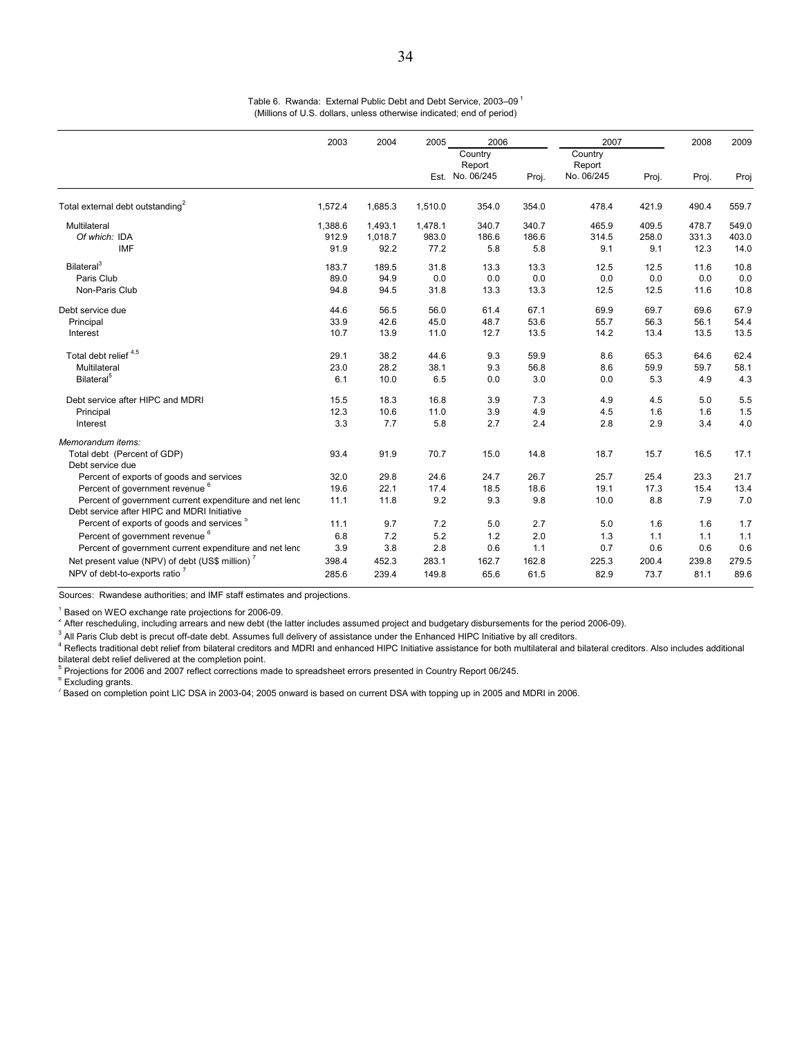Table 6. Rwanda: External Public Debt and Debt Service, 2003–09 [1]
(Millions of U.S. dollars, unless otherwise indicated; end of period)

| | 2003 | 2004 | 2005 | 2006 | | 2007 | | 2008 | 2009 |
|---|---|---|---|---|---|---|---|---|---|
| | | | | Country Report | | Country Report | | | |
| | | | Est. | No. 06/245 | Proj. | No. 06/245 | Proj. | Proj. | Proj |
| Total external debt outstanding [2] | 1,572.4 | 1,685.3 | 1,510.0 | 354.0 | 354.0 | 478.4 | 421.9 | 490.4 | 559.7 |
| Multilateral | 1,388.6 | 1,493.1 | 1,478.1 | 340.7 | 340.7 | 465.9 | 409.5 | 478.7 | 549.0 |
| *Of which:* IDA | 912.9 | 1,018.7 | 983.0 | 186.6 | 186.6 | 314.5 | 258.0 | 331.3 | 403.0 |
| IMF | 91.9 | 92.2 | 77.2 | 5.8 | 5.8 | 9.1 | 9.1 | 12.3 | 14.0 |
| Bilateral [3] | 183.7 | 189.5 | 31.8 | 13.3 | 13.3 | 12.5 | 12.5 | 11.6 | 10.8 |
| Paris Club | 89.0 | 94.9 | 0.0 | 0.0 | 0.0 | 0.0 | 0.0 | 0.0 | 0.0 |
| Non-Paris Club | 94.8 | 94.5 | 31.8 | 13.3 | 13.3 | 12.5 | 12.5 | 11.6 | 10.8 |
| Debt service due | 44.6 | 56.5 | 56.0 | 61.4 | 67.1 | 69.9 | 69.7 | 69.6 | 67.9 |
| Principal | 33.9 | 42.6 | 45.0 | 48.7 | 53.6 | 55.7 | 56.3 | 56.1 | 54.4 |
| Interest | 10.7 | 13.9 | 11.0 | 12.7 | 13.5 | 14.2 | 13.4 | 13.5 | 13.5 |
| Total debt relief [4,5] | 29.1 | 38.2 | 44.6 | 9.3 | 59.9 | 8.6 | 65.3 | 64.6 | 62.4 |
| Multilateral | 23.0 | 28.2 | 38.1 | 9.3 | 56.8 | 8.6 | 59.9 | 59.7 | 58.1 |
| Bilateral [5] | 6.1 | 10.0 | 6.5 | 0.0 | 3.0 | 0.0 | 5.3 | 4.9 | 4.3 |
| Debt service after HIPC and MDRI | 15.5 | 18.3 | 16.8 | 3.9 | 7.3 | 4.9 | 4.5 | 5.0 | 5.5 |
| Principal | 12.3 | 10.6 | 11.0 | 3.9 | 4.9 | 4.5 | 1.6 | 1.6 | 1.5 |
| Interest | 3.3 | 7.7 | 5.8 | 2.7 | 2.4 | 2.8 | 2.9 | 3.4 | 4.0 |
| *Memorandum items:* | | | | | | | | | |
| Total debt (Percent of GDP) | 93.4 | 91.9 | 70.7 | 15.0 | 14.8 | 18.7 | 15.7 | 16.5 | 17.1 |
| Debt service due | | | | | | | | | |
| Percent of exports of goods and services | 32.0 | 29.8 | 24.6 | 24.7 | 26.7 | 25.7 | 25.4 | 23.3 | 21.7 |
| Percent of government revenue [6] | 19.6 | 22.1 | 17.4 | 18.5 | 18.6 | 19.1 | 17.3 | 15.4 | 13.4 |
| Percent of government current expenditure and net lenc | 11.1 | 11.8 | 9.2 | 9.3 | 9.8 | 10.0 | 8.8 | 7.9 | 7.0 |
| Debt service after HIPC and MDRI Initiative | | | | | | | | | |
| Percent of exports of goods and services [5] | 11.1 | 9.7 | 7.2 | 5.0 | 2.7 | 5.0 | 1.6 | 1.6 | 1.7 |
| Percent of government revenue [6] | 6.8 | 7.2 | 5.2 | 1.2 | 2.0 | 1.3 | 1.1 | 1.1 | 1.1 |
| Percent of government current expenditure and net lenc | 3.9 | 3.8 | 2.8 | 0.6 | 1.1 | 0.7 | 0.6 | 0.6 | 0.6 |
| Net present value (NPV) of debt (US$ million) [7] | 398.4 | 452.3 | 283.1 | 162.7 | 162.8 | 225.3 | 200.4 | 239.8 | 279.5 |
| NPV of debt-to-exports ratio [7] | 285.6 | 239.4 | 149.8 | 65.6 | 61.5 | 82.9 | 73.7 | 81.1 | 89.6 |

Sources: Rwandese authorities; and IMF staff estimates and projections.

[1] Based on WEO exchange rate projections for 2006-09.
[2] After rescheduling, including arrears and new debt (the latter includes assumed project and budgetary disbursements for the period 2006-09).
[3] All Paris Club debt is precut off-date debt. Assumes full delivery of assistance under the Enhanced HIPC Initiative by all creditors.
[4] Reflects traditional debt relief from bilateral creditors and MDRI and enhanced HIPC Initiative assistance for both multilateral and bilateral creditors. Also includes additional bilateral debt relief delivered at the completion point.
[5] Projections for 2006 and 2007 reflect corrections made to spreadsheet errors presented in Country Report 06/245.
[6] Excluding grants.
[7] Based on completion point LIC DSA in 2003-04; 2005 onward is based on current DSA with topping up in 2005 and MDRI in 2006.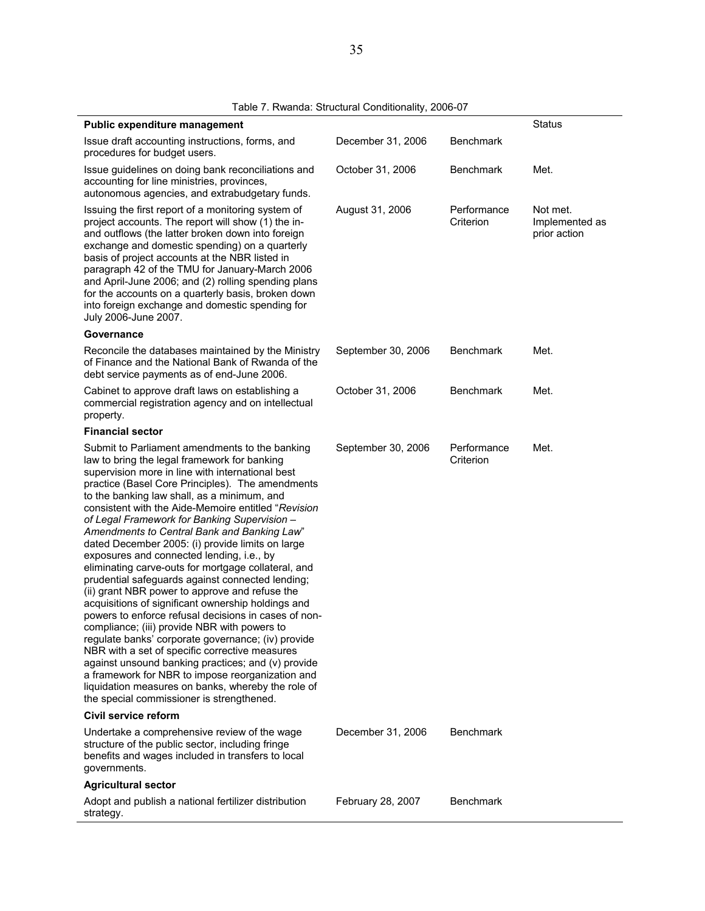Table 7. Rwanda: Structural Conditionality, 2006-07

| **Public expenditure management** | | | Status |
|---|---|---|---|
| Issue draft accounting instructions, forms, and procedures for budget users. | December 31, 2006 | Benchmark | |
| Issue guidelines on doing bank reconciliations and accounting for line ministries, provinces, autonomous agencies, and extrabudgetary funds. | October 31, 2006 | Benchmark | Met. |
| Issuing the first report of a monitoring system of project accounts. The report will show (1) the in- and outflows (the latter broken down into foreign exchange and domestic spending) on a quarterly basis of project accounts at the NBR listed in paragraph 42 of the TMU for January-March 2006 and April-June 2006; and (2) rolling spending plans for the accounts on a quarterly basis, broken down into foreign exchange and domestic spending for July 2006-June 2007. | August 31, 2006 | Performance Criterion | Not met. Implemented as prior action |
| **Governance** | | | |
| Reconcile the databases maintained by the Ministry of Finance and the National Bank of Rwanda of the debt service payments as of end-June 2006. | September 30, 2006 | Benchmark | Met. |
| Cabinet to approve draft laws on establishing a commercial registration agency and on intellectual property. | October 31, 2006 | Benchmark | Met. |
| **Financial sector** | | | |
| Submit to Parliament amendments to the banking law to bring the legal framework for banking supervision more in line with international best practice (Basel Core Principles). The amendments to the banking law shall, as a minimum, and consistent with the Aide-Memoire entitled "*Revision of Legal Framework for Banking Supervision – Amendments to Central Bank and Banking Law*" dated December 2005: (i) provide limits on large exposures and connected lending, i.e., by eliminating carve-outs for mortgage collateral, and prudential safeguards against connected lending; (ii) grant NBR power to approve and refuse the acquisitions of significant ownership holdings and powers to enforce refusal decisions in cases of non-compliance; (iii) provide NBR with powers to regulate banks' corporate governance; (iv) provide NBR with a set of specific corrective measures against unsound banking practices; and (v) provide a framework for NBR to impose reorganization and liquidation measures on banks, whereby the role of the special commissioner is strengthened. | September 30, 2006 | Performance Criterion | Met. |
| **Civil service reform** | | | |
| Undertake a comprehensive review of the wage structure of the public sector, including fringe benefits and wages included in transfers to local governments. | December 31, 2006 | Benchmark | |
| **Agricultural sector** | | | |
| Adopt and publish a national fertilizer distribution strategy. | February 28, 2007 | Benchmark | |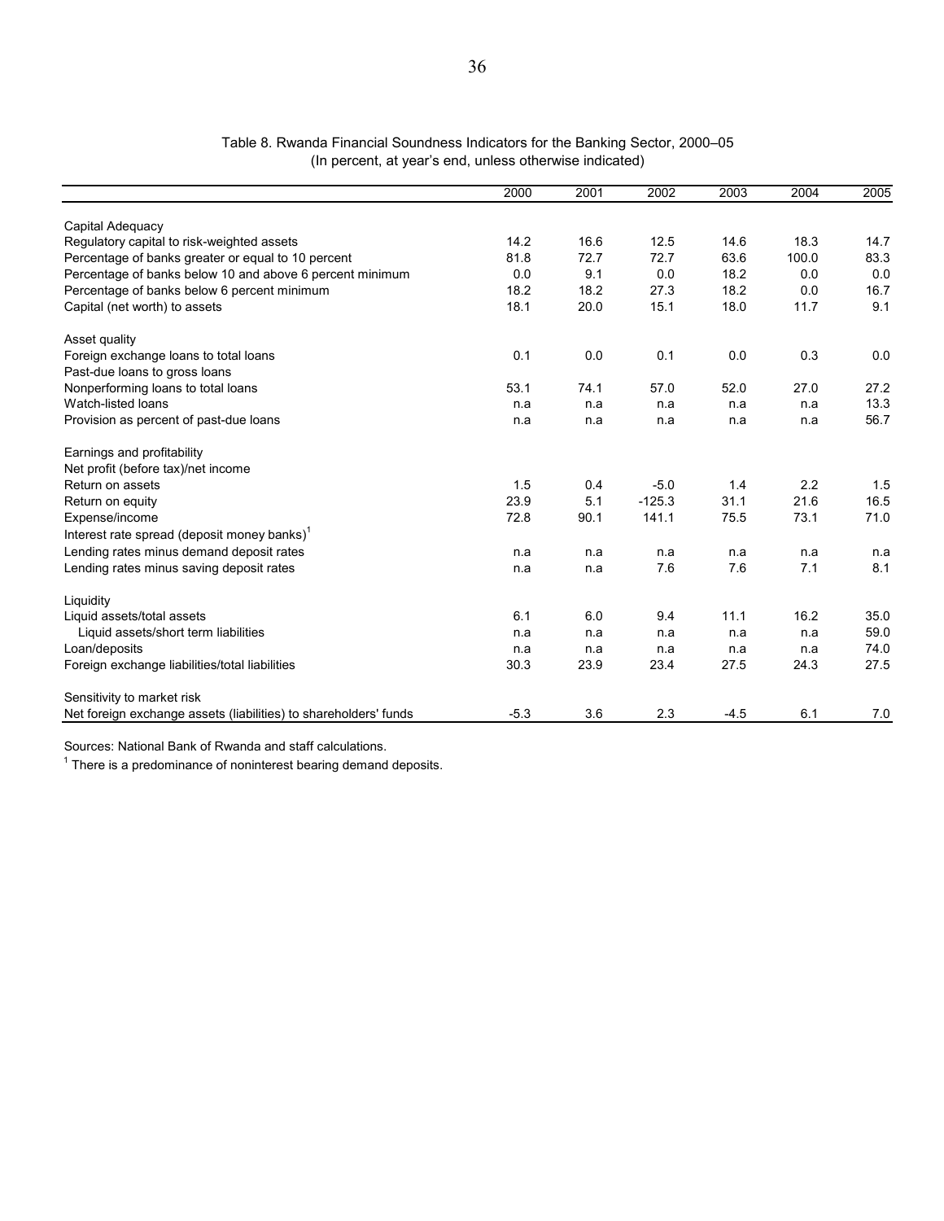Table 8. Rwanda Financial Soundness Indicators for the Banking Sector, 2000–05
(In percent, at year's end, unless otherwise indicated)

| | 2000 | 2001 | 2002 | 2003 | 2004 | 2005 |
|---|---|---|---|---|---|---|
| Capital Adequacy | | | | | | |
| Regulatory capital to risk-weighted assets | 14.2 | 16.6 | 12.5 | 14.6 | 18.3 | 14.7 |
| Percentage of banks greater or equal to 10 percent | 81.8 | 72.7 | 72.7 | 63.6 | 100.0 | 83.3 |
| Percentage of banks below 10 and above 6 percent minimum | 0.0 | 9.1 | 0.0 | 18.2 | 0.0 | 0.0 |
| Percentage of banks below 6 percent minimum | 18.2 | 18.2 | 27.3 | 18.2 | 0.0 | 16.7 |
| Capital (net worth) to assets | 18.1 | 20.0 | 15.1 | 18.0 | 11.7 | 9.1 |
| Asset quality | | | | | | |
| Foreign exchange loans to total loans | 0.1 | 0.0 | 0.1 | 0.0 | 0.3 | 0.0 |
| Past-due loans to gross loans | | | | | | |
| Nonperforming loans to total loans | 53.1 | 74.1 | 57.0 | 52.0 | 27.0 | 27.2 |
| Watch-listed loans | n.a | n.a | n.a | n.a | n.a | 13.3 |
| Provision as percent of past-due loans | n.a | n.a | n.a | n.a | n.a | 56.7 |
| Earnings and profitability | | | | | | |
| Net profit (before tax)/net income | | | | | | |
| Return on assets | 1.5 | 0.4 | -5.0 | 1.4 | 2.2 | 1.5 |
| Return on equity | 23.9 | 5.1 | -125.3 | 31.1 | 21.6 | 16.5 |
| Expense/income | 72.8 | 90.1 | 141.1 | 75.5 | 73.1 | 71.0 |
| Interest rate spread (deposit money banks)[1] | | | | | | |
| Lending rates minus demand deposit rates | n.a | n.a | n.a | n.a | n.a | n.a |
| Lending rates minus saving deposit rates | n.a | n.a | 7.6 | 7.6 | 7.1 | 8.1 |
| Liquidity | | | | | | |
| Liquid assets/total assets | 6.1 | 6.0 | 9.4 | 11.1 | 16.2 | 35.0 |
| Liquid assets/short term liabilities | n.a | n.a | n.a | n.a | n.a | 59.0 |
| Loan/deposits | n.a | n.a | n.a | n.a | n.a | 74.0 |
| Foreign exchange liabilities/total liabilities | 30.3 | 23.9 | 23.4 | 27.5 | 24.3 | 27.5 |
| Sensitivity to market risk | | | | | | |
| Net foreign exchange assets (liabilities) to shareholders' funds | -5.3 | 3.6 | 2.3 | -4.5 | 6.1 | 7.0 |

Sources: National Bank of Rwanda and staff calculations.

[1] There is a predominance of noninterest bearing demand deposits.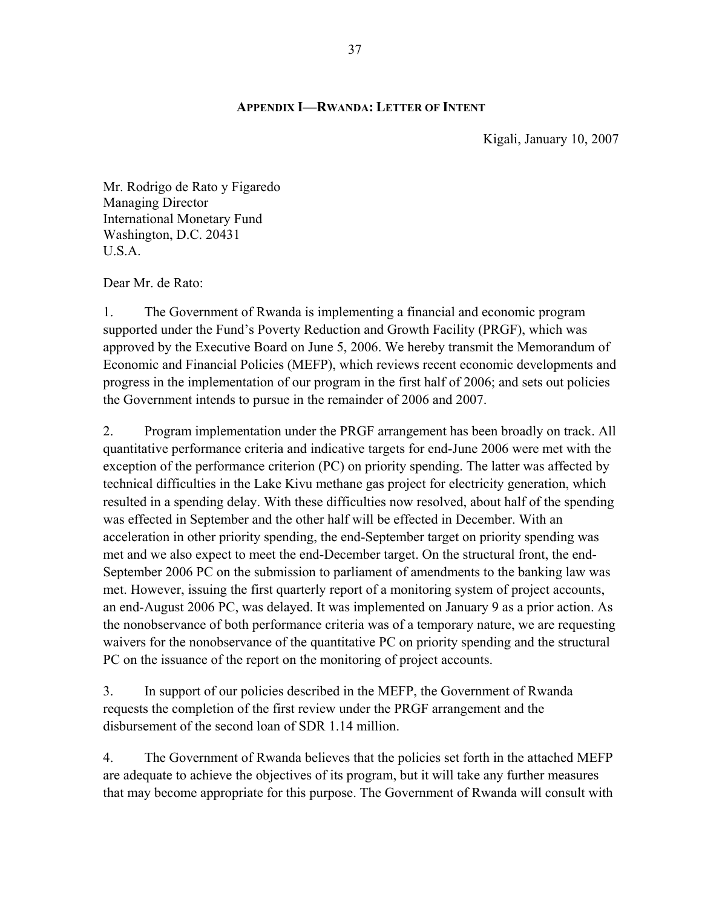## APPENDIX I—RWANDA: LETTER OF INTENT

Kigali, January 10, 2007

Mr. Rodrigo de Rato y Figaredo
Managing Director
International Monetary Fund
Washington, D.C. 20431
U.S.A.

Dear Mr. de Rato:

1. The Government of Rwanda is implementing a financial and economic program supported under the Fund's Poverty Reduction and Growth Facility (PRGF), which was approved by the Executive Board on June 5, 2006. We hereby transmit the Memorandum of Economic and Financial Policies (MEFP), which reviews recent economic developments and progress in the implementation of our program in the first half of 2006; and sets out policies the Government intends to pursue in the remainder of 2006 and 2007.

2. Program implementation under the PRGF arrangement has been broadly on track. All quantitative performance criteria and indicative targets for end-June 2006 were met with the exception of the performance criterion (PC) on priority spending. The latter was affected by technical difficulties in the Lake Kivu methane gas project for electricity generation, which resulted in a spending delay. With these difficulties now resolved, about half of the spending was effected in September and the other half will be effected in December. With an acceleration in other priority spending, the end-September target on priority spending was met and we also expect to meet the end-December target. On the structural front, the end-September 2006 PC on the submission to parliament of amendments to the banking law was met. However, issuing the first quarterly report of a monitoring system of project accounts, an end-August 2006 PC, was delayed. It was implemented on January 9 as a prior action. As the nonobservance of both performance criteria was of a temporary nature, we are requesting waivers for the nonobservance of the quantitative PC on priority spending and the structural PC on the issuance of the report on the monitoring of project accounts.

3. In support of our policies described in the MEFP, the Government of Rwanda requests the completion of the first review under the PRGF arrangement and the disbursement of the second loan of SDR 1.14 million.

4. The Government of Rwanda believes that the policies set forth in the attached MEFP are adequate to achieve the objectives of its program, but it will take any further measures that may become appropriate for this purpose. The Government of Rwanda will consult with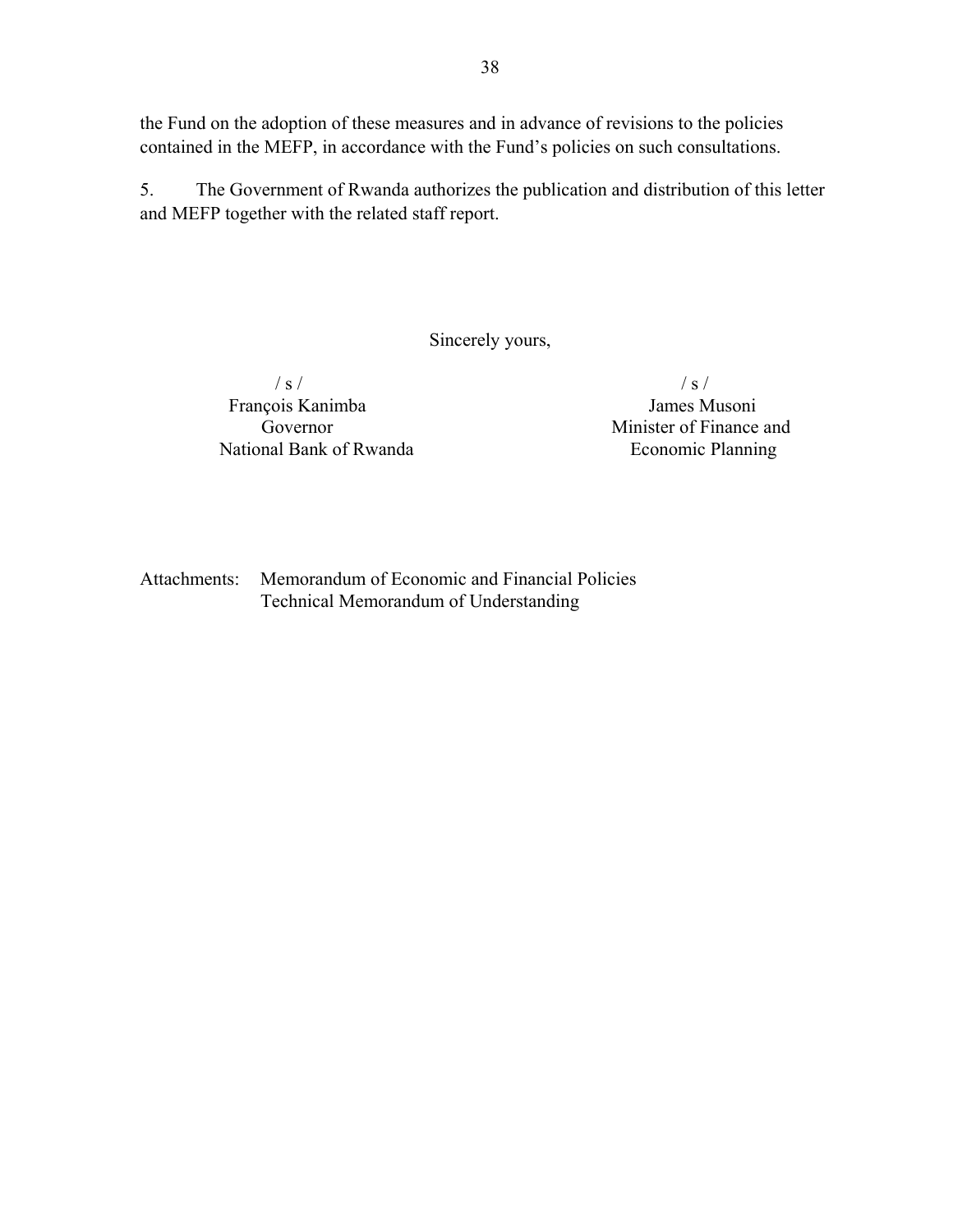the Fund on the adoption of these measures and in advance of revisions to the policies contained in the MEFP, in accordance with the Fund's policies on such consultations.

5. The Government of Rwanda authorizes the publication and distribution of this letter and MEFP together with the related staff report.

Sincerely yours,

| / s / | / s / |
|---|---|
| François Kanimba | James Musoni |
| Governor | Minister of Finance and |
| National Bank of Rwanda | Economic Planning |

Attachments: Memorandum of Economic and Financial Policies
Technical Memorandum of Understanding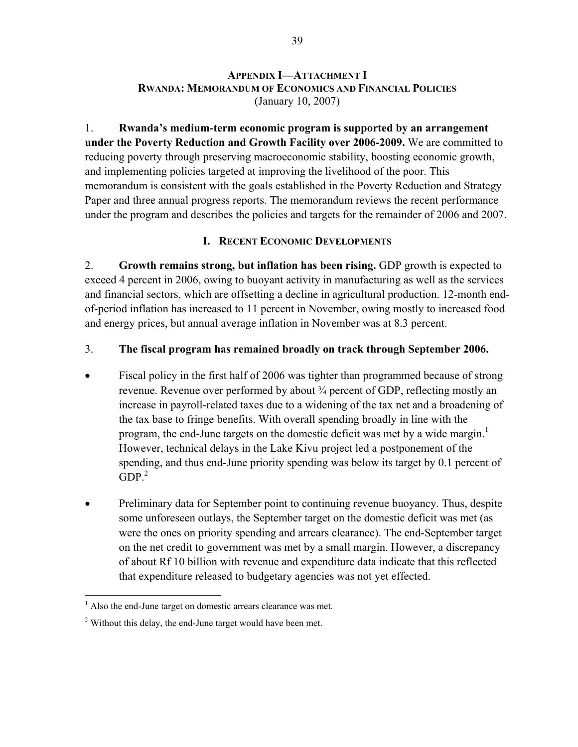**APPENDIX I—ATTACHMENT I**
**RWANDA: MEMORANDUM OF ECONOMICS AND FINANCIAL POLICIES**
(January 10, 2007)

1. **Rwanda's medium-term economic program is supported by an arrangement under the Poverty Reduction and Growth Facility over 2006-2009.** We are committed to reducing poverty through preserving macroeconomic stability, boosting economic growth, and implementing policies targeted at improving the livelihood of the poor. This memorandum is consistent with the goals established in the Poverty Reduction and Strategy Paper and three annual progress reports. The memorandum reviews the recent performance under the program and describes the policies and targets for the remainder of 2006 and 2007.

## I. RECENT ECONOMIC DEVELOPMENTS

2. **Growth remains strong, but inflation has been rising.** GDP growth is expected to exceed 4 percent in 2006, owing to buoyant activity in manufacturing as well as the services and financial sectors, which are offsetting a decline in agricultural production. 12-month end-of-period inflation has increased to 11 percent in November, owing mostly to increased food and energy prices, but annual average inflation in November was at 8.3 percent.

3. **The fiscal program has remained broadly on track through September 2006.**

- Fiscal policy in the first half of 2006 was tighter than programmed because of strong revenue. Revenue over performed by about ¾ percent of GDP, reflecting mostly an increase in payroll-related taxes due to a widening of the tax net and a broadening of the tax base to fringe benefits. With overall spending broadly in line with the program, the end-June targets on the domestic deficit was met by a wide margin.[1] However, technical delays in the Lake Kivu project led a postponement of the spending, and thus end-June priority spending was below its target by 0.1 percent of GDP.[2]

- Preliminary data for September point to continuing revenue buoyancy. Thus, despite some unforeseen outlays, the September target on the domestic deficit was met (as were the ones on priority spending and arrears clearance). The end-September target on the net credit to government was met by a small margin. However, a discrepancy of about Rf 10 billion with revenue and expenditure data indicate that this reflected that expenditure released to budgetary agencies was not yet effected.

[1] Also the end-June target on domestic arrears clearance was met.

[2] Without this delay, the end-June target would have been met.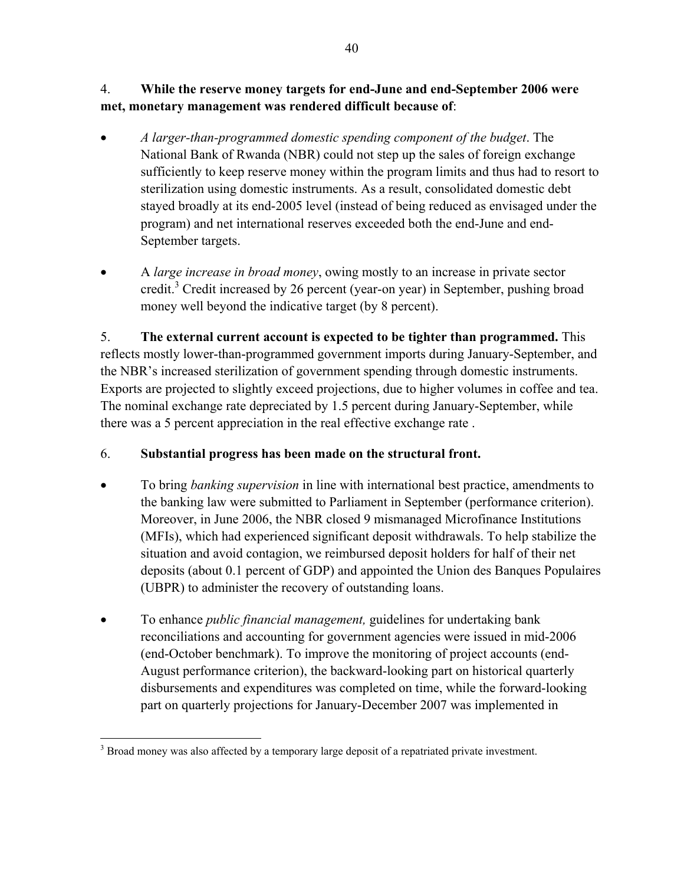4. **While the reserve money targets for end-June and end-September 2006 were met, monetary management was rendered difficult because of**:

- *A larger-than-programmed domestic spending component of the budget*. The National Bank of Rwanda (NBR) could not step up the sales of foreign exchange sufficiently to keep reserve money within the program limits and thus had to resort to sterilization using domestic instruments. As a result, consolidated domestic debt stayed broadly at its end-2005 level (instead of being reduced as envisaged under the program) and net international reserves exceeded both the end-June and end-September targets.

- A *large increase in broad money*, owing mostly to an increase in private sector credit.[3] Credit increased by 26 percent (year-on year) in September, pushing broad money well beyond the indicative target (by 8 percent).

5. **The external current account is expected to be tighter than programmed.** This reflects mostly lower-than-programmed government imports during January-September, and the NBR's increased sterilization of government spending through domestic instruments. Exports are projected to slightly exceed projections, due to higher volumes in coffee and tea. The nominal exchange rate depreciated by 1.5 percent during January-September, while there was a 5 percent appreciation in the real effective exchange rate .

6. **Substantial progress has been made on the structural front.**

- To bring *banking supervision* in line with international best practice, amendments to the banking law were submitted to Parliament in September (performance criterion). Moreover, in June 2006, the NBR closed 9 mismanaged Microfinance Institutions (MFIs), which had experienced significant deposit withdrawals. To help stabilize the situation and avoid contagion, we reimbursed deposit holders for half of their net deposits (about 0.1 percent of GDP) and appointed the Union des Banques Populaires (UBPR) to administer the recovery of outstanding loans.

- To enhance *public financial management,* guidelines for undertaking bank reconciliations and accounting for government agencies were issued in mid-2006 (end-October benchmark). To improve the monitoring of project accounts (end-August performance criterion), the backward-looking part on historical quarterly disbursements and expenditures was completed on time, while the forward-looking part on quarterly projections for January-December 2007 was implemented in

[3] Broad money was also affected by a temporary large deposit of a repatriated private investment.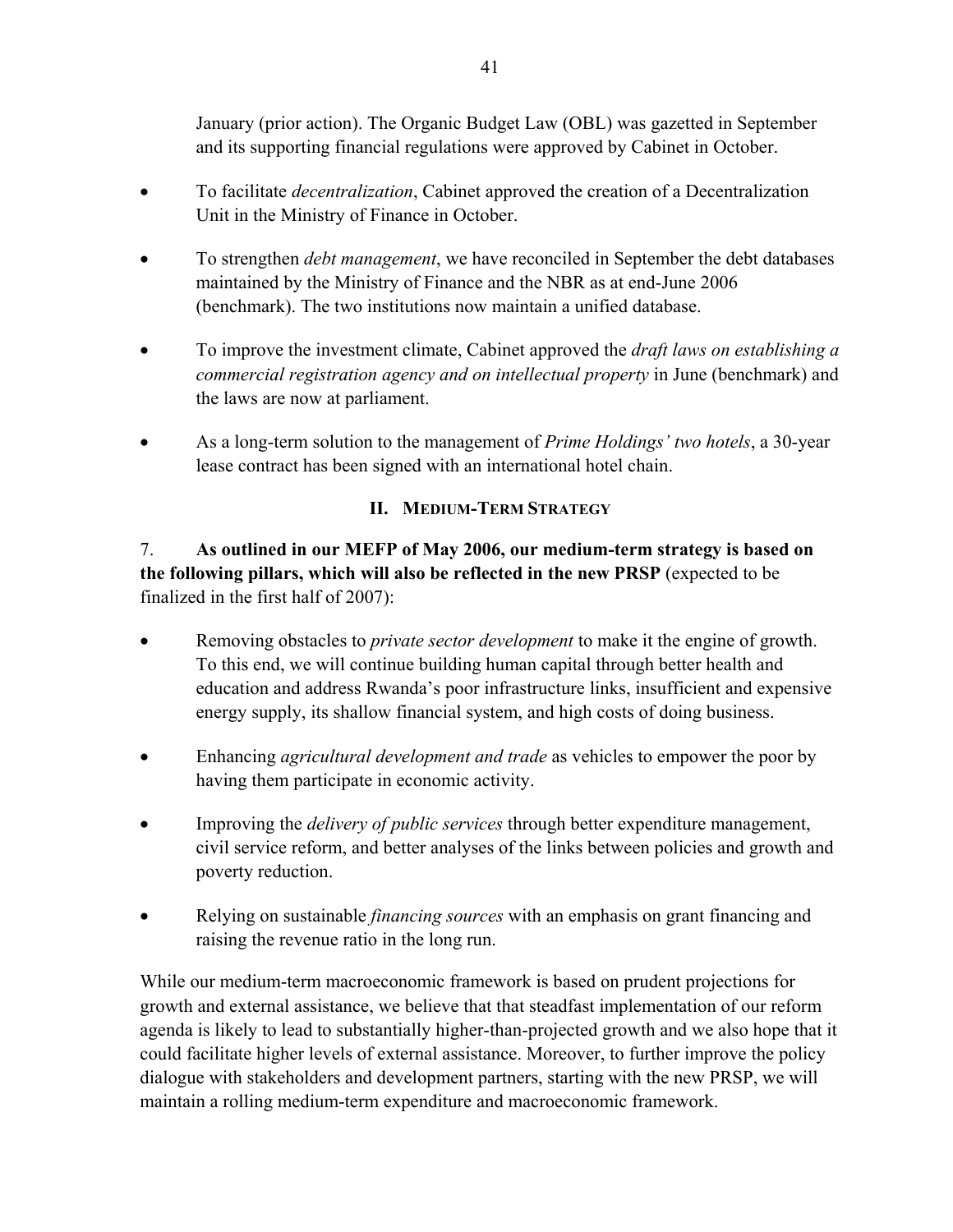January (prior action). The Organic Budget Law (OBL) was gazetted in September and its supporting financial regulations were approved by Cabinet in October.

- To facilitate *decentralization*, Cabinet approved the creation of a Decentralization Unit in the Ministry of Finance in October.
- To strengthen *debt management*, we have reconciled in September the debt databases maintained by the Ministry of Finance and the NBR as at end-June 2006 (benchmark). The two institutions now maintain a unified database.
- To improve the investment climate, Cabinet approved the *draft laws on establishing a commercial registration agency and on intellectual property* in June (benchmark) and the laws are now at parliament.
- As a long-term solution to the management of *Prime Holdings' two hotels*, a 30-year lease contract has been signed with an international hotel chain.

## II. Medium-Term Strategy

7. **As outlined in our MEFP of May 2006, our medium-term strategy is based on the following pillars, which will also be reflected in the new PRSP** (expected to be finalized in the first half of 2007):

- Removing obstacles to *private sector development* to make it the engine of growth. To this end, we will continue building human capital through better health and education and address Rwanda's poor infrastructure links, insufficient and expensive energy supply, its shallow financial system, and high costs of doing business.
- Enhancing *agricultural development and trade* as vehicles to empower the poor by having them participate in economic activity.
- Improving the *delivery of public services* through better expenditure management, civil service reform, and better analyses of the links between policies and growth and poverty reduction.
- Relying on sustainable *financing sources* with an emphasis on grant financing and raising the revenue ratio in the long run.

While our medium-term macroeconomic framework is based on prudent projections for growth and external assistance, we believe that that steadfast implementation of our reform agenda is likely to lead to substantially higher-than-projected growth and we also hope that it could facilitate higher levels of external assistance. Moreover, to further improve the policy dialogue with stakeholders and development partners, starting with the new PRSP, we will maintain a rolling medium-term expenditure and macroeconomic framework.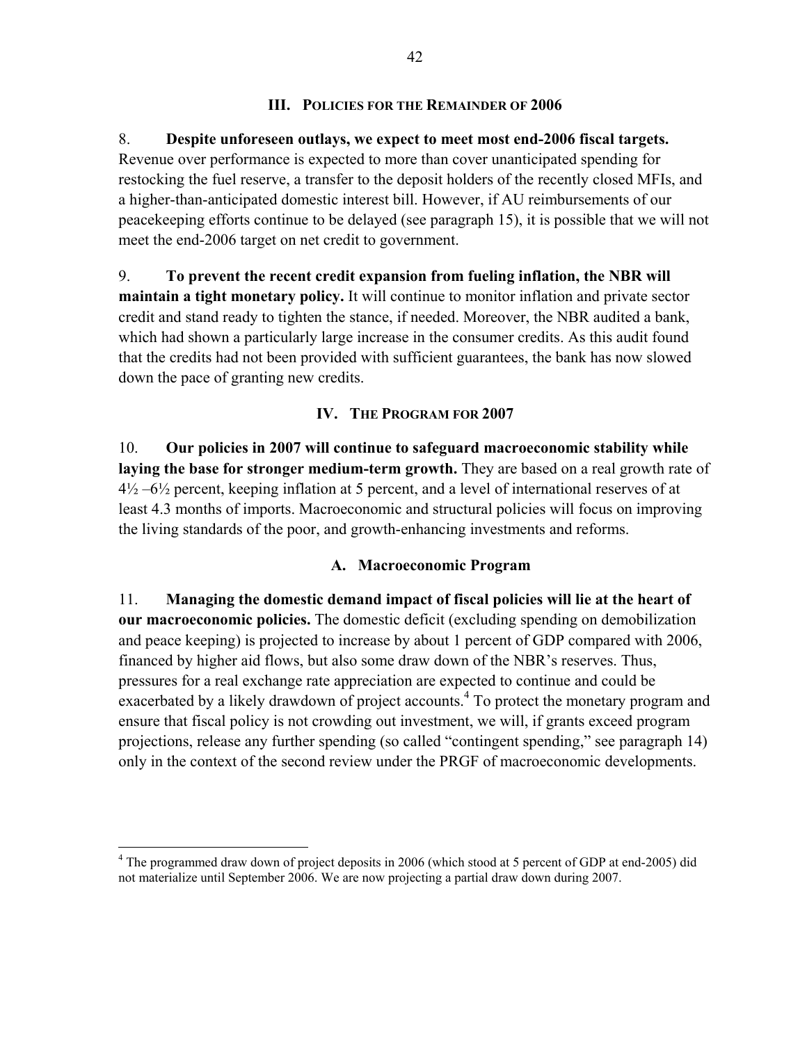## III. Policies for the Remainder of 2006

8. **Despite unforeseen outlays, we expect to meet most end-2006 fiscal targets.** Revenue over performance is expected to more than cover unanticipated spending for restocking the fuel reserve, a transfer to the deposit holders of the recently closed MFIs, and a higher-than-anticipated domestic interest bill. However, if AU reimbursements of our peacekeeping efforts continue to be delayed (see paragraph 15), it is possible that we will not meet the end-2006 target on net credit to government.

9. **To prevent the recent credit expansion from fueling inflation, the NBR will maintain a tight monetary policy.** It will continue to monitor inflation and private sector credit and stand ready to tighten the stance, if needed. Moreover, the NBR audited a bank, which had shown a particularly large increase in the consumer credits. As this audit found that the credits had not been provided with sufficient guarantees, the bank has now slowed down the pace of granting new credits.

## IV. The Program for 2007

10. **Our policies in 2007 will continue to safeguard macroeconomic stability while laying the base for stronger medium-term growth.** They are based on a real growth rate of 4½ –6½ percent, keeping inflation at 5 percent, and a level of international reserves of at least 4.3 months of imports. Macroeconomic and structural policies will focus on improving the living standards of the poor, and growth-enhancing investments and reforms.

### A. Macroeconomic Program

11. **Managing the domestic demand impact of fiscal policies will lie at the heart of our macroeconomic policies.** The domestic deficit (excluding spending on demobilization and peace keeping) is projected to increase by about 1 percent of GDP compared with 2006, financed by higher aid flows, but also some draw down of the NBR's reserves. Thus, pressures for a real exchange rate appreciation are expected to continue and could be exacerbated by a likely drawdown of project accounts.[4] To protect the monetary program and ensure that fiscal policy is not crowding out investment, we will, if grants exceed program projections, release any further spending (so called "contingent spending," see paragraph 14) only in the context of the second review under the PRGF of macroeconomic developments.

[4] The programmed draw down of project deposits in 2006 (which stood at 5 percent of GDP at end-2005) did not materialize until September 2006. We are now projecting a partial draw down during 2007.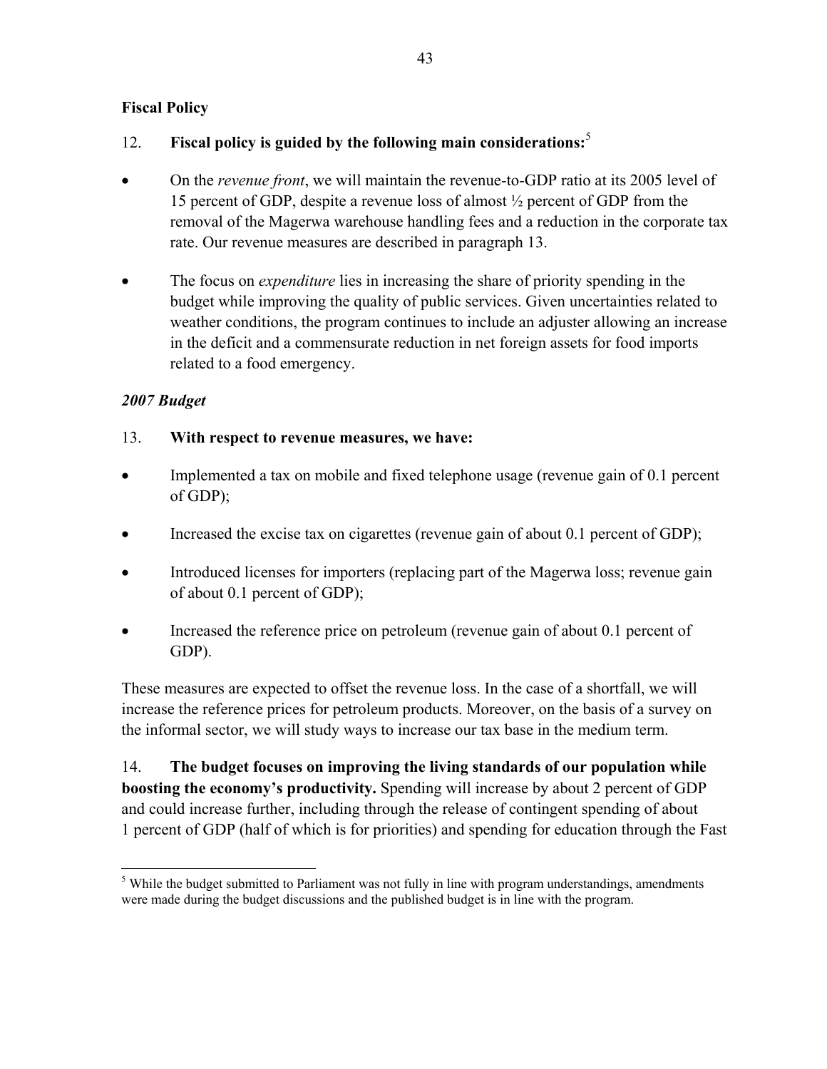**Fiscal Policy**

12. **Fiscal policy is guided by the following main considerations:**[5]

- On the *revenue front*, we will maintain the revenue-to-GDP ratio at its 2005 level of 15 percent of GDP, despite a revenue loss of almost ½ percent of GDP from the removal of the Magerwa warehouse handling fees and a reduction in the corporate tax rate. Our revenue measures are described in paragraph 13.
- The focus on *expenditure* lies in increasing the share of priority spending in the budget while improving the quality of public services. Given uncertainties related to weather conditions, the program continues to include an adjuster allowing an increase in the deficit and a commensurate reduction in net foreign assets for food imports related to a food emergency.

*2007 Budget*

13. **With respect to revenue measures, we have:**

- Implemented a tax on mobile and fixed telephone usage (revenue gain of 0.1 percent of GDP);
- Increased the excise tax on cigarettes (revenue gain of about 0.1 percent of GDP);
- Introduced licenses for importers (replacing part of the Magerwa loss; revenue gain of about 0.1 percent of GDP);
- Increased the reference price on petroleum (revenue gain of about 0.1 percent of GDP).

These measures are expected to offset the revenue loss. In the case of a shortfall, we will increase the reference prices for petroleum products. Moreover, on the basis of a survey on the informal sector, we will study ways to increase our tax base in the medium term.

14. **The budget focuses on improving the living standards of our population while boosting the economy's productivity.** Spending will increase by about 2 percent of GDP and could increase further, including through the release of contingent spending of about 1 percent of GDP (half of which is for priorities) and spending for education through the Fast

[5] While the budget submitted to Parliament was not fully in line with program understandings, amendments were made during the budget discussions and the published budget is in line with the program.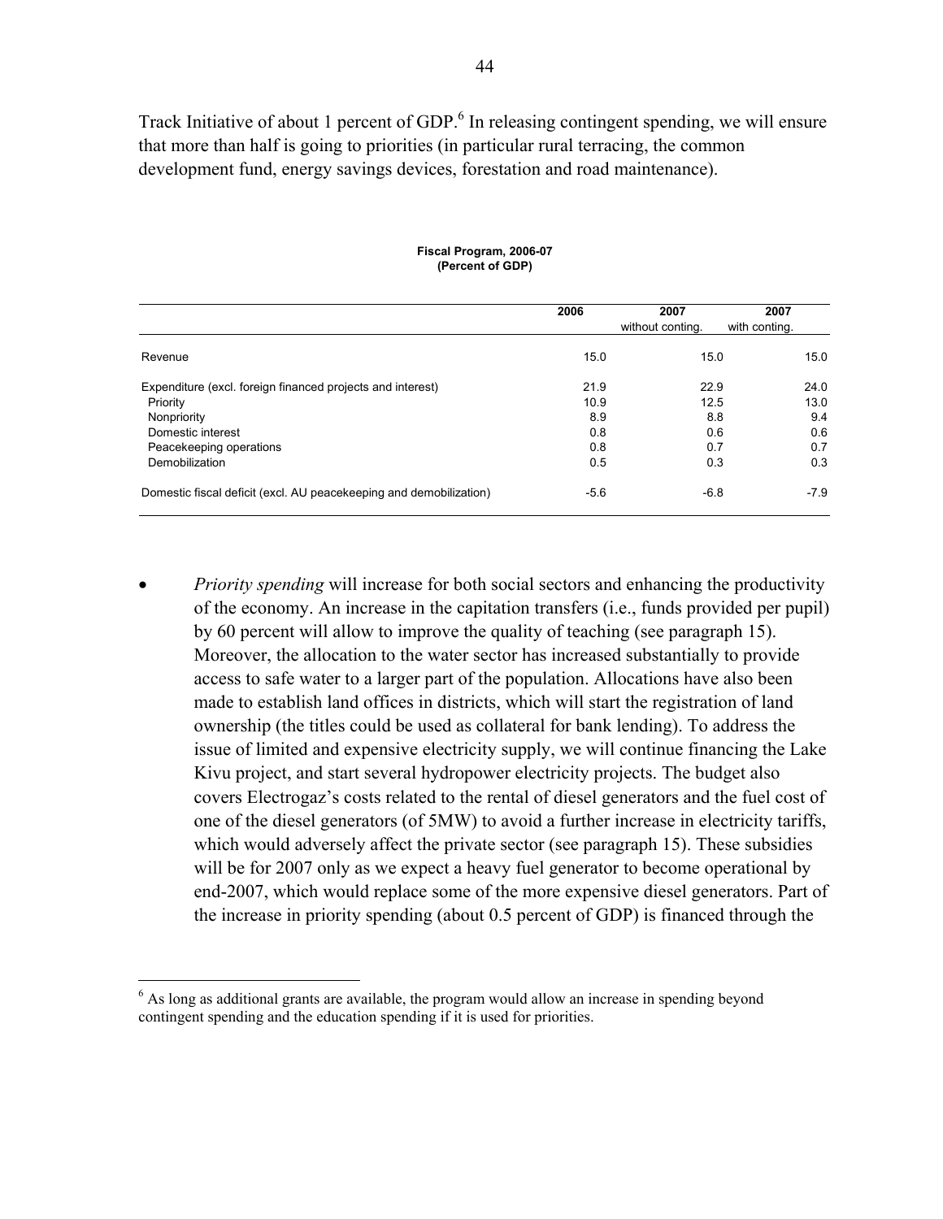Track Initiative of about 1 percent of GDP.[6] In releasing contingent spending, we will ensure that more than half is going to priorities (in particular rural terracing, the common development fund, energy savings devices, forestation and road maintenance).

**Fiscal Program, 2006-07**
**(Percent of GDP)**

| | 2006 | 2007 without conting. | 2007 with conting. |
|---|---|---|---|
| Revenue | 15.0 | 15.0 | 15.0 |
| Expenditure (excl. foreign financed projects and interest) | 21.9 | 22.9 | 24.0 |
| Priority | 10.9 | 12.5 | 13.0 |
| Nonpriority | 8.9 | 8.8 | 9.4 |
| Domestic interest | 0.8 | 0.6 | 0.6 |
| Peacekeeping operations | 0.8 | 0.7 | 0.7 |
| Demobilization | 0.5 | 0.3 | 0.3 |
| Domestic fiscal deficit (excl. AU peacekeeping and demobilization) | -5.6 | -6.8 | -7.9 |

- *Priority spending* will increase for both social sectors and enhancing the productivity of the economy. An increase in the capitation transfers (i.e., funds provided per pupil) by 60 percent will allow to improve the quality of teaching (see paragraph 15). Moreover, the allocation to the water sector has increased substantially to provide access to safe water to a larger part of the population. Allocations have also been made to establish land offices in districts, which will start the registration of land ownership (the titles could be used as collateral for bank lending). To address the issue of limited and expensive electricity supply, we will continue financing the Lake Kivu project, and start several hydropower electricity projects. The budget also covers Electrogaz's costs related to the rental of diesel generators and the fuel cost of one of the diesel generators (of 5MW) to avoid a further increase in electricity tariffs, which would adversely affect the private sector (see paragraph 15). These subsidies will be for 2007 only as we expect a heavy fuel generator to become operational by end-2007, which would replace some of the more expensive diesel generators. Part of the increase in priority spending (about 0.5 percent of GDP) is financed through the

[6] As long as additional grants are available, the program would allow an increase in spending beyond contingent spending and the education spending if it is used for priorities.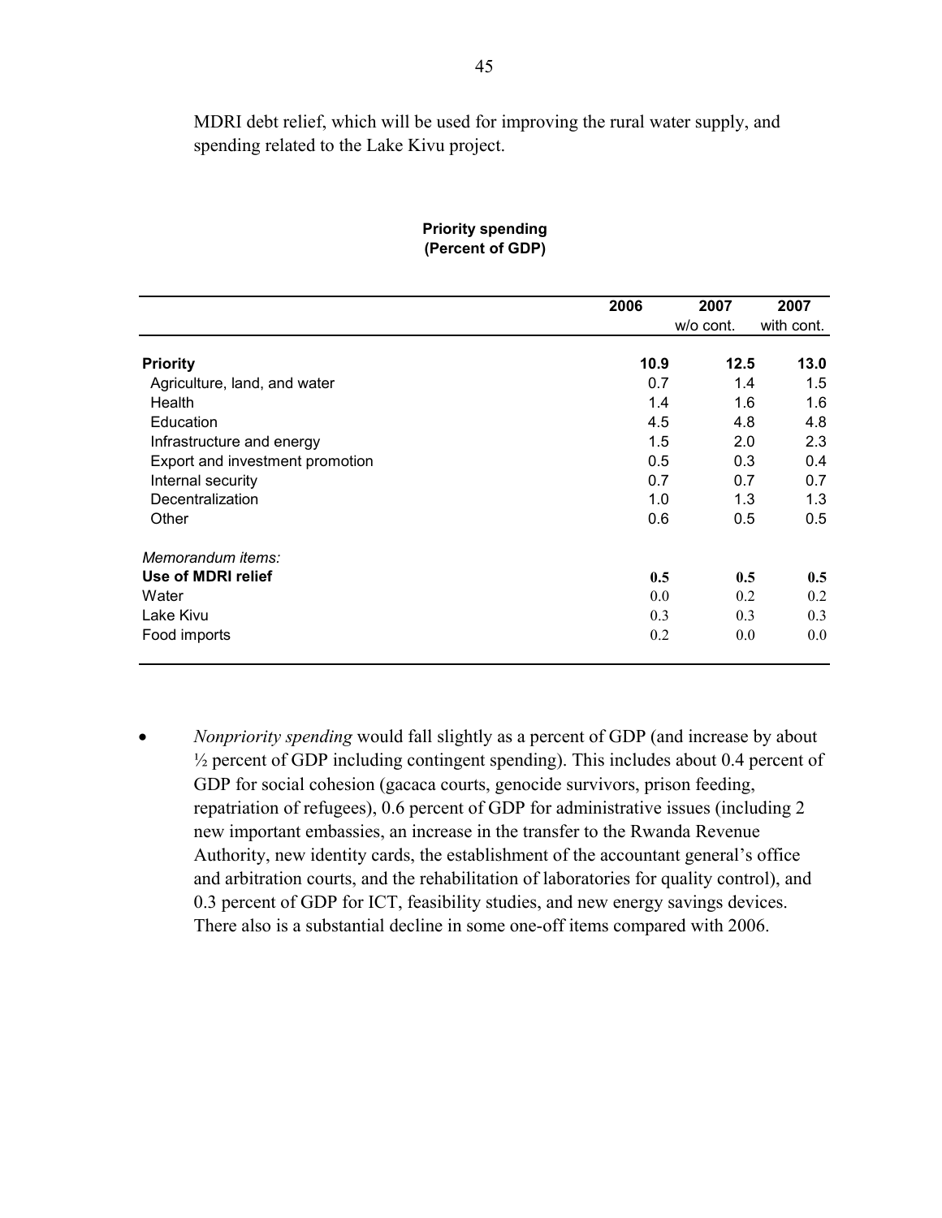MDRI debt relief, which will be used for improving the rural water supply, and spending related to the Lake Kivu project.

**Priority spending**
**(Percent of GDP)**

| | 2006 | 2007 w/o cont. | 2007 with cont. |
|---|---|---|---|
| **Priority** | **10.9** | **12.5** | **13.0** |
| Agriculture, land, and water | 0.7 | 1.4 | 1.5 |
| Health | 1.4 | 1.6 | 1.6 |
| Education | 4.5 | 4.8 | 4.8 |
| Infrastructure and energy | 1.5 | 2.0 | 2.3 |
| Export and investment promotion | 0.5 | 0.3 | 0.4 |
| Internal security | 0.7 | 0.7 | 0.7 |
| Decentralization | 1.0 | 1.3 | 1.3 |
| Other | 0.6 | 0.5 | 0.5 |
| *Memorandum items:* | | | |
| **Use of MDRI relief** | **0.5** | **0.5** | **0.5** |
| Water | 0.0 | 0.2 | 0.2 |
| Lake Kivu | 0.3 | 0.3 | 0.3 |
| Food imports | 0.2 | 0.0 | 0.0 |

- *Nonpriority spending* would fall slightly as a percent of GDP (and increase by about ½ percent of GDP including contingent spending). This includes about 0.4 percent of GDP for social cohesion (gacaca courts, genocide survivors, prison feeding, repatriation of refugees), 0.6 percent of GDP for administrative issues (including 2 new important embassies, an increase in the transfer to the Rwanda Revenue Authority, new identity cards, the establishment of the accountant general's office and arbitration courts, and the rehabilitation of laboratories for quality control), and 0.3 percent of GDP for ICT, feasibility studies, and new energy savings devices. There also is a substantial decline in some one-off items compared with 2006.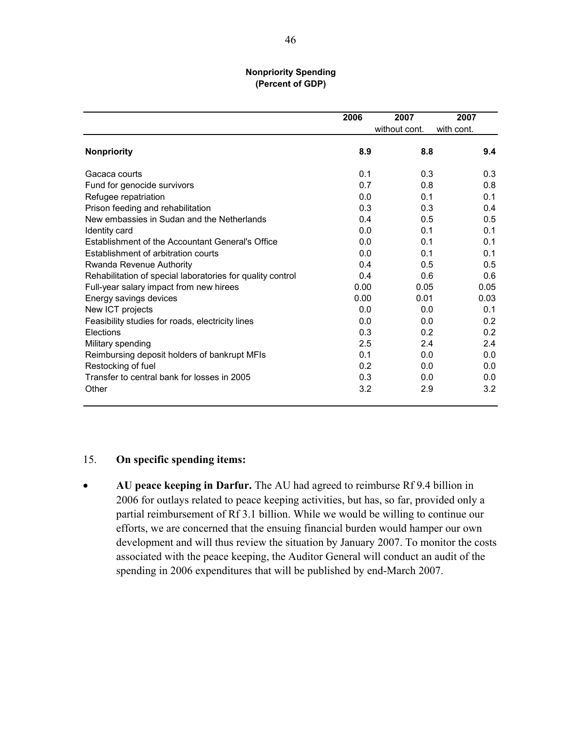**Nonpriority Spending**
**(Percent of GDP)**

| | 2006 | 2007 without cont. | 2007 with cont. |
|---|---|---|---|
| **Nonpriority** | **8.9** | **8.8** | **9.4** |
| Gacaca courts | 0.1 | 0.3 | 0.3 |
| Fund for genocide survivors | 0.7 | 0.8 | 0.8 |
| Refugee repatriation | 0.0 | 0.1 | 0.1 |
| Prison feeding and rehabilitation | 0.3 | 0.3 | 0.4 |
| New embassies in Sudan and the Netherlands | 0.4 | 0.5 | 0.5 |
| Identity card | 0.0 | 0.1 | 0.1 |
| Establishment of the Accountant General's Office | 0.0 | 0.1 | 0.1 |
| Establishment of arbitration courts | 0.0 | 0.1 | 0.1 |
| Rwanda Revenue Authority | 0.4 | 0.5 | 0.5 |
| Rehabilitation of special laboratories for quality control | 0.4 | 0.6 | 0.6 |
| Full-year salary impact from new hirees | 0.00 | 0.05 | 0.05 |
| Energy savings devices | 0.00 | 0.01 | 0.03 |
| New ICT projects | 0.0 | 0.0 | 0.1 |
| Feasibility studies for roads, electricity lines | 0.0 | 0.0 | 0.2 |
| Elections | 0.3 | 0.2 | 0.2 |
| Military spending | 2.5 | 2.4 | 2.4 |
| Reimbursing deposit holders of bankrupt MFIs | 0.1 | 0.0 | 0.0 |
| Restocking of fuel | 0.2 | 0.0 | 0.0 |
| Transfer to central bank for losses in 2005 | 0.3 | 0.0 | 0.0 |
| Other | 3.2 | 2.9 | 3.2 |

15. **On specific spending items:**

- **AU peace keeping in Darfur.** The AU had agreed to reimburse Rf 9.4 billion in 2006 for outlays related to peace keeping activities, but has, so far, provided only a partial reimbursement of Rf 3.1 billion. While we would be willing to continue our efforts, we are concerned that the ensuing financial burden would hamper our own development and will thus review the situation by January 2007. To monitor the costs associated with the peace keeping, the Auditor General will conduct an audit of the spending in 2006 expenditures that will be published by end-March 2007.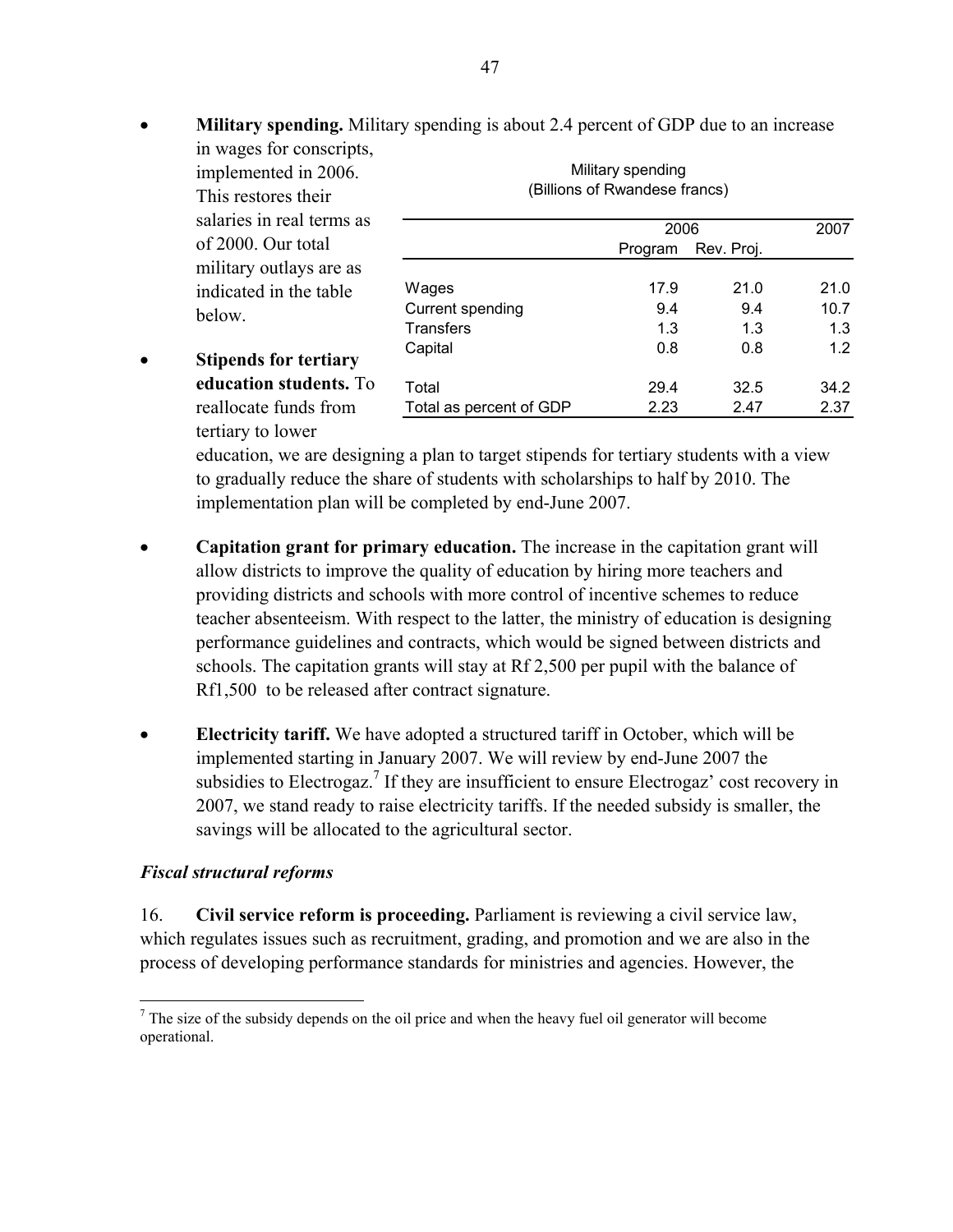- **Military spending.** Military spending is about 2.4 percent of GDP due to an increase in wages for conscripts, implemented in 2006. This restores their salaries in real terms as of 2000. Our total military outlays are as indicated in the table below.

Military spending
(Billions of Rwandese francs)

| | 2006 | | 2007 |
|---|---|---|---|
| | Program | Rev. Proj. | |
| Wages | 17.9 | 21.0 | 21.0 |
| Current spending | 9.4 | 9.4 | 10.7 |
| Transfers | 1.3 | 1.3 | 1.3 |
| Capital | 0.8 | 0.8 | 1.2 |
| Total | 29.4 | 32.5 | 34.2 |
| Total as percent of GDP | 2.23 | 2.47 | 2.37 |

- **Stipends for tertiary education students.** To reallocate funds from tertiary to lower education, we are designing a plan to target stipends for tertiary students with a view to gradually reduce the share of students with scholarships to half by 2010. The implementation plan will be completed by end-June 2007.

- **Capitation grant for primary education.** The increase in the capitation grant will allow districts to improve the quality of education by hiring more teachers and providing districts and schools with more control of incentive schemes to reduce teacher absenteeism. With respect to the latter, the ministry of education is designing performance guidelines and contracts, which would be signed between districts and schools. The capitation grants will stay at Rf 2,500 per pupil with the balance of Rf1,500 to be released after contract signature.

- **Electricity tariff.** We have adopted a structured tariff in October, which will be implemented starting in January 2007. We will review by end-June 2007 the subsidies to Electrogaz.[7] If they are insufficient to ensure Electrogaz' cost recovery in 2007, we stand ready to raise electricity tariffs. If the needed subsidy is smaller, the savings will be allocated to the agricultural sector.

### *Fiscal structural reforms*

16. **Civil service reform is proceeding.** Parliament is reviewing a civil service law, which regulates issues such as recruitment, grading, and promotion and we are also in the process of developing performance standards for ministries and agencies. However, the

[7] The size of the subsidy depends on the oil price and when the heavy fuel oil generator will become operational.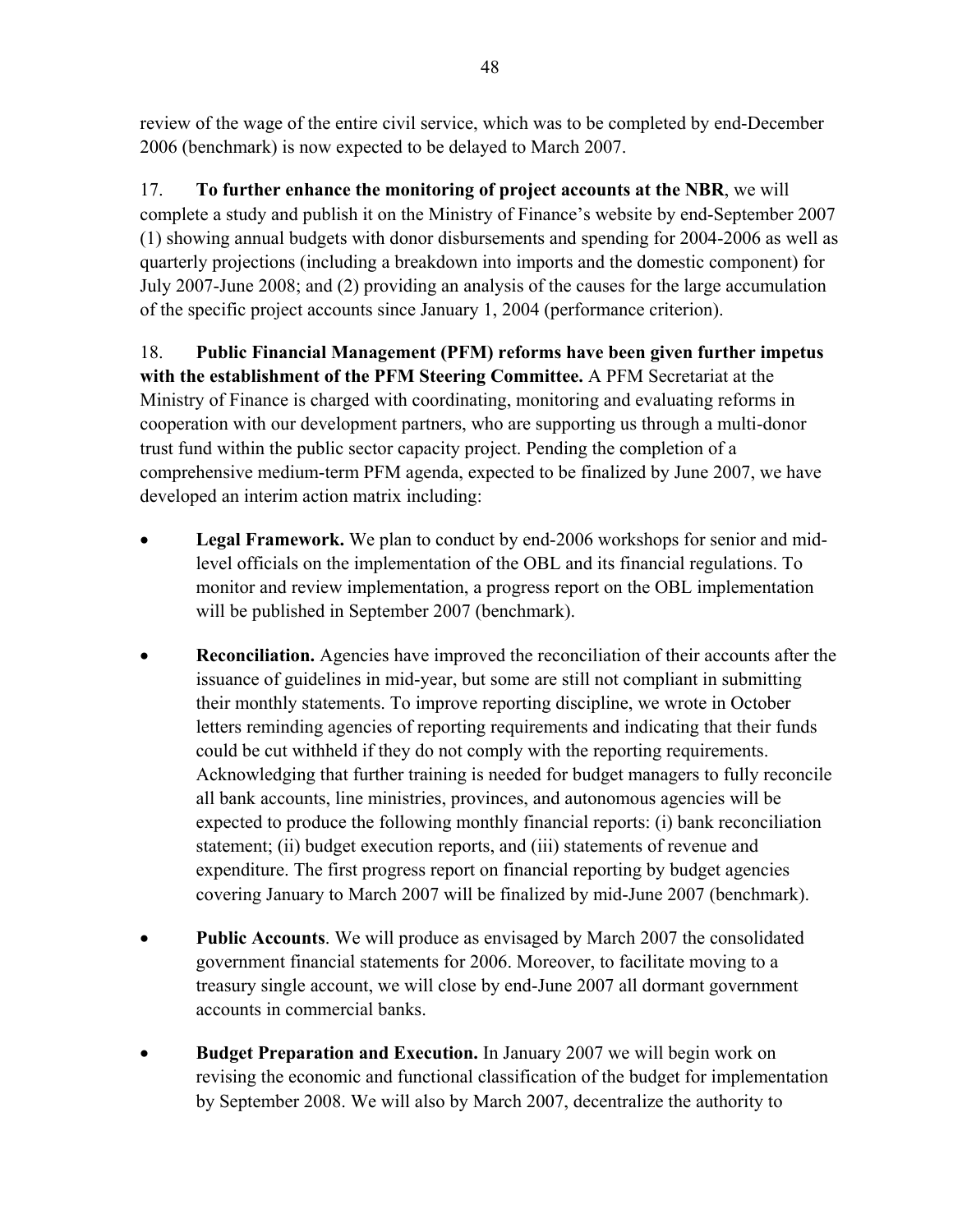review of the wage of the entire civil service, which was to be completed by end-December 2006 (benchmark) is now expected to be delayed to March 2007.

17. **To further enhance the monitoring of project accounts at the NBR**, we will complete a study and publish it on the Ministry of Finance's website by end-September 2007 (1) showing annual budgets with donor disbursements and spending for 2004-2006 as well as quarterly projections (including a breakdown into imports and the domestic component) for July 2007-June 2008; and (2) providing an analysis of the causes for the large accumulation of the specific project accounts since January 1, 2004 (performance criterion).

18. **Public Financial Management (PFM) reforms have been given further impetus with the establishment of the PFM Steering Committee.** A PFM Secretariat at the Ministry of Finance is charged with coordinating, monitoring and evaluating reforms in cooperation with our development partners, who are supporting us through a multi-donor trust fund within the public sector capacity project. Pending the completion of a comprehensive medium-term PFM agenda, expected to be finalized by June 2007, we have developed an interim action matrix including:

- **Legal Framework.** We plan to conduct by end-2006 workshops for senior and mid-level officials on the implementation of the OBL and its financial regulations. To monitor and review implementation, a progress report on the OBL implementation will be published in September 2007 (benchmark).

- **Reconciliation.** Agencies have improved the reconciliation of their accounts after the issuance of guidelines in mid-year, but some are still not compliant in submitting their monthly statements. To improve reporting discipline, we wrote in October letters reminding agencies of reporting requirements and indicating that their funds could be cut withheld if they do not comply with the reporting requirements. Acknowledging that further training is needed for budget managers to fully reconcile all bank accounts, line ministries, provinces, and autonomous agencies will be expected to produce the following monthly financial reports: (i) bank reconciliation statement; (ii) budget execution reports, and (iii) statements of revenue and expenditure. The first progress report on financial reporting by budget agencies covering January to March 2007 will be finalized by mid-June 2007 (benchmark).

- **Public Accounts**. We will produce as envisaged by March 2007 the consolidated government financial statements for 2006. Moreover, to facilitate moving to a treasury single account, we will close by end-June 2007 all dormant government accounts in commercial banks.

- **Budget Preparation and Execution.** In January 2007 we will begin work on revising the economic and functional classification of the budget for implementation by September 2008. We will also by March 2007, decentralize the authority to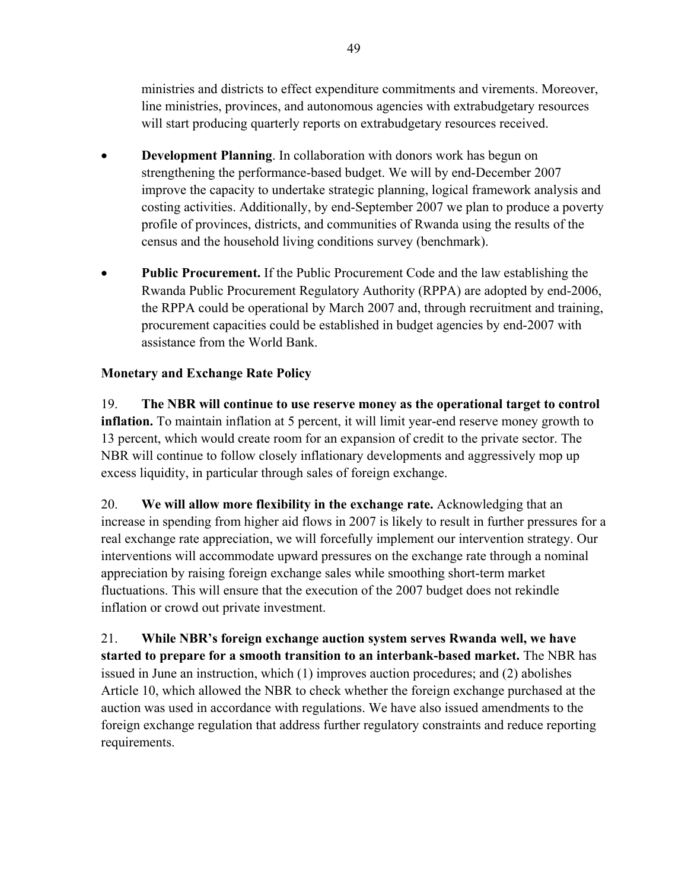ministries and districts to effect expenditure commitments and virements. Moreover, line ministries, provinces, and autonomous agencies with extrabudgetary resources will start producing quarterly reports on extrabudgetary resources received.

- **Development Planning**. In collaboration with donors work has begun on strengthening the performance-based budget. We will by end-December 2007 improve the capacity to undertake strategic planning, logical framework analysis and costing activities. Additionally, by end-September 2007 we plan to produce a poverty profile of provinces, districts, and communities of Rwanda using the results of the census and the household living conditions survey (benchmark).

- **Public Procurement.** If the Public Procurement Code and the law establishing the Rwanda Public Procurement Regulatory Authority (RPPA) are adopted by end-2006, the RPPA could be operational by March 2007 and, through recruitment and training, procurement capacities could be established in budget agencies by end-2007 with assistance from the World Bank.

**Monetary and Exchange Rate Policy**

19. **The NBR will continue to use reserve money as the operational target to control inflation.** To maintain inflation at 5 percent, it will limit year-end reserve money growth to 13 percent, which would create room for an expansion of credit to the private sector. The NBR will continue to follow closely inflationary developments and aggressively mop up excess liquidity, in particular through sales of foreign exchange.

20. **We will allow more flexibility in the exchange rate.** Acknowledging that an increase in spending from higher aid flows in 2007 is likely to result in further pressures for a real exchange rate appreciation, we will forcefully implement our intervention strategy. Our interventions will accommodate upward pressures on the exchange rate through a nominal appreciation by raising foreign exchange sales while smoothing short-term market fluctuations. This will ensure that the execution of the 2007 budget does not rekindle inflation or crowd out private investment.

21. **While NBR's foreign exchange auction system serves Rwanda well, we have started to prepare for a smooth transition to an interbank-based market.** The NBR has issued in June an instruction, which (1) improves auction procedures; and (2) abolishes Article 10, which allowed the NBR to check whether the foreign exchange purchased at the auction was used in accordance with regulations. We have also issued amendments to the foreign exchange regulation that address further regulatory constraints and reduce reporting requirements.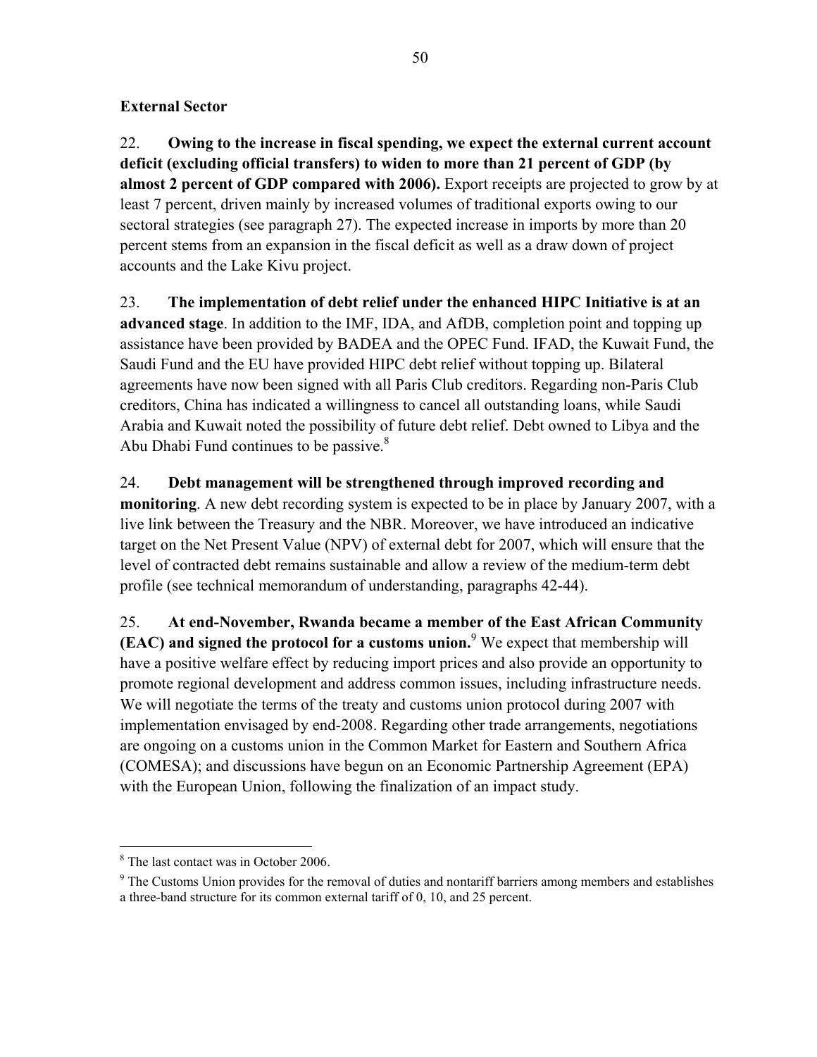**External Sector**

22. **Owing to the increase in fiscal spending, we expect the external current account deficit (excluding official transfers) to widen to more than 21 percent of GDP (by almost 2 percent of GDP compared with 2006).** Export receipts are projected to grow by at least 7 percent, driven mainly by increased volumes of traditional exports owing to our sectoral strategies (see paragraph 27). The expected increase in imports by more than 20 percent stems from an expansion in the fiscal deficit as well as a draw down of project accounts and the Lake Kivu project.

23. **The implementation of debt relief under the enhanced HIPC Initiative is at an advanced stage**. In addition to the IMF, IDA, and AfDB, completion point and topping up assistance have been provided by BADEA and the OPEC Fund. IFAD, the Kuwait Fund, the Saudi Fund and the EU have provided HIPC debt relief without topping up. Bilateral agreements have now been signed with all Paris Club creditors. Regarding non-Paris Club creditors, China has indicated a willingness to cancel all outstanding loans, while Saudi Arabia and Kuwait noted the possibility of future debt relief. Debt owned to Libya and the Abu Dhabi Fund continues to be passive.[8]

24. **Debt management will be strengthened through improved recording and monitoring**. A new debt recording system is expected to be in place by January 2007, with a live link between the Treasury and the NBR. Moreover, we have introduced an indicative target on the Net Present Value (NPV) of external debt for 2007, which will ensure that the level of contracted debt remains sustainable and allow a review of the medium-term debt profile (see technical memorandum of understanding, paragraphs 42-44).

25. **At end-November, Rwanda became a member of the East African Community (EAC) and signed the protocol for a customs union.**[9] We expect that membership will have a positive welfare effect by reducing import prices and also provide an opportunity to promote regional development and address common issues, including infrastructure needs. We will negotiate the terms of the treaty and customs union protocol during 2007 with implementation envisaged by end-2008. Regarding other trade arrangements, negotiations are ongoing on a customs union in the Common Market for Eastern and Southern Africa (COMESA); and discussions have begun on an Economic Partnership Agreement (EPA) with the European Union, following the finalization of an impact study.

---

[8] The last contact was in October 2006.

[9] The Customs Union provides for the removal of duties and nontariff barriers among members and establishes a three-band structure for its common external tariff of 0, 10, and 25 percent.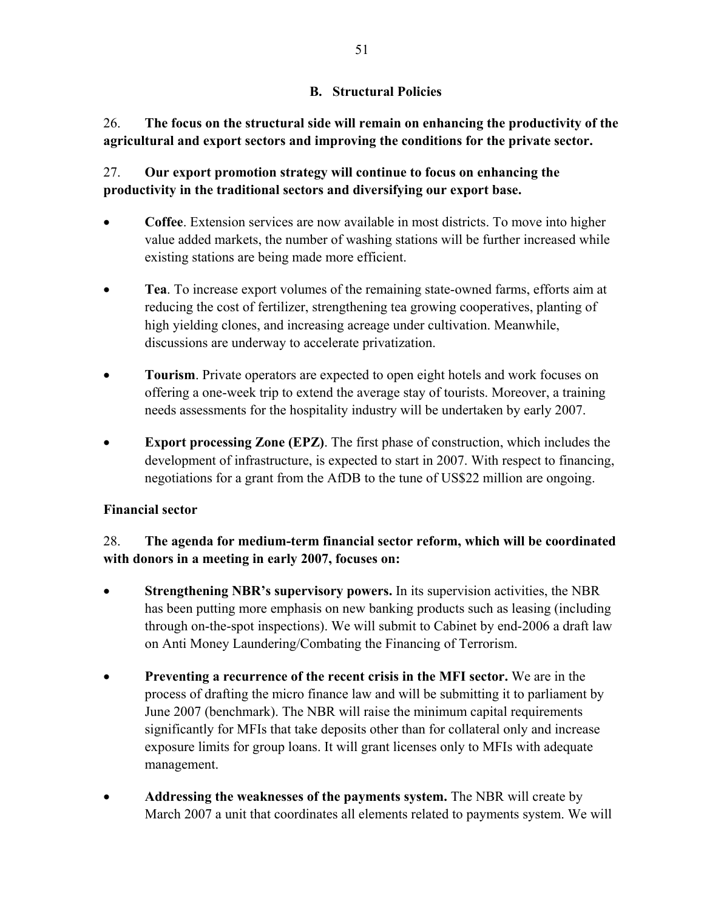### B. Structural Policies

26. **The focus on the structural side will remain on enhancing the productivity of the agricultural and export sectors and improving the conditions for the private sector.**

27. **Our export promotion strategy will continue to focus on enhancing the productivity in the traditional sectors and diversifying our export base.**

- **Coffee**. Extension services are now available in most districts. To move into higher value added markets, the number of washing stations will be further increased while existing stations are being made more efficient.

- **Tea**. To increase export volumes of the remaining state-owned farms, efforts aim at reducing the cost of fertilizer, strengthening tea growing cooperatives, planting of high yielding clones, and increasing acreage under cultivation. Meanwhile, discussions are underway to accelerate privatization.

- **Tourism**. Private operators are expected to open eight hotels and work focuses on offering a one-week trip to extend the average stay of tourists. Moreover, a training needs assessments for the hospitality industry will be undertaken by early 2007.

- **Export processing Zone (EPZ)**. The first phase of construction, which includes the development of infrastructure, is expected to start in 2007. With respect to financing, negotiations for a grant from the AfDB to the tune of US$22 million are ongoing.

**Financial sector**

28. **The agenda for medium-term financial sector reform, which will be coordinated with donors in a meeting in early 2007, focuses on:**

- **Strengthening NBR's supervisory powers.** In its supervision activities, the NBR has been putting more emphasis on new banking products such as leasing (including through on-the-spot inspections). We will submit to Cabinet by end-2006 a draft law on Anti Money Laundering/Combating the Financing of Terrorism.

- **Preventing a recurrence of the recent crisis in the MFI sector.** We are in the process of drafting the micro finance law and will be submitting it to parliament by June 2007 (benchmark). The NBR will raise the minimum capital requirements significantly for MFIs that take deposits other than for collateral only and increase exposure limits for group loans. It will grant licenses only to MFIs with adequate management.

- **Addressing the weaknesses of the payments system.** The NBR will create by March 2007 a unit that coordinates all elements related to payments system. We will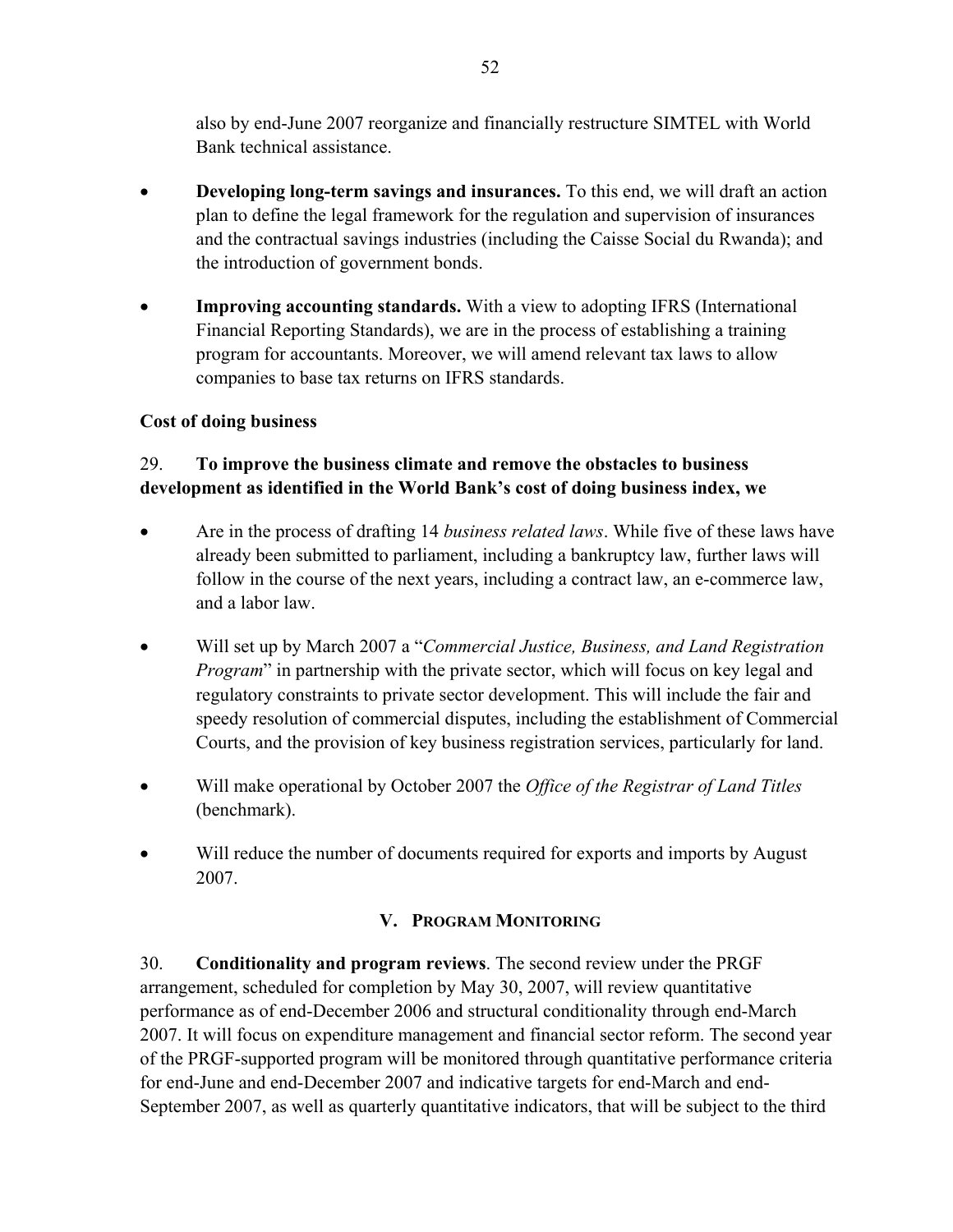also by end-June 2007 reorganize and financially restructure SIMTEL with World Bank technical assistance.

- **Developing long-term savings and insurances.** To this end, we will draft an action plan to define the legal framework for the regulation and supervision of insurances and the contractual savings industries (including the Caisse Social du Rwanda); and the introduction of government bonds.

- **Improving accounting standards.** With a view to adopting IFRS (International Financial Reporting Standards), we are in the process of establishing a training program for accountants. Moreover, we will amend relevant tax laws to allow companies to base tax returns on IFRS standards.

**Cost of doing business**

29. **To improve the business climate and remove the obstacles to business development as identified in the World Bank's cost of doing business index, we**

- Are in the process of drafting 14 *business related laws*. While five of these laws have already been submitted to parliament, including a bankruptcy law, further laws will follow in the course of the next years, including a contract law, an e-commerce law, and a labor law.

- Will set up by March 2007 a "*Commercial Justice, Business, and Land Registration Program*" in partnership with the private sector, which will focus on key legal and regulatory constraints to private sector development. This will include the fair and speedy resolution of commercial disputes, including the establishment of Commercial Courts, and the provision of key business registration services, particularly for land.

- Will make operational by October 2007 the *Office of the Registrar of Land Titles* (benchmark).

- Will reduce the number of documents required for exports and imports by August 2007.

## V. Program Monitoring

30. **Conditionality and program reviews**. The second review under the PRGF arrangement, scheduled for completion by May 30, 2007, will review quantitative performance as of end-December 2006 and structural conditionality through end-March 2007. It will focus on expenditure management and financial sector reform. The second year of the PRGF-supported program will be monitored through quantitative performance criteria for end-June and end-December 2007 and indicative targets for end-March and end-September 2007, as well as quarterly quantitative indicators, that will be subject to the third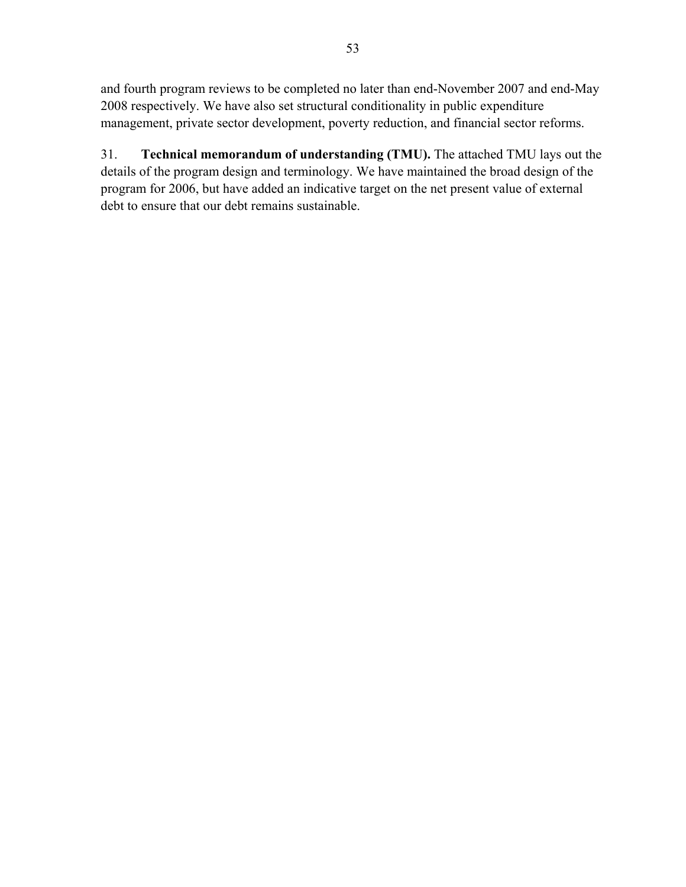and fourth program reviews to be completed no later than end-November 2007 and end-May 2008 respectively. We have also set structural conditionality in public expenditure management, private sector development, poverty reduction, and financial sector reforms.

31. **Technical memorandum of understanding (TMU).** The attached TMU lays out the details of the program design and terminology. We have maintained the broad design of the program for 2006, but have added an indicative target on the net present value of external debt to ensure that our debt remains sustainable.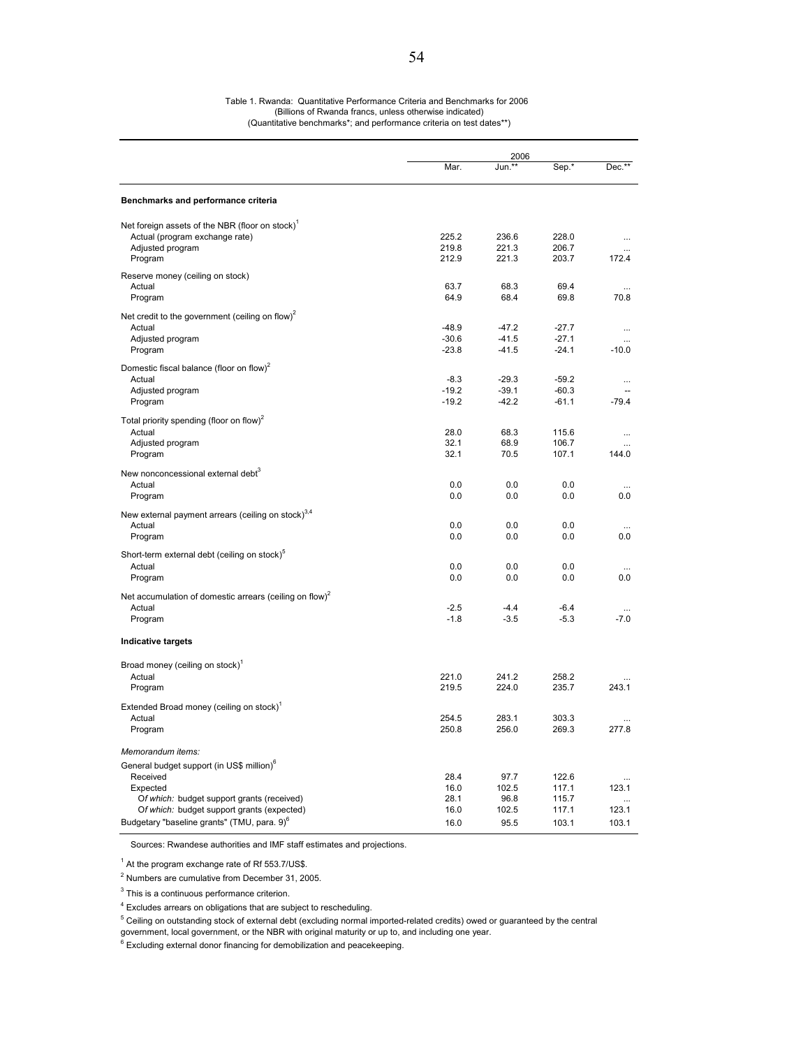Table 1. Rwanda: Quantitative Performance Criteria and Benchmarks for 2006
(Billions of Rwanda francs, unless otherwise indicated)
(Quantitative benchmarks*; and performance criteria on test dates**)

| | 2006 | | | |
|---|---|---|---|---|
| | Mar. | Jun.** | Sep.* | Dec.** |
| **Benchmarks and performance criteria** | | | | |
| Net foreign assets of the NBR (floor on stock)[1] | | | | |
| Actual (program exchange rate) | 225.2 | 236.6 | 228.0 | ... |
| Adjusted program | 219.8 | 221.3 | 206.7 | ... |
| Program | 212.9 | 221.3 | 203.7 | 172.4 |
| Reserve money (ceiling on stock) | | | | |
| Actual | 63.7 | 68.3 | 69.4 | ... |
| Program | 64.9 | 68.4 | 69.8 | 70.8 |
| Net credit to the government (ceiling on flow)[2] | | | | |
| Actual | -48.9 | -47.2 | -27.7 | ... |
| Adjusted program | -30.6 | -41.5 | -27.1 | ... |
| Program | -23.8 | -41.5 | -24.1 | -10.0 |
| Domestic fiscal balance (floor on flow)[2] | | | | |
| Actual | -8.3 | -29.3 | -59.2 | ... |
| Adjusted program | -19.2 | -39.1 | -60.3 | -- |
| Program | -19.2 | -42.2 | -61.1 | -79.4 |
| Total priority spending (floor on flow)[2] | | | | |
| Actual | 28.0 | 68.3 | 115.6 | ... |
| Adjusted program | 32.1 | 68.9 | 106.7 | ... |
| Program | 32.1 | 70.5 | 107.1 | 144.0 |
| New nonconcessional external debt[3] | | | | |
| Actual | 0.0 | 0.0 | 0.0 | ... |
| Program | 0.0 | 0.0 | 0.0 | 0.0 |
| New external payment arrears (ceiling on stock)[3,4] | | | | |
| Actual | 0.0 | 0.0 | 0.0 | ... |
| Program | 0.0 | 0.0 | 0.0 | 0.0 |
| Short-term external debt (ceiling on stock)[5] | | | | |
| Actual | 0.0 | 0.0 | 0.0 | ... |
| Program | 0.0 | 0.0 | 0.0 | 0.0 |
| Net accumulation of domestic arrears (ceiling on flow)[2] | | | | |
| Actual | -2.5 | -4.4 | -6.4 | ... |
| Program | -1.8 | -3.5 | -5.3 | -7.0 |
| **Indicative targets** | | | | |
| Broad money (ceiling on stock)[1] | | | | |
| Actual | 221.0 | 241.2 | 258.2 | ... |
| Program | 219.5 | 224.0 | 235.7 | 243.1 |
| Extended Broad money (ceiling on stock)[1] | | | | |
| Actual | 254.5 | 283.1 | 303.3 | ... |
| Program | 250.8 | 256.0 | 269.3 | 277.8 |
| *Memorandum items:* | | | | |
| General budget support (in US$ million)[6] | | | | |
| Received | 28.4 | 97.7 | 122.6 | ... |
| Expected | 16.0 | 102.5 | 117.1 | 123.1 |
| *Of which:* budget support grants (received) | 28.1 | 96.8 | 115.7 | ... |
| *Of which:* budget support grants (expected) | 16.0 | 102.5 | 117.1 | 123.1 |
| Budgetary "baseline grants" (TMU, para. 9)[6] | 16.0 | 95.5 | 103.1 | 103.1 |

Sources: Rwandese authorities and IMF staff estimates and projections.

[1] At the program exchange rate of Rf 553.7/US$.

[2] Numbers are cumulative from December 31, 2005.

[3] This is a continuous performance criterion.

[4] Excludes arrears on obligations that are subject to rescheduling.

[5] Ceiling on outstanding stock of external debt (excluding normal imported-related credits) owed or guaranteed by the central government, local government, or the NBR with original maturity or up to, and including one year.

[6] Excluding external donor financing for demobilization and peacekeeping.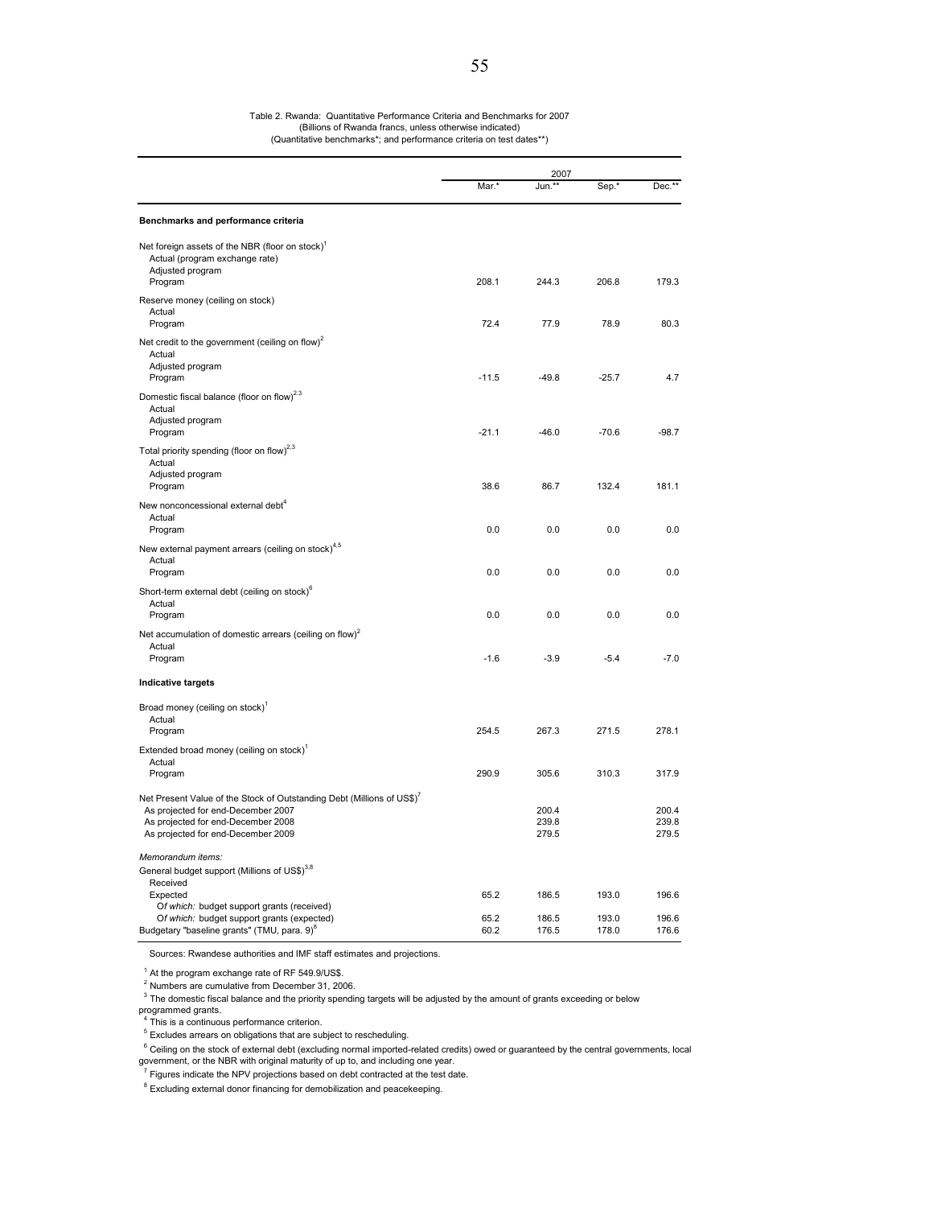Table 2. Rwanda: Quantitative Performance Criteria and Benchmarks for 2007
(Billions of Rwanda francs, unless otherwise indicated)
(Quantitative benchmarks*; and performance criteria on test dates**)

| | 2007 | | | |
|---|---|---|---|---|
| | Mar.* | Jun.** | Sep.* | Dec.** |
| **Benchmarks and performance criteria** | | | | |
| Net foreign assets of the NBR (floor on stock)[1] | | | | |
| Actual (program exchange rate) | | | | |
| Adjusted program | | | | |
| Program | 208.1 | 244.3 | 206.8 | 179.3 |
| Reserve money (ceiling on stock) | | | | |
| Actual | | | | |
| Program | 72.4 | 77.9 | 78.9 | 80.3 |
| Net credit to the government (ceiling on flow)[2] | | | | |
| Actual | | | | |
| Adjusted program | | | | |
| Program | -11.5 | -49.8 | -25.7 | 4.7 |
| Domestic fiscal balance (floor on flow)[2,3] | | | | |
| Actual | | | | |
| Adjusted program | | | | |
| Program | -21.1 | -46.0 | -70.6 | -98.7 |
| Total priority spending (floor on flow)[2,3] | | | | |
| Actual | | | | |
| Adjusted program | | | | |
| Program | 38.6 | 86.7 | 132.4 | 181.1 |
| New nonconcessional external debt[4] | | | | |
| Actual | | | | |
| Program | 0.0 | 0.0 | 0.0 | 0.0 |
| New external payment arrears (ceiling on stock)[4,5] | | | | |
| Actual | | | | |
| Program | 0.0 | 0.0 | 0.0 | 0.0 |
| Short-term external debt (ceiling on stock)[6] | | | | |
| Actual | | | | |
| Program | 0.0 | 0.0 | 0.0 | 0.0 |
| Net accumulation of domestic arrears (ceiling on flow)[2] | | | | |
| Actual | | | | |
| Program | -1.6 | -3.9 | -5.4 | -7.0 |
| **Indicative targets** | | | | |
| Broad money (ceiling on stock)[1] | | | | |
| Actual | | | | |
| Program | 254.5 | 267.3 | 271.5 | 278.1 |
| Extended broad money (ceiling on stock)[1] | | | | |
| Actual | | | | |
| Program | 290.9 | 305.6 | 310.3 | 317.9 |
| Net Present Value of the Stock of Outstanding Debt (Millions of US$)[7] | | | | |
| As projected for end-December 2007 | | 200.4 | | 200.4 |
| As projected for end-December 2008 | | 239.8 | | 239.8 |
| As projected for end-December 2009 | | 279.5 | | 279.5 |
| *Memorandum items:* | | | | |
| General budget support (Millions of US$)[3,8] | | | | |
| Received | | | | |
| Expected | 65.2 | 186.5 | 193.0 | 196.6 |
| Of *which:* budget support grants (received) | | | | |
| Of *which:* budget support grants (expected) | 65.2 | 186.5 | 193.0 | 196.6 |
| Budgetary "baseline grants" (TMU, para. 9)[8] | 60.2 | 176.5 | 178.0 | 176.6 |

Sources: Rwandese authorities and IMF staff estimates and projections.

[1] At the program exchange rate of RF 549.9/US$.

[2] Numbers are cumulative from December 31, 2006.

[3] The domestic fiscal balance and the priority spending targets will be adjusted by the amount of grants exceeding or below programmed grants.

[4] This is a continuous performance criterion.

[5] Excludes arrears on obligations that are subject to rescheduling.

[6] Ceiling on the stock of external debt (excluding normal imported-related credits) owed or guaranteed by the central governments, local government, or the NBR with original maturity of up to, and including one year.

[7] Figures indicate the NPV projections based on debt contracted at the test date.

[8] Excluding external donor financing for demobilization and peacekeeping.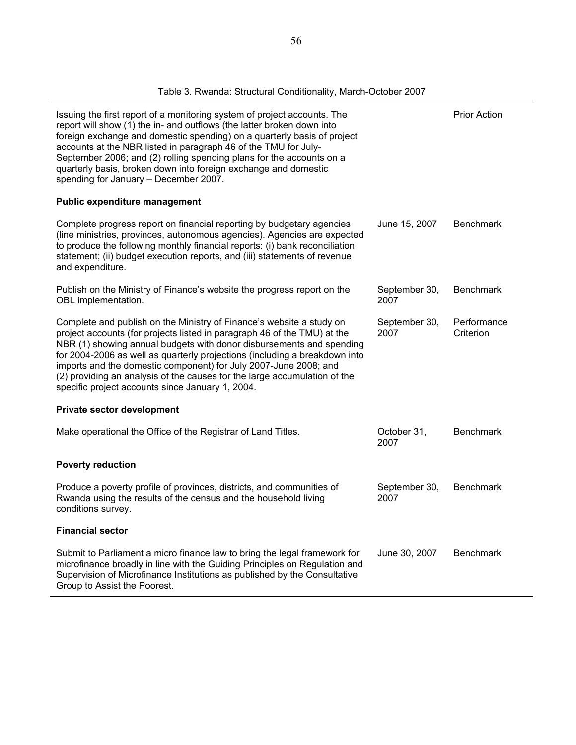Table 3. Rwanda: Structural Conditionality, March-October 2007

| | | |
|---|---|---|
| Issuing the first report of a monitoring system of project accounts. The report will show (1) the in- and outflows (the latter broken down into foreign exchange and domestic spending) on a quarterly basis of project accounts at the NBR listed in paragraph 46 of the TMU for July-September 2006; and (2) rolling spending plans for the accounts on a quarterly basis, broken down into foreign exchange and domestic spending for January – December 2007. | | Prior Action |
| **Public expenditure management** | | |
| Complete progress report on financial reporting by budgetary agencies (line ministries, provinces, autonomous agencies). Agencies are expected to produce the following monthly financial reports: (i) bank reconciliation statement; (ii) budget execution reports, and (iii) statements of revenue and expenditure. | June 15, 2007 | Benchmark |
| Publish on the Ministry of Finance's website the progress report on the OBL implementation. | September 30, 2007 | Benchmark |
| Complete and publish on the Ministry of Finance's website a study on project accounts (for projects listed in paragraph 46 of the TMU) at the NBR (1) showing annual budgets with donor disbursements and spending for 2004-2006 as well as quarterly projections (including a breakdown into imports and the domestic component) for July 2007-June 2008; and (2) providing an analysis of the causes for the large accumulation of the specific project accounts since January 1, 2004. | September 30, 2007 | Performance Criterion |
| **Private sector development** | | |
| Make operational the Office of the Registrar of Land Titles. | October 31, 2007 | Benchmark |
| **Poverty reduction** | | |
| Produce a poverty profile of provinces, districts, and communities of Rwanda using the results of the census and the household living conditions survey. | September 30, 2007 | Benchmark |
| **Financial sector** | | |
| Submit to Parliament a micro finance law to bring the legal framework for microfinance broadly in line with the Guiding Principles on Regulation and Supervision of Microfinance Institutions as published by the Consultative Group to Assist the Poorest. | June 30, 2007 | Benchmark |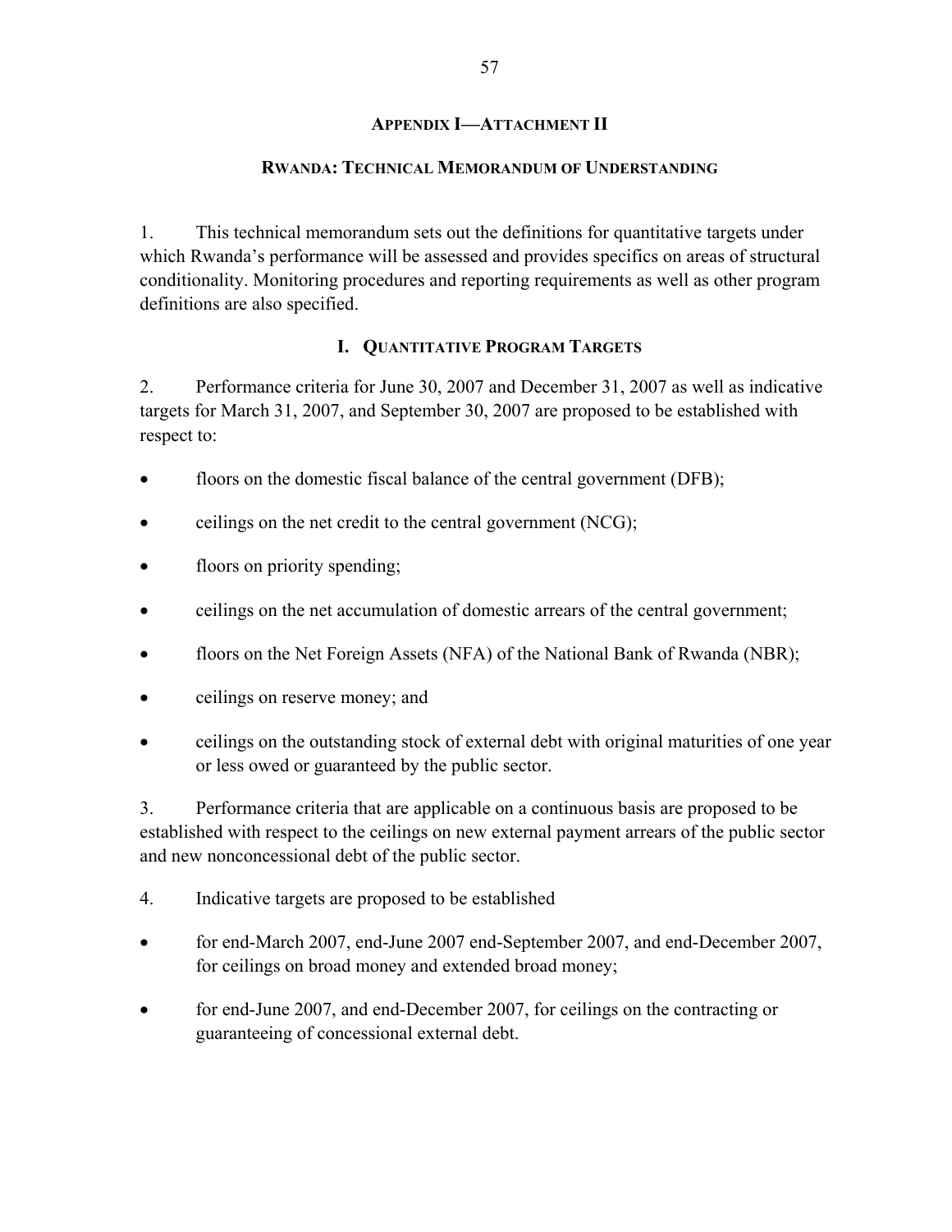## Appendix I—Attachment II

## Rwanda: Technical Memorandum of Understanding

1. This technical memorandum sets out the definitions for quantitative targets under which Rwanda's performance will be assessed and provides specifics on areas of structural conditionality. Monitoring procedures and reporting requirements as well as other program definitions are also specified.

### I. Quantitative Program Targets

2. Performance criteria for June 30, 2007 and December 31, 2007 as well as indicative targets for March 31, 2007, and September 30, 2007 are proposed to be established with respect to:

- floors on the domestic fiscal balance of the central government (DFB);
- ceilings on the net credit to the central government (NCG);
- floors on priority spending;
- ceilings on the net accumulation of domestic arrears of the central government;
- floors on the Net Foreign Assets (NFA) of the National Bank of Rwanda (NBR);
- ceilings on reserve money; and
- ceilings on the outstanding stock of external debt with original maturities of one year or less owed or guaranteed by the public sector.

3. Performance criteria that are applicable on a continuous basis are proposed to be established with respect to the ceilings on new external payment arrears of the public sector and new nonconcessional debt of the public sector.

4. Indicative targets are proposed to be established

- for end-March 2007, end-June 2007 end-September 2007, and end-December 2007, for ceilings on broad money and extended broad money;
- for end-June 2007, and end-December 2007, for ceilings on the contracting or guaranteeing of concessional external debt.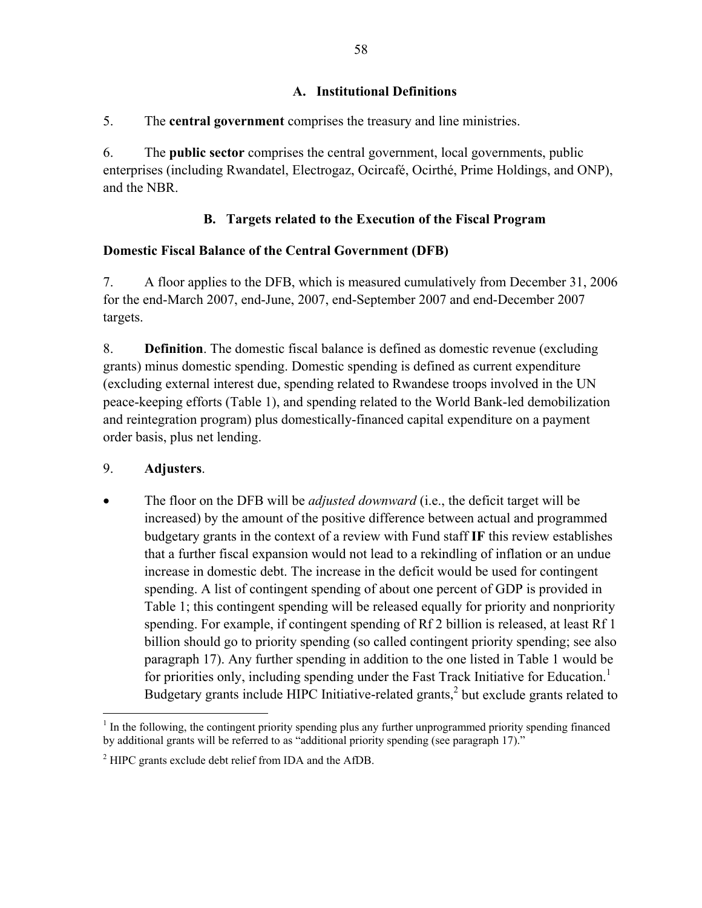### A. Institutional Definitions

5. The **central government** comprises the treasury and line ministries.

6. The **public sector** comprises the central government, local governments, public enterprises (including Rwandatel, Electrogaz, Ocircafé, Ocirthé, Prime Holdings, and ONP), and the NBR.

### B. Targets related to the Execution of the Fiscal Program

**Domestic Fiscal Balance of the Central Government (DFB)**

7. A floor applies to the DFB, which is measured cumulatively from December 31, 2006 for the end-March 2007, end-June, 2007, end-September 2007 and end-December 2007 targets.

8. **Definition**. The domestic fiscal balance is defined as domestic revenue (excluding grants) minus domestic spending. Domestic spending is defined as current expenditure (excluding external interest due, spending related to Rwandese troops involved in the UN peace-keeping efforts (Table 1), and spending related to the World Bank-led demobilization and reintegration program) plus domestically-financed capital expenditure on a payment order basis, plus net lending.

9. **Adjusters**.

- The floor on the DFB will be *adjusted downward* (i.e., the deficit target will be increased) by the amount of the positive difference between actual and programmed budgetary grants in the context of a review with Fund staff **IF** this review establishes that a further fiscal expansion would not lead to a rekindling of inflation or an undue increase in domestic debt. The increase in the deficit would be used for contingent spending. A list of contingent spending of about one percent of GDP is provided in Table 1; this contingent spending will be released equally for priority and nonpriority spending. For example, if contingent spending of Rf 2 billion is released, at least Rf 1 billion should go to priority spending (so called contingent priority spending; see also paragraph 17). Any further spending in addition to the one listed in Table 1 would be for priorities only, including spending under the Fast Track Initiative for Education.[1] Budgetary grants include HIPC Initiative-related grants,[2] but exclude grants related to

---

[1] In the following, the contingent priority spending plus any further unprogrammed priority spending financed by additional grants will be referred to as "additional priority spending (see paragraph 17)."

[2] HIPC grants exclude debt relief from IDA and the AfDB.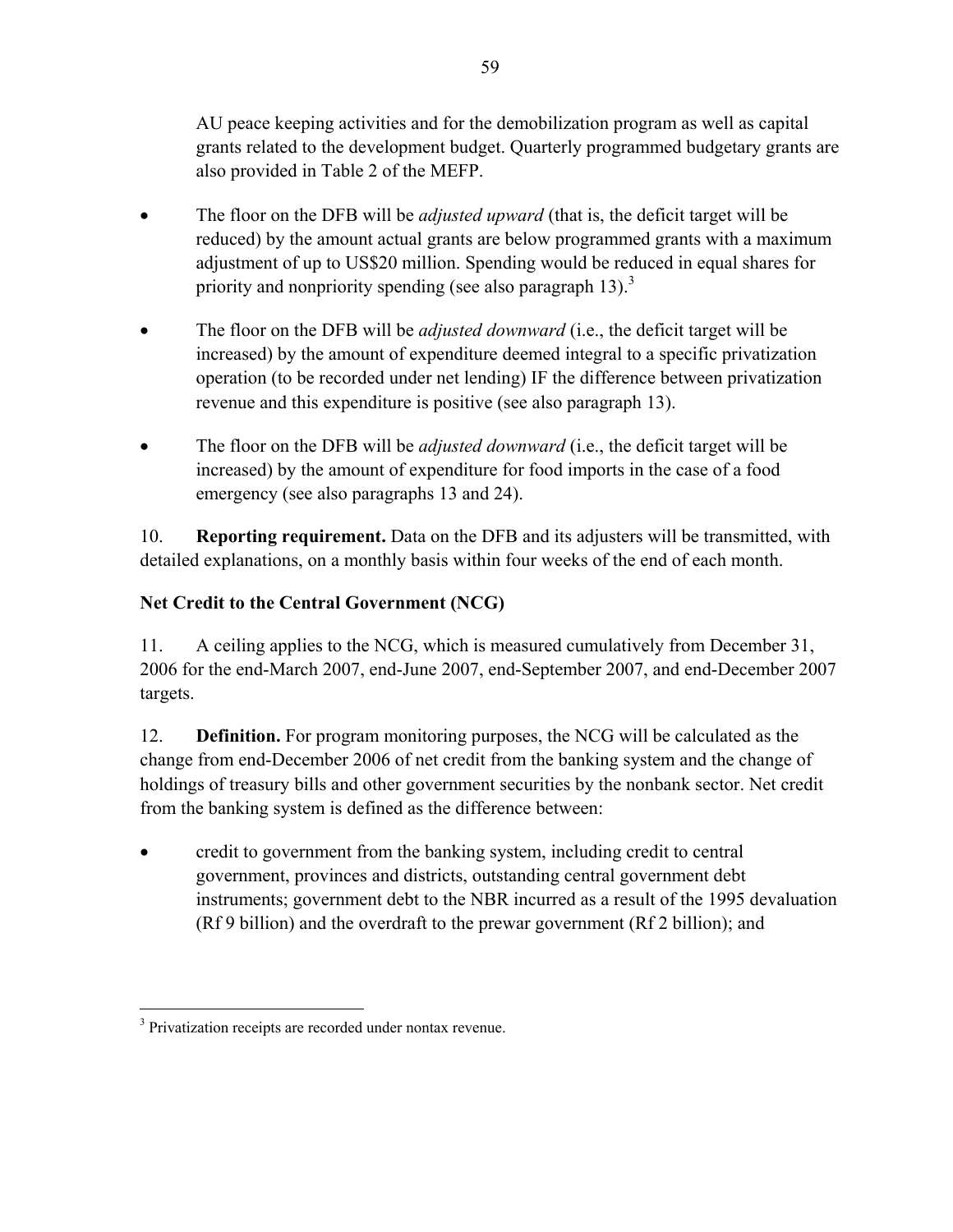AU peace keeping activities and for the demobilization program as well as capital grants related to the development budget. Quarterly programmed budgetary grants are also provided in Table 2 of the MEFP.

- The floor on the DFB will be *adjusted upward* (that is, the deficit target will be reduced) by the amount actual grants are below programmed grants with a maximum adjustment of up to US$20 million. Spending would be reduced in equal shares for priority and nonpriority spending (see also paragraph 13).[3]

- The floor on the DFB will be *adjusted downward* (i.e., the deficit target will be increased) by the amount of expenditure deemed integral to a specific privatization operation (to be recorded under net lending) IF the difference between privatization revenue and this expenditure is positive (see also paragraph 13).

- The floor on the DFB will be *adjusted downward* (i.e., the deficit target will be increased) by the amount of expenditure for food imports in the case of a food emergency (see also paragraphs 13 and 24).

10. **Reporting requirement.** Data on the DFB and its adjusters will be transmitted, with detailed explanations, on a monthly basis within four weeks of the end of each month.

**Net Credit to the Central Government (NCG)**

11. A ceiling applies to the NCG, which is measured cumulatively from December 31, 2006 for the end-March 2007, end-June 2007, end-September 2007, and end-December 2007 targets.

12. **Definition.** For program monitoring purposes, the NCG will be calculated as the change from end-December 2006 of net credit from the banking system and the change of holdings of treasury bills and other government securities by the nonbank sector. Net credit from the banking system is defined as the difference between:

- credit to government from the banking system, including credit to central government, provinces and districts, outstanding central government debt instruments; government debt to the NBR incurred as a result of the 1995 devaluation (Rf 9 billion) and the overdraft to the prewar government (Rf 2 billion); and

[3] Privatization receipts are recorded under nontax revenue.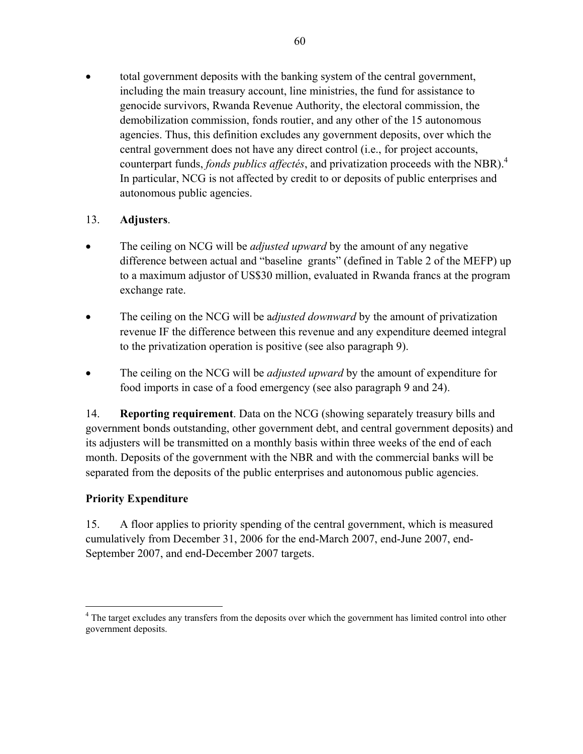- total government deposits with the banking system of the central government, including the main treasury account, line ministries, the fund for assistance to genocide survivors, Rwanda Revenue Authority, the electoral commission, the demobilization commission, fonds routier, and any other of the 15 autonomous agencies. Thus, this definition excludes any government deposits, over which the central government does not have any direct control (i.e., for project accounts, counterpart funds, *fonds publics affectés*, and privatization proceeds with the NBR).[4] In particular, NCG is not affected by credit to or deposits of public enterprises and autonomous public agencies.

13. **Adjusters**.

- The ceiling on NCG will be *adjusted upward* by the amount of any negative difference between actual and "baseline grants" (defined in Table 2 of the MEFP) up to a maximum adjustor of US$30 million, evaluated in Rwanda francs at the program exchange rate.

- The ceiling on the NCG will be a*djusted downward* by the amount of privatization revenue IF the difference between this revenue and any expenditure deemed integral to the privatization operation is positive (see also paragraph 9).

- The ceiling on the NCG will be *adjusted upward* by the amount of expenditure for food imports in case of a food emergency (see also paragraph 9 and 24).

14. **Reporting requirement**. Data on the NCG (showing separately treasury bills and government bonds outstanding, other government debt, and central government deposits) and its adjusters will be transmitted on a monthly basis within three weeks of the end of each month. Deposits of the government with the NBR and with the commercial banks will be separated from the deposits of the public enterprises and autonomous public agencies.

### Priority Expenditure

15. A floor applies to priority spending of the central government, which is measured cumulatively from December 31, 2006 for the end-March 2007, end-June 2007, end-September 2007, and end-December 2007 targets.

[4] The target excludes any transfers from the deposits over which the government has limited control into other government deposits.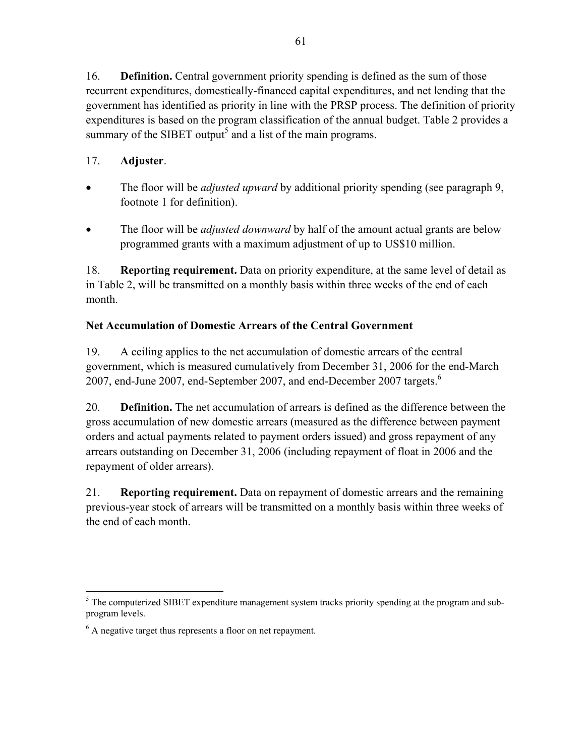16. **Definition.** Central government priority spending is defined as the sum of those recurrent expenditures, domestically-financed capital expenditures, and net lending that the government has identified as priority in line with the PRSP process. The definition of priority expenditures is based on the program classification of the annual budget. Table 2 provides a summary of the SIBET output[5] and a list of the main programs.

17. **Adjuster**.

- The floor will be *adjusted upward* by additional priority spending (see paragraph 9, footnote 1 for definition).
- The floor will be *adjusted downward* by half of the amount actual grants are below programmed grants with a maximum adjustment of up to US$10 million.

18. **Reporting requirement.** Data on priority expenditure, at the same level of detail as in Table 2, will be transmitted on a monthly basis within three weeks of the end of each month.

**Net Accumulation of Domestic Arrears of the Central Government**

19. A ceiling applies to the net accumulation of domestic arrears of the central government, which is measured cumulatively from December 31, 2006 for the end-March 2007, end-June 2007, end-September 2007, and end-December 2007 targets.[6]

20. **Definition.** The net accumulation of arrears is defined as the difference between the gross accumulation of new domestic arrears (measured as the difference between payment orders and actual payments related to payment orders issued) and gross repayment of any arrears outstanding on December 31, 2006 (including repayment of float in 2006 and the repayment of older arrears).

21. **Reporting requirement.** Data on repayment of domestic arrears and the remaining previous-year stock of arrears will be transmitted on a monthly basis within three weeks of the end of each month.

---

[5] The computerized SIBET expenditure management system tracks priority spending at the program and sub-program levels.

[6] A negative target thus represents a floor on net repayment.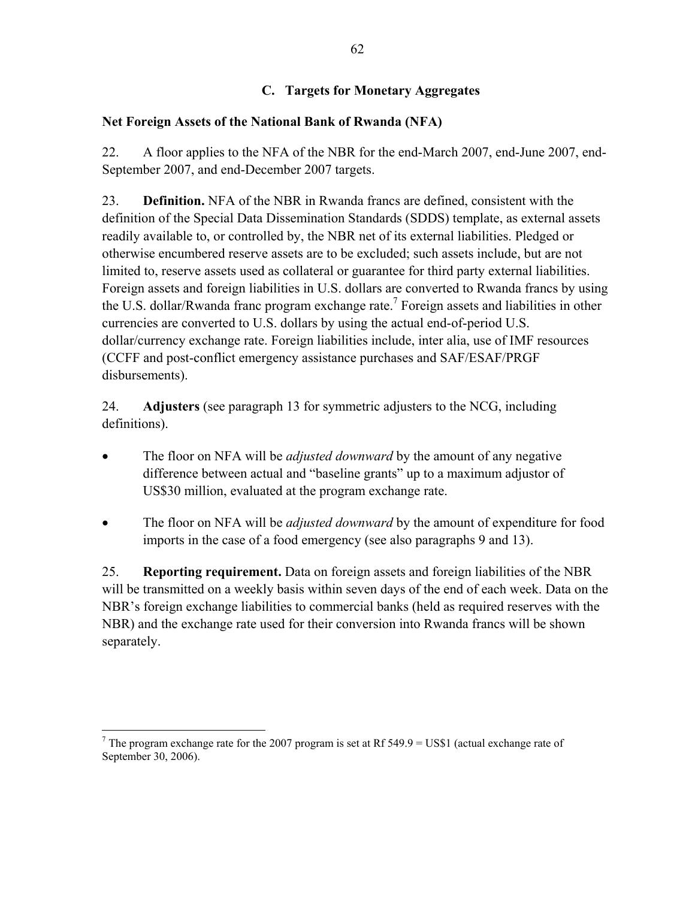### C. Targets for Monetary Aggregates

**Net Foreign Assets of the National Bank of Rwanda (NFA)**

22. A floor applies to the NFA of the NBR for the end-March 2007, end-June 2007, end-September 2007, and end-December 2007 targets.

23. **Definition.** NFA of the NBR in Rwanda francs are defined, consistent with the definition of the Special Data Dissemination Standards (SDDS) template, as external assets readily available to, or controlled by, the NBR net of its external liabilities. Pledged or otherwise encumbered reserve assets are to be excluded; such assets include, but are not limited to, reserve assets used as collateral or guarantee for third party external liabilities. Foreign assets and foreign liabilities in U.S. dollars are converted to Rwanda francs by using the U.S. dollar/Rwanda franc program exchange rate.[7] Foreign assets and liabilities in other currencies are converted to U.S. dollars by using the actual end-of-period U.S. dollar/currency exchange rate. Foreign liabilities include, inter alia, use of IMF resources (CCFF and post-conflict emergency assistance purchases and SAF/ESAF/PRGF disbursements).

24. **Adjusters** (see paragraph 13 for symmetric adjusters to the NCG, including definitions).

- The floor on NFA will be *adjusted downward* by the amount of any negative difference between actual and "baseline grants" up to a maximum adjustor of US$30 million, evaluated at the program exchange rate.
- The floor on NFA will be *adjusted downward* by the amount of expenditure for food imports in the case of a food emergency (see also paragraphs 9 and 13).

25. **Reporting requirement.** Data on foreign assets and foreign liabilities of the NBR will be transmitted on a weekly basis within seven days of the end of each week. Data on the NBR's foreign exchange liabilities to commercial banks (held as required reserves with the NBR) and the exchange rate used for their conversion into Rwanda francs will be shown separately.

---

[7] The program exchange rate for the 2007 program is set at Rf 549.9 = US$1 (actual exchange rate of September 30, 2006).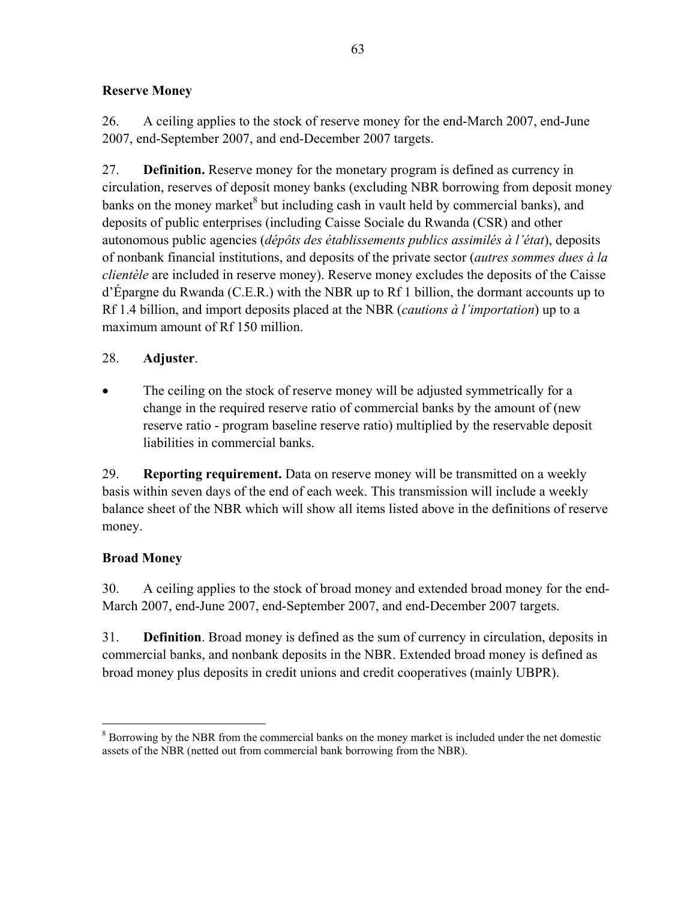## Reserve Money

26. A ceiling applies to the stock of reserve money for the end-March 2007, end-June 2007, end-September 2007, and end-December 2007 targets.

27. **Definition.** Reserve money for the monetary program is defined as currency in circulation, reserves of deposit money banks (excluding NBR borrowing from deposit money banks on the money market[8] but including cash in vault held by commercial banks), and deposits of public enterprises (including Caisse Sociale du Rwanda (CSR) and other autonomous public agencies (*dépôts des établissements publics assimilés à l'état*), deposits of nonbank financial institutions, and deposits of the private sector (*autres sommes dues à la clientèle* are included in reserve money). Reserve money excludes the deposits of the Caisse d'Épargne du Rwanda (C.E.R.) with the NBR up to Rf 1 billion, the dormant accounts up to Rf 1.4 billion, and import deposits placed at the NBR (*cautions à l'importation*) up to a maximum amount of Rf 150 million.

28. **Adjuster**.

- The ceiling on the stock of reserve money will be adjusted symmetrically for a change in the required reserve ratio of commercial banks by the amount of (new reserve ratio - program baseline reserve ratio) multiplied by the reservable deposit liabilities in commercial banks.

29. **Reporting requirement.** Data on reserve money will be transmitted on a weekly basis within seven days of the end of each week. This transmission will include a weekly balance sheet of the NBR which will show all items listed above in the definitions of reserve money.

## Broad Money

30. A ceiling applies to the stock of broad money and extended broad money for the end-March 2007, end-June 2007, end-September 2007, and end-December 2007 targets.

31. **Definition**. Broad money is defined as the sum of currency in circulation, deposits in commercial banks, and nonbank deposits in the NBR. Extended broad money is defined as broad money plus deposits in credit unions and credit cooperatives (mainly UBPR).

---

[8] Borrowing by the NBR from the commercial banks on the money market is included under the net domestic assets of the NBR (netted out from commercial bank borrowing from the NBR).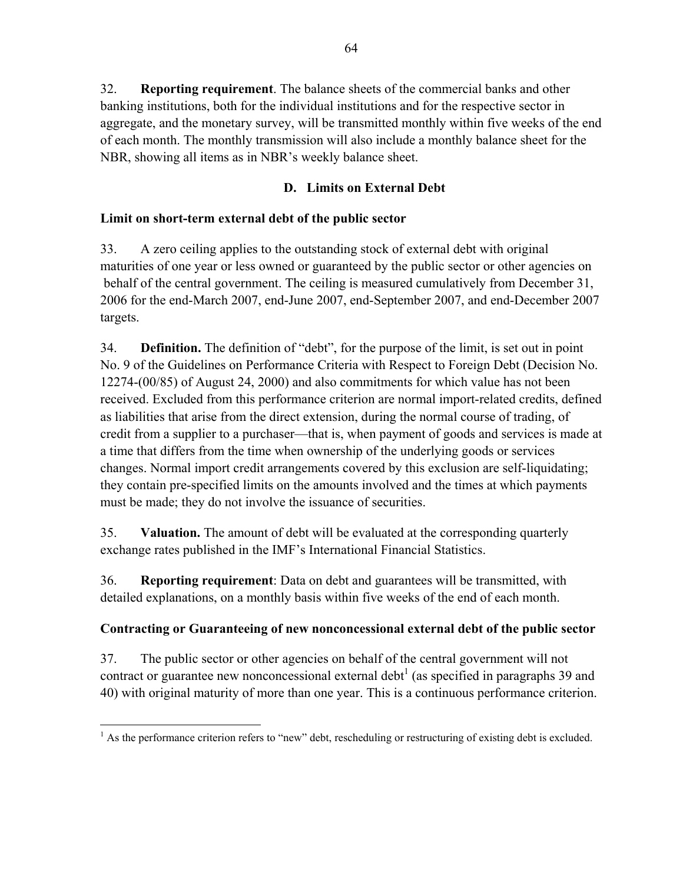32. **Reporting requirement**. The balance sheets of the commercial banks and other banking institutions, both for the individual institutions and for the respective sector in aggregate, and the monetary survey, will be transmitted monthly within five weeks of the end of each month. The monthly transmission will also include a monthly balance sheet for the NBR, showing all items as in NBR's weekly balance sheet.

## D. Limits on External Debt

### Limit on short-term external debt of the public sector

33. A zero ceiling applies to the outstanding stock of external debt with original maturities of one year or less owned or guaranteed by the public sector or other agencies on behalf of the central government. The ceiling is measured cumulatively from December 31, 2006 for the end-March 2007, end-June 2007, end-September 2007, and end-December 2007 targets.

34. **Definition.** The definition of "debt", for the purpose of the limit, is set out in point No. 9 of the Guidelines on Performance Criteria with Respect to Foreign Debt (Decision No. 12274-(00/85) of August 24, 2000) and also commitments for which value has not been received. Excluded from this performance criterion are normal import-related credits, defined as liabilities that arise from the direct extension, during the normal course of trading, of credit from a supplier to a purchaser—that is, when payment of goods and services is made at a time that differs from the time when ownership of the underlying goods or services changes. Normal import credit arrangements covered by this exclusion are self-liquidating; they contain pre-specified limits on the amounts involved and the times at which payments must be made; they do not involve the issuance of securities.

35. **Valuation.** The amount of debt will be evaluated at the corresponding quarterly exchange rates published in the IMF's International Financial Statistics.

36. **Reporting requirement**: Data on debt and guarantees will be transmitted, with detailed explanations, on a monthly basis within five weeks of the end of each month.

### Contracting or Guaranteeing of new nonconcessional external debt of the public sector

37. The public sector or other agencies on behalf of the central government will not contract or guarantee new nonconcessional external debt[1] (as specified in paragraphs 39 and 40) with original maturity of more than one year. This is a continuous performance criterion.

[1] As the performance criterion refers to "new" debt, rescheduling or restructuring of existing debt is excluded.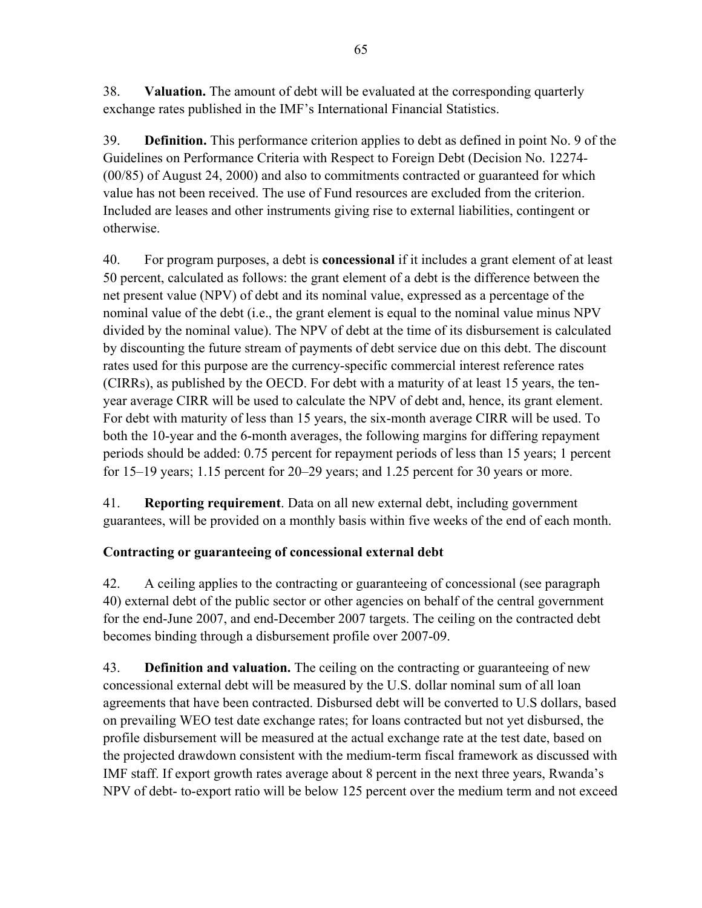38. **Valuation.** The amount of debt will be evaluated at the corresponding quarterly exchange rates published in the IMF's International Financial Statistics.

39. **Definition.** This performance criterion applies to debt as defined in point No. 9 of the Guidelines on Performance Criteria with Respect to Foreign Debt (Decision No. 12274-(00/85) of August 24, 2000) and also to commitments contracted or guaranteed for which value has not been received. The use of Fund resources are excluded from the criterion. Included are leases and other instruments giving rise to external liabilities, contingent or otherwise.

40. For program purposes, a debt is **concessional** if it includes a grant element of at least 50 percent, calculated as follows: the grant element of a debt is the difference between the net present value (NPV) of debt and its nominal value, expressed as a percentage of the nominal value of the debt (i.e., the grant element is equal to the nominal value minus NPV divided by the nominal value). The NPV of debt at the time of its disbursement is calculated by discounting the future stream of payments of debt service due on this debt. The discount rates used for this purpose are the currency-specific commercial interest reference rates (CIRRs), as published by the OECD. For debt with a maturity of at least 15 years, the ten-year average CIRR will be used to calculate the NPV of debt and, hence, its grant element. For debt with maturity of less than 15 years, the six-month average CIRR will be used. To both the 10-year and the 6-month averages, the following margins for differing repayment periods should be added: 0.75 percent for repayment periods of less than 15 years; 1 percent for 15–19 years; 1.15 percent for 20–29 years; and 1.25 percent for 30 years or more.

41. **Reporting requirement**. Data on all new external debt, including government guarantees, will be provided on a monthly basis within five weeks of the end of each month.

### Contracting or guaranteeing of concessional external debt

42. A ceiling applies to the contracting or guaranteeing of concessional (see paragraph 40) external debt of the public sector or other agencies on behalf of the central government for the end-June 2007, and end-December 2007 targets. The ceiling on the contracted debt becomes binding through a disbursement profile over 2007-09.

43. **Definition and valuation.** The ceiling on the contracting or guaranteeing of new concessional external debt will be measured by the U.S. dollar nominal sum of all loan agreements that have been contracted. Disbursed debt will be converted to U.S dollars, based on prevailing WEO test date exchange rates; for loans contracted but not yet disbursed, the profile disbursement will be measured at the actual exchange rate at the test date, based on the projected drawdown consistent with the medium-term fiscal framework as discussed with IMF staff. If export growth rates average about 8 percent in the next three years, Rwanda's NPV of debt- to-export ratio will be below 125 percent over the medium term and not exceed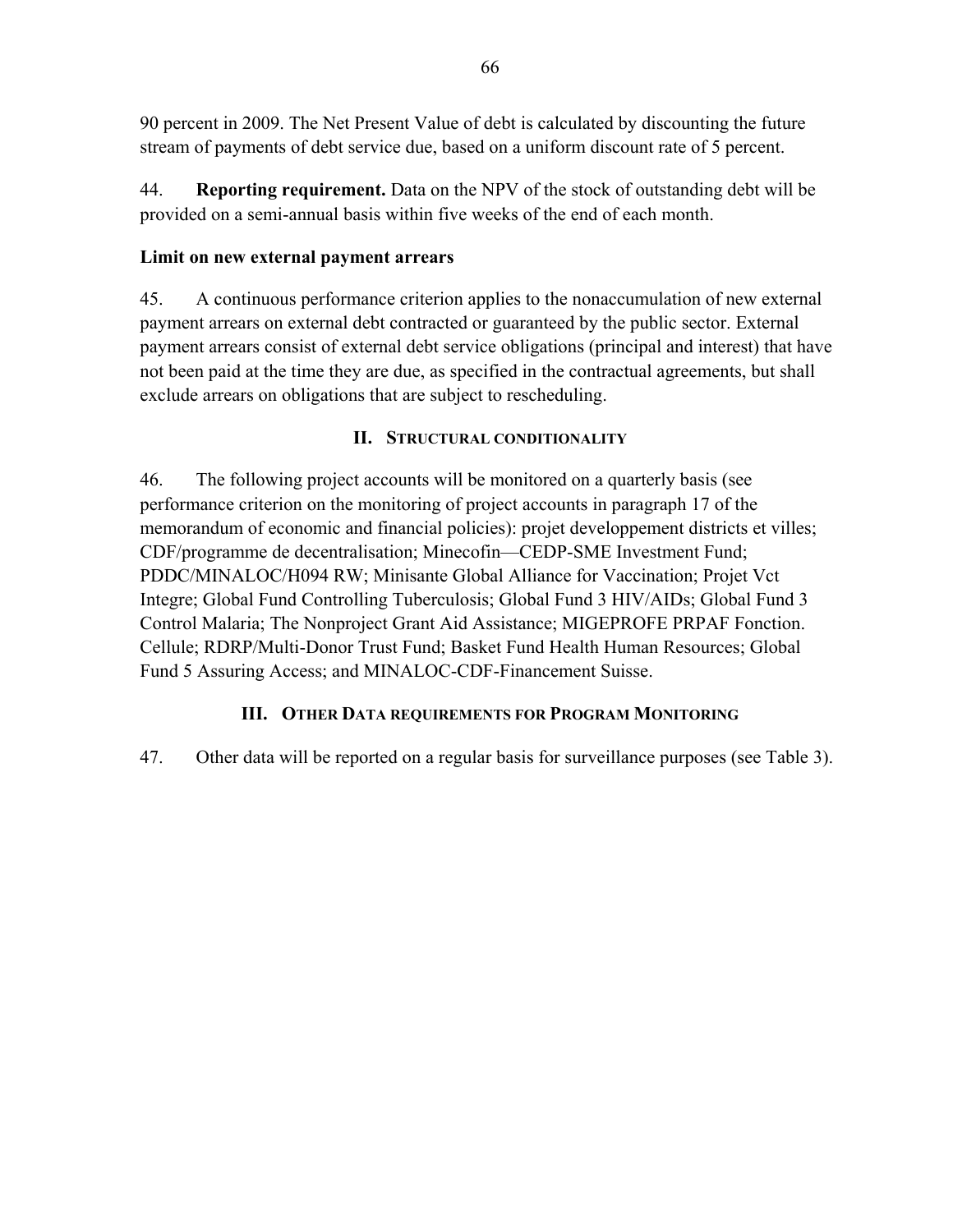90 percent in 2009. The Net Present Value of debt is calculated by discounting the future stream of payments of debt service due, based on a uniform discount rate of 5 percent.

44. **Reporting requirement.** Data on the NPV of the stock of outstanding debt will be provided on a semi-annual basis within five weeks of the end of each month.

**Limit on new external payment arrears**

45. A continuous performance criterion applies to the nonaccumulation of new external payment arrears on external debt contracted or guaranteed by the public sector. External payment arrears consist of external debt service obligations (principal and interest) that have not been paid at the time they are due, as specified in the contractual agreements, but shall exclude arrears on obligations that are subject to rescheduling.

## II. Structural Conditionality

46. The following project accounts will be monitored on a quarterly basis (see performance criterion on the monitoring of project accounts in paragraph 17 of the memorandum of economic and financial policies): projet developpement districts et villes; CDF/programme de decentralisation; Minecofin—CEDP-SME Investment Fund; PDDC/MINALOC/H094 RW; Minisante Global Alliance for Vaccination; Projet Vct Integre; Global Fund Controlling Tuberculosis; Global Fund 3 HIV/AIDs; Global Fund 3 Control Malaria; The Nonproject Grant Aid Assistance; MIGEPROFE PRPAF Fonction. Cellule; RDRP/Multi-Donor Trust Fund; Basket Fund Health Human Resources; Global Fund 5 Assuring Access; and MINALOC-CDF-Financement Suisse.

## III. Other Data Requirements for Program Monitoring

47. Other data will be reported on a regular basis for surveillance purposes (see Table 3).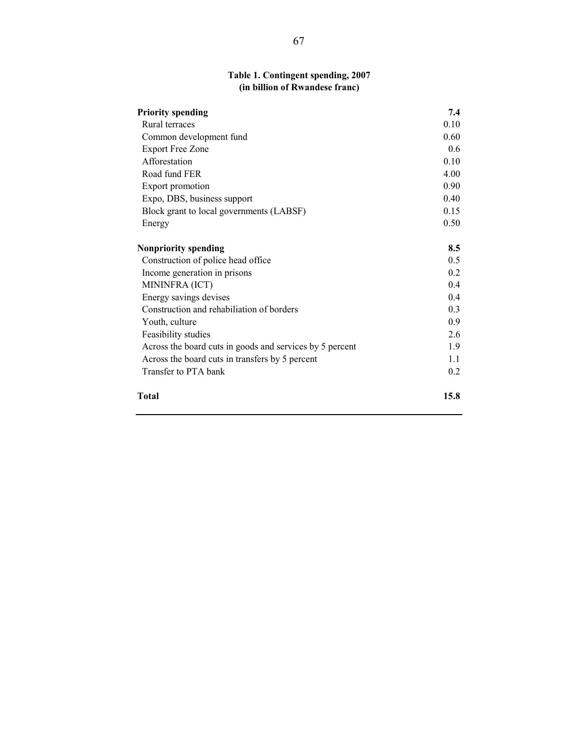**Table 1. Contingent spending, 2007**
**(in billion of Rwandese franc)**

| | |
|---|---|
| **Priority spending** | **7.4** |
| Rural terraces | 0.10 |
| Common development fund | 0.60 |
| Export Free Zone | 0.6 |
| Afforestation | 0.10 |
| Road fund FER | 4.00 |
| Export promotion | 0.90 |
| Expo, DBS, business support | 0.40 |
| Block grant to local governments (LABSF) | 0.15 |
| Energy | 0.50 |
| **Nonpriority spending** | **8.5** |
| Construction of police head office | 0.5 |
| Income generation in prisons | 0.2 |
| MININFRA (ICT) | 0.4 |
| Energy savings devises | 0.4 |
| Construction and rehabiliation of borders | 0.3 |
| Youth, culture | 0.9 |
| Feasibility studies | 2.6 |
| Across the board cuts in goods and services by 5 percent | 1.9 |
| Across the board cuts in transfers by 5 percent | 1.1 |
| Transfer to PTA bank | 0.2 |
| **Total** | **15.8** |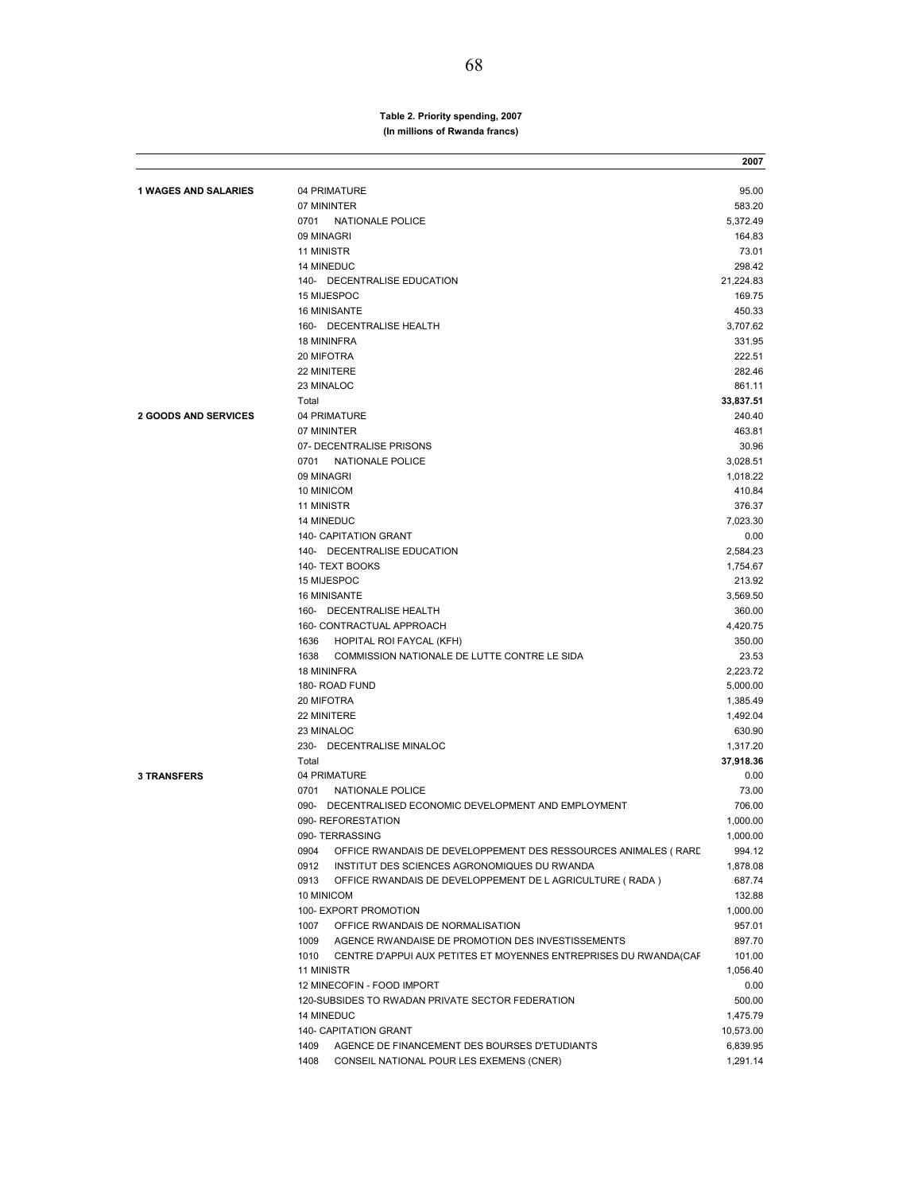**Table 2. Priority spending, 2007**
**(In millions of Rwanda francs)**

| | | 2007 |
|---|---|---|
| **1 WAGES AND SALARIES** | 04 PRIMATURE | 95.00 |
| | 07 MININTER | 583.20 |
| | 0701 NATIONALE POLICE | 5,372.49 |
| | 09 MINAGRI | 164.83 |
| | 11 MINISTR | 73.01 |
| | 14 MINEDUC | 298.42 |
| | 140- DECENTRALISE EDUCATION | 21,224.83 |
| | 15 MIJESPOC | 169.75 |
| | 16 MINISANTE | 450.33 |
| | 160- DECENTRALISE HEALTH | 3,707.62 |
| | 18 MININFRA | 331.95 |
| | 20 MIFOTRA | 222.51 |
| | 22 MINITERE | 282.46 |
| | 23 MINALOC | 861.11 |
| | Total | **33,837.51** |
| **2 GOODS AND SERVICES** | 04 PRIMATURE | 240.40 |
| | 07 MININTER | 463.81 |
| | 07- DECENTRALISE PRISONS | 30.96 |
| | 0701 NATIONALE POLICE | 3,028.51 |
| | 09 MINAGRI | 1,018.22 |
| | 10 MINICOM | 410.84 |
| | 11 MINISTR | 376.37 |
| | 14 MINEDUC | 7,023.30 |
| | 140- CAPITATION GRANT | 0.00 |
| | 140- DECENTRALISE EDUCATION | 2,584.23 |
| | 140- TEXT BOOKS | 1,754.67 |
| | 15 MIJESPOC | 213.92 |
| | 16 MINISANTE | 3,569.50 |
| | 160- DECENTRALISE HEALTH | 360.00 |
| | 160- CONTRACTUAL APPROACH | 4,420.75 |
| | 1636 HOPITAL ROI FAYCAL (KFH) | 350.00 |
| | 1638 COMMISSION NATIONALE DE LUTTE CONTRE LE SIDA | 23.53 |
| | 18 MININFRA | 2,223.72 |
| | 180- ROAD FUND | 5,000.00 |
| | 20 MIFOTRA | 1,385.49 |
| | 22 MINITERE | 1,492.04 |
| | 23 MINALOC | 630.90 |
| | 230- DECENTRALISE MINALOC | 1,317.20 |
| | Total | **37,918.36** |
| **3 TRANSFERS** | 04 PRIMATURE | 0.00 |
| | 0701 NATIONALE POLICE | 73.00 |
| | 090- DECENTRALISED ECONOMIC DEVELOPMENT AND EMPLOYMENT | 706.00 |
| | 090- REFORESTATION | 1,000.00 |
| | 090- TERRASSING | 1,000.00 |
| | 0904 OFFICE RWANDAIS DE DEVELOPPEMENT DES RESSOURCES ANIMALES ( RARE | 994.12 |
| | 0912 INSTITUT DES SCIENCES AGRONOMIQUES DU RWANDA | 1,878.08 |
| | 0913 OFFICE RWANDAIS DE DEVELOPPEMENT DE L AGRICULTURE ( RADA ) | 687.74 |
| | 10 MINICOM | 132.88 |
| | 100- EXPORT PROMOTION | 1,000.00 |
| | 1007 OFFICE RWANDAIS DE NORMALISATION | 957.01 |
| | 1009 AGENCE RWANDAISE DE PROMOTION DES INVESTISSEMENTS | 897.70 |
| | 1010 CENTRE D'APPUI AUX PETITES ET MOYENNES ENTREPRISES DU RWANDA(CAF | 101.00 |
| | 11 MINISTR | 1,056.40 |
| | 12 MINECOFIN - FOOD IMPORT | 0.00 |
| | 120-SUBSIDES TO RWADAN PRIVATE SECTOR FEDERATION | 500.00 |
| | 14 MINEDUC | 1,475.79 |
| | 140- CAPITATION GRANT | 10,573.00 |
| | 1409 AGENCE DE FINANCEMENT DES BOURSES D'ETUDIANTS | 6,839.95 |
| | 1408 CONSEIL NATIONAL POUR LES EXEMENS (CNER) | 1,291.14 |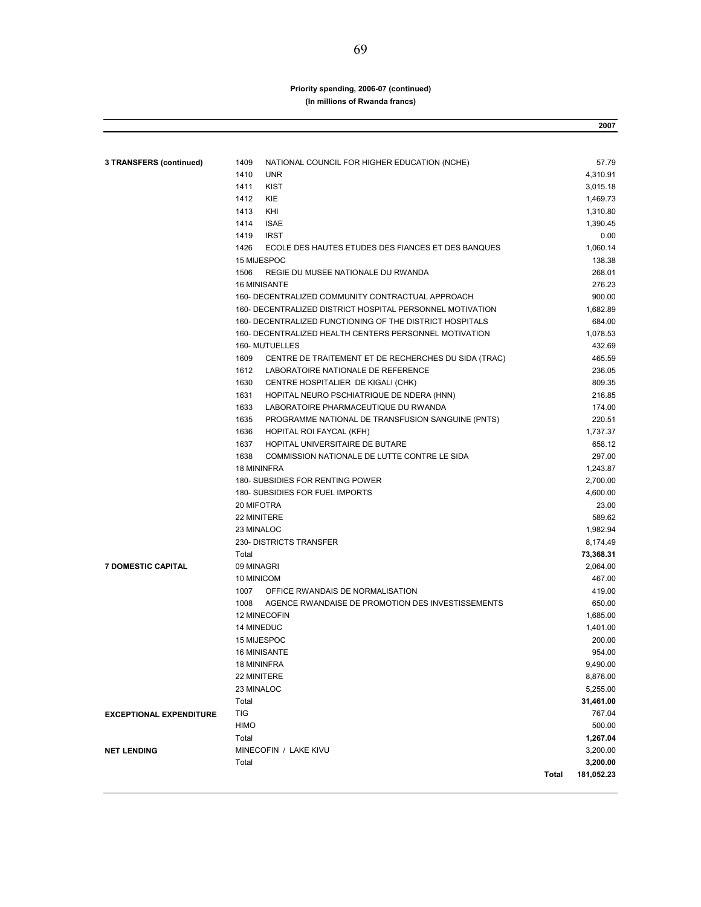**Priority spending, 2006-07 (continued)**
**(In millions of Rwanda francs)**

| | | | 2007 |
|---|---|---|---|
| **3 TRANSFERS (continued)** | 1409 NATIONAL COUNCIL FOR HIGHER EDUCATION (NCHE) | | 57.79 |
| | 1410 UNR | | 4,310.91 |
| | 1411 KIST | | 3,015.18 |
| | 1412 KIE | | 1,469.73 |
| | 1413 KHI | | 1,310.80 |
| | 1414 ISAE | | 1,390.45 |
| | 1419 IRST | | 0.00 |
| | 1426 ECOLE DES HAUTES ETUDES DES FIANCES ET DES BANQUES | | 1,060.14 |
| | 15 MIJESPOC | | 138.38 |
| | 1506 REGIE DU MUSEE NATIONALE DU RWANDA | | 268.01 |
| | 16 MINISANTE | | 276.23 |
| | 160- DECENTRALIZED COMMUNITY CONTRACTUAL APPROACH | | 900.00 |
| | 160- DECENTRALIZED DISTRICT HOSPITAL PERSONNEL MOTIVATION | | 1,682.89 |
| | 160- DECENTRALIZED FUNCTIONING OF THE DISTRICT HOSPITALS | | 684.00 |
| | 160- DECENTRALIZED HEALTH CENTERS PERSONNEL MOTIVATION | | 1,078.53 |
| | 160- MUTUELLES | | 432.69 |
| | 1609 CENTRE DE TRAITEMENT ET DE RECHERCHES DU SIDA (TRAC) | | 465.59 |
| | 1612 LABORATOIRE NATIONALE DE REFERENCE | | 236.05 |
| | 1630 CENTRE HOSPITALIER DE KIGALI (CHK) | | 809.35 |
| | 1631 HOPITAL NEURO PSCHIATRIQUE DE NDERA (HNN) | | 216.85 |
| | 1633 LABORATOIRE PHARMACEUTIQUE DU RWANDA | | 174.00 |
| | 1635 PROGRAMME NATIONAL DE TRANSFUSION SANGUINE (PNTS) | | 220.51 |
| | 1636 HOPITAL ROI FAYCAL (KFH) | | 1,737.37 |
| | 1637 HOPITAL UNIVERSITAIRE DE BUTARE | | 658.12 |
| | 1638 COMMISSION NATIONALE DE LUTTE CONTRE LE SIDA | | 297.00 |
| | 18 MININFRA | | 1,243.87 |
| | 180- SUBSIDIES FOR RENTING POWER | | 2,700.00 |
| | 180- SUBSIDIES FOR FUEL IMPORTS | | 4,600.00 |
| | 20 MIFOTRA | | 23.00 |
| | 22 MINITERE | | 589.62 |
| | 23 MINALOC | | 1,982.94 |
| | 230- DISTRICTS TRANSFER | | 8,174.49 |
| | Total | | **73,368.31** |
| **7 DOMESTIC CAPITAL** | 09 MINAGRI | | 2,064.00 |
| | 10 MINICOM | | 467.00 |
| | 1007 OFFICE RWANDAIS DE NORMALISATION | | 419.00 |
| | 1008 AGENCE RWANDAISE DE PROMOTION DES INVESTISSEMENTS | | 650.00 |
| | 12 MINECOFIN | | 1,685.00 |
| | 14 MINEDUC | | 1,401.00 |
| | 15 MIJESPOC | | 200.00 |
| | 16 MINISANTE | | 954.00 |
| | 18 MININFRA | | 9,490.00 |
| | 22 MINITERE | | 8,876.00 |
| | 23 MINALOC | | 5,255.00 |
| | Total | | **31,461.00** |
| **EXCEPTIONAL EXPENDITURE** | TIG | | 767.04 |
| | HIMO | | 500.00 |
| | Total | | **1,267.04** |
| **NET LENDING** | MINECOFIN / LAKE KIVU | | 3,200.00 |
| | Total | | **3,200.00** |
| | | **Total** | **181,052.23** |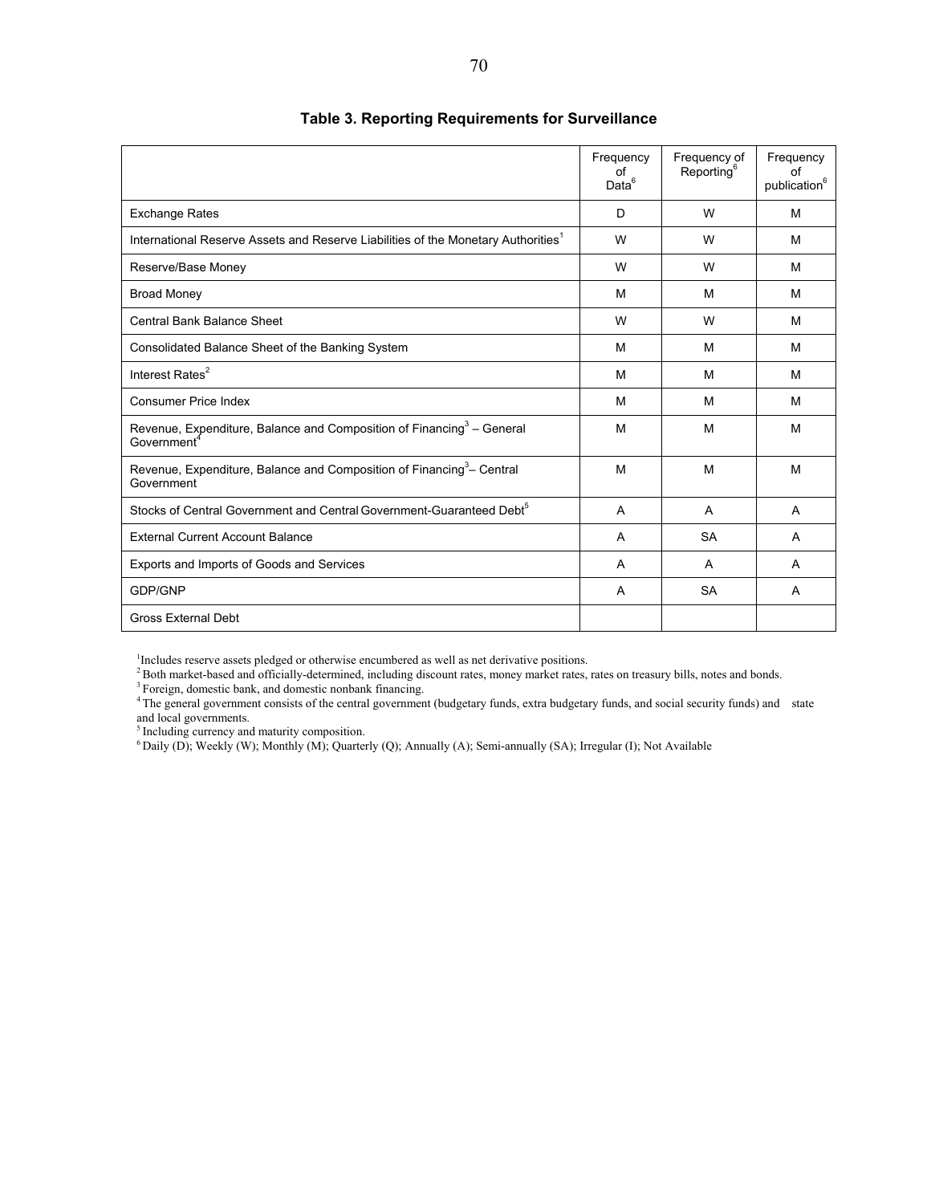**Table 3. Reporting Requirements for Surveillance**

| | Frequency of Data[6] | Frequency of Reporting[6] | Frequency of publication[6] |
|---|---|---|---|
| Exchange Rates | D | W | M |
| International Reserve Assets and Reserve Liabilities of the Monetary Authorities[1] | W | W | M |
| Reserve/Base Money | W | W | M |
| Broad Money | M | M | M |
| Central Bank Balance Sheet | W | W | M |
| Consolidated Balance Sheet of the Banking System | M | M | M |
| Interest Rates[2] | M | M | M |
| Consumer Price Index | M | M | M |
| Revenue, Expenditure, Balance and Composition of Financing[3] – General Government[4] | M | M | M |
| Revenue, Expenditure, Balance and Composition of Financing[3]– Central Government | M | M | M |
| Stocks of Central Government and Central Government-Guaranteed Debt[5] | A | A | A |
| External Current Account Balance | A | SA | A |
| Exports and Imports of Goods and Services | A | A | A |
| GDP/GNP | A | SA | A |
| Gross External Debt | | | |

[1]Includes reserve assets pledged or otherwise encumbered as well as net derivative positions.
[2] Both market-based and officially-determined, including discount rates, money market rates, rates on treasury bills, notes and bonds.
[3] Foreign, domestic bank, and domestic nonbank financing.
[4] The general government consists of the central government (budgetary funds, extra budgetary funds, and social security funds) and state and local governments.
[5] Including currency and maturity composition.
[6] Daily (D); Weekly (W); Monthly (M); Quarterly (Q); Annually (A); Semi-annually (SA); Irregular (I); Not Available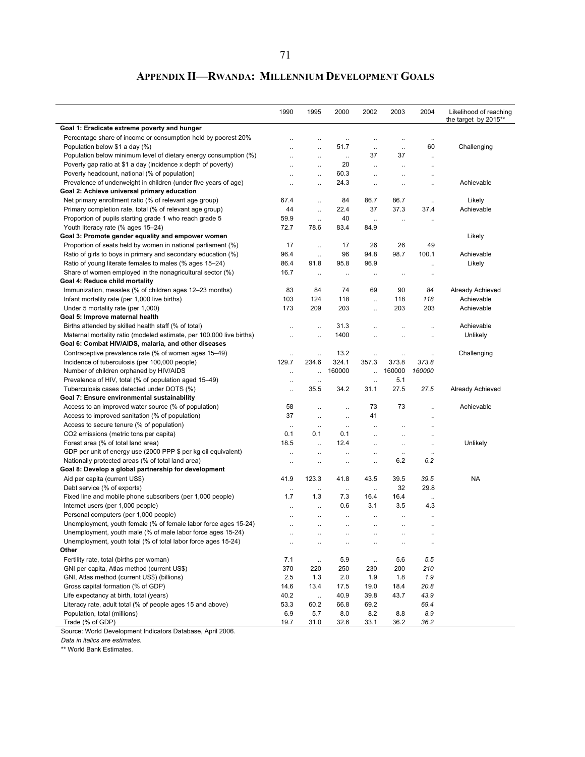## APPENDIX II—RWANDA: MILLENNIUM DEVELOPMENT GOALS

| | 1990 | 1995 | 2000 | 2002 | 2003 | 2004 | Likelihood of reaching the target by 2015** |
|---|---|---|---|---|---|---|---|
| **Goal 1: Eradicate extreme poverty and hunger** | | | | | | | |
| Percentage share of income or consumption held by poorest 20% | .. | .. | .. | .. | .. | .. | |
| Population below $1 a day (%) | .. | .. | 51.7 | .. | .. | 60 | Challenging |
| Population below minimum level of dietary energy consumption (%) | .. | .. | .. | 37 | 37 | .. | |
| Poverty gap ratio at $1 a day (incidence x depth of poverty) | .. | .. | 20 | .. | .. | .. | |
| Poverty headcount, national (% of population) | .. | .. | 60.3 | .. | .. | .. | |
| Prevalence of underweight in children (under five years of age) | .. | .. | 24.3 | .. | .. | .. | Achievable |
| **Goal 2: Achieve universal primary education** | | | | | | | |
| Net primary enrollment ratio (% of relevant age group) | 67.4 | .. | 84 | 86.7 | 86.7 | .. | Likely |
| Primary completion rate, total (% of relevant age group) | 44 | .. | 22.4 | 37 | 37.3 | 37.4 | Achievable |
| Proportion of pupils starting grade 1 who reach grade 5 | 59.9 | .. | 40 | .. | .. | .. | |
| Youth literacy rate (% ages 15–24) | 72.7 | 78.6 | 83.4 | 84.9 | | | |
| **Goal 3: Promote gender equality and empower women** | | | | | | | Likely |
| Proportion of seats held by women in national parliament (%) | 17 | .. | 17 | 26 | 26 | 49 | |
| Ratio of girls to boys in primary and secondary education (%) | 96.4 | .. | 96 | 94.8 | 98.7 | 100.1 | Achievable |
| Ratio of young literate females to males (% ages 15–24) | 86.4 | 91.8 | 95.8 | 96.9 | | .. | Likely |
| Share of women employed in the nonagricultural sector (%) | 16.7 | .. | .. | .. | .. | .. | |
| **Goal 4: Reduce child mortality** | | | | | | | |
| Immunization, measles (% of children ages 12–23 months) | 83 | 84 | 74 | 69 | 90 | *84* | Already Achieved |
| Infant mortality rate (per 1,000 live births) | 103 | 124 | 118 | .. | 118 | *118* | Achievable |
| Under 5 mortality rate (per 1,000) | 173 | 209 | 203 | .. | 203 | 203 | Achievable |
| **Goal 5: Improve maternal health** | | | | | | | |
| Births attended by skilled health staff (% of total) | .. | .. | 31.3 | .. | .. | .. | Achievable |
| Maternal mortality ratio (modeled estimate, per 100,000 live births) | .. | .. | 1400 | .. | .. | .. | Unlikely |
| **Goal 6: Combat HIV/AIDS, malaria, and other diseases** | | | | | | | |
| Contraceptive prevalence rate (% of women ages 15–49) | .. | .. | 13.2 | .. | .. | .. | Challenging |
| Incidence of tuberculosis (per 100,000 people) | 129.7 | 234.6 | 324.1 | 357.3 | 373.8 | *373.8* | |
| Number of children orphaned by HIV/AIDS | .. | .. | 160000 | .. | 160000 | *160000* | |
| Prevalence of HIV, total (% of population aged 15–49) | .. | .. | | .. | 5.1 | | |
| Tuberculosis cases detected under DOTS (%) | .. | 35.5 | 34.2 | 31.1 | 27.5 | *27.5* | Already Achieved |
| **Goal 7: Ensure environmental sustainability** | | | | | | | |
| Access to an improved water source (% of population) | 58 | .. | .. | 73 | 73 | .. | Achievable |
| Access to improved sanitation (% of population) | 37 | .. | .. | 41 | | .. | |
| Access to secure tenure (% of population) | .. | .. | .. | .. | .. | .. | |
| $CO_2$ emissions (metric tons per capita) | 0.1 | 0.1 | 0.1 | .. | .. | .. | |
| Forest area (% of total land area) | 18.5 | .. | 12.4 | .. | .. | .. | Unlikely |
| GDP per unit of energy use (2000 PPP $ per kg oil equivalent) | .. | .. | .. | .. | .. | .. | |
| Nationally protected areas (% of total land area) | .. | .. | .. | .. | 6.2 | *6.2* | |
| **Goal 8: Develop a global partnership for development** | | | | | | | |
| Aid per capita (current US$) | 41.9 | 123.3 | 41.8 | 43.5 | 39.5 | *39.5* | NA |
| Debt service (% of exports) | .. | .. | .. | .. | 32 | 29.8 | |
| Fixed line and mobile phone subscribers (per 1,000 people) | 1.7 | 1.3 | 7.3 | 16.4 | 16.4 | .. | |
| Internet users (per 1,000 people) | .. | .. | 0.6 | 3.1 | 3.5 | 4.3 | |
| Personal computers (per 1,000 people) | .. | .. | .. | .. | .. | .. | |
| Unemployment, youth female (% of female labor force ages 15-24) | .. | .. | .. | .. | .. | .. | |
| Unemployment, youth male (% of male labor force ages 15-24) | .. | .. | .. | .. | .. | .. | |
| Unemployment, youth total (% of total labor force ages 15-24) | .. | .. | .. | .. | .. | .. | |
| **Other** | | | | | | | |
| Fertility rate, total (births per woman) | 7.1 | .. | 5.9 | .. | 5.6 | *5.5* | |
| GNI per capita, Atlas method (current US$) | 370 | 220 | 250 | 230 | 200 | *210* | |
| GNI, Atlas method (current US$) (billions) | 2.5 | 1.3 | 2.0 | 1.9 | 1.8 | *1.9* | |
| Gross capital formation (% of GDP) | 14.6 | 13.4 | 17.5 | 19.0 | 18.4 | *20.8* | |
| Life expectancy at birth, total (years) | 40.2 | .. | 40.9 | 39.8 | 43.7 | *43.9* | |
| Literacy rate, adult total (% of people ages 15 and above) | 53.3 | 60.2 | 66.8 | 69.2 | | *69.4* | |
| Population, total (millions) | 6.9 | 5.7 | 8.0 | 8.2 | 8.8 | *8.9* | |
| Trade (% of GDP) | 19.7 | 31.0 | 32.6 | 33.1 | 36.2 | *36.2* | |

Source: World Development Indicators Database, April 2006.

*Data in italics are estimates.*

** World Bank Estimates.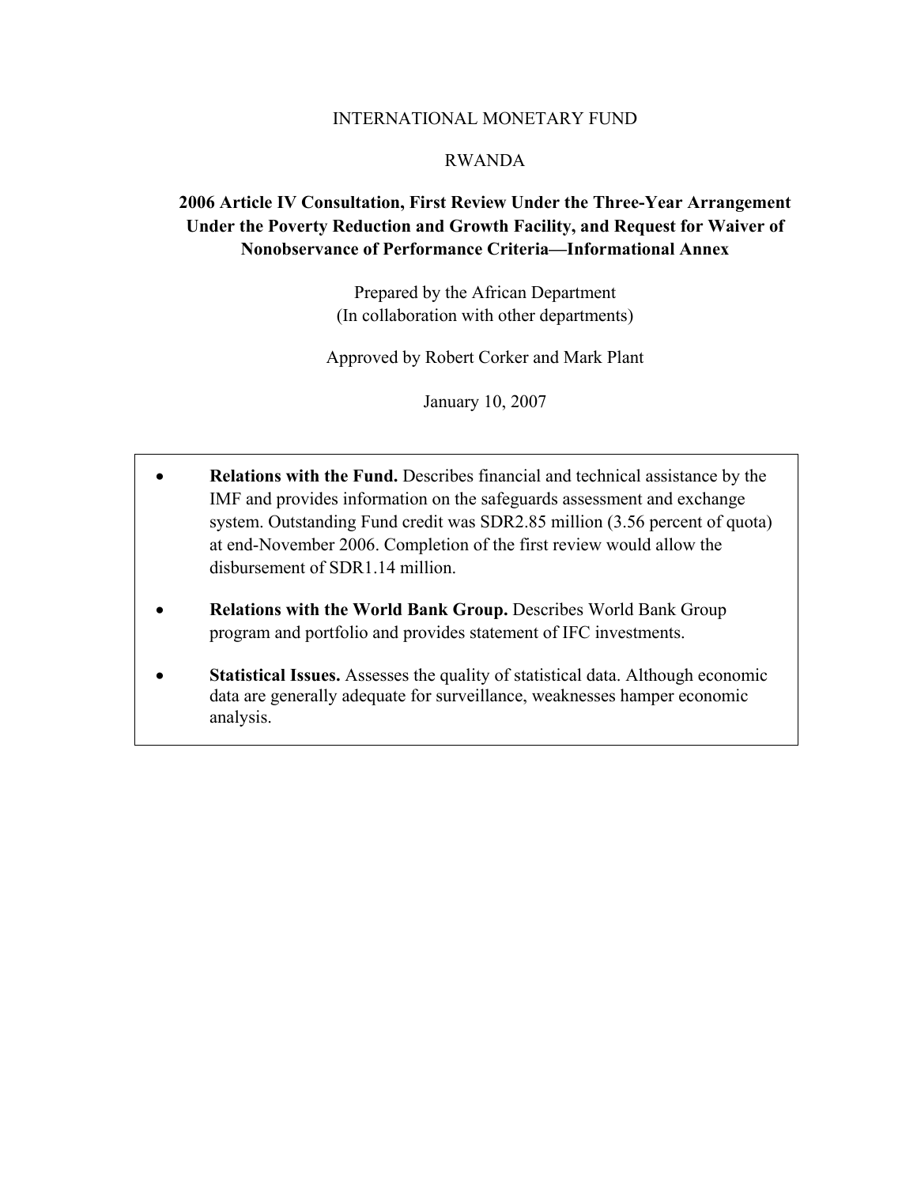INTERNATIONAL MONETARY FUND

RWANDA

# 2006 Article IV Consultation, First Review Under the Three-Year Arrangement Under the Poverty Reduction and Growth Facility, and Request for Waiver of Nonobservance of Performance Criteria—Informational Annex

Prepared by the African Department
(In collaboration with other departments)

Approved by Robert Corker and Mark Plant

January 10, 2007

- **Relations with the Fund.** Describes financial and technical assistance by the IMF and provides information on the safeguards assessment and exchange system. Outstanding Fund credit was SDR2.85 million (3.56 percent of quota) at end-November 2006. Completion of the first review would allow the disbursement of SDR1.14 million.
- **Relations with the World Bank Group.** Describes World Bank Group program and portfolio and provides statement of IFC investments.
- **Statistical Issues.** Assesses the quality of statistical data. Although economic data are generally adequate for surveillance, weaknesses hamper economic analysis.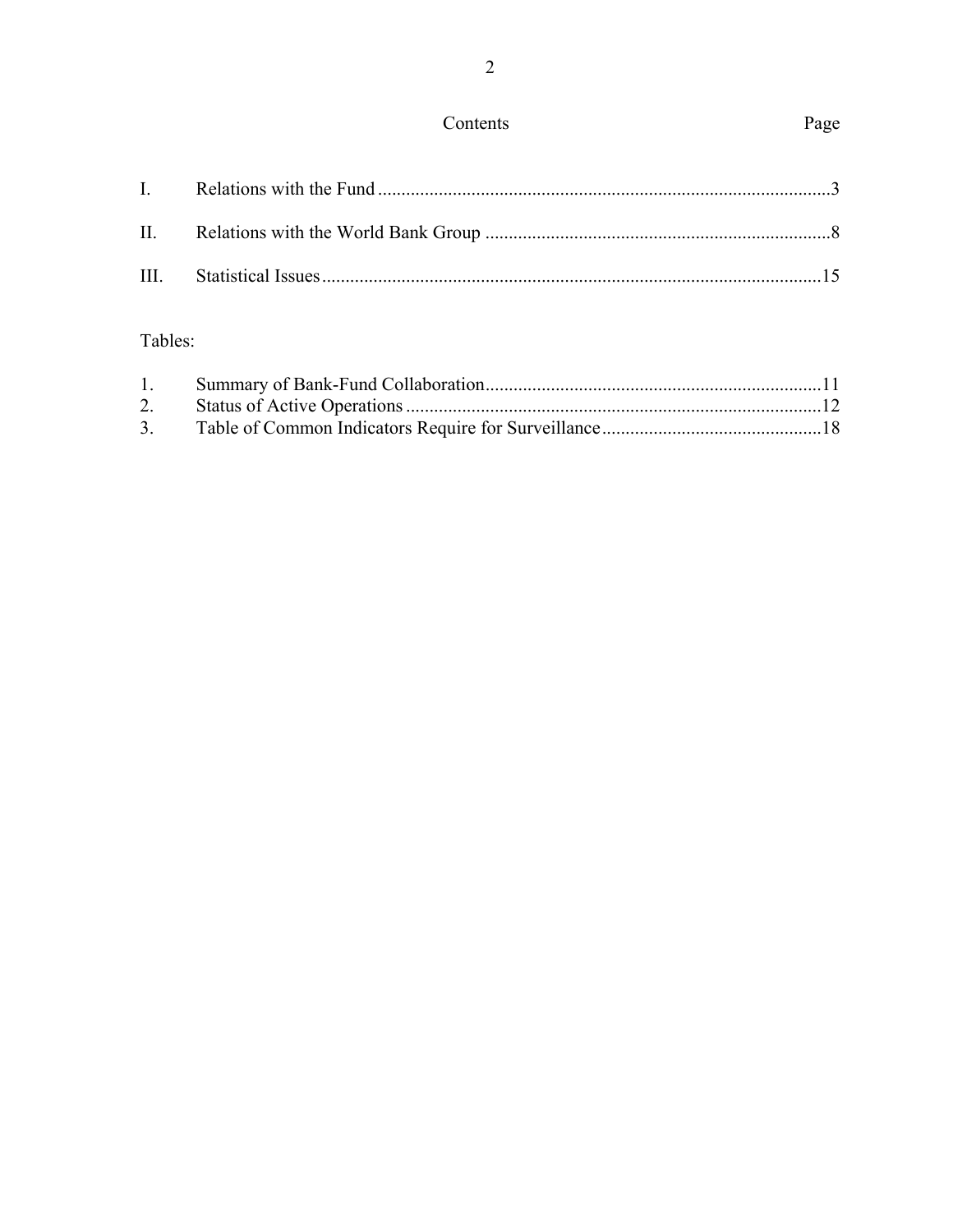# Contents

| | | Page |
|---|---|---|
| I. | Relations with the Fund | 3 |
| II. | Relations with the World Bank Group | 8 |
| III. | Statistical Issues | 15 |

Tables:

| | | |
|---|---|---|
| 1. | Summary of Bank-Fund Collaboration | 11 |
| 2. | Status of Active Operations | 12 |
| 3. | Table of Common Indicators Require for Surveillance | 18 |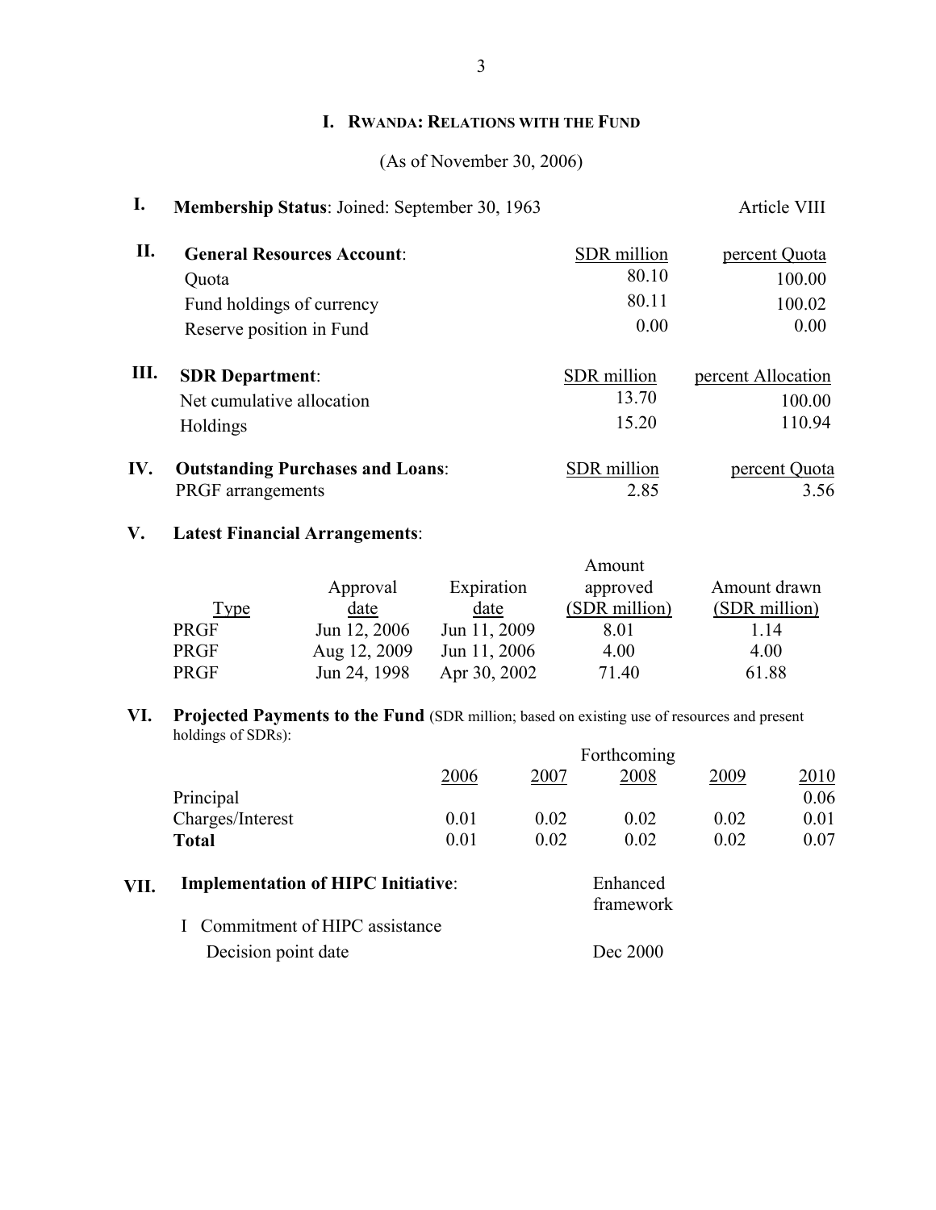## I. Rwanda: Relations with the Fund

(As of November 30, 2006)

**I. Membership Status**: Joined: September 30, 1963 — Article VIII

| **II. General Resources Account**: | SDR million | percent Quota |
|---|---|---|
| Quota | 80.10 | 100.00 |
| Fund holdings of currency | 80.11 | 100.02 |
| Reserve position in Fund | 0.00 | 0.00 |

| **III. SDR Department**: | SDR million | percent Allocation |
|---|---|---|
| Net cumulative allocation | 13.70 | 100.00 |
| Holdings | 15.20 | 110.94 |

| **IV. Outstanding Purchases and Loans**: | SDR million | percent Quota |
|---|---|---|
| PRGF arrangements | 2.85 | 3.56 |

**V. Latest Financial Arrangements**:

| Type | Approval date | Expiration date | Amount approved (SDR million) | Amount drawn (SDR million) |
|---|---|---|---|---|
| PRGF | Jun 12, 2006 | Jun 11, 2009 | 8.01 | 1.14 |
| PRGF | Aug 12, 2009 | Jun 11, 2006 | 4.00 | 4.00 |
| PRGF | Jun 24, 1998 | Apr 30, 2002 | 71.40 | 61.88 |

**VI. Projected Payments to the Fund** (SDR million; based on existing use of resources and present holdings of SDRs):

| | Forthcoming | | | | |
|---|---|---|---|---|---|
| | 2006 | 2007 | 2008 | 2009 | 2010 |
| Principal | | | | | 0.06 |
| Charges/Interest | 0.01 | 0.02 | 0.02 | 0.02 | 0.01 |
| **Total** | 0.01 | 0.02 | 0.02 | 0.02 | 0.07 |

| **VII. Implementation of HIPC Initiative**: | Enhanced framework |
|---|---|
| I Commitment of HIPC assistance | |
| Decision point date | Dec 2000 |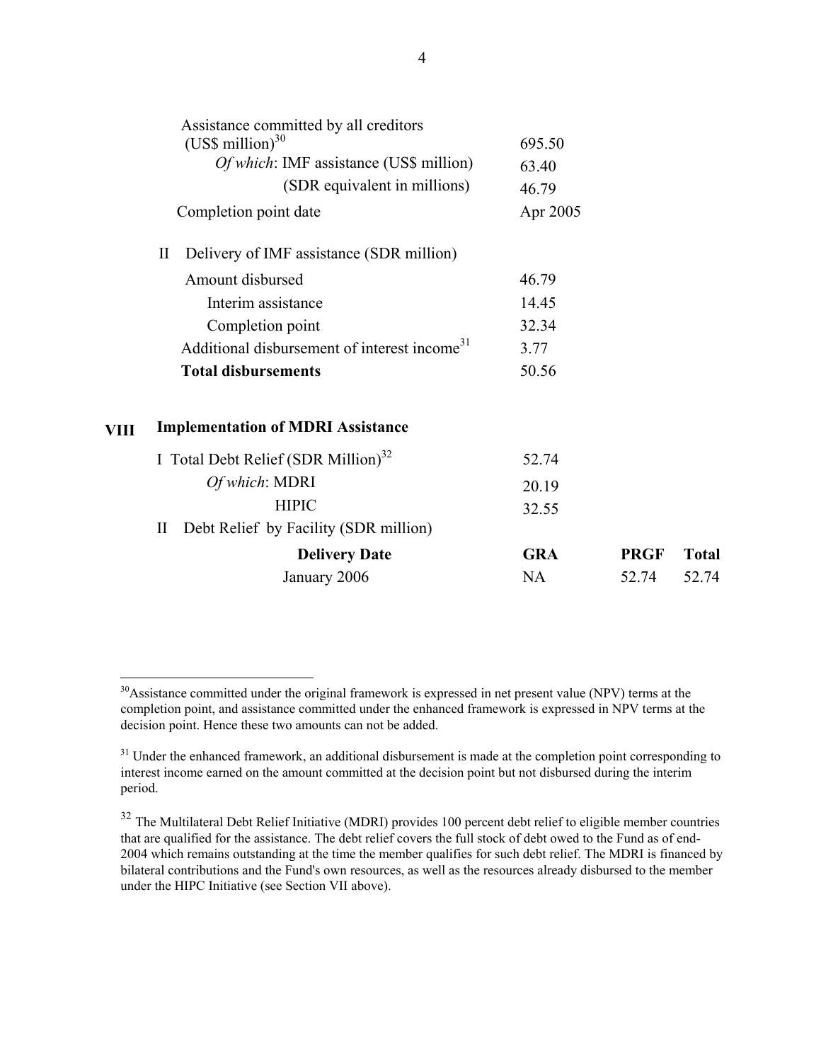| | |
|---|---|
| Assistance committed by all creditors (US$ million)[30] | 695.50 |
| *Of which*: IMF assistance (US$ million) | 63.40 |
| (SDR equivalent in millions) | 46.79 |
| Completion point date | Apr 2005 |

| II Delivery of IMF assistance (SDR million) | |
|---|---|
| Amount disbursed | 46.79 |
| Interim assistance | 14.45 |
| Completion point | 32.34 |
| Additional disbursement of interest income[31] | 3.77 |
| **Total disbursements** | 50.56 |

**VIII Implementation of MDRI Assistance**

| | | | |
|---|---|---|---|
| I Total Debt Relief (SDR Million)[32] | 52.74 | | |
| *Of which*: MDRI | 20.19 | | |
| HIPIC | 32.55 | | |
| II Debt Relief by Facility (SDR million) | | | |
| **Delivery Date** | **GRA** | **PRGF** | **Total** |
| January 2006 | NA | 52.74 | 52.74 |

[30]Assistance committed under the original framework is expressed in net present value (NPV) terms at the completion point, and assistance committed under the enhanced framework is expressed in NPV terms at the decision point. Hence these two amounts can not be added.

[31] Under the enhanced framework, an additional disbursement is made at the completion point corresponding to interest income earned on the amount committed at the decision point but not disbursed during the interim period.

[32] The Multilateral Debt Relief Initiative (MDRI) provides 100 percent debt relief to eligible member countries that are qualified for the assistance. The debt relief covers the full stock of debt owed to the Fund as of end-2004 which remains outstanding at the time the member qualifies for such debt relief. The MDRI is financed by bilateral contributions and the Fund's own resources, as well as the resources already disbursed to the member under the HIPC Initiative (see Section VII above).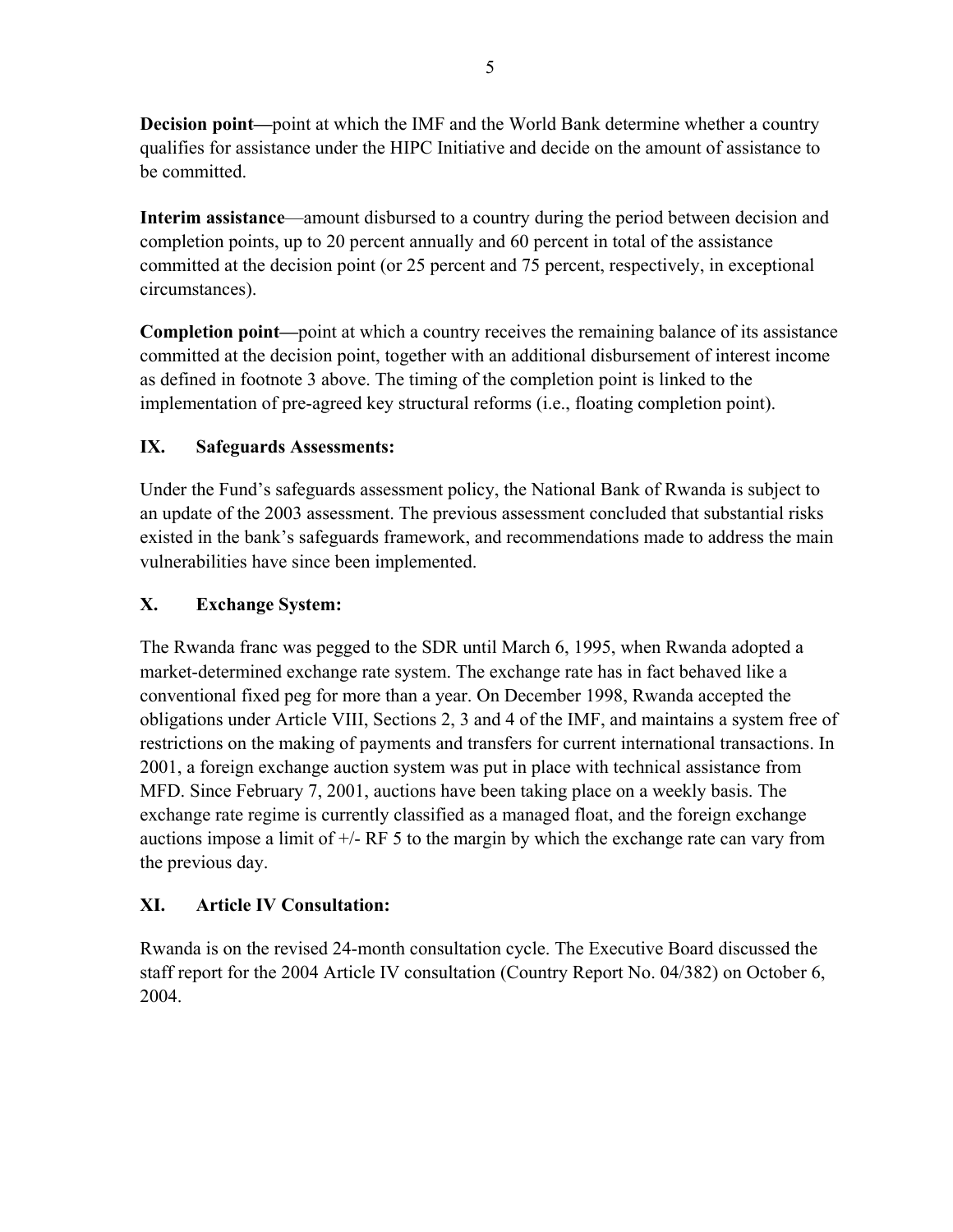**Decision point—**point at which the IMF and the World Bank determine whether a country qualifies for assistance under the HIPC Initiative and decide on the amount of assistance to be committed.

**Interim assistance**—amount disbursed to a country during the period between decision and completion points, up to 20 percent annually and 60 percent in total of the assistance committed at the decision point (or 25 percent and 75 percent, respectively, in exceptional circumstances).

**Completion point—**point at which a country receives the remaining balance of its assistance committed at the decision point, together with an additional disbursement of interest income as defined in footnote 3 above. The timing of the completion point is linked to the implementation of pre-agreed key structural reforms (i.e., floating completion point).

## IX. Safeguards Assessments:

Under the Fund's safeguards assessment policy, the National Bank of Rwanda is subject to an update of the 2003 assessment. The previous assessment concluded that substantial risks existed in the bank's safeguards framework, and recommendations made to address the main vulnerabilities have since been implemented.

## X. Exchange System:

The Rwanda franc was pegged to the SDR until March 6, 1995, when Rwanda adopted a market-determined exchange rate system. The exchange rate has in fact behaved like a conventional fixed peg for more than a year. On December 1998, Rwanda accepted the obligations under Article VIII, Sections 2, 3 and 4 of the IMF, and maintains a system free of restrictions on the making of payments and transfers for current international transactions. In 2001, a foreign exchange auction system was put in place with technical assistance from MFD. Since February 7, 2001, auctions have been taking place on a weekly basis. The exchange rate regime is currently classified as a managed float, and the foreign exchange auctions impose a limit of +/- RF 5 to the margin by which the exchange rate can vary from the previous day.

## XI. Article IV Consultation:

Rwanda is on the revised 24-month consultation cycle. The Executive Board discussed the staff report for the 2004 Article IV consultation (Country Report No. 04/382) on October 6, 2004.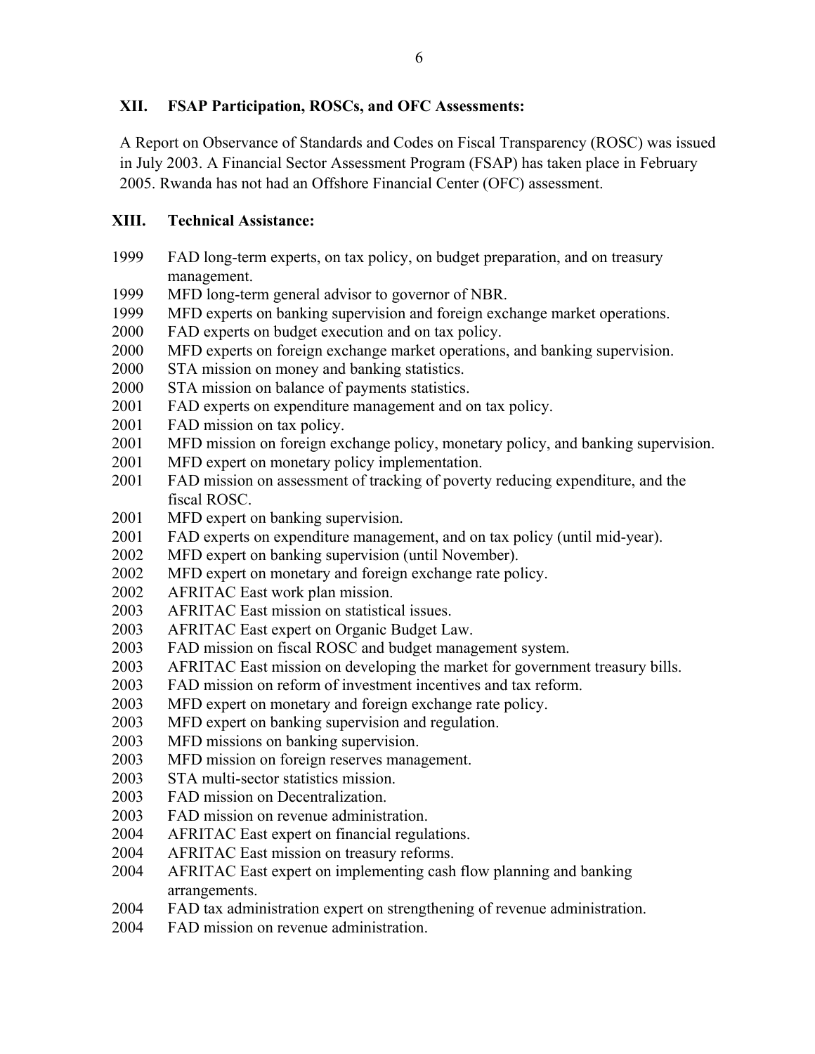## XII. FSAP Participation, ROSCs, and OFC Assessments:

A Report on Observance of Standards and Codes on Fiscal Transparency (ROSC) was issued in July 2003. A Financial Sector Assessment Program (FSAP) has taken place in February 2005. Rwanda has not had an Offshore Financial Center (OFC) assessment.

## XIII. Technical Assistance:

1999 FAD long-term experts, on tax policy, on budget preparation, and on treasury management.
1999 MFD long-term general advisor to governor of NBR.
1999 MFD experts on banking supervision and foreign exchange market operations.
2000 FAD experts on budget execution and on tax policy.
2000 MFD experts on foreign exchange market operations, and banking supervision.
2000 STA mission on money and banking statistics.
2000 STA mission on balance of payments statistics.
2001 FAD experts on expenditure management and on tax policy.
2001 FAD mission on tax policy.
2001 MFD mission on foreign exchange policy, monetary policy, and banking supervision.
2001 MFD expert on monetary policy implementation.
2001 FAD mission on assessment of tracking of poverty reducing expenditure, and the fiscal ROSC.
2001 MFD expert on banking supervision.
2001 FAD experts on expenditure management, and on tax policy (until mid-year).
2002 MFD expert on banking supervision (until November).
2002 MFD expert on monetary and foreign exchange rate policy.
2002 AFRITAC East work plan mission.
2003 AFRITAC East mission on statistical issues.
2003 AFRITAC East expert on Organic Budget Law.
2003 FAD mission on fiscal ROSC and budget management system.
2003 AFRITAC East mission on developing the market for government treasury bills.
2003 FAD mission on reform of investment incentives and tax reform.
2003 MFD expert on monetary and foreign exchange rate policy.
2003 MFD expert on banking supervision and regulation.
2003 MFD missions on banking supervision.
2003 MFD mission on foreign reserves management.
2003 STA multi-sector statistics mission.
2003 FAD mission on Decentralization.
2003 FAD mission on revenue administration.
2004 AFRITAC East expert on financial regulations.
2004 AFRITAC East mission on treasury reforms.
2004 AFRITAC East expert on implementing cash flow planning and banking arrangements.
2004 FAD tax administration expert on strengthening of revenue administration.
2004 FAD mission on revenue administration.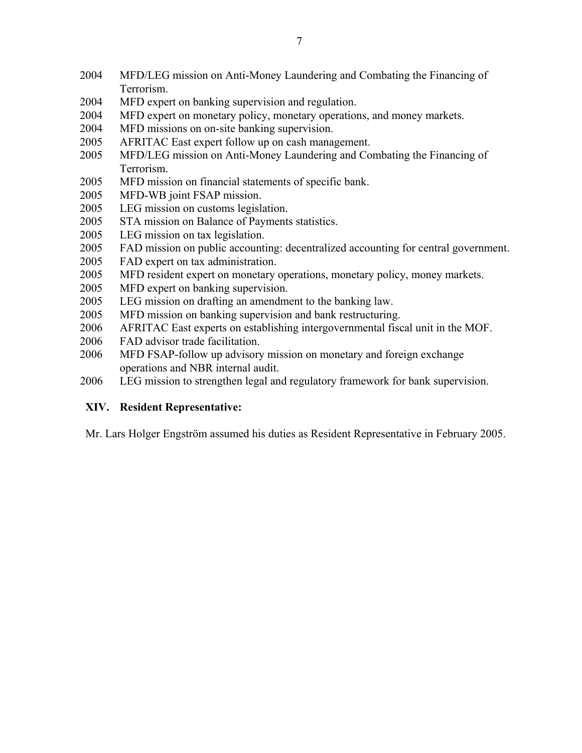2004 MFD/LEG mission on Anti-Money Laundering and Combating the Financing of Terrorism.
2004 MFD expert on banking supervision and regulation.
2004 MFD expert on monetary policy, monetary operations, and money markets.
2004 MFD missions on on-site banking supervision.
2005 AFRITAC East expert follow up on cash management.
2005 MFD/LEG mission on Anti-Money Laundering and Combating the Financing of Terrorism.
2005 MFD mission on financial statements of specific bank.
2005 MFD-WB joint FSAP mission.
2005 LEG mission on customs legislation.
2005 STA mission on Balance of Payments statistics.
2005 LEG mission on tax legislation.
2005 FAD mission on public accounting: decentralized accounting for central government.
2005 FAD expert on tax administration.
2005 MFD resident expert on monetary operations, monetary policy, money markets.
2005 MFD expert on banking supervision.
2005 LEG mission on drafting an amendment to the banking law.
2005 MFD mission on banking supervision and bank restructuring.
2006 AFRITAC East experts on establishing intergovernmental fiscal unit in the MOF.
2006 FAD advisor trade facilitation.
2006 MFD FSAP-follow up advisory mission on monetary and foreign exchange operations and NBR internal audit.
2006 LEG mission to strengthen legal and regulatory framework for bank supervision.

## XIV. Resident Representative:

Mr. Lars Holger Engström assumed his duties as Resident Representative in February 2005.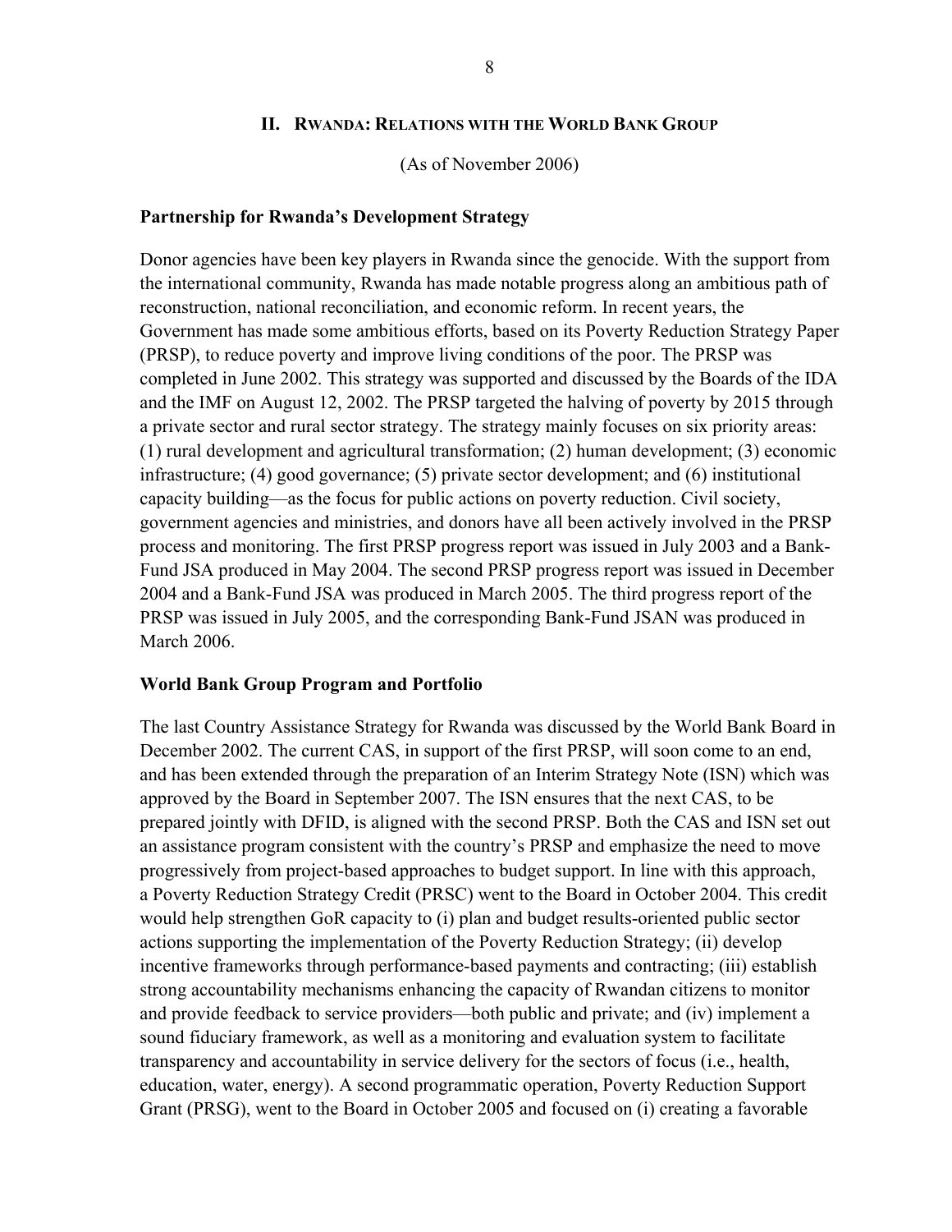## II. RWANDA: RELATIONS WITH THE WORLD BANK GROUP

(As of November 2006)

### Partnership for Rwanda's Development Strategy

Donor agencies have been key players in Rwanda since the genocide. With the support from the international community, Rwanda has made notable progress along an ambitious path of reconstruction, national reconciliation, and economic reform. In recent years, the Government has made some ambitious efforts, based on its Poverty Reduction Strategy Paper (PRSP), to reduce poverty and improve living conditions of the poor. The PRSP was completed in June 2002. This strategy was supported and discussed by the Boards of the IDA and the IMF on August 12, 2002. The PRSP targeted the halving of poverty by 2015 through a private sector and rural sector strategy. The strategy mainly focuses on six priority areas: (1) rural development and agricultural transformation; (2) human development; (3) economic infrastructure; (4) good governance; (5) private sector development; and (6) institutional capacity building—as the focus for public actions on poverty reduction. Civil society, government agencies and ministries, and donors have all been actively involved in the PRSP process and monitoring. The first PRSP progress report was issued in July 2003 and a Bank-Fund JSA produced in May 2004. The second PRSP progress report was issued in December 2004 and a Bank-Fund JSA was produced in March 2005. The third progress report of the PRSP was issued in July 2005, and the corresponding Bank-Fund JSAN was produced in March 2006.

### World Bank Group Program and Portfolio

The last Country Assistance Strategy for Rwanda was discussed by the World Bank Board in December 2002. The current CAS, in support of the first PRSP, will soon come to an end, and has been extended through the preparation of an Interim Strategy Note (ISN) which was approved by the Board in September 2007. The ISN ensures that the next CAS, to be prepared jointly with DFID, is aligned with the second PRSP. Both the CAS and ISN set out an assistance program consistent with the country's PRSP and emphasize the need to move progressively from project-based approaches to budget support. In line with this approach, a Poverty Reduction Strategy Credit (PRSC) went to the Board in October 2004. This credit would help strengthen GoR capacity to (i) plan and budget results-oriented public sector actions supporting the implementation of the Poverty Reduction Strategy; (ii) develop incentive frameworks through performance-based payments and contracting; (iii) establish strong accountability mechanisms enhancing the capacity of Rwandan citizens to monitor and provide feedback to service providers—both public and private; and (iv) implement a sound fiduciary framework, as well as a monitoring and evaluation system to facilitate transparency and accountability in service delivery for the sectors of focus (i.e., health, education, water, energy). A second programmatic operation, Poverty Reduction Support Grant (PRSG), went to the Board in October 2005 and focused on (i) creating a favorable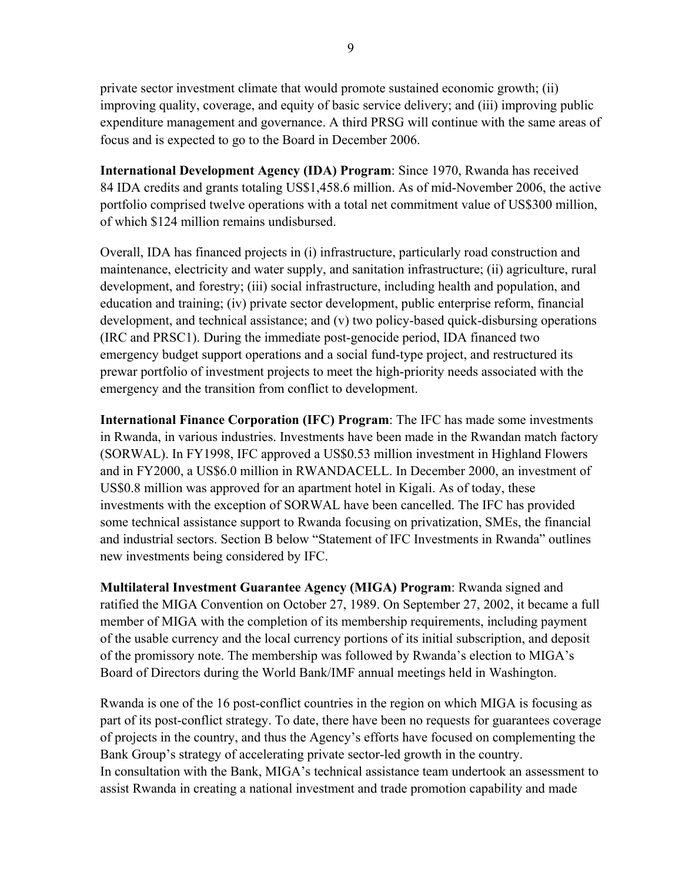private sector investment climate that would promote sustained economic growth; (ii) improving quality, coverage, and equity of basic service delivery; and (iii) improving public expenditure management and governance. A third PRSG will continue with the same areas of focus and is expected to go to the Board in December 2006.

**International Development Agency (IDA) Program**: Since 1970, Rwanda has received 84 IDA credits and grants totaling US$1,458.6 million. As of mid-November 2006, the active portfolio comprised twelve operations with a total net commitment value of US$300 million, of which $124 million remains undisbursed.

Overall, IDA has financed projects in (i) infrastructure, particularly road construction and maintenance, electricity and water supply, and sanitation infrastructure; (ii) agriculture, rural development, and forestry; (iii) social infrastructure, including health and population, and education and training; (iv) private sector development, public enterprise reform, financial development, and technical assistance; and (v) two policy-based quick-disbursing operations (IRC and PRSC1). During the immediate post-genocide period, IDA financed two emergency budget support operations and a social fund-type project, and restructured its prewar portfolio of investment projects to meet the high-priority needs associated with the emergency and the transition from conflict to development.

**International Finance Corporation (IFC) Program**: The IFC has made some investments in Rwanda, in various industries. Investments have been made in the Rwandan match factory (SORWAL). In FY1998, IFC approved a US$0.53 million investment in Highland Flowers and in FY2000, a US$6.0 million in RWANDACELL. In December 2000, an investment of US$0.8 million was approved for an apartment hotel in Kigali. As of today, these investments with the exception of SORWAL have been cancelled. The IFC has provided some technical assistance support to Rwanda focusing on privatization, SMEs, the financial and industrial sectors. Section B below "Statement of IFC Investments in Rwanda" outlines new investments being considered by IFC.

**Multilateral Investment Guarantee Agency (MIGA) Program**: Rwanda signed and ratified the MIGA Convention on October 27, 1989. On September 27, 2002, it became a full member of MIGA with the completion of its membership requirements, including payment of the usable currency and the local currency portions of its initial subscription, and deposit of the promissory note. The membership was followed by Rwanda's election to MIGA's Board of Directors during the World Bank/IMF annual meetings held in Washington.

Rwanda is one of the 16 post-conflict countries in the region on which MIGA is focusing as part of its post-conflict strategy. To date, there have been no requests for guarantees coverage of projects in the country, and thus the Agency's efforts have focused on complementing the Bank Group's strategy of accelerating private sector-led growth in the country.
In consultation with the Bank, MIGA's technical assistance team undertook an assessment to assist Rwanda in creating a national investment and trade promotion capability and made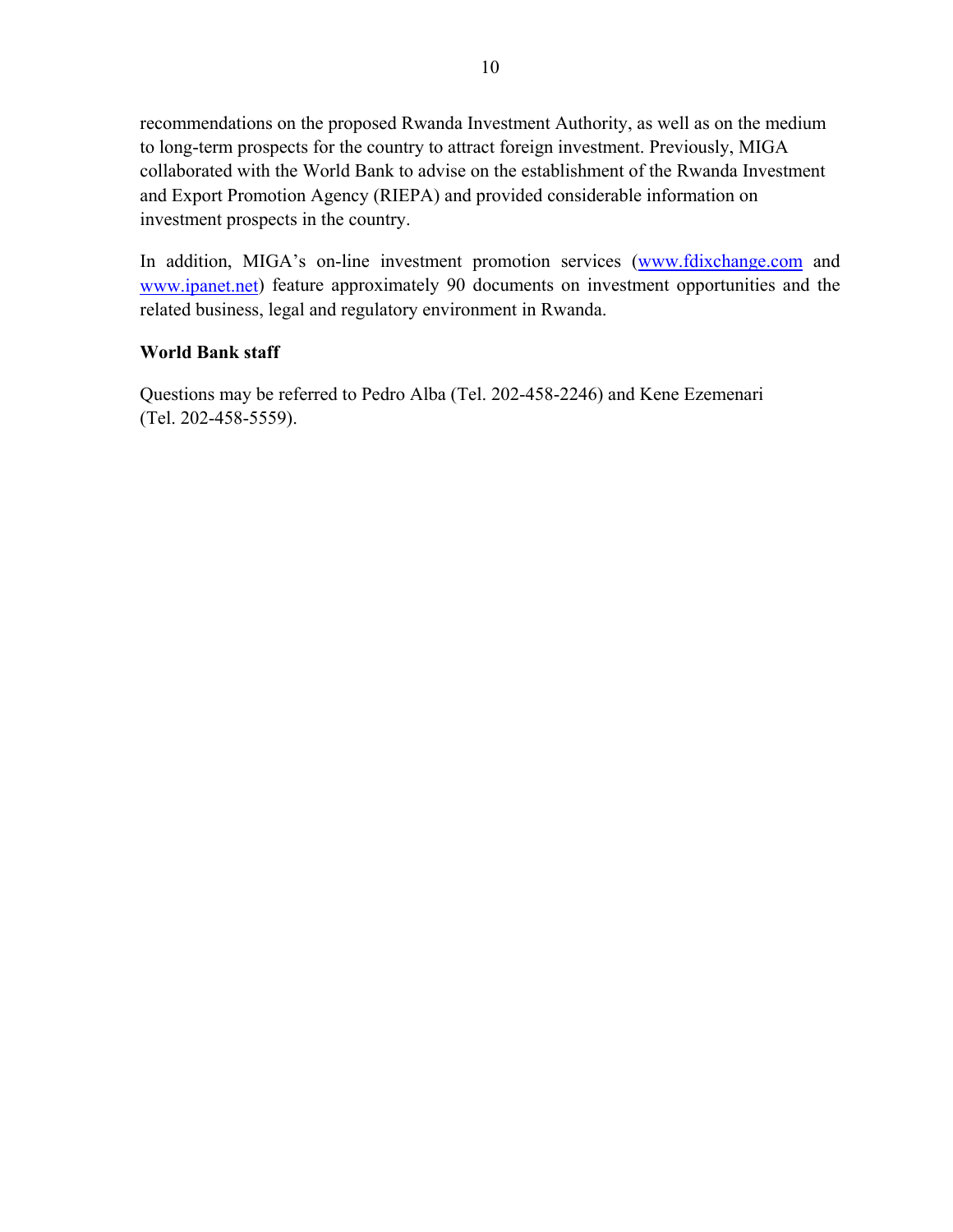recommendations on the proposed Rwanda Investment Authority, as well as on the medium to long-term prospects for the country to attract foreign investment. Previously, MIGA collaborated with the World Bank to advise on the establishment of the Rwanda Investment and Export Promotion Agency (RIEPA) and provided considerable information on investment prospects in the country.

In addition, MIGA's on-line investment promotion services (www.fdixchange.com and www.ipanet.net) feature approximately 90 documents on investment opportunities and the related business, legal and regulatory environment in Rwanda.

**World Bank staff**

Questions may be referred to Pedro Alba (Tel. 202-458-2246) and Kene Ezemenari (Tel. 202-458-5559).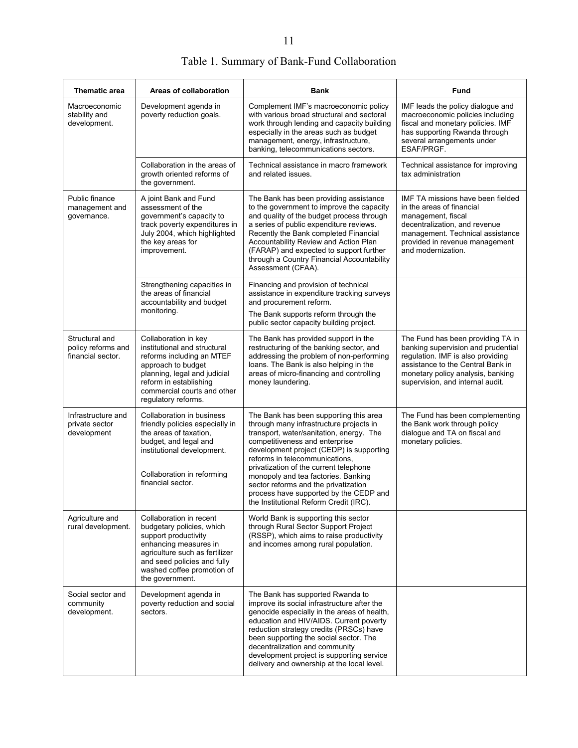# Table 1. Summary of Bank-Fund Collaboration

| Thematic area | Areas of collaboration | Bank | Fund |
|---|---|---|---|
| Macroeconomic stability and development. | Development agenda in poverty reduction goals. | Complement IMF's macroeconomic policy with various broad structural and sectoral work through lending and capacity building especially in the areas such as budget management, energy, infrastructure, banking, telecommunications sectors. | IMF leads the policy dialogue and macroeconomic policies including fiscal and monetary policies. IMF has supporting Rwanda through several arrangements under ESAF/PRGF. |
| | Collaboration in the areas of growth oriented reforms of the government. | Technical assistance in macro framework and related issues. | Technical assistance for improving tax administration |
| Public finance management and governance. | A joint Bank and Fund assessment of the government's capacity to track poverty expenditures in July 2004, which highlighted the key areas for improvement. | The Bank has been providing assistance to the government to improve the capacity and quality of the budget process through a series of public expenditure reviews. Recently the Bank completed Financial Accountability Review and Action Plan (FARAP) and expected to support further through a Country Financial Accountability Assessment (CFAA). | IMF TA missions have been fielded in the areas of financial management, fiscal decentralization, and revenue management. Technical assistance provided in revenue management and modernization. |
| | Strengthening capacities in the areas of financial accountability and budget monitoring. | Financing and provision of technical assistance in expenditure tracking surveys and procurement reform. The Bank supports reform through the public sector capacity building project. | |
| Structural and policy reforms and financial sector. | Collaboration in key institutional and structural reforms including an MTEF approach to budget planning, legal and judicial reform in establishing commercial courts and other regulatory reforms. | The Bank has provided support in the restructuring of the banking sector, and addressing the problem of non-performing loans. The Bank is also helping in the areas of micro-financing and controlling money laundering. | The Fund has been providing TA in banking supervision and prudential regulation. IMF is also providing assistance to the Central Bank in monetary policy analysis, banking supervision, and internal audit. |
| Infrastructure and private sector development | Collaboration in business friendly policies especially in the areas of taxation, budget, and legal and institutional development. Collaboration in reforming financial sector. | The Bank has been supporting this area through many infrastructure projects in transport, water/sanitation, energy. The competitiveness and enterprise development project (CEDP) is supporting reforms in telecommunications, privatization of the current telephone monopoly and tea factories. Banking sector reforms and the privatization process have supported by the CEDP and the Institutional Reform Credit (IRC). | The Fund has been complementing the Bank work through policy dialogue and TA on fiscal and monetary policies. |
| Agriculture and rural development. | Collaboration in recent budgetary policies, which support productivity enhancing measures in agriculture such as fertilizer and seed policies and fully washed coffee promotion of the government. | World Bank is supporting this sector through Rural Sector Support Project (RSSP), which aims to raise productivity and incomes among rural population. | |
| Social sector and community development. | Development agenda in poverty reduction and social sectors. | The Bank has supported Rwanda to improve its social infrastructure after the genocide especially in the areas of health, education and HIV/AIDS. Current poverty reduction strategy credits (PRSCs) have been supporting the social sector. The decentralization and community development project is supporting service delivery and ownership at the local level. | |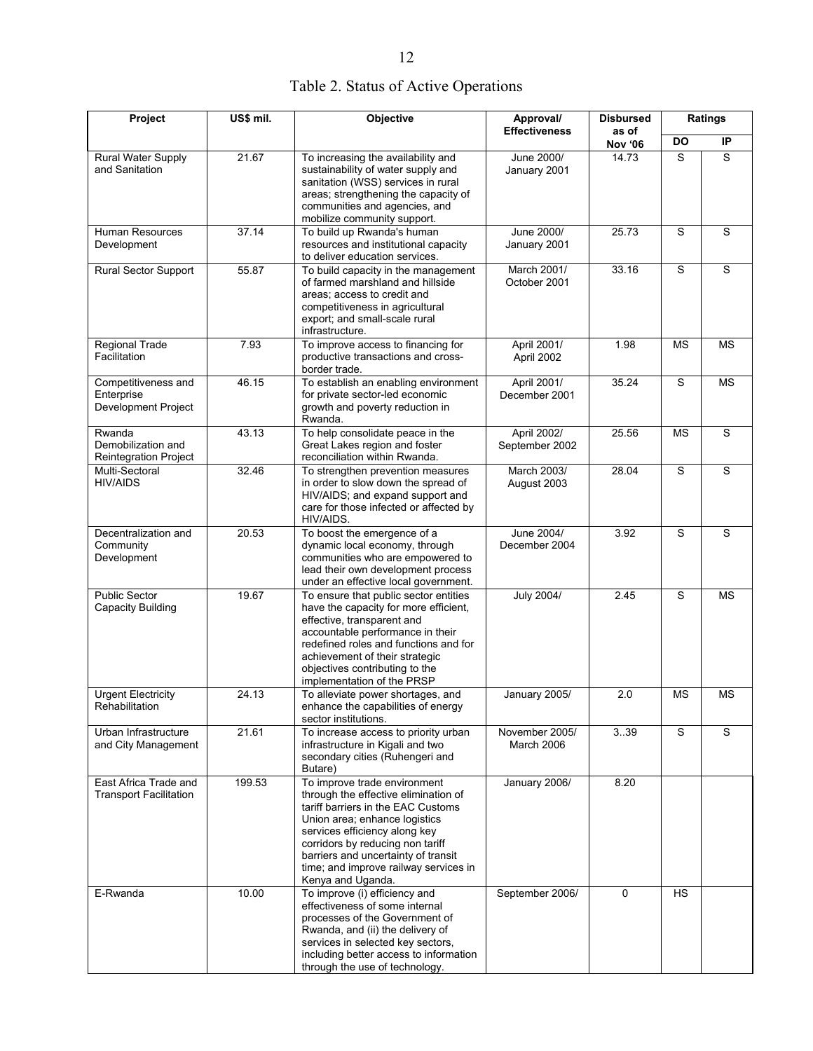# Table 2. Status of Active Operations

| Project | US$ mil. | Objective | Approval/ Effectiveness | Disbursed as of Nov '06 | Ratings | |
|---|---|---|---|---|---|---|
| | | | | | DO | IP |
| Rural Water Supply and Sanitation | 21.67 | To increasing the availability and sustainability of water supply and sanitation (WSS) services in rural areas; strengthening the capacity of communities and agencies, and mobilize community support. | June 2000/ January 2001 | 14.73 | S | S |
| Human Resources Development | 37.14 | To build up Rwanda's human resources and institutional capacity to deliver education services. | June 2000/ January 2001 | 25.73 | S | S |
| Rural Sector Support | 55.87 | To build capacity in the management of farmed marshland and hillside areas; access to credit and competitiveness in agricultural export; and small-scale rural infrastructure. | March 2001/ October 2001 | 33.16 | S | S |
| Regional Trade Facilitation | 7.93 | To improve access to financing for productive transactions and cross-border trade. | April 2001/ April 2002 | 1.98 | MS | MS |
| Competitiveness and Enterprise Development Project | 46.15 | To establish an enabling environment for private sector-led economic growth and poverty reduction in Rwanda. | April 2001/ December 2001 | 35.24 | S | MS |
| Rwanda Demobilization and Reintegration Project | 43.13 | To help consolidate peace in the Great Lakes region and foster reconciliation within Rwanda. | April 2002/ September 2002 | 25.56 | MS | S |
| Multi-Sectoral HIV/AIDS | 32.46 | To strengthen prevention measures in order to slow down the spread of HIV/AIDS; and expand support and care for those infected or affected by HIV/AIDS. | March 2003/ August 2003 | 28.04 | S | S |
| Decentralization and Community Development | 20.53 | To boost the emergence of a dynamic local economy, through communities who are empowered to lead their own development process under an effective local government. | June 2004/ December 2004 | 3.92 | S | S |
| Public Sector Capacity Building | 19.67 | To ensure that public sector entities have the capacity for more efficient, effective, transparent and accountable performance in their redefined roles and functions and for achievement of their strategic objectives contributing to the implementation of the PRSP | July 2004/ | 2.45 | S | MS |
| Urgent Electricity Rehabilitation | 24.13 | To alleviate power shortages, and enhance the capabilities of energy sector institutions. | January 2005/ | 2.0 | MS | MS |
| Urban Infrastructure and City Management | 21.61 | To increase access to priority urban infrastructure in Kigali and two secondary cities (Ruhengeri and Butare) | November 2005/ March 2006 | 3..39 | S | S |
| East Africa Trade and Transport Facilitation | 199.53 | To improve trade environment through the effective elimination of tariff barriers in the EAC Customs Union area; enhance logistics services efficiency along key corridors by reducing non tariff barriers and uncertainty of transit time; and improve railway services in Kenya and Uganda. | January 2006/ | 8.20 | | |
| E-Rwanda | 10.00 | To improve (i) efficiency and effectiveness of some internal processes of the Government of Rwanda, and (ii) the delivery of services in selected key sectors, including better access to information through the use of technology. | September 2006/ | 0 | HS | |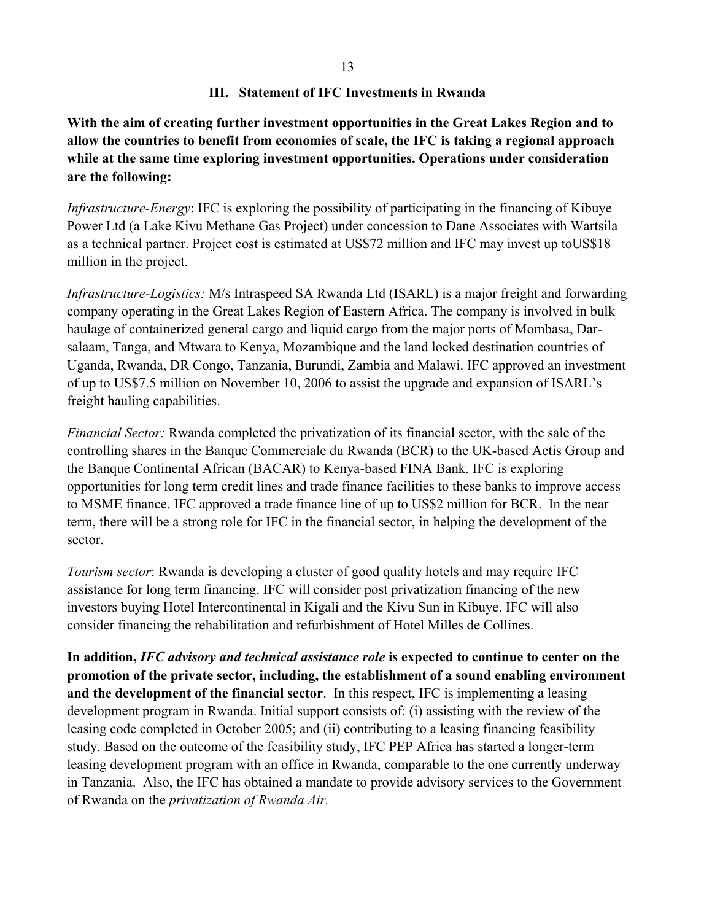## III. Statement of IFC Investments in Rwanda

**With the aim of creating further investment opportunities in the Great Lakes Region and to allow the countries to benefit from economies of scale, the IFC is taking a regional approach while at the same time exploring investment opportunities. Operations under consideration are the following:**

*Infrastructure-Energy*: IFC is exploring the possibility of participating in the financing of Kibuye Power Ltd (a Lake Kivu Methane Gas Project) under concession to Dane Associates with Wartsila as a technical partner. Project cost is estimated at US$72 million and IFC may invest up toUS$18 million in the project.

*Infrastructure-Logistics:* M/s Intraspeed SA Rwanda Ltd (ISARL) is a major freight and forwarding company operating in the Great Lakes Region of Eastern Africa. The company is involved in bulk haulage of containerized general cargo and liquid cargo from the major ports of Mombasa, Dar-salaam, Tanga, and Mtwara to Kenya, Mozambique and the land locked destination countries of Uganda, Rwanda, DR Congo, Tanzania, Burundi, Zambia and Malawi. IFC approved an investment of up to US$7.5 million on November 10, 2006 to assist the upgrade and expansion of ISARL's freight hauling capabilities.

*Financial Sector:* Rwanda completed the privatization of its financial sector, with the sale of the controlling shares in the Banque Commerciale du Rwanda (BCR) to the UK-based Actis Group and the Banque Continental African (BACAR) to Kenya-based FINA Bank. IFC is exploring opportunities for long term credit lines and trade finance facilities to these banks to improve access to MSME finance. IFC approved a trade finance line of up to US$2 million for BCR. In the near term, there will be a strong role for IFC in the financial sector, in helping the development of the sector.

*Tourism sector*: Rwanda is developing a cluster of good quality hotels and may require IFC assistance for long term financing. IFC will consider post privatization financing of the new investors buying Hotel Intercontinental in Kigali and the Kivu Sun in Kibuye. IFC will also consider financing the rehabilitation and refurbishment of Hotel Milles de Collines.

**In addition, *IFC advisory and technical assistance role* is expected to continue to center on the promotion of the private sector, including, the establishment of a sound enabling environment and the development of the financial sector**. In this respect, IFC is implementing a leasing development program in Rwanda. Initial support consists of: (i) assisting with the review of the leasing code completed in October 2005; and (ii) contributing to a leasing financing feasibility study. Based on the outcome of the feasibility study, IFC PEP Africa has started a longer-term leasing development program with an office in Rwanda, comparable to the one currently underway in Tanzania. Also, the IFC has obtained a mandate to provide advisory services to the Government of Rwanda on the *privatization of Rwanda Air.*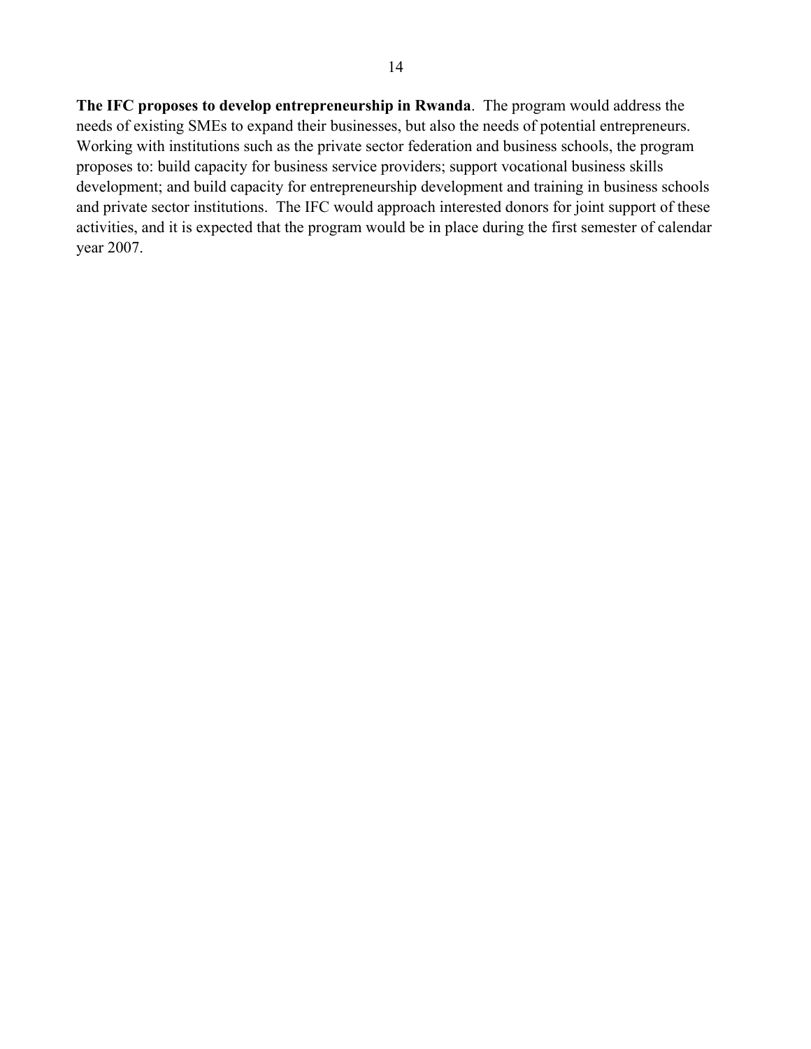**The IFC proposes to develop entrepreneurship in Rwanda**. The program would address the needs of existing SMEs to expand their businesses, but also the needs of potential entrepreneurs. Working with institutions such as the private sector federation and business schools, the program proposes to: build capacity for business service providers; support vocational business skills development; and build capacity for entrepreneurship development and training in business schools and private sector institutions. The IFC would approach interested donors for joint support of these activities, and it is expected that the program would be in place during the first semester of calendar year 2007.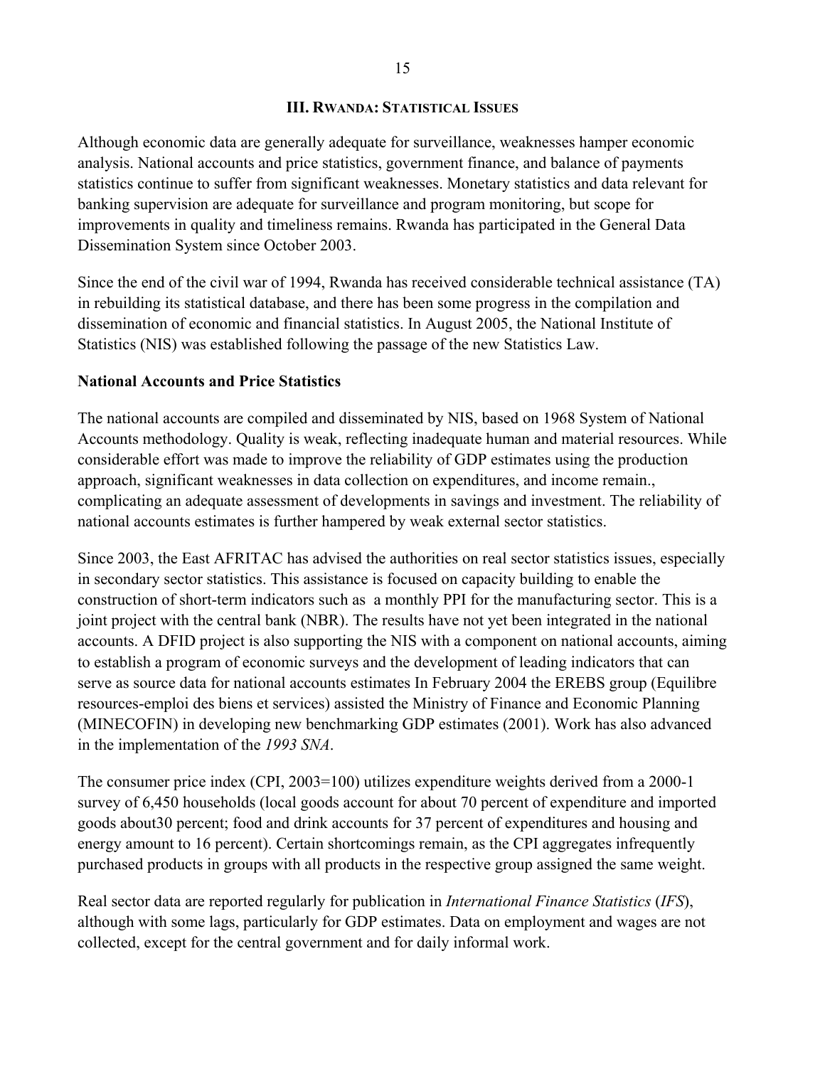## III. RWANDA: STATISTICAL ISSUES

Although economic data are generally adequate for surveillance, weaknesses hamper economic analysis. National accounts and price statistics, government finance, and balance of payments statistics continue to suffer from significant weaknesses. Monetary statistics and data relevant for banking supervision are adequate for surveillance and program monitoring, but scope for improvements in quality and timeliness remains. Rwanda has participated in the General Data Dissemination System since October 2003.

Since the end of the civil war of 1994, Rwanda has received considerable technical assistance (TA) in rebuilding its statistical database, and there has been some progress in the compilation and dissemination of economic and financial statistics. In August 2005, the National Institute of Statistics (NIS) was established following the passage of the new Statistics Law.

**National Accounts and Price Statistics**

The national accounts are compiled and disseminated by NIS, based on 1968 System of National Accounts methodology. Quality is weak, reflecting inadequate human and material resources. While considerable effort was made to improve the reliability of GDP estimates using the production approach, significant weaknesses in data collection on expenditures, and income remain., complicating an adequate assessment of developments in savings and investment. The reliability of national accounts estimates is further hampered by weak external sector statistics.

Since 2003, the East AFRITAC has advised the authorities on real sector statistics issues, especially in secondary sector statistics. This assistance is focused on capacity building to enable the construction of short-term indicators such as a monthly PPI for the manufacturing sector. This is a joint project with the central bank (NBR). The results have not yet been integrated in the national accounts. A DFID project is also supporting the NIS with a component on national accounts, aiming to establish a program of economic surveys and the development of leading indicators that can serve as source data for national accounts estimates In February 2004 the EREBS group (Equilibre resources-emploi des biens et services) assisted the Ministry of Finance and Economic Planning (MINECOFIN) in developing new benchmarking GDP estimates (2001). Work has also advanced in the implementation of the *1993 SNA*.

The consumer price index (CPI, 2003=100) utilizes expenditure weights derived from a 2000-1 survey of 6,450 households (local goods account for about 70 percent of expenditure and imported goods about30 percent; food and drink accounts for 37 percent of expenditures and housing and energy amount to 16 percent). Certain shortcomings remain, as the CPI aggregates infrequently purchased products in groups with all products in the respective group assigned the same weight.

Real sector data are reported regularly for publication in *International Finance Statistics* (*IFS*), although with some lags, particularly for GDP estimates. Data on employment and wages are not collected, except for the central government and for daily informal work.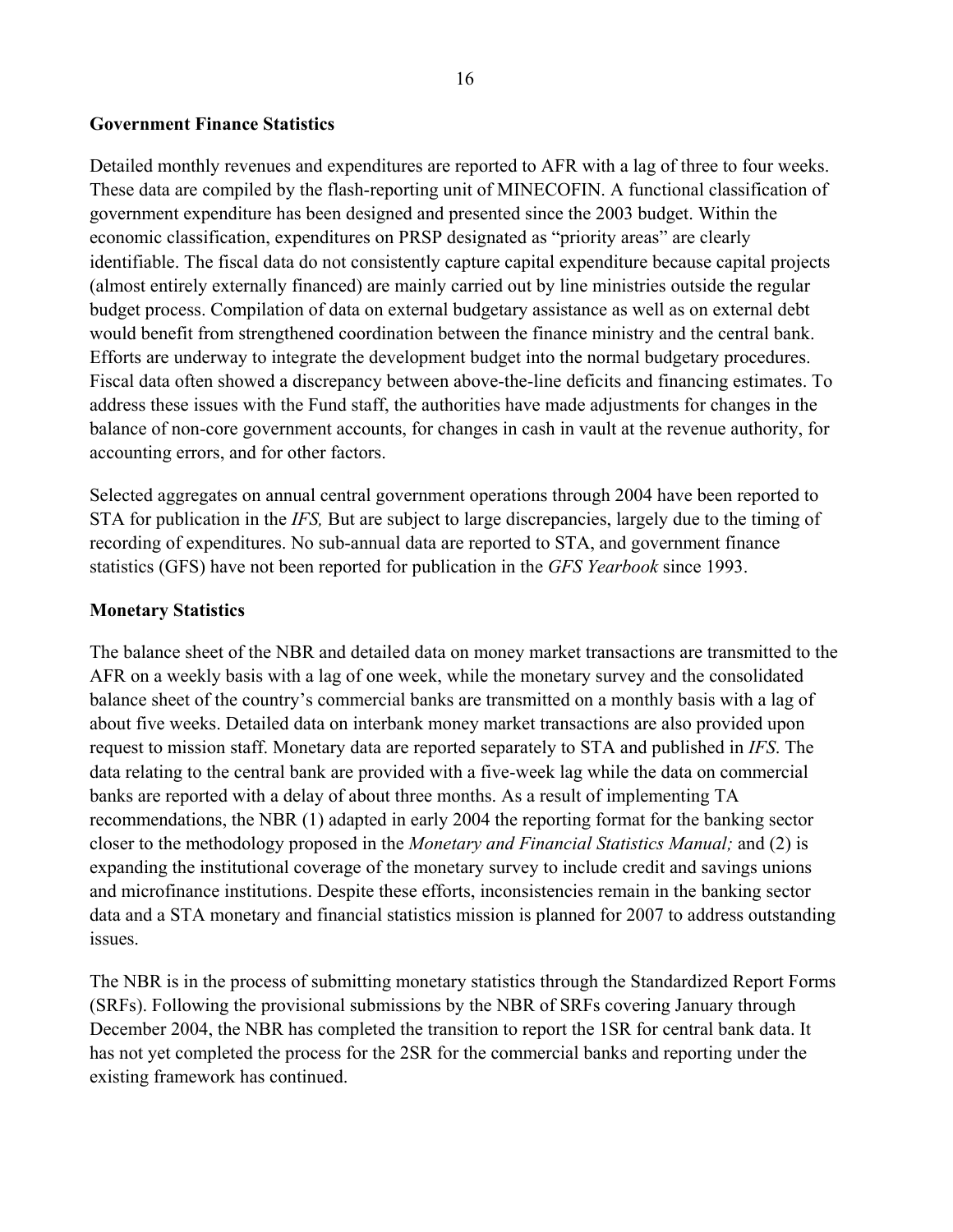## Government Finance Statistics

Detailed monthly revenues and expenditures are reported to AFR with a lag of three to four weeks. These data are compiled by the flash-reporting unit of MINECOFIN. A functional classification of government expenditure has been designed and presented since the 2003 budget. Within the economic classification, expenditures on PRSP designated as "priority areas" are clearly identifiable. The fiscal data do not consistently capture capital expenditure because capital projects (almost entirely externally financed) are mainly carried out by line ministries outside the regular budget process. Compilation of data on external budgetary assistance as well as on external debt would benefit from strengthened coordination between the finance ministry and the central bank. Efforts are underway to integrate the development budget into the normal budgetary procedures. Fiscal data often showed a discrepancy between above-the-line deficits and financing estimates. To address these issues with the Fund staff, the authorities have made adjustments for changes in the balance of non-core government accounts, for changes in cash in vault at the revenue authority, for accounting errors, and for other factors.

Selected aggregates on annual central government operations through 2004 have been reported to STA for publication in the *IFS,* But are subject to large discrepancies, largely due to the timing of recording of expenditures. No sub-annual data are reported to STA, and government finance statistics (GFS) have not been reported for publication in the *GFS Yearbook* since 1993.

## Monetary Statistics

The balance sheet of the NBR and detailed data on money market transactions are transmitted to the AFR on a weekly basis with a lag of one week, while the monetary survey and the consolidated balance sheet of the country's commercial banks are transmitted on a monthly basis with a lag of about five weeks. Detailed data on interbank money market transactions are also provided upon request to mission staff. Monetary data are reported separately to STA and published in *IFS*. The data relating to the central bank are provided with a five-week lag while the data on commercial banks are reported with a delay of about three months. As a result of implementing TA recommendations, the NBR (1) adapted in early 2004 the reporting format for the banking sector closer to the methodology proposed in the *Monetary and Financial Statistics Manual;* and (2) is expanding the institutional coverage of the monetary survey to include credit and savings unions and microfinance institutions. Despite these efforts, inconsistencies remain in the banking sector data and a STA monetary and financial statistics mission is planned for 2007 to address outstanding issues.

The NBR is in the process of submitting monetary statistics through the Standardized Report Forms (SRFs). Following the provisional submissions by the NBR of SRFs covering January through December 2004, the NBR has completed the transition to report the 1SR for central bank data. It has not yet completed the process for the 2SR for the commercial banks and reporting under the existing framework has continued.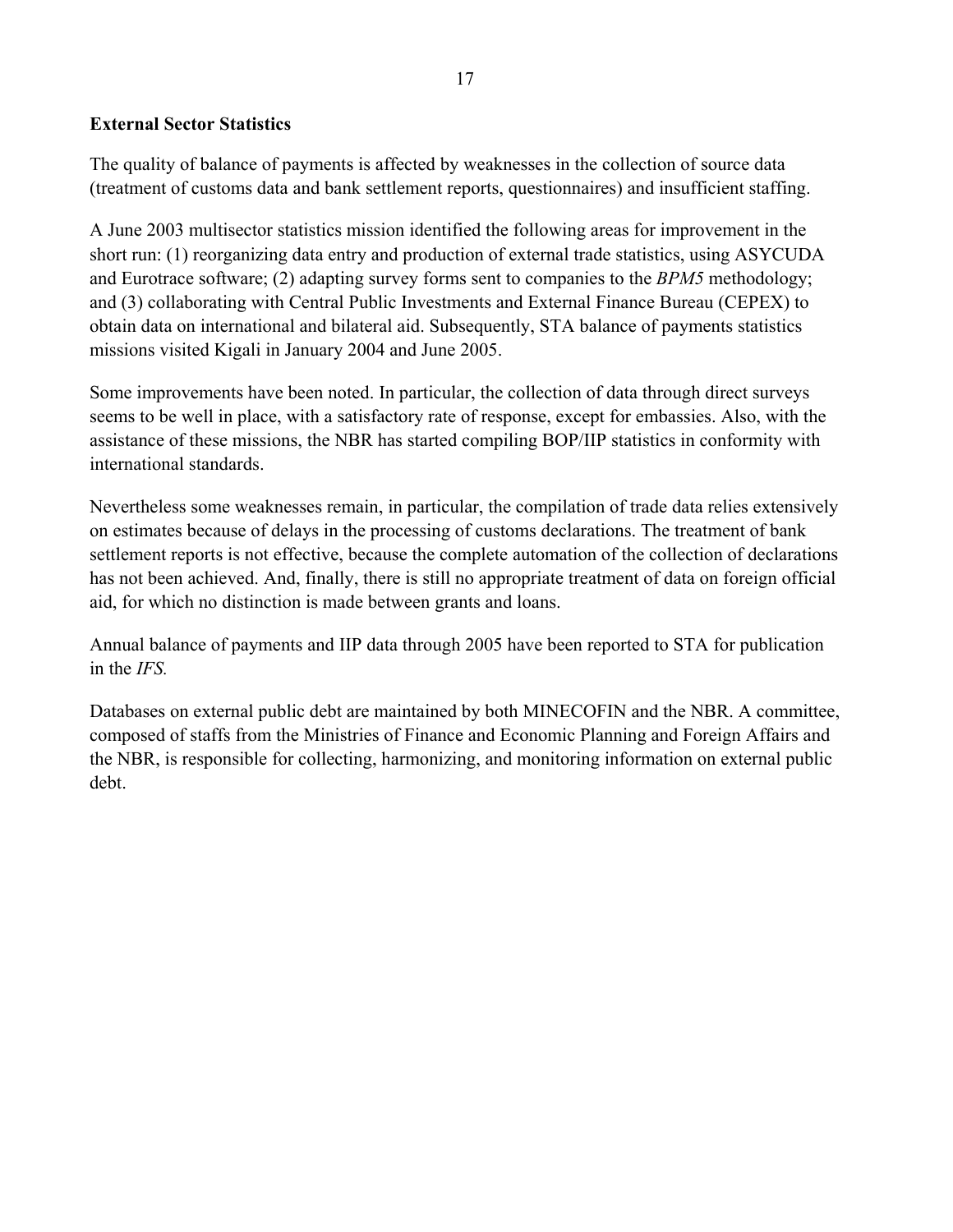**External Sector Statistics**

The quality of balance of payments is affected by weaknesses in the collection of source data (treatment of customs data and bank settlement reports, questionnaires) and insufficient staffing.

A June 2003 multisector statistics mission identified the following areas for improvement in the short run: (1) reorganizing data entry and production of external trade statistics, using ASYCUDA and Eurotrace software; (2) adapting survey forms sent to companies to the *BPM5* methodology; and (3) collaborating with Central Public Investments and External Finance Bureau (CEPEX) to obtain data on international and bilateral aid. Subsequently, STA balance of payments statistics missions visited Kigali in January 2004 and June 2005.

Some improvements have been noted. In particular, the collection of data through direct surveys seems to be well in place, with a satisfactory rate of response, except for embassies. Also, with the assistance of these missions, the NBR has started compiling BOP/IIP statistics in conformity with international standards.

Nevertheless some weaknesses remain, in particular, the compilation of trade data relies extensively on estimates because of delays in the processing of customs declarations. The treatment of bank settlement reports is not effective, because the complete automation of the collection of declarations has not been achieved. And, finally, there is still no appropriate treatment of data on foreign official aid, for which no distinction is made between grants and loans.

Annual balance of payments and IIP data through 2005 have been reported to STA for publication in the *IFS.*

Databases on external public debt are maintained by both MINECOFIN and the NBR. A committee, composed of staffs from the Ministries of Finance and Economic Planning and Foreign Affairs and the NBR, is responsible for collecting, harmonizing, and monitoring information on external public debt.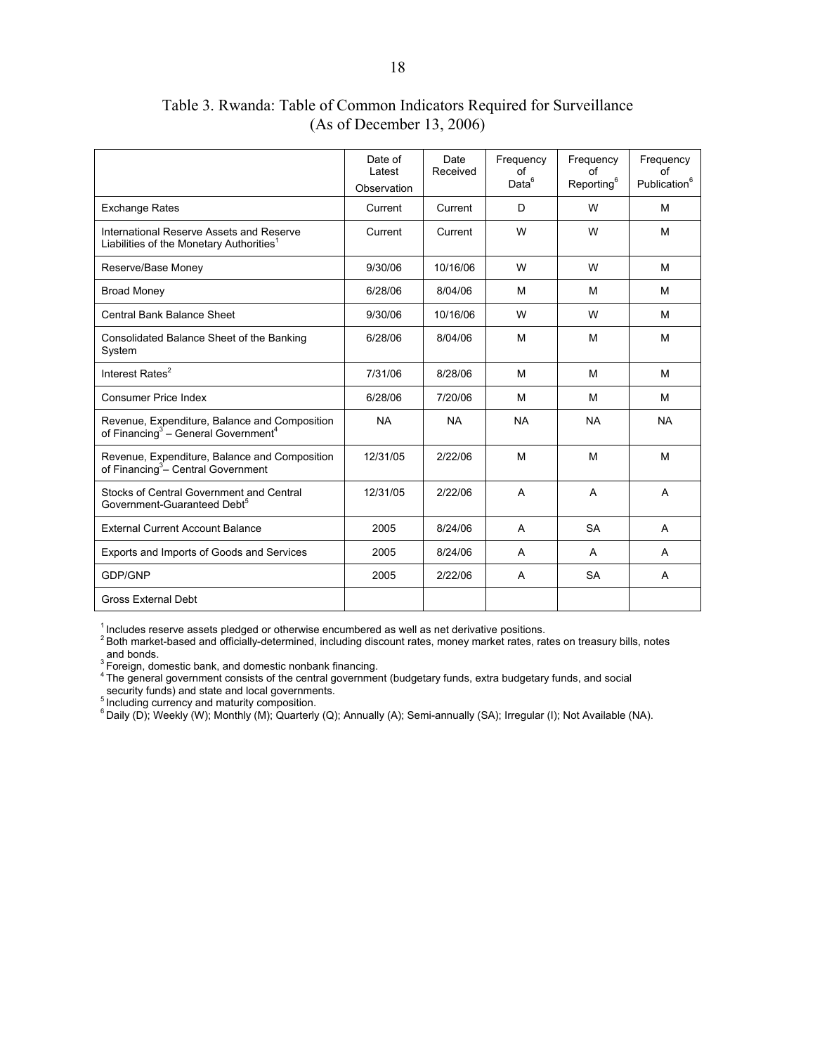Table 3. Rwanda: Table of Common Indicators Required for Surveillance
(As of December 13, 2006)

| | Date of Latest Observation | Date Received | Frequency of Data[6] | Frequency of Reporting[6] | Frequency of Publication[6] |
|---|---|---|---|---|---|
| Exchange Rates | Current | Current | D | W | M |
| International Reserve Assets and Reserve Liabilities of the Monetary Authorities[1] | Current | Current | W | W | M |
| Reserve/Base Money | 9/30/06 | 10/16/06 | W | W | M |
| Broad Money | 6/28/06 | 8/04/06 | M | M | M |
| Central Bank Balance Sheet | 9/30/06 | 10/16/06 | W | W | M |
| Consolidated Balance Sheet of the Banking System | 6/28/06 | 8/04/06 | M | M | M |
| Interest Rates[2] | 7/31/06 | 8/28/06 | M | M | M |
| Consumer Price Index | 6/28/06 | 7/20/06 | M | M | M |
| Revenue, Expenditure, Balance and Composition of Financing[3] – General Government[4] | NA | NA | NA | NA | NA |
| Revenue, Expenditure, Balance and Composition of Financing[3]– Central Government | 12/31/05 | 2/22/06 | M | M | M |
| Stocks of Central Government and Central Government-Guaranteed Debt[5] | 12/31/05 | 2/22/06 | A | A | A |
| External Current Account Balance | 2005 | 8/24/06 | A | SA | A |
| Exports and Imports of Goods and Services | 2005 | 8/24/06 | A | A | A |
| GDP/GNP | 2005 | 2/22/06 | A | SA | A |
| Gross External Debt | | | | | |

[1] Includes reserve assets pledged or otherwise encumbered as well as net derivative positions.
[2] Both market-based and officially-determined, including discount rates, money market rates, rates on treasury bills, notes and bonds.
[3] Foreign, domestic bank, and domestic nonbank financing.
[4] The general government consists of the central government (budgetary funds, extra budgetary funds, and social security funds) and state and local governments.
[5] Including currency and maturity composition.
[6] Daily (D); Weekly (W); Monthly (M); Quarterly (Q); Annually (A); Semi-annually (SA); Irregular (I); Not Available (NA).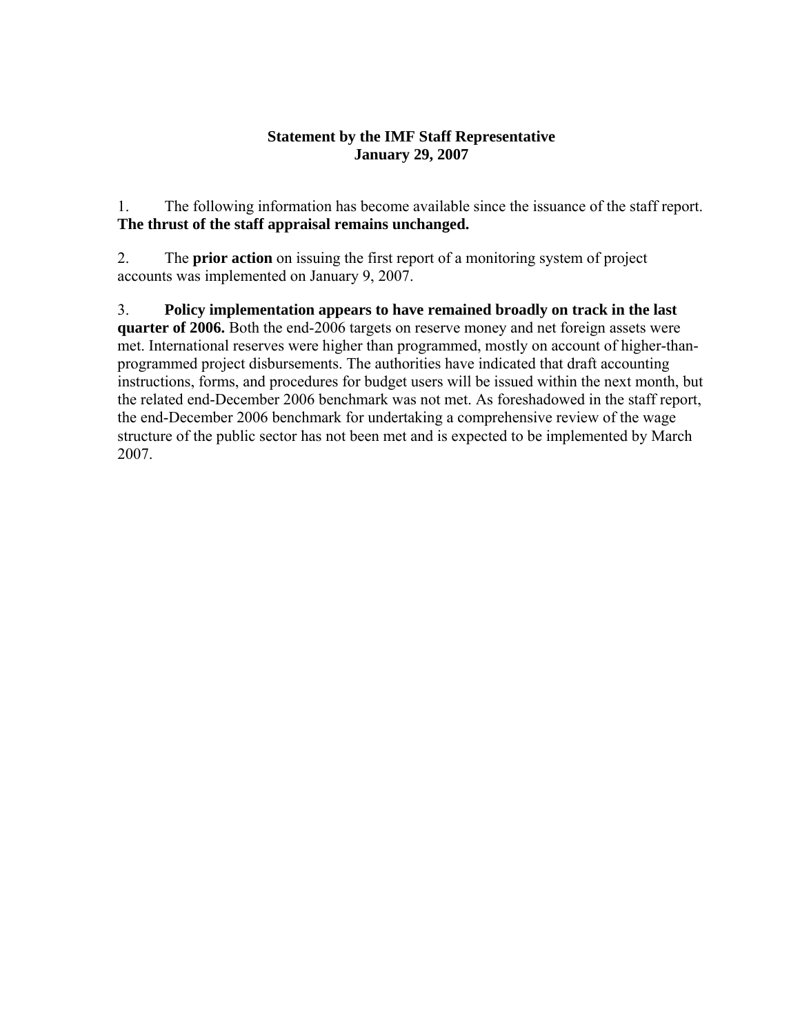**Statement by the IMF Staff Representative**
**January 29, 2007**

1. The following information has become available since the issuance of the staff report. **The thrust of the staff appraisal remains unchanged.**

2. The **prior action** on issuing the first report of a monitoring system of project accounts was implemented on January 9, 2007.

3. **Policy implementation appears to have remained broadly on track in the last quarter of 2006.** Both the end-2006 targets on reserve money and net foreign assets were met. International reserves were higher than programmed, mostly on account of higher-than-programmed project disbursements. The authorities have indicated that draft accounting instructions, forms, and procedures for budget users will be issued within the next month, but the related end-December 2006 benchmark was not met. As foreshadowed in the staff report, the end-December 2006 benchmark for undertaking a comprehensive review of the wage structure of the public sector has not been met and is expected to be implemented by March 2007.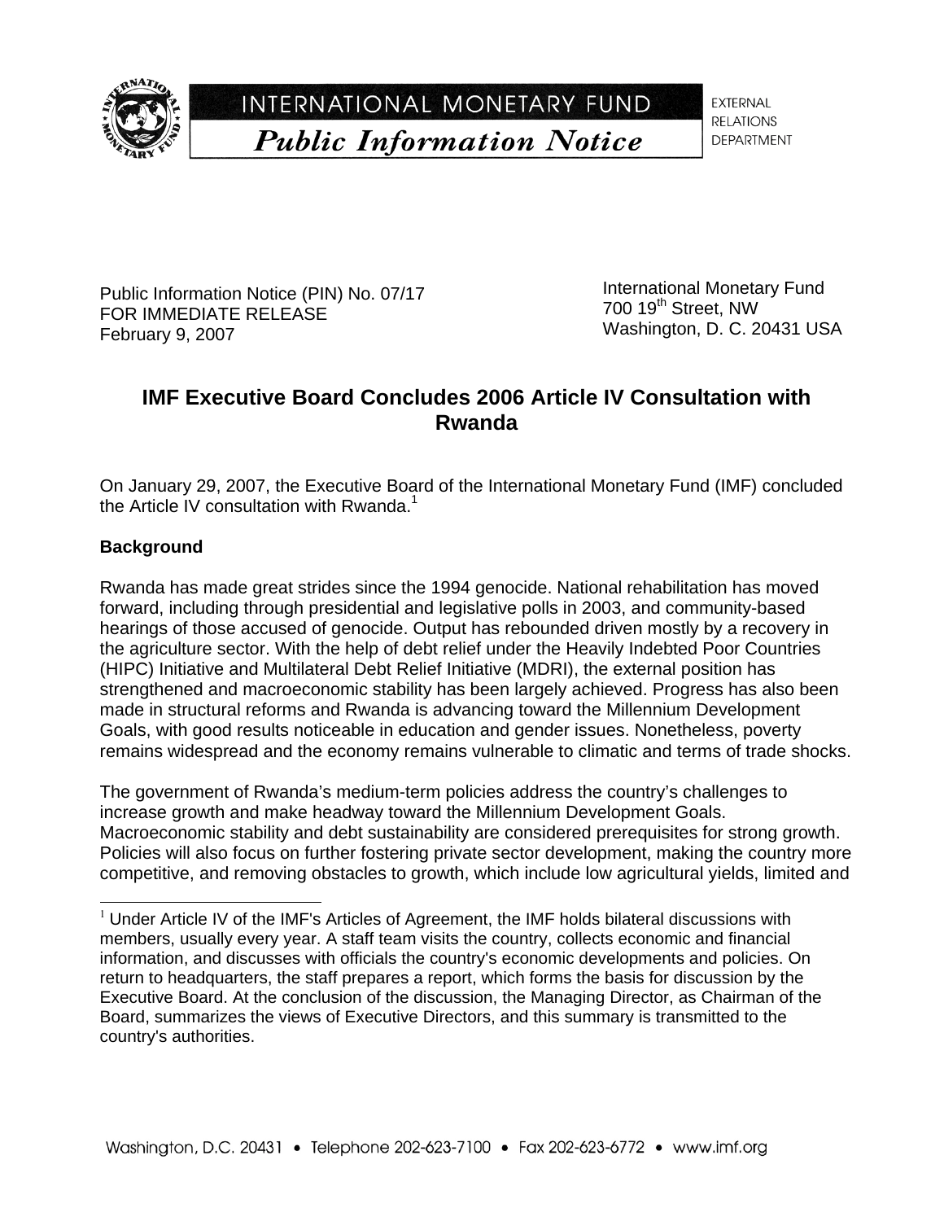INTERNATIONAL MONETARY FUND

*Public Information Notice*

EXTERNAL RELATIONS DEPARTMENT

Public Information Notice (PIN) No. 07/17
FOR IMMEDIATE RELEASE
February 9, 2007

International Monetary Fund
700 19th Street, NW
Washington, D. C. 20431 USA

## IMF Executive Board Concludes 2006 Article IV Consultation with Rwanda

On January 29, 2007, the Executive Board of the International Monetary Fund (IMF) concluded the Article IV consultation with Rwanda.[1]

### Background

Rwanda has made great strides since the 1994 genocide. National rehabilitation has moved forward, including through presidential and legislative polls in 2003, and community-based hearings of those accused of genocide. Output has rebounded driven mostly by a recovery in the agriculture sector. With the help of debt relief under the Heavily Indebted Poor Countries (HIPC) Initiative and Multilateral Debt Relief Initiative (MDRI), the external position has strengthened and macroeconomic stability has been largely achieved. Progress has also been made in structural reforms and Rwanda is advancing toward the Millennium Development Goals, with good results noticeable in education and gender issues. Nonetheless, poverty remains widespread and the economy remains vulnerable to climatic and terms of trade shocks.

The government of Rwanda's medium-term policies address the country's challenges to increase growth and make headway toward the Millennium Development Goals. Macroeconomic stability and debt sustainability are considered prerequisites for strong growth. Policies will also focus on further fostering private sector development, making the country more competitive, and removing obstacles to growth, which include low agricultural yields, limited and

[1] Under Article IV of the IMF's Articles of Agreement, the IMF holds bilateral discussions with members, usually every year. A staff team visits the country, collects economic and financial information, and discusses with officials the country's economic developments and policies. On return to headquarters, the staff prepares a report, which forms the basis for discussion by the Executive Board. At the conclusion of the discussion, the Managing Director, as Chairman of the Board, summarizes the views of Executive Directors, and this summary is transmitted to the country's authorities.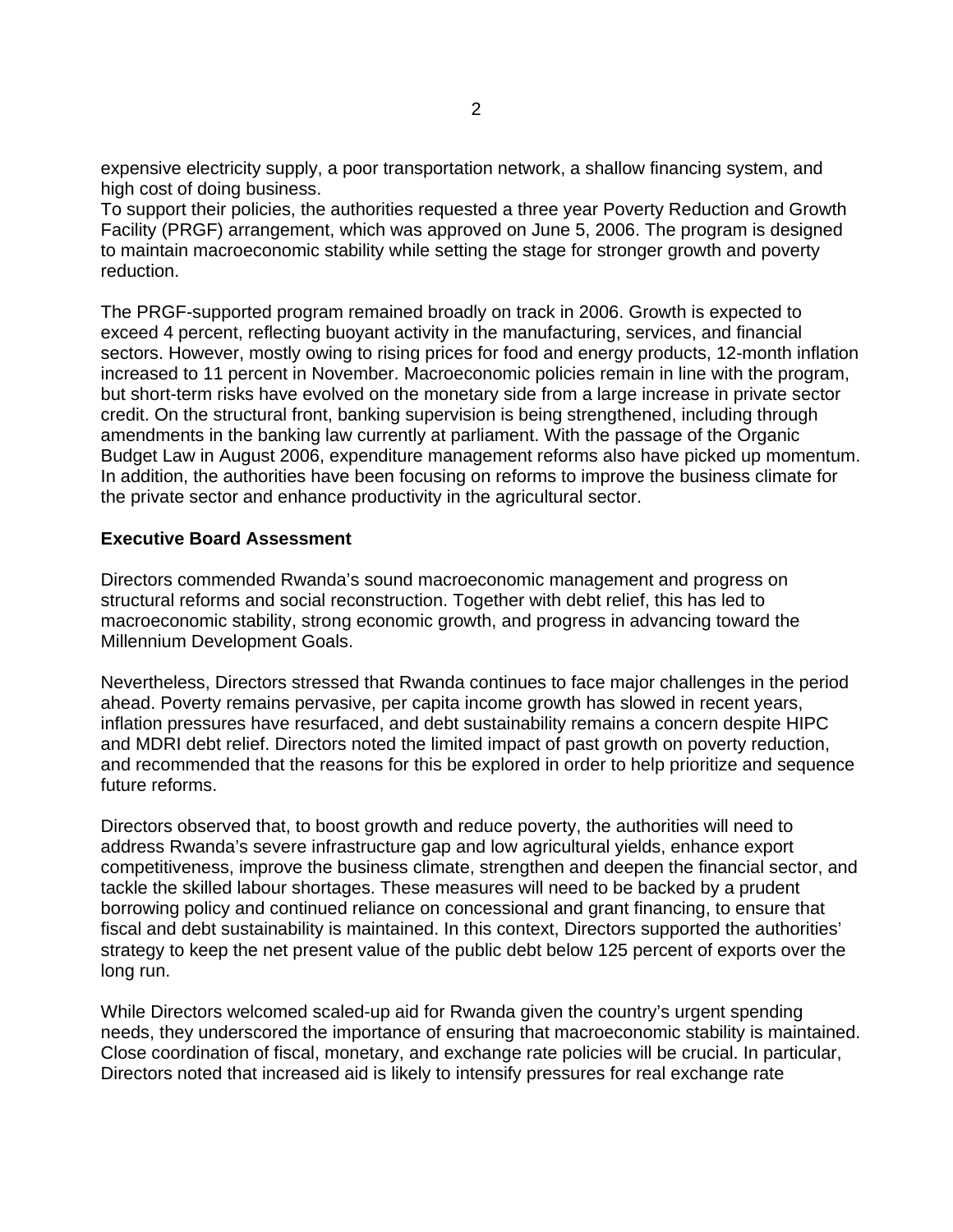expensive electricity supply, a poor transportation network, a shallow financing system, and high cost of doing business.

To support their policies, the authorities requested a three year Poverty Reduction and Growth Facility (PRGF) arrangement, which was approved on June 5, 2006. The program is designed to maintain macroeconomic stability while setting the stage for stronger growth and poverty reduction.

The PRGF-supported program remained broadly on track in 2006. Growth is expected to exceed 4 percent, reflecting buoyant activity in the manufacturing, services, and financial sectors. However, mostly owing to rising prices for food and energy products, 12-month inflation increased to 11 percent in November. Macroeconomic policies remain in line with the program, but short-term risks have evolved on the monetary side from a large increase in private sector credit. On the structural front, banking supervision is being strengthened, including through amendments in the banking law currently at parliament. With the passage of the Organic Budget Law in August 2006, expenditure management reforms also have picked up momentum. In addition, the authorities have been focusing on reforms to improve the business climate for the private sector and enhance productivity in the agricultural sector.

**Executive Board Assessment**

Directors commended Rwanda's sound macroeconomic management and progress on structural reforms and social reconstruction. Together with debt relief, this has led to macroeconomic stability, strong economic growth, and progress in advancing toward the Millennium Development Goals.

Nevertheless, Directors stressed that Rwanda continues to face major challenges in the period ahead. Poverty remains pervasive, per capita income growth has slowed in recent years, inflation pressures have resurfaced, and debt sustainability remains a concern despite HIPC and MDRI debt relief. Directors noted the limited impact of past growth on poverty reduction, and recommended that the reasons for this be explored in order to help prioritize and sequence future reforms.

Directors observed that, to boost growth and reduce poverty, the authorities will need to address Rwanda's severe infrastructure gap and low agricultural yields, enhance export competitiveness, improve the business climate, strengthen and deepen the financial sector, and tackle the skilled labour shortages. These measures will need to be backed by a prudent borrowing policy and continued reliance on concessional and grant financing, to ensure that fiscal and debt sustainability is maintained. In this context, Directors supported the authorities' strategy to keep the net present value of the public debt below 125 percent of exports over the long run.

While Directors welcomed scaled-up aid for Rwanda given the country's urgent spending needs, they underscored the importance of ensuring that macroeconomic stability is maintained. Close coordination of fiscal, monetary, and exchange rate policies will be crucial. In particular, Directors noted that increased aid is likely to intensify pressures for real exchange rate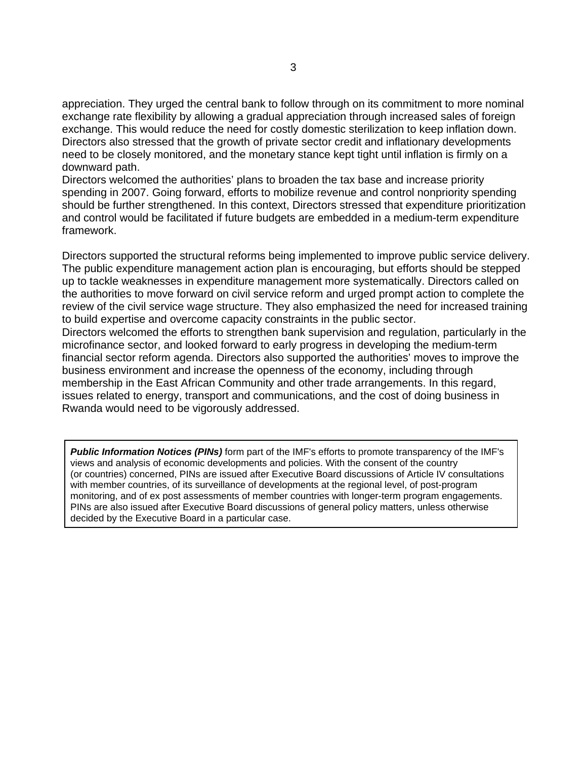appreciation. They urged the central bank to follow through on its commitment to more nominal exchange rate flexibility by allowing a gradual appreciation through increased sales of foreign exchange. This would reduce the need for costly domestic sterilization to keep inflation down. Directors also stressed that the growth of private sector credit and inflationary developments need to be closely monitored, and the monetary stance kept tight until inflation is firmly on a downward path.

Directors welcomed the authorities' plans to broaden the tax base and increase priority spending in 2007. Going forward, efforts to mobilize revenue and control nonpriority spending should be further strengthened. In this context, Directors stressed that expenditure prioritization and control would be facilitated if future budgets are embedded in a medium-term expenditure framework.

Directors supported the structural reforms being implemented to improve public service delivery. The public expenditure management action plan is encouraging, but efforts should be stepped up to tackle weaknesses in expenditure management more systematically. Directors called on the authorities to move forward on civil service reform and urged prompt action to complete the review of the civil service wage structure. They also emphasized the need for increased training to build expertise and overcome capacity constraints in the public sector.

Directors welcomed the efforts to strengthen bank supervision and regulation, particularly in the microfinance sector, and looked forward to early progress in developing the medium-term financial sector reform agenda. Directors also supported the authorities' moves to improve the business environment and increase the openness of the economy, including through membership in the East African Community and other trade arrangements. In this regard, issues related to energy, transport and communications, and the cost of doing business in Rwanda would need to be vigorously addressed.

***Public Information Notices (PINs)*** form part of the IMF's efforts to promote transparency of the IMF's views and analysis of economic developments and policies. With the consent of the country (or countries) concerned, PINs are issued after Executive Board discussions of Article IV consultations with member countries, of its surveillance of developments at the regional level, of post-program monitoring, and of ex post assessments of member countries with longer-term program engagements. PINs are also issued after Executive Board discussions of general policy matters, unless otherwise decided by the Executive Board in a particular case.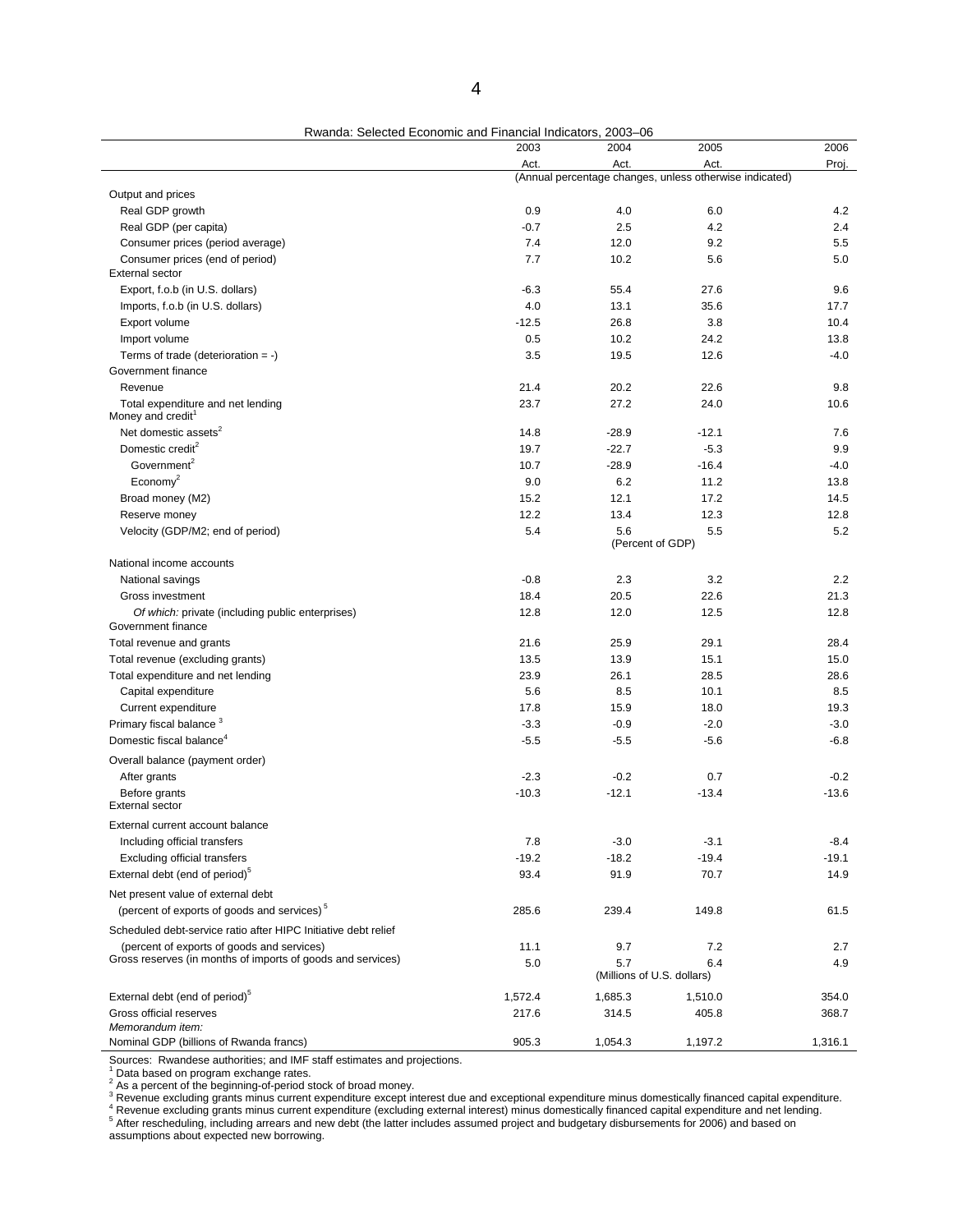Rwanda: Selected Economic and Financial Indicators, 2003–06

| | 2003 | 2004 | 2005 | 2006 |
|---|---|---|---|---|
| | Act. | Act. | Act. | Proj. |
| | (Annual percentage changes, unless otherwise indicated) | | | |
| Output and prices | | | | |
| Real GDP growth | 0.9 | 4.0 | 6.0 | 4.2 |
| Real GDP (per capita) | -0.7 | 2.5 | 4.2 | 2.4 |
| Consumer prices (period average) | 7.4 | 12.0 | 9.2 | 5.5 |
| Consumer prices (end of period) | 7.7 | 10.2 | 5.6 | 5.0 |
| External sector | | | | |
| Export, f.o.b (in U.S. dollars) | -6.3 | 55.4 | 27.6 | 9.6 |
| Imports, f.o.b (in U.S. dollars) | 4.0 | 13.1 | 35.6 | 17.7 |
| Export volume | -12.5 | 26.8 | 3.8 | 10.4 |
| Import volume | 0.5 | 10.2 | 24.2 | 13.8 |
| Terms of trade (deterioration = -) | 3.5 | 19.5 | 12.6 | -4.0 |
| Government finance | | | | |
| Revenue | 21.4 | 20.2 | 22.6 | 9.8 |
| Total expenditure and net lending | 23.7 | 27.2 | 24.0 | 10.6 |
| Money and credit[1] | | | | |
| Net domestic assets[2] | 14.8 | -28.9 | -12.1 | 7.6 |
| Domestic credit[2] | 19.7 | -22.7 | -5.3 | 9.9 |
| Government[2] | 10.7 | -28.9 | -16.4 | -4.0 |
| Economy[2] | 9.0 | 6.2 | 11.2 | 13.8 |
| Broad money (M2) | 15.2 | 12.1 | 17.2 | 14.5 |
| Reserve money | 12.2 | 13.4 | 12.3 | 12.8 |
| Velocity (GDP/M2; end of period) | 5.4 | 5.6 | 5.5 | 5.2 |
| | (Percent of GDP) | | | |
| National income accounts | | | | |
| National savings | -0.8 | 2.3 | 3.2 | 2.2 |
| Gross investment | 18.4 | 20.5 | 22.6 | 21.3 |
| *Of which:* private (including public enterprises) | 12.8 | 12.0 | 12.5 | 12.8 |
| Government finance | | | | |
| Total revenue and grants | 21.6 | 25.9 | 29.1 | 28.4 |
| Total revenue (excluding grants) | 13.5 | 13.9 | 15.1 | 15.0 |
| Total expenditure and net lending | 23.9 | 26.1 | 28.5 | 28.6 |
| Capital expenditure | 5.6 | 8.5 | 10.1 | 8.5 |
| Current expenditure | 17.8 | 15.9 | 18.0 | 19.3 |
| Primary fiscal balance[3] | -3.3 | -0.9 | -2.0 | -3.0 |
| Domestic fiscal balance[4] | -5.5 | -5.5 | -5.6 | -6.8 |
| Overall balance (payment order) | | | | |
| After grants | -2.3 | -0.2 | 0.7 | -0.2 |
| Before grants | -10.3 | -12.1 | -13.4 | -13.6 |
| External sector | | | | |
| External current account balance | | | | |
| Including official transfers | 7.8 | -3.0 | -3.1 | -8.4 |
| Excluding official transfers | -19.2 | -18.2 | -19.4 | -19.1 |
| External debt (end of period)[5] | 93.4 | 91.9 | 70.7 | 14.9 |
| Net present value of external debt | | | | |
| (percent of exports of goods and services)[5] | 285.6 | 239.4 | 149.8 | 61.5 |
| Scheduled debt-service ratio after HIPC Initiative debt relief | | | | |
| (percent of exports of goods and services) | 11.1 | 9.7 | 7.2 | 2.7 |
| Gross reserves (in months of imports of goods and services) | 5.0 | 5.7 | 6.4 | 4.9 |
| | (Millions of U.S. dollars) | | | |
| External debt (end of period)[5] | 1,572.4 | 1,685.3 | 1,510.0 | 354.0 |
| Gross official reserves | 217.6 | 314.5 | 405.8 | 368.7 |
| *Memorandum item:* | | | | |
| Nominal GDP (billions of Rwanda francs) | 905.3 | 1,054.3 | 1,197.2 | 1,316.1 |

Sources: Rwandese authorities; and IMF staff estimates and projections.
[1] Data based on program exchange rates.
[2] As a percent of the beginning-of-period stock of broad money.
[3] Revenue excluding grants minus current expenditure except interest due and exceptional expenditure minus domestically financed capital expenditure.
[4] Revenue excluding grants minus current expenditure (excluding external interest) minus domestically financed capital expenditure and net lending.
[5] After rescheduling, including arrears and new debt (the latter includes assumed project and budgetary disbursements for 2006) and based on assumptions about expected new borrowing.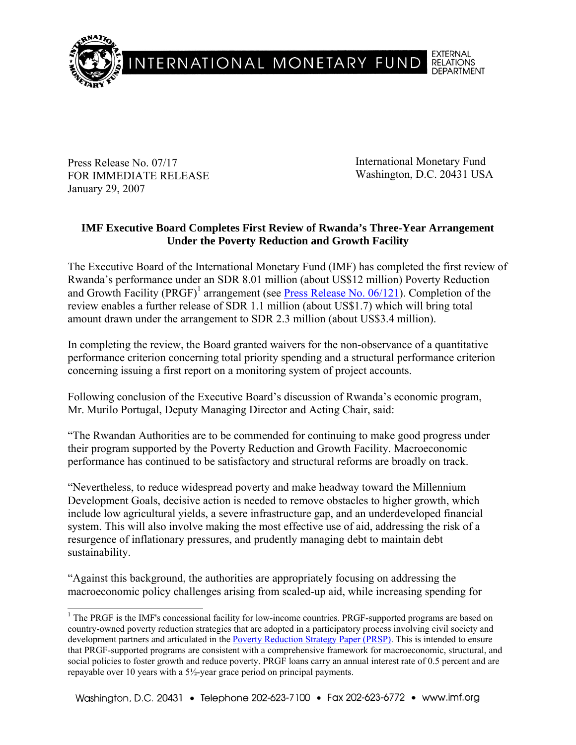INTERNATIONAL MONETARY FUND EXTERNAL RELATIONS DEPARTMENT

Press Release No. 07/17
FOR IMMEDIATE RELEASE
January 29, 2007

International Monetary Fund
Washington, D.C. 20431 USA

## IMF Executive Board Completes First Review of Rwanda's Three-Year Arrangement Under the Poverty Reduction and Growth Facility

The Executive Board of the International Monetary Fund (IMF) has completed the first review of Rwanda's performance under an SDR 8.01 million (about US$12 million) Poverty Reduction and Growth Facility (PRGF)[1] arrangement (see Press Release No. 06/121). Completion of the review enables a further release of SDR 1.1 million (about US$1.7) which will bring total amount drawn under the arrangement to SDR 2.3 million (about US$3.4 million).

In completing the review, the Board granted waivers for the non-observance of a quantitative performance criterion concerning total priority spending and a structural performance criterion concerning issuing a first report on a monitoring system of project accounts.

Following conclusion of the Executive Board's discussion of Rwanda's economic program, Mr. Murilo Portugal, Deputy Managing Director and Acting Chair, said:

"The Rwandan Authorities are to be commended for continuing to make good progress under their program supported by the Poverty Reduction and Growth Facility. Macroeconomic performance has continued to be satisfactory and structural reforms are broadly on track.

"Nevertheless, to reduce widespread poverty and make headway toward the Millennium Development Goals, decisive action is needed to remove obstacles to higher growth, which include low agricultural yields, a severe infrastructure gap, and an underdeveloped financial system. This will also involve making the most effective use of aid, addressing the risk of a resurgence of inflationary pressures, and prudently managing debt to maintain debt sustainability.

"Against this background, the authorities are appropriately focusing on addressing the macroeconomic policy challenges arising from scaled-up aid, while increasing spending for

[1] The PRGF is the IMF's concessional facility for low-income countries. PRGF-supported programs are based on country-owned poverty reduction strategies that are adopted in a participatory process involving civil society and development partners and articulated in the Poverty Reduction Strategy Paper (PRSP). This is intended to ensure that PRGF-supported programs are consistent with a comprehensive framework for macroeconomic, structural, and social policies to foster growth and reduce poverty. PRGF loans carry an annual interest rate of 0.5 percent and are repayable over 10 years with a 5½-year grace period on principal payments.

Washington, D.C. 20431 • Telephone 202-623-7100 • Fax 202-623-6772 • www.imf.org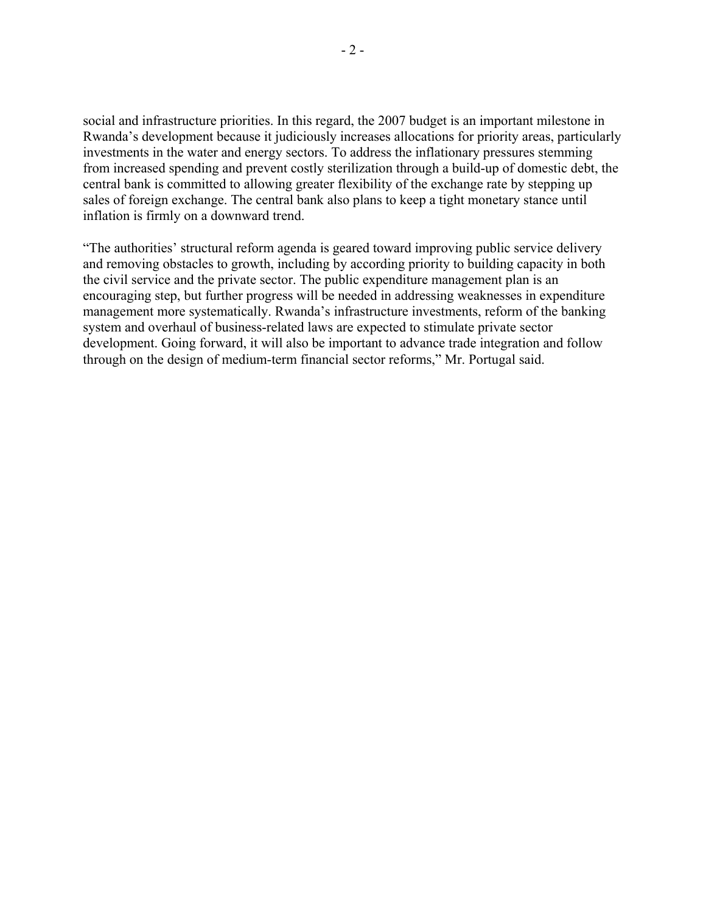social and infrastructure priorities. In this regard, the 2007 budget is an important milestone in Rwanda's development because it judiciously increases allocations for priority areas, particularly investments in the water and energy sectors. To address the inflationary pressures stemming from increased spending and prevent costly sterilization through a build-up of domestic debt, the central bank is committed to allowing greater flexibility of the exchange rate by stepping up sales of foreign exchange. The central bank also plans to keep a tight monetary stance until inflation is firmly on a downward trend.

"The authorities' structural reform agenda is geared toward improving public service delivery and removing obstacles to growth, including by according priority to building capacity in both the civil service and the private sector. The public expenditure management plan is an encouraging step, but further progress will be needed in addressing weaknesses in expenditure management more systematically. Rwanda's infrastructure investments, reform of the banking system and overhaul of business-related laws are expected to stimulate private sector development. Going forward, it will also be important to advance trade integration and follow through on the design of medium-term financial sector reforms," Mr. Portugal said.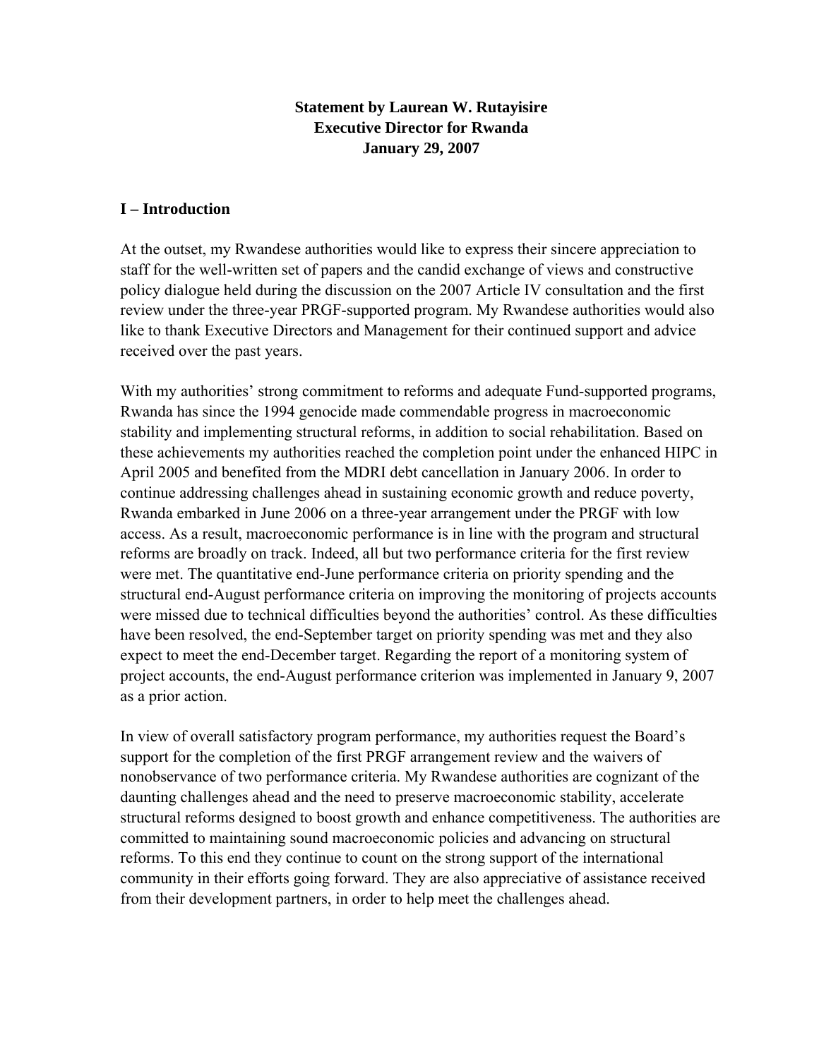**Statement by Laurean W. Rutayisire**
**Executive Director for Rwanda**
**January 29, 2007**

## I – Introduction

At the outset, my Rwandese authorities would like to express their sincere appreciation to staff for the well-written set of papers and the candid exchange of views and constructive policy dialogue held during the discussion on the 2007 Article IV consultation and the first review under the three-year PRGF-supported program. My Rwandese authorities would also like to thank Executive Directors and Management for their continued support and advice received over the past years.

With my authorities' strong commitment to reforms and adequate Fund-supported programs, Rwanda has since the 1994 genocide made commendable progress in macroeconomic stability and implementing structural reforms, in addition to social rehabilitation. Based on these achievements my authorities reached the completion point under the enhanced HIPC in April 2005 and benefited from the MDRI debt cancellation in January 2006. In order to continue addressing challenges ahead in sustaining economic growth and reduce poverty, Rwanda embarked in June 2006 on a three-year arrangement under the PRGF with low access. As a result, macroeconomic performance is in line with the program and structural reforms are broadly on track. Indeed, all but two performance criteria for the first review were met. The quantitative end-June performance criteria on priority spending and the structural end-August performance criteria on improving the monitoring of projects accounts were missed due to technical difficulties beyond the authorities' control. As these difficulties have been resolved, the end-September target on priority spending was met and they also expect to meet the end-December target. Regarding the report of a monitoring system of project accounts, the end-August performance criterion was implemented in January 9, 2007 as a prior action.

In view of overall satisfactory program performance, my authorities request the Board's support for the completion of the first PRGF arrangement review and the waivers of nonobservance of two performance criteria. My Rwandese authorities are cognizant of the daunting challenges ahead and the need to preserve macroeconomic stability, accelerate structural reforms designed to boost growth and enhance competitiveness. The authorities are committed to maintaining sound macroeconomic policies and advancing on structural reforms. To this end they continue to count on the strong support of the international community in their efforts going forward. They are also appreciative of assistance received from their development partners, in order to help meet the challenges ahead.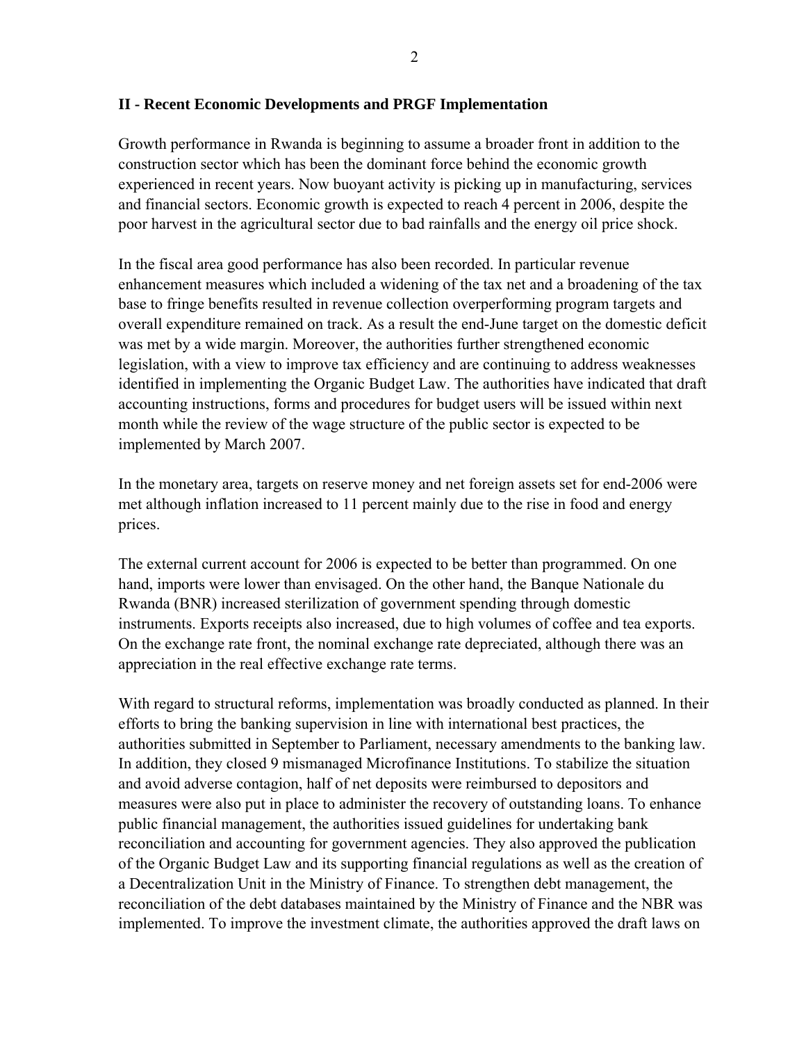## II - Recent Economic Developments and PRGF Implementation

Growth performance in Rwanda is beginning to assume a broader front in addition to the construction sector which has been the dominant force behind the economic growth experienced in recent years. Now buoyant activity is picking up in manufacturing, services and financial sectors. Economic growth is expected to reach 4 percent in 2006, despite the poor harvest in the agricultural sector due to bad rainfalls and the energy oil price shock.

In the fiscal area good performance has also been recorded. In particular revenue enhancement measures which included a widening of the tax net and a broadening of the tax base to fringe benefits resulted in revenue collection overperforming program targets and overall expenditure remained on track. As a result the end-June target on the domestic deficit was met by a wide margin. Moreover, the authorities further strengthened economic legislation, with a view to improve tax efficiency and are continuing to address weaknesses identified in implementing the Organic Budget Law. The authorities have indicated that draft accounting instructions, forms and procedures for budget users will be issued within next month while the review of the wage structure of the public sector is expected to be implemented by March 2007.

In the monetary area, targets on reserve money and net foreign assets set for end-2006 were met although inflation increased to 11 percent mainly due to the rise in food and energy prices.

The external current account for 2006 is expected to be better than programmed. On one hand, imports were lower than envisaged. On the other hand, the Banque Nationale du Rwanda (BNR) increased sterilization of government spending through domestic instruments. Exports receipts also increased, due to high volumes of coffee and tea exports. On the exchange rate front, the nominal exchange rate depreciated, although there was an appreciation in the real effective exchange rate terms.

With regard to structural reforms, implementation was broadly conducted as planned. In their efforts to bring the banking supervision in line with international best practices, the authorities submitted in September to Parliament, necessary amendments to the banking law. In addition, they closed 9 mismanaged Microfinance Institutions. To stabilize the situation and avoid adverse contagion, half of net deposits were reimbursed to depositors and measures were also put in place to administer the recovery of outstanding loans. To enhance public financial management, the authorities issued guidelines for undertaking bank reconciliation and accounting for government agencies. They also approved the publication of the Organic Budget Law and its supporting financial regulations as well as the creation of a Decentralization Unit in the Ministry of Finance. To strengthen debt management, the reconciliation of the debt databases maintained by the Ministry of Finance and the NBR was implemented. To improve the investment climate, the authorities approved the draft laws on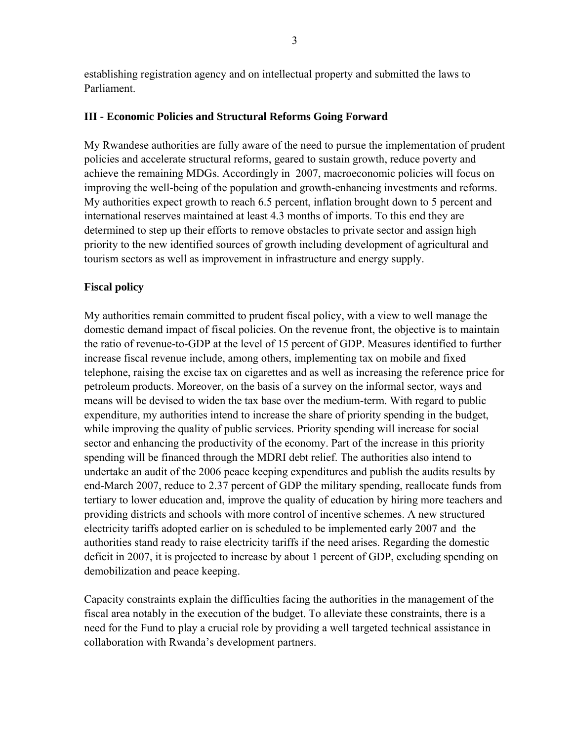establishing registration agency and on intellectual property and submitted the laws to Parliament.

## III - Economic Policies and Structural Reforms Going Forward

My Rwandese authorities are fully aware of the need to pursue the implementation of prudent policies and accelerate structural reforms, geared to sustain growth, reduce poverty and achieve the remaining MDGs. Accordingly in 2007, macroeconomic policies will focus on improving the well-being of the population and growth-enhancing investments and reforms. My authorities expect growth to reach 6.5 percent, inflation brought down to 5 percent and international reserves maintained at least 4.3 months of imports. To this end they are determined to step up their efforts to remove obstacles to private sector and assign high priority to the new identified sources of growth including development of agricultural and tourism sectors as well as improvement in infrastructure and energy supply.

### Fiscal policy

My authorities remain committed to prudent fiscal policy, with a view to well manage the domestic demand impact of fiscal policies. On the revenue front, the objective is to maintain the ratio of revenue-to-GDP at the level of 15 percent of GDP. Measures identified to further increase fiscal revenue include, among others, implementing tax on mobile and fixed telephone, raising the excise tax on cigarettes and as well as increasing the reference price for petroleum products. Moreover, on the basis of a survey on the informal sector, ways and means will be devised to widen the tax base over the medium-term. With regard to public expenditure, my authorities intend to increase the share of priority spending in the budget, while improving the quality of public services. Priority spending will increase for social sector and enhancing the productivity of the economy. Part of the increase in this priority spending will be financed through the MDRI debt relief. The authorities also intend to undertake an audit of the 2006 peace keeping expenditures and publish the audits results by end-March 2007, reduce to 2.37 percent of GDP the military spending, reallocate funds from tertiary to lower education and, improve the quality of education by hiring more teachers and providing districts and schools with more control of incentive schemes. A new structured electricity tariffs adopted earlier on is scheduled to be implemented early 2007 and the authorities stand ready to raise electricity tariffs if the need arises. Regarding the domestic deficit in 2007, it is projected to increase by about 1 percent of GDP, excluding spending on demobilization and peace keeping.

Capacity constraints explain the difficulties facing the authorities in the management of the fiscal area notably in the execution of the budget. To alleviate these constraints, there is a need for the Fund to play a crucial role by providing a well targeted technical assistance in collaboration with Rwanda's development partners.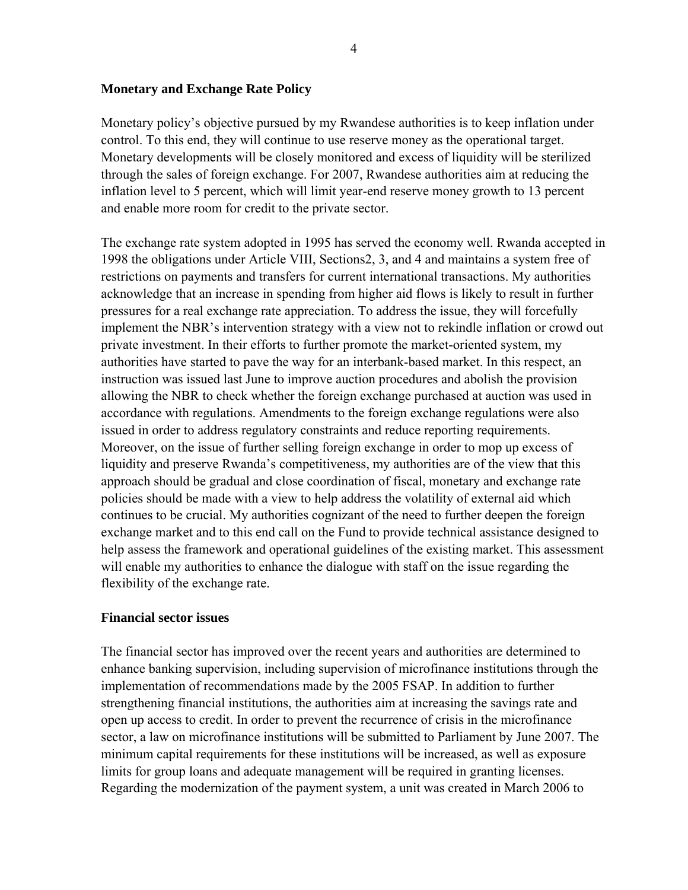**Monetary and Exchange Rate Policy**

Monetary policy's objective pursued by my Rwandese authorities is to keep inflation under control. To this end, they will continue to use reserve money as the operational target. Monetary developments will be closely monitored and excess of liquidity will be sterilized through the sales of foreign exchange. For 2007, Rwandese authorities aim at reducing the inflation level to 5 percent, which will limit year-end reserve money growth to 13 percent and enable more room for credit to the private sector.

The exchange rate system adopted in 1995 has served the economy well. Rwanda accepted in 1998 the obligations under Article VIII, Sections2, 3, and 4 and maintains a system free of restrictions on payments and transfers for current international transactions. My authorities acknowledge that an increase in spending from higher aid flows is likely to result in further pressures for a real exchange rate appreciation. To address the issue, they will forcefully implement the NBR's intervention strategy with a view not to rekindle inflation or crowd out private investment. In their efforts to further promote the market-oriented system, my authorities have started to pave the way for an interbank-based market. In this respect, an instruction was issued last June to improve auction procedures and abolish the provision allowing the NBR to check whether the foreign exchange purchased at auction was used in accordance with regulations. Amendments to the foreign exchange regulations were also issued in order to address regulatory constraints and reduce reporting requirements. Moreover, on the issue of further selling foreign exchange in order to mop up excess of liquidity and preserve Rwanda's competitiveness, my authorities are of the view that this approach should be gradual and close coordination of fiscal, monetary and exchange rate policies should be made with a view to help address the volatility of external aid which continues to be crucial. My authorities cognizant of the need to further deepen the foreign exchange market and to this end call on the Fund to provide technical assistance designed to help assess the framework and operational guidelines of the existing market. This assessment will enable my authorities to enhance the dialogue with staff on the issue regarding the flexibility of the exchange rate.

**Financial sector issues**

The financial sector has improved over the recent years and authorities are determined to enhance banking supervision, including supervision of microfinance institutions through the implementation of recommendations made by the 2005 FSAP. In addition to further strengthening financial institutions, the authorities aim at increasing the savings rate and open up access to credit. In order to prevent the recurrence of crisis in the microfinance sector, a law on microfinance institutions will be submitted to Parliament by June 2007. The minimum capital requirements for these institutions will be increased, as well as exposure limits for group loans and adequate management will be required in granting licenses. Regarding the modernization of the payment system, a unit was created in March 2006 to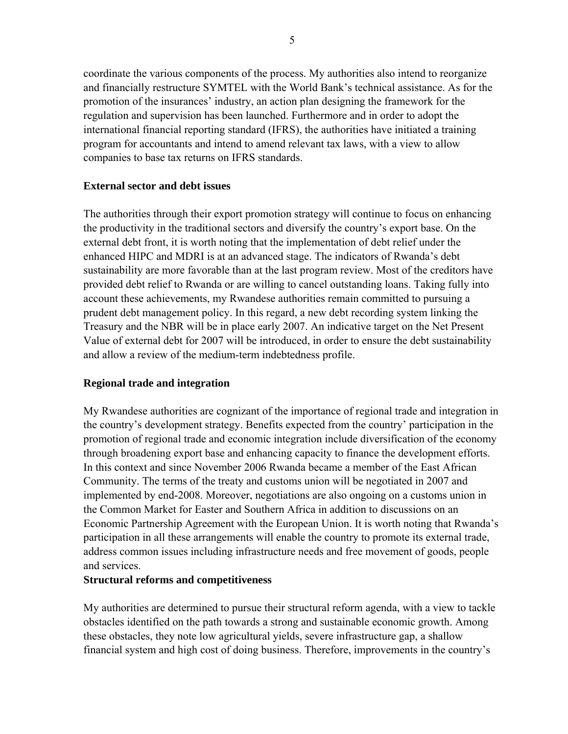coordinate the various components of the process. My authorities also intend to reorganize and financially restructure SYMTEL with the World Bank's technical assistance. As for the promotion of the insurances' industry, an action plan designing the framework for the regulation and supervision has been launched. Furthermore and in order to adopt the international financial reporting standard (IFRS), the authorities have initiated a training program for accountants and intend to amend relevant tax laws, with a view to allow companies to base tax returns on IFRS standards.

**External sector and debt issues**

The authorities through their export promotion strategy will continue to focus on enhancing the productivity in the traditional sectors and diversify the country's export base. On the external debt front, it is worth noting that the implementation of debt relief under the enhanced HIPC and MDRI is at an advanced stage. The indicators of Rwanda's debt sustainability are more favorable than at the last program review. Most of the creditors have provided debt relief to Rwanda or are willing to cancel outstanding loans. Taking fully into account these achievements, my Rwandese authorities remain committed to pursuing a prudent debt management policy. In this regard, a new debt recording system linking the Treasury and the NBR will be in place early 2007. An indicative target on the Net Present Value of external debt for 2007 will be introduced, in order to ensure the debt sustainability and allow a review of the medium-term indebtedness profile.

**Regional trade and integration**

My Rwandese authorities are cognizant of the importance of regional trade and integration in the country's development strategy. Benefits expected from the country' participation in the promotion of regional trade and economic integration include diversification of the economy through broadening export base and enhancing capacity to finance the development efforts. In this context and since November 2006 Rwanda became a member of the East African Community. The terms of the treaty and customs union will be negotiated in 2007 and implemented by end-2008. Moreover, negotiations are also ongoing on a customs union in the Common Market for Easter and Southern Africa in addition to discussions on an Economic Partnership Agreement with the European Union. It is worth noting that Rwanda's participation in all these arrangements will enable the country to promote its external trade, address common issues including infrastructure needs and free movement of goods, people and services.

**Structural reforms and competitiveness**

My authorities are determined to pursue their structural reform agenda, with a view to tackle obstacles identified on the path towards a strong and sustainable economic growth. Among these obstacles, they note low agricultural yields, severe infrastructure gap, a shallow financial system and high cost of doing business. Therefore, improvements in the country's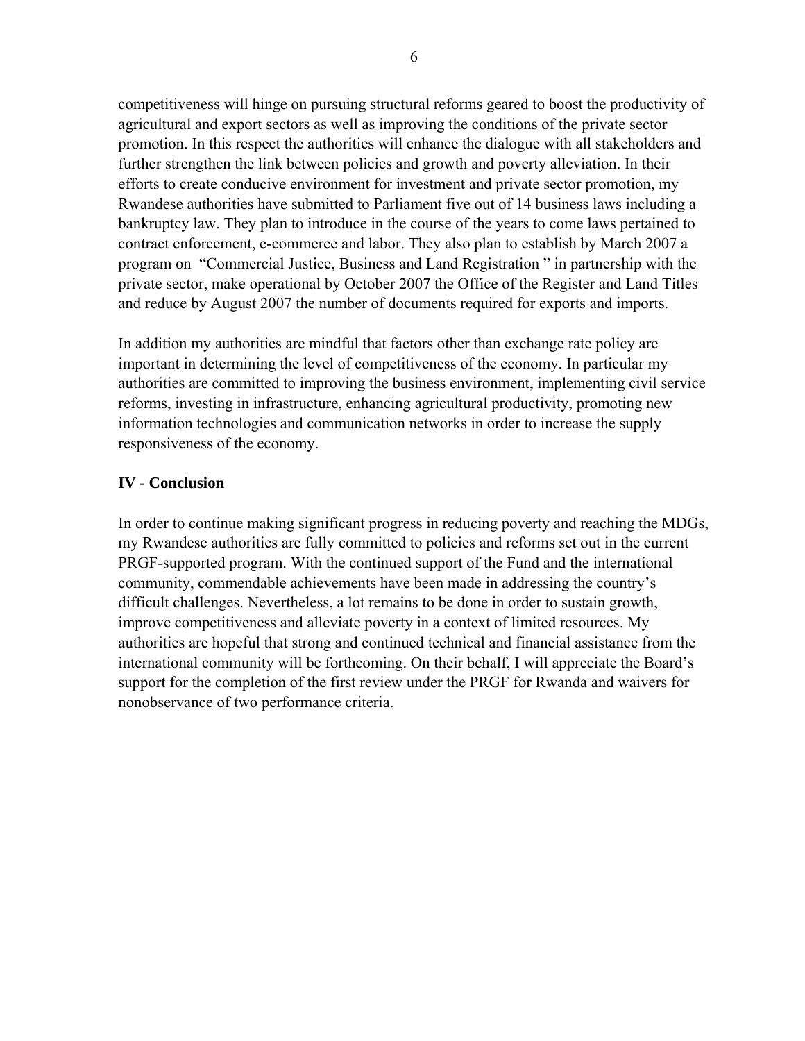competitiveness will hinge on pursuing structural reforms geared to boost the productivity of agricultural and export sectors as well as improving the conditions of the private sector promotion. In this respect the authorities will enhance the dialogue with all stakeholders and further strengthen the link between policies and growth and poverty alleviation. In their efforts to create conducive environment for investment and private sector promotion, my Rwandese authorities have submitted to Parliament five out of 14 business laws including a bankruptcy law. They plan to introduce in the course of the years to come laws pertained to contract enforcement, e-commerce and labor. They also plan to establish by March 2007 a program on "Commercial Justice, Business and Land Registration " in partnership with the private sector, make operational by October 2007 the Office of the Register and Land Titles and reduce by August 2007 the number of documents required for exports and imports.

In addition my authorities are mindful that factors other than exchange rate policy are important in determining the level of competitiveness of the economy. In particular my authorities are committed to improving the business environment, implementing civil service reforms, investing in infrastructure, enhancing agricultural productivity, promoting new information technologies and communication networks in order to increase the supply responsiveness of the economy.

**IV - Conclusion**

In order to continue making significant progress in reducing poverty and reaching the MDGs, my Rwandese authorities are fully committed to policies and reforms set out in the current PRGF-supported program. With the continued support of the Fund and the international community, commendable achievements have been made in addressing the country's difficult challenges. Nevertheless, a lot remains to be done in order to sustain growth, improve competitiveness and alleviate poverty in a context of limited resources. My authorities are hopeful that strong and continued technical and financial assistance from the international community will be forthcoming. On their behalf, I will appreciate the Board's support for the completion of the first review under the PRGF for Rwanda and waivers for nonobservance of two performance criteria.